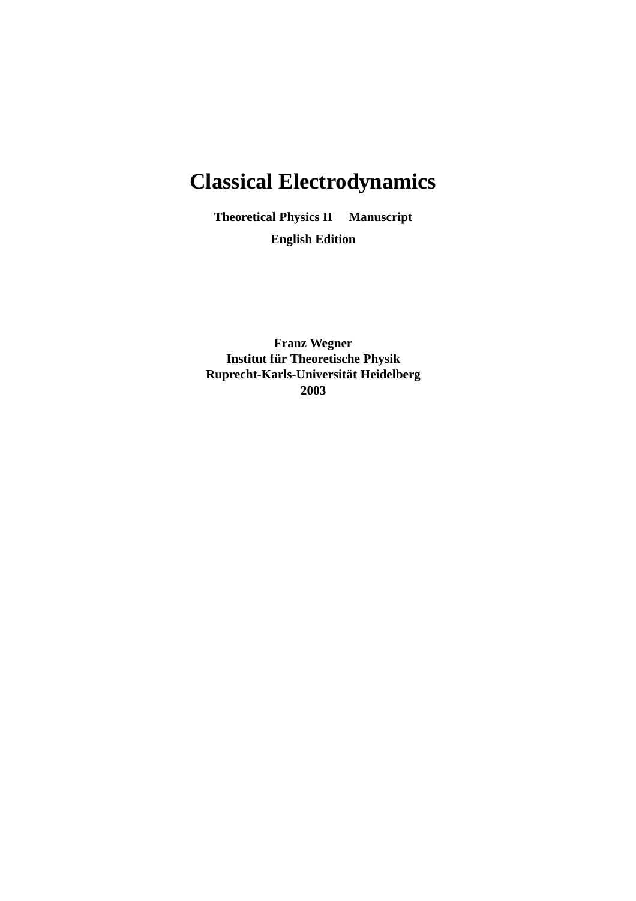# Classical Electrodynamics

**Theoretical Physics II  Manuscript**

**English Edition**

**Franz Wegner**
**Institut für Theoretische Physik**
**Ruprecht-Karls-Universität Heidelberg**
**2003**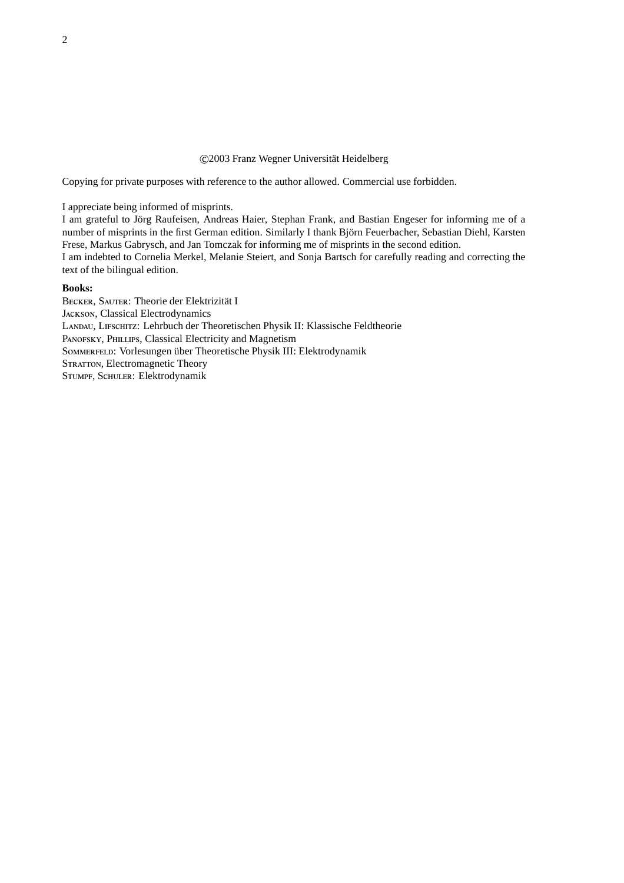©2003 Franz Wegner Universität Heidelberg

Copying for private purposes with reference to the author allowed. Commercial use forbidden.

I appreciate being informed of misprints.
I am grateful to Jörg Raufeisen, Andreas Haier, Stephan Frank, and Bastian Engeser for informing me of a number of misprints in the first German edition. Similarly I thank Björn Feuerbacher, Sebastian Diehl, Karsten Frese, Markus Gabrysch, and Jan Tomczak for informing me of misprints in the second edition.
I am indebted to Cornelia Merkel, Melanie Steiert, and Sonja Bartsch for carefully reading and correcting the text of the bilingual edition.

**Books:**
Becker, Sauter: Theorie der Elektrizität I
Jackson, Classical Electrodynamics
Landau, Lifschitz: Lehrbuch der Theoretischen Physik II: Klassische Feldtheorie
Panofsky, Phillips, Classical Electricity and Magnetism
Sommerfeld: Vorlesungen über Theoretische Physik III: Elektrodynamik
Stratton, Electromagnetic Theory
Stumpf, Schuler: Elektrodynamik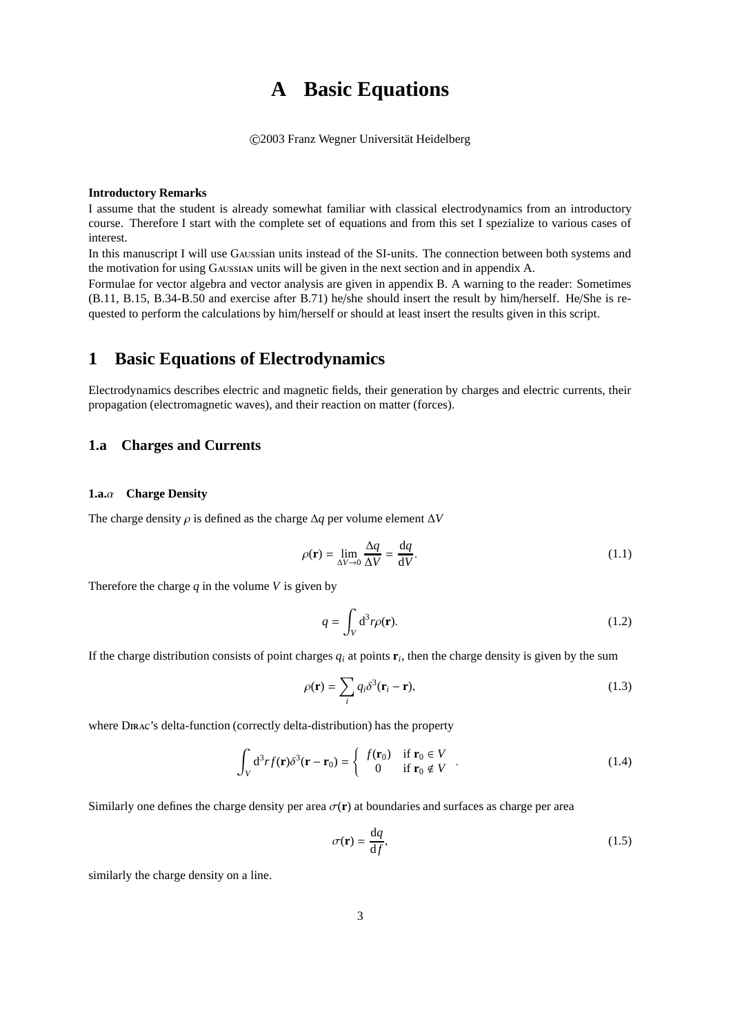# A Basic Equations

©2003 Franz Wegner Universität Heidelberg

**Introductory Remarks**

I assume that the student is already somewhat familiar with classical electrodynamics from an introductory course. Therefore I start with the complete set of equations and from this set I spezialize to various cases of interest.

In this manuscript I will use Gaussian units instead of the SI-units. The connection between both systems and the motivation for using Gaussian units will be given in the next section and in appendix A.

Formulae for vector algebra and vector analysis are given in appendix B. A warning to the reader: Sometimes (B.11, B.15, B.34-B.50 and exercise after B.71) he/she should insert the result by him/herself. He/She is requested to perform the calculations by him/herself or should at least insert the results given in this script.

## 1 Basic Equations of Electrodynamics

Electrodynamics describes electric and magnetic fields, their generation by charges and electric currents, their propagation (electromagnetic waves), and their reaction on matter (forces).

### 1.a Charges and Currents

#### 1.a.$\alpha$ Charge Density

The charge density $\rho$ is defined as the charge $\Delta q$ per volume element $\Delta V$

$$\rho(\mathbf{r}) = \lim_{\Delta V \to 0} \frac{\Delta q}{\Delta V} = \frac{\mathrm{d}q}{\mathrm{d}V}. \tag{1.1}$$

Therefore the charge $q$ in the volume $V$ is given by

$$q = \int_V \mathrm{d}^3 r \rho(\mathbf{r}). \tag{1.2}$$

If the charge distribution consists of point charges $q_i$ at points $\mathbf{r}_i$, then the charge density is given by the sum

$$\rho(\mathbf{r}) = \sum_i q_i \delta^3(\mathbf{r}_i - \mathbf{r}), \tag{1.3}$$

where Dirac's delta-function (correctly delta-distribution) has the property

$$\int_V \mathrm{d}^3 r f(\mathbf{r}) \delta^3(\mathbf{r} - \mathbf{r}_0) = \begin{cases} f(\mathbf{r}_0) & \text{if } \mathbf{r}_0 \in V \\ 0 & \text{if } \mathbf{r}_0 \notin V \end{cases} . \tag{1.4}$$

Similarly one defines the charge density per area $\sigma(\mathbf{r})$ at boundaries and surfaces as charge per area

$$\sigma(\mathbf{r}) = \frac{\mathrm{d}q}{\mathrm{d}f}, \tag{1.5}$$

similarly the charge density on a line.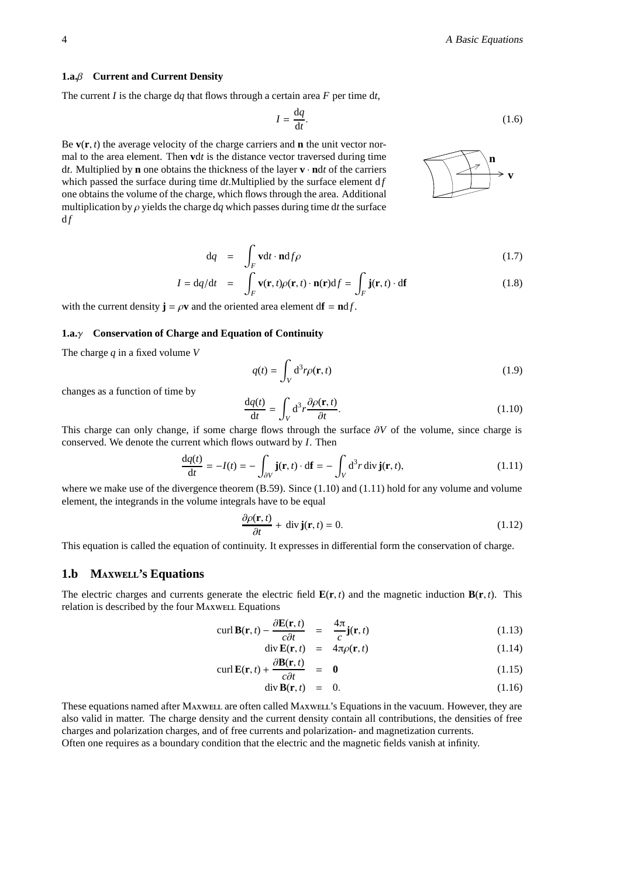### 1.a.$\beta$ Current and Current Density

The current $I$ is the charge d$q$ that flows through a certain area $F$ per time d$t$,

$$I = \frac{\mathrm{d}q}{\mathrm{d}t}. \tag{1.6}$$

Be $\mathbf{v}(\mathbf{r}, t)$ the average velocity of the charge carriers and $\mathbf{n}$ the unit vector normal to the area element. Then $\mathbf{v}\mathrm{d}t$ is the distance vector traversed during time d$t$. Multiplied by $\mathbf{n}$ one obtains the thickness of the layer $\mathbf{v}\cdot\mathbf{n}\mathrm{d}t$ of the carriers which passed the surface during time d$t$.Multiplied by the surface element d$f$ one obtains the volume of the charge, which flows through the area. Additional multiplication by $\rho$ yields the charge d$q$ which passes during time d$t$ the surface d$f$

$$\mathrm{d}q = \int_F \mathbf{v}\mathrm{d}t \cdot \mathbf{n}\mathrm{d}f\rho \tag{1.7}$$

$$I = \mathrm{d}q/\mathrm{d}t = \int_F \mathbf{v}(\mathbf{r}, t)\rho(\mathbf{r}, t) \cdot \mathbf{n}(\mathbf{r})\mathrm{d}f = \int_F \mathbf{j}(\mathbf{r}, t) \cdot \mathrm{d}\mathbf{f} \tag{1.8}$$

with the current density $\mathbf{j} = \rho\mathbf{v}$ and the oriented area element $\mathrm{d}\mathbf{f} = \mathbf{n}\mathrm{d}f$.

### 1.a.$\gamma$ Conservation of Charge and Equation of Continuity

The charge $q$ in a fixed volume $V$

$$q(t) = \int_V \mathrm{d}^3r\rho(\mathbf{r}, t) \tag{1.9}$$

changes as a function of time by

$$\frac{\mathrm{d}q(t)}{\mathrm{d}t} = \int_V \mathrm{d}^3r \frac{\partial\rho(\mathbf{r}, t)}{\partial t}. \tag{1.10}$$

This charge can only change, if some charge flows through the surface $\partial V$ of the volume, since charge is conserved. We denote the current which flows outward by $I$. Then

$$\frac{\mathrm{d}q(t)}{\mathrm{d}t} = -I(t) = -\int_{\partial V} \mathbf{j}(\mathbf{r}, t) \cdot \mathrm{d}\mathbf{f} = -\int_V \mathrm{d}^3r \,\mathrm{div}\,\mathbf{j}(\mathbf{r}, t), \tag{1.11}$$

where we make use of the divergence theorem (B.59). Since (1.10) and (1.11) hold for any volume and volume element, the integrands in the volume integrals have to be equal

$$\frac{\partial\rho(\mathbf{r}, t)}{\partial t} + \mathrm{div}\,\mathbf{j}(\mathbf{r}, t) = 0. \tag{1.12}$$

This equation is called the equation of continuity. It expresses in differential form the conservation of charge.

## 1.b Maxwell's Equations

The electric charges and currents generate the electric field $\mathbf{E}(\mathbf{r}, t)$ and the magnetic induction $\mathbf{B}(\mathbf{r}, t)$. This relation is described by the four Maxwell Equations

$$\mathrm{curl}\,\mathbf{B}(\mathbf{r}, t) - \frac{\partial\mathbf{E}(\mathbf{r}, t)}{c\partial t} = \frac{4\pi}{c}\mathbf{j}(\mathbf{r}, t) \tag{1.13}$$

$$\mathrm{div}\,\mathbf{E}(\mathbf{r}, t) = 4\pi\rho(\mathbf{r}, t) \tag{1.14}$$

$$\mathrm{curl}\,\mathbf{E}(\mathbf{r}, t) + \frac{\partial\mathbf{B}(\mathbf{r}, t)}{c\partial t} = \mathbf{0} \tag{1.15}$$

$$\mathrm{div}\,\mathbf{B}(\mathbf{r}, t) = 0. \tag{1.16}$$

These equations named after Maxwell are often called Maxwell's Equations in the vacuum. However, they are also valid in matter. The charge density and the current density contain all contributions, the densities of free charges and polarization charges, and of free currents and polarization- and magnetization currents.
Often one requires as a boundary condition that the electric and the magnetic fields vanish at infinity.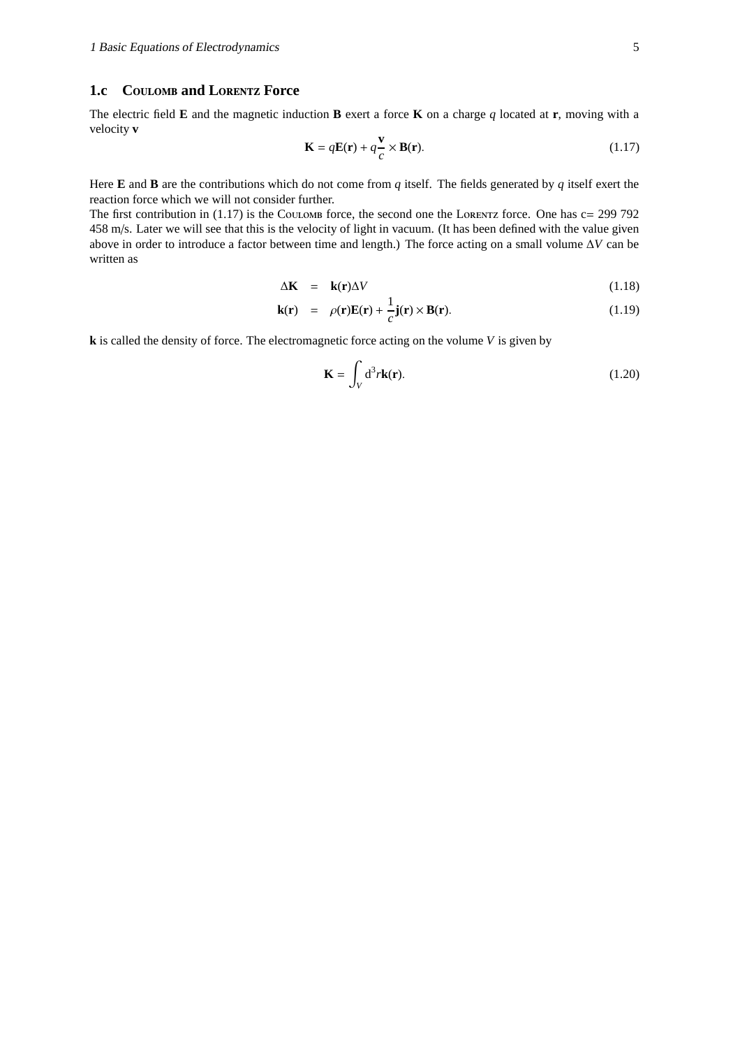## 1.c Coulomb and Lorentz Force

The electric field **E** and the magnetic induction **B** exert a force **K** on a charge $q$ located at **r**, moving with a velocity **v**

$$\mathbf{K} = q\mathbf{E}(\mathbf{r}) + q\frac{\mathbf{v}}{c} \times \mathbf{B}(\mathbf{r}). \tag{1.17}$$

Here **E** and **B** are the contributions which do not come from $q$ itself. The fields generated by $q$ itself exert the reaction force which we will not consider further.

The first contribution in (1.17) is the Coulomb force, the second one the Lorentz force. One has c= 299 792 458 m/s. Later we will see that this is the velocity of light in vacuum. (It has been defined with the value given above in order to introduce a factor between time and length.) The force acting on a small volume $\Delta V$ can be written as

$$\Delta\mathbf{K} = \mathbf{k}(\mathbf{r})\Delta V \tag{1.18}$$

$$\mathbf{k}(\mathbf{r}) = \rho(\mathbf{r})\mathbf{E}(\mathbf{r}) + \frac{1}{c}\mathbf{j}(\mathbf{r}) \times \mathbf{B}(\mathbf{r}). \tag{1.19}$$

**k** is called the density of force. The electromagnetic force acting on the volume $V$ is given by

$$\mathbf{K} = \int_V d^3r\,\mathbf{k}(\mathbf{r}). \tag{1.20}$$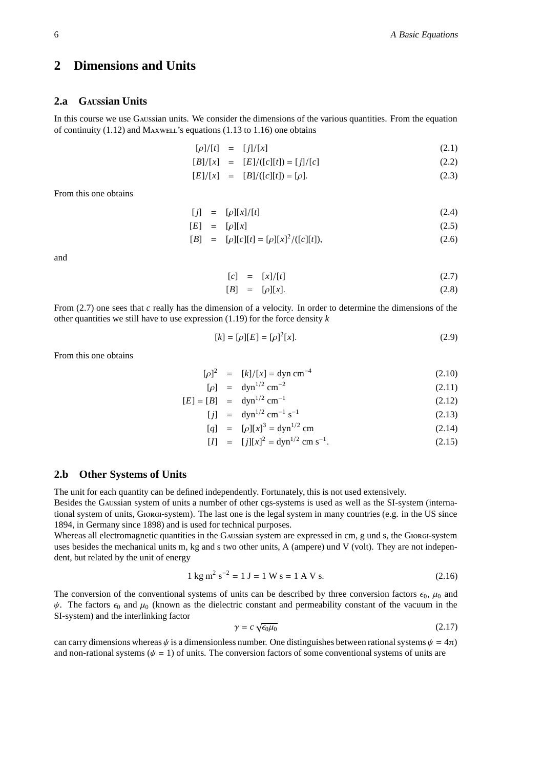## 2 Dimensions and Units

### 2.a Gaussian Units

In this course we use Gaussian units. We consider the dimensions of the various quantities. From the equation of continuity (1.12) and Maxwell's equations (1.13 to 1.16) one obtains

$$[\rho]/[t] = [j]/[x] \tag{2.1}$$

$$[B]/[x] = [E]/([c][t]) = [j]/[c] \tag{2.2}$$

$$[E]/[x] = [B]/([c][t]) = [\rho]. \tag{2.3}$$

From this one obtains

$$[j] = [\rho][x]/[t] \tag{2.4}$$

$$[E] = [\rho][x] \tag{2.5}$$

$$[B] = [\rho][c][t] = [\rho][x]^2/([c][t]), \tag{2.6}$$

and

$$[c] = [x]/[t] \tag{2.7}$$

$$[B] = [\rho][x]. \tag{2.8}$$

From (2.7) one sees that $c$ really has the dimension of a velocity. In order to determine the dimensions of the other quantities we still have to use expression (1.19) for the force density $k$

$$[k] = [\rho][E] = [\rho]^2[x]. \tag{2.9}$$

From this one obtains

$$[\rho]^2 = [k]/[x] = \text{dyn cm}^{-4} \tag{2.10}$$

$$[\rho] = \text{dyn}^{1/2}\text{ cm}^{-2} \tag{2.11}$$

$$[E] = [B] = \text{dyn}^{1/2}\text{ cm}^{-1} \tag{2.12}$$

$$[j] = \text{dyn}^{1/2}\text{ cm}^{-1}\text{ s}^{-1} \tag{2.13}$$

$$[q] = [\rho][x]^3 = \text{dyn}^{1/2}\text{ cm} \tag{2.14}$$

$$[I] = [j][x]^2 = \text{dyn}^{1/2}\text{ cm s}^{-1}. \tag{2.15}$$

### 2.b Other Systems of Units

The unit for each quantity can be defined independently. Fortunately, this is not used extensively.
Besides the Gaussian system of units a number of other cgs-systems is used as well as the SI-system (international system of units, Giorgi-system). The last one is the legal system in many countries (e.g. in the US since 1894, in Germany since 1898) and is used for technical purposes.
Whereas all electromagnetic quantities in the Gaussian system are expressed in cm, g und s, the Giorgi-system uses besides the mechanical units m, kg and s two other units, A (ampere) und V (volt). They are not independent, but related by the unit of energy

$$1\text{ kg m}^2\text{ s}^{-2} = 1\text{ J} = 1\text{ W s} = 1\text{ A V s}. \tag{2.16}$$

The conversion of the conventional systems of units can be described by three conversion factors $\epsilon_0$, $\mu_0$ and $\psi$. The factors $\epsilon_0$ and $\mu_0$ (known as the dielectric constant and permeability constant of the vacuum in the SI-system) and the interlinking factor

$$\gamma = c\sqrt{\epsilon_0\mu_0} \tag{2.17}$$

can carry dimensions whereas $\psi$ is a dimensionless number. One distinguishes between rational systems $\psi = 4\pi$) and non-rational systems ($\psi = 1$) of units. The conversion factors of some conventional systems of units are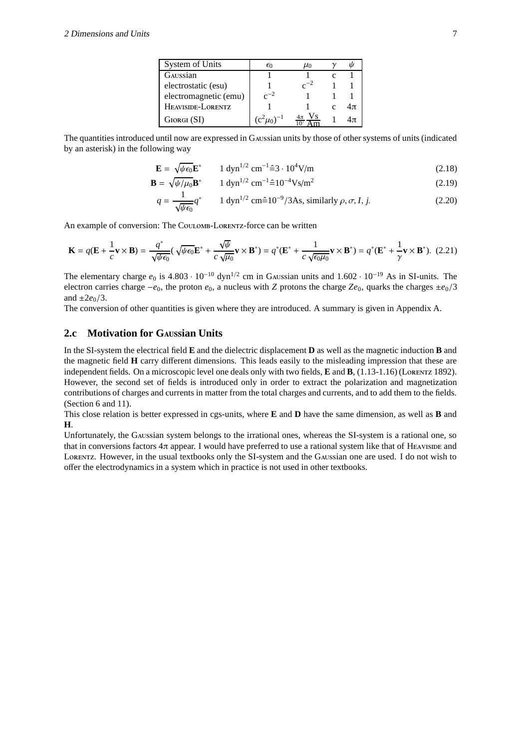| System of Units | $\epsilon_0$ | $\mu_0$ | $\gamma$ | $\psi$ |
|---|---|---|---|---|
| Gaussian | 1 | 1 | c | 1 |
| electrostatic (esu) | 1 | $c^{-2}$ | 1 | 1 |
| electromagnetic (emu) | $c^{-2}$ | 1 | 1 | 1 |
| Heaviside-Lorentz | 1 | 1 | c | $4\pi$ |
| Giorgi (SI) | $(c^2\mu_0)^{-1}$ | $\frac{4\pi}{10^7}\frac{\text{Vs}}{\text{Am}}$ | 1 | $4\pi$ |

The quantities introduced until now are expressed in Gaussian units by those of other systems of units (indicated by an asterisk) in the following way

$$\mathbf{E} = \sqrt{\psi\epsilon_0}\mathbf{E}^* \qquad 1\ \text{dyn}^{1/2}\ \text{cm}^{-1} \hat{=} 3\cdot 10^4 \text{V/m} \tag{2.18}$$

$$\mathbf{B} = \sqrt{\psi/\mu_0}\mathbf{B}^* \qquad 1\ \text{dyn}^{1/2}\ \text{cm}^{-1} \hat{=} 10^{-4} \text{Vs/m}^2 \tag{2.19}$$

$$q = \frac{1}{\sqrt{\psi\epsilon_0}}q^* \qquad 1\ \text{dyn}^{1/2}\ \text{cm} \hat{=} 10^{-9}/3\text{As, similarly } \rho, \sigma, I, j. \tag{2.20}$$

An example of conversion: The Coulomb-Lorentz-force can be written

$$\mathbf{K} = q(\mathbf{E} + \frac{1}{c}\mathbf{v}\times\mathbf{B}) = \frac{q^*}{\sqrt{\psi\epsilon_0}}(\sqrt{\psi\epsilon_0}\mathbf{E}^* + \frac{\sqrt{\psi}}{c\sqrt{\mu_0}}\mathbf{v}\times\mathbf{B}^*) = q^*(\mathbf{E}^* + \frac{1}{c\sqrt{\epsilon_0\mu_0}}\mathbf{v}\times\mathbf{B}^*) = q^*(\mathbf{E}^* + \frac{1}{\gamma}\mathbf{v}\times\mathbf{B}^*). \tag{2.21}$$

The elementary charge $e_0$ is $4.803\cdot 10^{-10}$ $\text{dyn}^{1/2}$ cm in Gaussian units and $1.602\cdot 10^{-19}$ As in SI-units. The electron carries charge $-e_0$, the proton $e_0$, a nucleus with $Z$ protons the charge $Ze_0$, quarks the charges $\pm e_0/3$ and $\pm 2e_0/3$.

The conversion of other quantities is given where they are introduced. A summary is given in Appendix A.

## 2.c Motivation for Gaussian Units

In the SI-system the electrical field **E** and the dielectric displacement **D** as well as the magnetic induction **B** and the magnetic field **H** carry different dimensions. This leads easily to the misleading impression that these are independent fields. On a microscopic level one deals only with two fields, **E** and **B**, (1.13-1.16) (Lorentz 1892). However, the second set of fields is introduced only in order to extract the polarization and magnetization contributions of charges and currents in matter from the total charges and currents, and to add them to the fields. (Section 6 and 11).

This close relation is better expressed in cgs-units, where **E** and **D** have the same dimension, as well as **B** and **H**.

Unfortunately, the Gaussian system belongs to the irrational ones, whereas the SI-system is a rational one, so that in conversions factors $4\pi$ appear. I would have preferred to use a rational system like that of Heaviside and Lorentz. However, in the usual textbooks only the SI-system and the Gaussian one are used. I do not wish to offer the electrodynamics in a system which in practice is not used in other textbooks.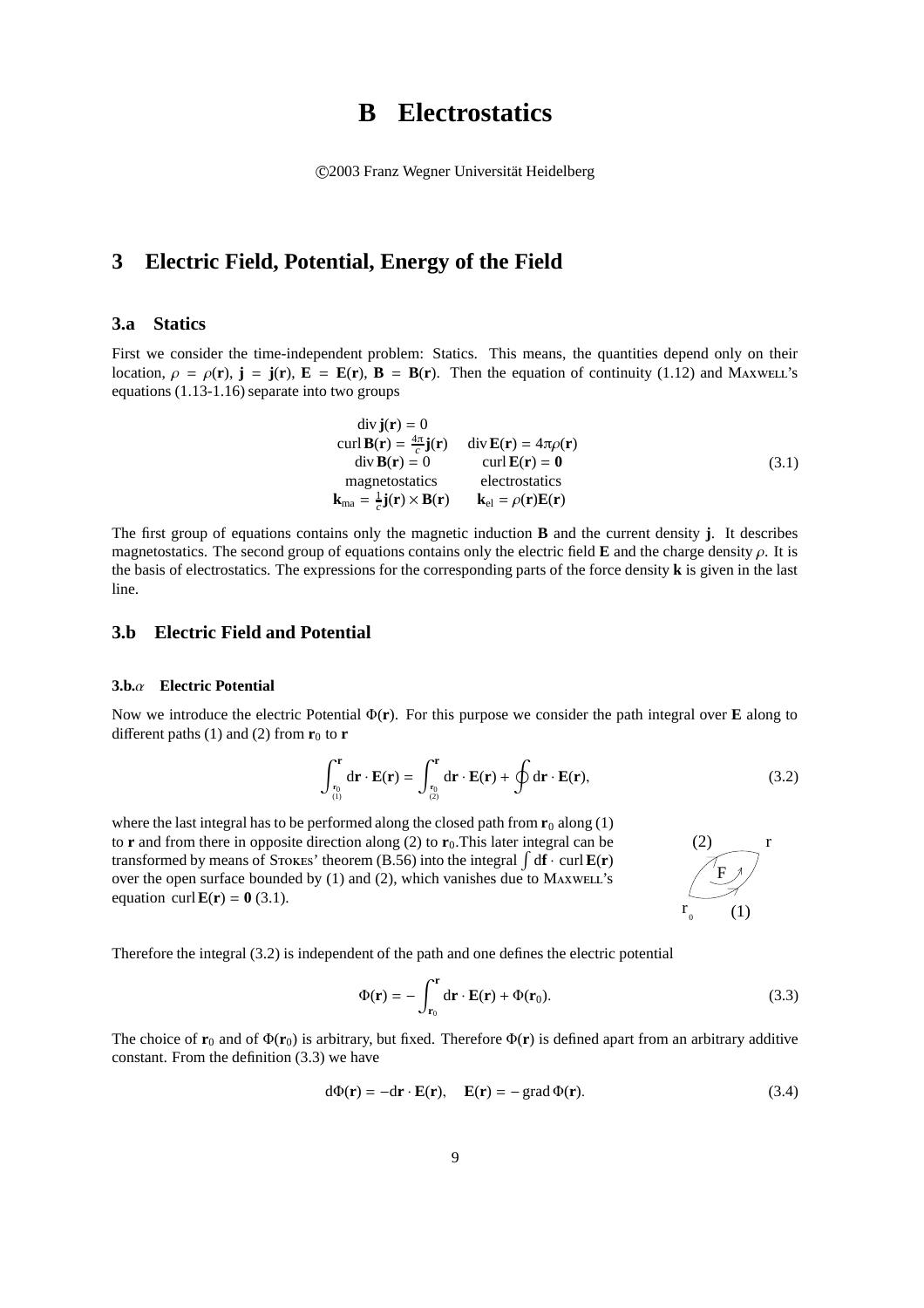// B Electrostatics

©2003 Franz Wegner Universität Heidelberg

## 3 Electric Field, Potential, Energy of the Field

### 3.a Statics

First we consider the time-independent problem: Statics. This means, the quantities depend only on their location, $\rho = \rho(\mathbf{r})$, $\mathbf{j} = \mathbf{j}(\mathbf{r})$, $\mathbf{E} = \mathbf{E}(\mathbf{r})$, $\mathbf{B} = \mathbf{B}(\mathbf{r})$. Then the equation of continuity (1.12) and MAXWELL's equations (1.13-1.16) separate into two groups

$$\begin{array}{cc} \operatorname{div}\mathbf{j}(\mathbf{r}) = 0 & \\ \operatorname{curl}\mathbf{B}(\mathbf{r}) = \frac{4\pi}{c}\mathbf{j}(\mathbf{r}) & \operatorname{div}\mathbf{E}(\mathbf{r}) = 4\pi\rho(\mathbf{r}) \\ \operatorname{div}\mathbf{B}(\mathbf{r}) = 0 & \operatorname{curl}\mathbf{E}(\mathbf{r}) = \mathbf{0} \\ \text{magnetostatics} & \text{electrostatics} \\ \mathbf{k}_{\text{ma}} = \frac{1}{c}\mathbf{j}(\mathbf{r})\times\mathbf{B}(\mathbf{r}) & \mathbf{k}_{\text{el}} = \rho(\mathbf{r})\mathbf{E}(\mathbf{r}) \end{array} \tag{3.1}$$

The first group of equations contains only the magnetic induction $\mathbf{B}$ and the current density $\mathbf{j}$. It describes magnetostatics. The second group of equations contains only the electric field $\mathbf{E}$ and the charge density $\rho$. It is the basis of electrostatics. The expressions for the corresponding parts of the force density $\mathbf{k}$ is given in the last line.

### 3.b Electric Field and Potential

#### 3.b.$\alpha$ Electric Potential

Now we introduce the electric Potential $\Phi(\mathbf{r})$. For this purpose we consider the path integral over $\mathbf{E}$ along to different paths (1) and (2) from $\mathbf{r}_0$ to $\mathbf{r}$

$$\int_{\substack{\mathbf{r}_0\\(1)}}^{\mathbf{r}} \mathrm{d}\mathbf{r}\cdot\mathbf{E}(\mathbf{r}) = \int_{\substack{\mathbf{r}_0\\(2)}}^{\mathbf{r}} \mathrm{d}\mathbf{r}\cdot\mathbf{E}(\mathbf{r}) + \oint \mathrm{d}\mathbf{r}\cdot\mathbf{E}(\mathbf{r}), \tag{3.2}$$

where the last integral has to be performed along the closed path from $\mathbf{r}_0$ along (1) to $\mathbf{r}$ and from there in opposite direction along (2) to $\mathbf{r}_0$.This later integral can be transformed by means of STOKES' theorem (B.56) into the integral $\int \mathrm{d}\mathbf{f}\cdot\operatorname{curl}\mathbf{E}(\mathbf{r})$ over the open surface bounded by (1) and (2), which vanishes due to MAXWELL's equation $\operatorname{curl}\mathbf{E}(\mathbf{r}) = \mathbf{0}$ (3.1).

Therefore the integral (3.2) is independent of the path and one defines the electric potential

$$\Phi(\mathbf{r}) = -\int_{\mathbf{r}_0}^{\mathbf{r}} \mathrm{d}\mathbf{r}\cdot\mathbf{E}(\mathbf{r}) + \Phi(\mathbf{r}_0). \tag{3.3}$$

The choice of $\mathbf{r}_0$ and of $\Phi(\mathbf{r}_0)$ is arbitrary, but fixed. Therefore $\Phi(\mathbf{r})$ is defined apart from an arbitrary additive constant. From the definition (3.3) we have

$$\mathrm{d}\Phi(\mathbf{r}) = -\mathrm{d}\mathbf{r}\cdot\mathbf{E}(\mathbf{r}), \quad \mathbf{E}(\mathbf{r}) = -\operatorname{grad}\Phi(\mathbf{r}). \tag{3.4}$$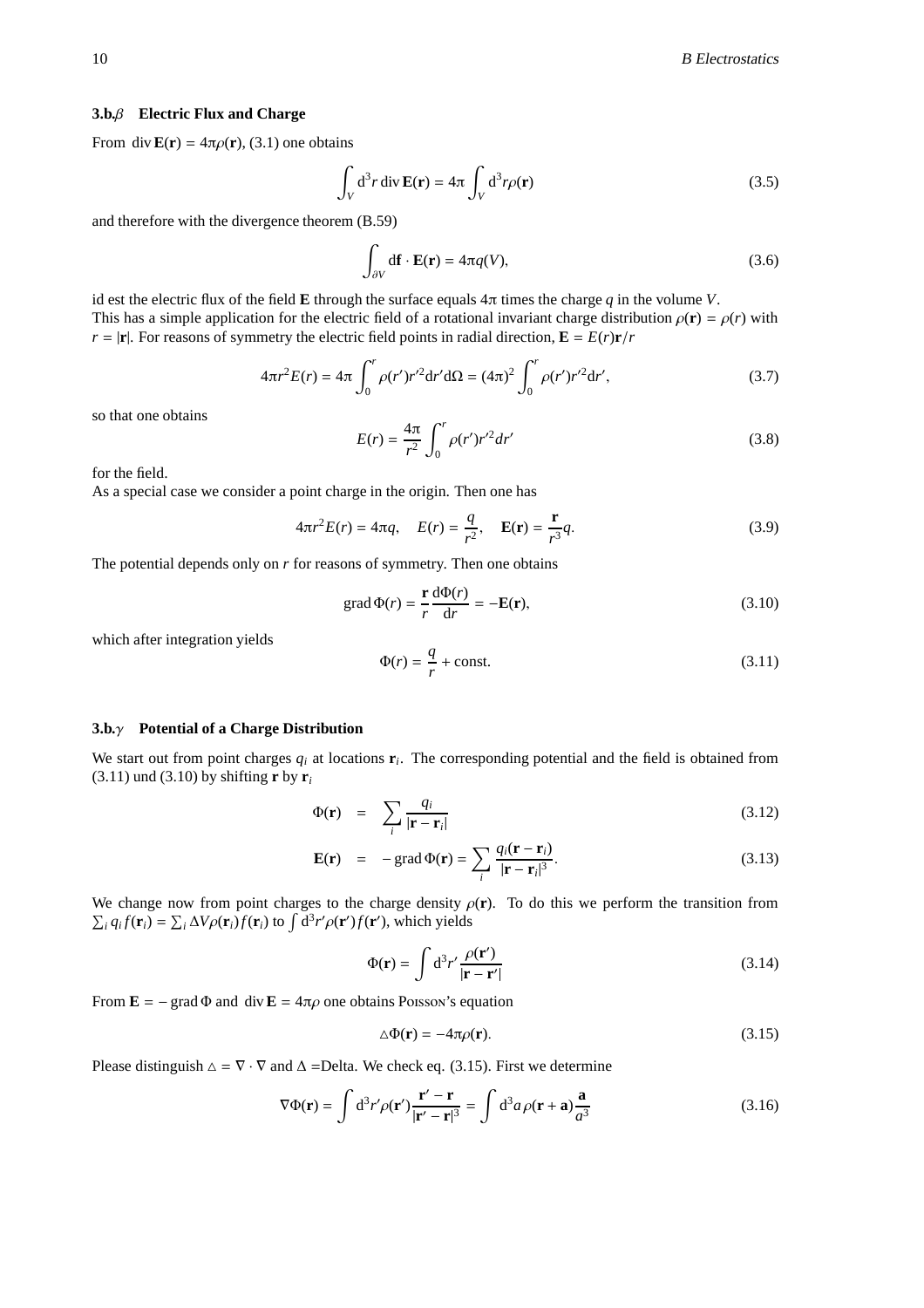### 3.b.$\beta$ Electric Flux and Charge

From $\operatorname{div} \mathbf{E}(\mathbf{r}) = 4\pi\rho(\mathbf{r})$, (3.1) one obtains

$$\int_V \mathrm{d}^3 r \operatorname{div} \mathbf{E}(\mathbf{r}) = 4\pi \int_V \mathrm{d}^3 r \rho(\mathbf{r}) \tag{3.5}$$

and therefore with the divergence theorem (B.59)

$$\int_{\partial V} \mathrm{d}\mathbf{f} \cdot \mathbf{E}(\mathbf{r}) = 4\pi q(V), \tag{3.6}$$

id est the electric flux of the field $\mathbf{E}$ through the surface equals $4\pi$ times the charge $q$ in the volume $V$.
This has a simple application for the electric field of a rotational invariant charge distribution $\rho(\mathbf{r}) = \rho(r)$ with $r = |\mathbf{r}|$. For reasons of symmetry the electric field points in radial direction, $\mathbf{E} = E(r)\mathbf{r}/r$

$$4\pi r^2 E(r) = 4\pi \int_0^r \rho(r') r'^2 \mathrm{d}r' \mathrm{d}\Omega = (4\pi)^2 \int_0^r \rho(r') r'^2 \mathrm{d}r', \tag{3.7}$$

so that one obtains

$$E(r) = \frac{4\pi}{r^2} \int_0^r \rho(r') r'^2 dr' \tag{3.8}$$

for the field.
As a special case we consider a point charge in the origin. Then one has

$$4\pi r^2 E(r) = 4\pi q, \quad E(r) = \frac{q}{r^2}, \quad \mathbf{E}(\mathbf{r}) = \frac{\mathbf{r}}{r^3} q. \tag{3.9}$$

The potential depends only on $r$ for reasons of symmetry. Then one obtains

$$\operatorname{grad} \Phi(r) = \frac{\mathbf{r}}{r} \frac{\mathrm{d}\Phi(r)}{\mathrm{d}r} = -\mathbf{E}(\mathbf{r}), \tag{3.10}$$

which after integration yields

$$\Phi(r) = \frac{q}{r} + \text{const.} \tag{3.11}$$

### 3.b.$\gamma$ Potential of a Charge Distribution

We start out from point charges $q_i$ at locations $\mathbf{r}_i$. The corresponding potential and the field is obtained from (3.11) und (3.10) by shifting $\mathbf{r}$ by $\mathbf{r}_i$

$$\Phi(\mathbf{r}) = \sum_i \frac{q_i}{|\mathbf{r} - \mathbf{r}_i|} \tag{3.12}$$

$$\mathbf{E}(\mathbf{r}) = -\operatorname{grad} \Phi(\mathbf{r}) = \sum_i \frac{q_i(\mathbf{r} - \mathbf{r}_i)}{|\mathbf{r} - \mathbf{r}_i|^3}. \tag{3.13}$$

We change now from point charges to the charge density $\rho(\mathbf{r})$. To do this we perform the transition from $\sum_i q_i f(\mathbf{r}_i) = \sum_i \Delta V \rho(\mathbf{r}_i) f(\mathbf{r}_i)$ to $\int \mathrm{d}^3 r' \rho(\mathbf{r}') f(\mathbf{r}')$, which yields

$$\Phi(\mathbf{r}) = \int \mathrm{d}^3 r' \frac{\rho(\mathbf{r}')}{|\mathbf{r} - \mathbf{r}'|} \tag{3.14}$$

From $\mathbf{E} = -\operatorname{grad} \Phi$ and $\operatorname{div} \mathbf{E} = 4\pi\rho$ one obtains Poisson's equation

$$\triangle \Phi(\mathbf{r}) = -4\pi\rho(\mathbf{r}). \tag{3.15}$$

Please distinguish $\triangle = \nabla \cdot \nabla$ and $\Delta$ =Delta. We check eq. (3.15). First we determine

$$\nabla \Phi(\mathbf{r}) = \int \mathrm{d}^3 r' \rho(\mathbf{r}') \frac{\mathbf{r}' - \mathbf{r}}{|\mathbf{r}' - \mathbf{r}|^3} = \int \mathrm{d}^3 a \, \rho(\mathbf{r} + \mathbf{a}) \frac{\mathbf{a}}{a^3} \tag{3.16}$$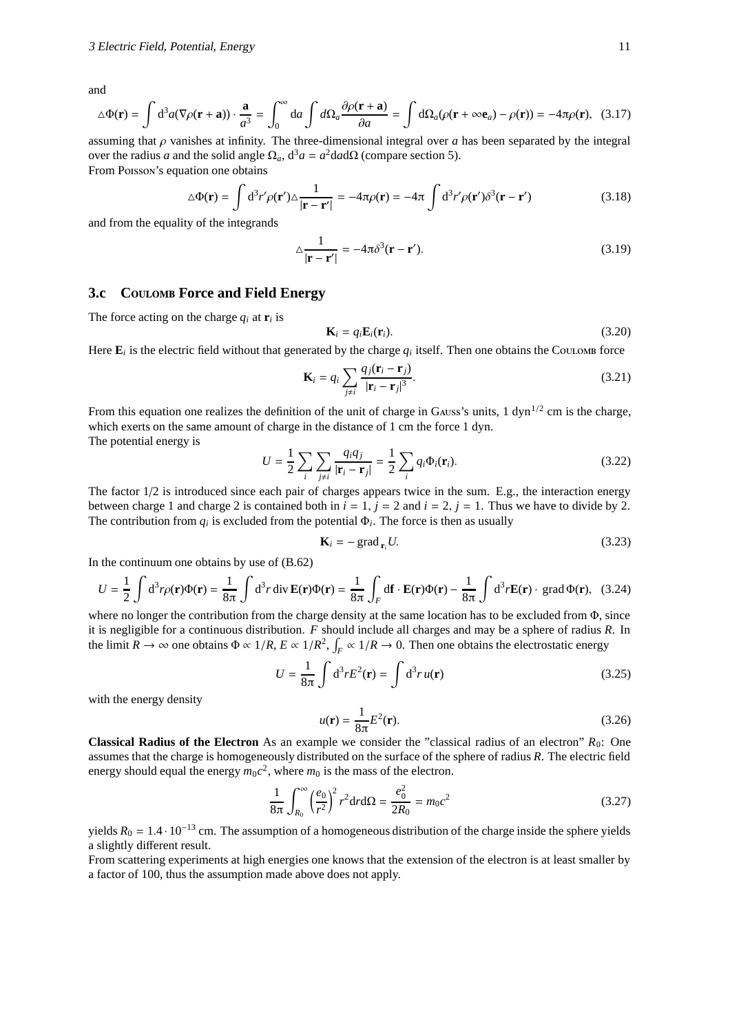and

$$\triangle\Phi(\mathbf{r}) = \int d^3a(\nabla\rho(\mathbf{r}+\mathbf{a}))\cdot\frac{\mathbf{a}}{a^3} = \int_0^\infty da \int d\Omega_a \frac{\partial\rho(\mathbf{r}+\mathbf{a})}{\partial a} = \int d\Omega_a(\rho(\mathbf{r}+\infty\mathbf{e}_a)-\rho(\mathbf{r})) = -4\pi\rho(\mathbf{r}), \quad (3.17)$$

assuming that $\rho$ vanishes at infinity. The three-dimensional integral over $a$ has been separated by the integral over the radius $a$ and the solid angle $\Omega_a$, $d^3a = a^2 da d\Omega$ (compare section 5).
From Poisson's equation one obtains

$$\triangle\Phi(\mathbf{r}) = \int d^3r'\rho(\mathbf{r}')\triangle\frac{1}{|\mathbf{r}-\mathbf{r}'|} = -4\pi\rho(\mathbf{r}) = -4\pi\int d^3r'\rho(\mathbf{r}')\delta^3(\mathbf{r}-\mathbf{r}') \quad (3.18)$$

and from the equality of the integrands

$$\triangle\frac{1}{|\mathbf{r}-\mathbf{r}'|} = -4\pi\delta^3(\mathbf{r}-\mathbf{r}'). \quad (3.19)$$

## 3.c Coulomb Force and Field Energy

The force acting on the charge $q_i$ at $\mathbf{r}_i$ is

$$\mathbf{K}_i = q_i\mathbf{E}_i(\mathbf{r}_i). \quad (3.20)$$

Here $\mathbf{E}_i$ is the electric field without that generated by the charge $q_i$ itself. Then one obtains the Coulomb force

$$\mathbf{K}_i = q_i\sum_{j\neq i}\frac{q_j(\mathbf{r}_i-\mathbf{r}_j)}{|\mathbf{r}_i-\mathbf{r}_j|^3}. \quad (3.21)$$

From this equation one realizes the definition of the unit of charge in Gauss's units, 1 $\text{dyn}^{1/2}$ cm is the charge, which exerts on the same amount of charge in the distance of 1 cm the force 1 dyn.
The potential energy is

$$U = \frac{1}{2}\sum_i\sum_{j\neq i}\frac{q_iq_j}{|\mathbf{r}_i-\mathbf{r}_j|} = \frac{1}{2}\sum_i q_i\Phi_i(\mathbf{r}_i). \quad (3.22)$$

The factor 1/2 is introduced since each pair of charges appears twice in the sum. E.g., the interaction energy between charge 1 and charge 2 is contained both in $i=1$, $j=2$ and $i=2$, $j=1$. Thus we have to divide by 2. The contribution from $q_i$ is excluded from the potential $\Phi_i$. The force is then as usually

$$\mathbf{K}_i = -\operatorname{grad}_{\mathbf{r}_i}U. \quad (3.23)$$

In the continuum one obtains by use of (B.62)

$$U = \frac{1}{2}\int d^3r\rho(\mathbf{r})\Phi(\mathbf{r}) = \frac{1}{8\pi}\int d^3r \operatorname{div}\mathbf{E}(\mathbf{r})\Phi(\mathbf{r}) = \frac{1}{8\pi}\int_F d\mathbf{f}\cdot\mathbf{E}(\mathbf{r})\Phi(\mathbf{r}) - \frac{1}{8\pi}\int d^3r\mathbf{E}(\mathbf{r})\cdot\operatorname{grad}\Phi(\mathbf{r}), \quad (3.24)$$

where no longer the contribution from the charge density at the same location has to be excluded from $\Phi$, since it is negligible for a continuous distribution. $F$ should include all charges and may be a sphere of radius $R$. In the limit $R\to\infty$ one obtains $\Phi\propto 1/R$, $E\propto 1/R^2$, $\int_F \propto 1/R \to 0$. Then one obtains the electrostatic energy

$$U = \frac{1}{8\pi}\int d^3rE^2(\mathbf{r}) = \int d^3r\, u(\mathbf{r}) \quad (3.25)$$

with the energy density

$$u(\mathbf{r}) = \frac{1}{8\pi}E^2(\mathbf{r}). \quad (3.26)$$

**Classical Radius of the Electron** As an example we consider the "classical radius of an electron" $R_0$: One assumes that the charge is homogeneously distributed on the surface of the sphere of radius $R$. The electric field energy should equal the energy $m_0c^2$, where $m_0$ is the mass of the electron.

$$\frac{1}{8\pi}\int_{R_0}^\infty\left(\frac{e_0}{r^2}\right)^2 r^2 dr d\Omega = \frac{e_0^2}{2R_0} = m_0c^2 \quad (3.27)$$

yields $R_0 = 1.4\cdot10^{-13}$ cm. The assumption of a homogeneous distribution of the charge inside the sphere yields a slightly different result.
From scattering experiments at high energies one knows that the extension of the electron is at least smaller by a factor of 100, thus the assumption made above does not apply.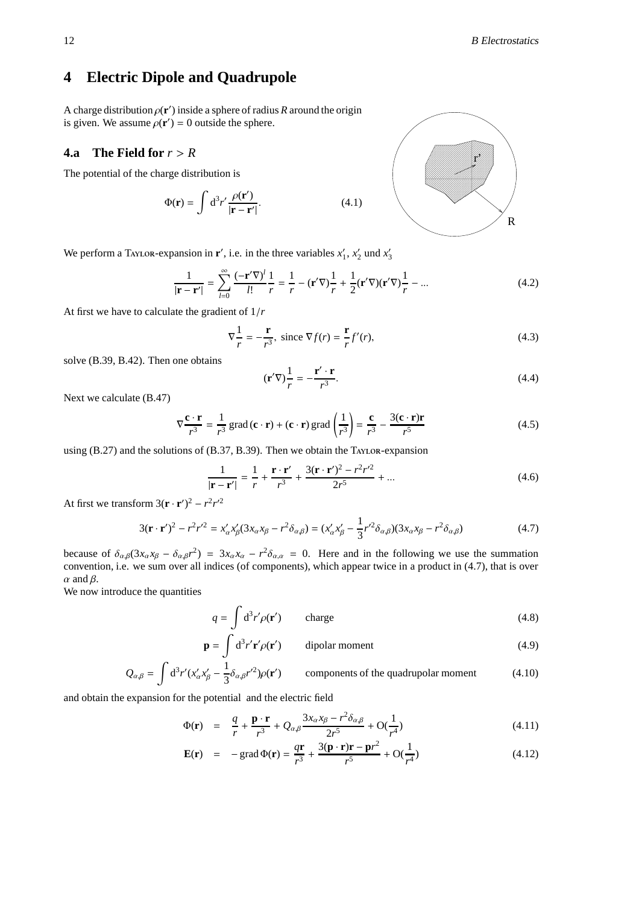# 4 Electric Dipole and Quadrupole

A charge distribution $\rho(\mathbf{r}')$ inside a sphere of radius $R$ around the origin is given. We assume $\rho(\mathbf{r}') = 0$ outside the sphere.

## 4.a The Field for $r > R$

The potential of the charge distribution is

$$\Phi(\mathbf{r}) = \int d^3r' \frac{\rho(\mathbf{r}')}{|\mathbf{r}-\mathbf{r}'|}. \tag{4.1}$$

We perform a Taylor-expansion in $\mathbf{r}'$, i.e. in the three variables $x_1'$, $x_2'$ und $x_3'$

$$\frac{1}{|\mathbf{r}-\mathbf{r}'|} = \sum_{l=0}^{\infty} \frac{(-\mathbf{r}'\nabla)^l}{l!}\frac{1}{r} = \frac{1}{r} - (\mathbf{r}'\nabla)\frac{1}{r} + \frac{1}{2}(\mathbf{r}'\nabla)(\mathbf{r}'\nabla)\frac{1}{r} - ... \tag{4.2}$$

At first we have to calculate the gradient of $1/r$

$$\nabla\frac{1}{r} = -\frac{\mathbf{r}}{r^3}, \text{ since } \nabla f(r) = \frac{\mathbf{r}}{r}f'(r), \tag{4.3}$$

solve (B.39, B.42). Then one obtains

$$(\mathbf{r}'\nabla)\frac{1}{r} = -\frac{\mathbf{r}'\cdot\mathbf{r}}{r^3}. \tag{4.4}$$

Next we calculate (B.47)

$$\nabla\frac{\mathbf{c}\cdot\mathbf{r}}{r^3} = \frac{1}{r^3}\,\mathrm{grad}\,(\mathbf{c}\cdot\mathbf{r}) + (\mathbf{c}\cdot\mathbf{r})\,\mathrm{grad}\left(\frac{1}{r^3}\right) = \frac{\mathbf{c}}{r^3} - \frac{3(\mathbf{c}\cdot\mathbf{r})\mathbf{r}}{r^5} \tag{4.5}$$

using (B.27) and the solutions of (B.37, B.39). Then we obtain the Taylor-expansion

$$\frac{1}{|\mathbf{r}-\mathbf{r}'|} = \frac{1}{r} + \frac{\mathbf{r}\cdot\mathbf{r}'}{r^3} + \frac{3(\mathbf{r}\cdot\mathbf{r}')^2 - r^2r'^2}{2r^5} + ... \tag{4.6}$$

At first we transform $3(\mathbf{r}\cdot\mathbf{r}')^2 - r^2r'^2$

$$3(\mathbf{r}\cdot\mathbf{r}')^2 - r^2r'^2 = x_\alpha' x_\beta'(3x_\alpha x_\beta - r^2\delta_{\alpha,\beta}) = (x_\alpha' x_\beta' - \frac{1}{3}r'^2\delta_{\alpha,\beta})(3x_\alpha x_\beta - r^2\delta_{\alpha,\beta}) \tag{4.7}$$

because of $\delta_{\alpha,\beta}(3x_\alpha x_\beta - \delta_{\alpha,\beta}r^2) = 3x_\alpha x_\alpha - r^2\delta_{\alpha,\alpha} = 0$. Here and in the following we use the summation convention, i.e. we sum over all indices (of components), which appear twice in a product in (4.7), that is over $\alpha$ and $\beta$.
We now introduce the quantities

$$q = \int d^3r' \rho(\mathbf{r}') \qquad \text{charge} \tag{4.8}$$

$$\mathbf{p} = \int d^3r' \mathbf{r}'\rho(\mathbf{r}') \qquad \text{dipolar moment} \tag{4.9}$$

$$Q_{\alpha,\beta} = \int d^3r'(x_\alpha' x_\beta' - \frac{1}{3}\delta_{\alpha,\beta}r'^2)\rho(\mathbf{r}') \qquad \text{components of the quadrupolar moment} \tag{4.10}$$

and obtain the expansion for the potential and the electric field

$$\Phi(\mathbf{r}) = \frac{q}{r} + \frac{\mathbf{p}\cdot\mathbf{r}}{r^3} + Q_{\alpha,\beta}\frac{3x_\alpha x_\beta - r^2\delta_{\alpha,\beta}}{2r^5} + O(\frac{1}{r^4}) \tag{4.11}$$

$$\mathbf{E}(\mathbf{r}) = -\,\mathrm{grad}\,\Phi(\mathbf{r}) = \frac{q\mathbf{r}}{r^3} + \frac{3(\mathbf{p}\cdot\mathbf{r})\mathbf{r} - \mathbf{p}r^2}{r^5} + O(\frac{1}{r^4}) \tag{4.12}$$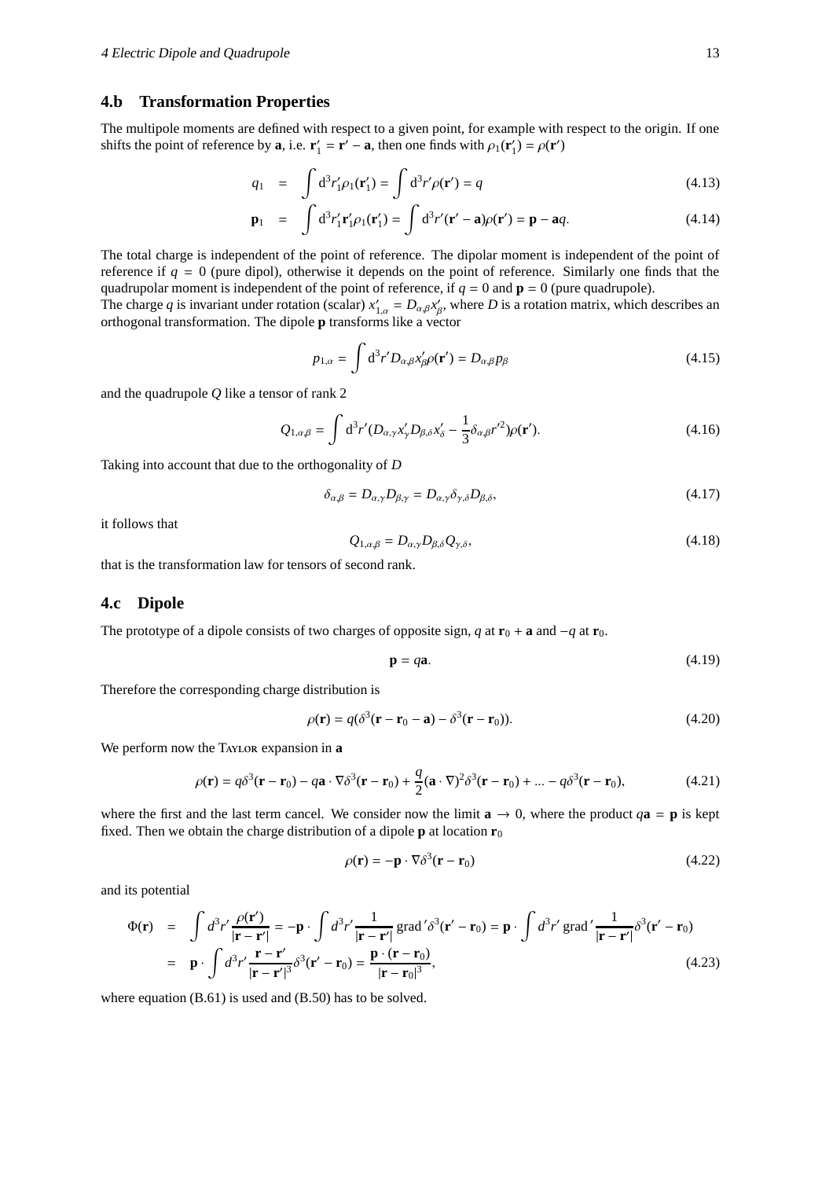## 4.b Transformation Properties

The multipole moments are defined with respect to a given point, for example with respect to the origin. If one shifts the point of reference by $\mathbf{a}$, i.e. $\mathbf{r}'_1 = \mathbf{r}' - \mathbf{a}$, then one finds with $\rho_1(\mathbf{r}'_1) = \rho(\mathbf{r}')$

$$q_1 = \int d^3r'_1 \rho_1(\mathbf{r}'_1) = \int d^3r' \rho(\mathbf{r}') = q \tag{4.13}$$

$$\mathbf{p}_1 = \int d^3r'_1 \mathbf{r}'_1 \rho_1(\mathbf{r}'_1) = \int d^3r' (\mathbf{r}' - \mathbf{a})\rho(\mathbf{r}') = \mathbf{p} - \mathbf{a}q. \tag{4.14}$$

The total charge is independent of the point of reference. The dipolar moment is independent of the point of reference if $q = 0$ (pure dipol), otherwise it depends on the point of reference. Similarly one finds that the quadrupolar moment is independent of the point of reference, if $q = 0$ and $\mathbf{p} = 0$ (pure quadrupole).
The charge $q$ is invariant under rotation (scalar) $x'_{1,\alpha} = D_{\alpha,\beta}x'_\beta$, where $D$ is a rotation matrix, which describes an orthogonal transformation. The dipole $\mathbf{p}$ transforms like a vector

$$p_{1,\alpha} = \int d^3r' D_{\alpha,\beta} x'_\beta \rho(\mathbf{r}') = D_{\alpha,\beta} p_\beta \tag{4.15}$$

and the quadrupole $Q$ like a tensor of rank 2

$$Q_{1,\alpha,\beta} = \int d^3r' (D_{\alpha,\gamma}x'_\gamma D_{\beta,\delta}x'_\delta - \frac{1}{3}\delta_{\alpha,\beta}r'^2)\rho(\mathbf{r}'). \tag{4.16}$$

Taking into account that due to the orthogonality of $D$

$$\delta_{\alpha,\beta} = D_{\alpha,\gamma}D_{\beta,\gamma} = D_{\alpha,\gamma}\delta_{\gamma,\delta}D_{\beta,\delta}, \tag{4.17}$$

it follows that

$$Q_{1,\alpha,\beta} = D_{\alpha,\gamma}D_{\beta,\delta}Q_{\gamma,\delta}, \tag{4.18}$$

that is the transformation law for tensors of second rank.

## 4.c Dipole

The prototype of a dipole consists of two charges of opposite sign, $q$ at $\mathbf{r}_0 + \mathbf{a}$ and $-q$ at $\mathbf{r}_0$.

$$\mathbf{p} = q\mathbf{a}. \tag{4.19}$$

Therefore the corresponding charge distribution is

$$\rho(\mathbf{r}) = q(\delta^3(\mathbf{r} - \mathbf{r}_0 - \mathbf{a}) - \delta^3(\mathbf{r} - \mathbf{r}_0)). \tag{4.20}$$

We perform now the Taylor expansion in $\mathbf{a}$

$$\rho(\mathbf{r}) = q\delta^3(\mathbf{r} - \mathbf{r}_0) - q\mathbf{a}\cdot\nabla\delta^3(\mathbf{r} - \mathbf{r}_0) + \frac{q}{2}(\mathbf{a}\cdot\nabla)^2\delta^3(\mathbf{r} - \mathbf{r}_0) + ... - q\delta^3(\mathbf{r} - \mathbf{r}_0), \tag{4.21}$$

where the first and the last term cancel. We consider now the limit $\mathbf{a} \to 0$, where the product $q\mathbf{a} = \mathbf{p}$ is kept fixed. Then we obtain the charge distribution of a dipole $\mathbf{p}$ at location $\mathbf{r}_0$

$$\rho(\mathbf{r}) = -\mathbf{p}\cdot\nabla\delta^3(\mathbf{r} - \mathbf{r}_0) \tag{4.22}$$

and its potential

$$\begin{aligned}
\Phi(\mathbf{r}) &= \int d^3r' \frac{\rho(\mathbf{r}')}{|\mathbf{r} - \mathbf{r}'|} = -\mathbf{p}\cdot\int d^3r' \frac{1}{|\mathbf{r} - \mathbf{r}'|}\operatorname{grad}'\delta^3(\mathbf{r}' - \mathbf{r}_0) = \mathbf{p}\cdot\int d^3r' \operatorname{grad}' \frac{1}{|\mathbf{r} - \mathbf{r}'|}\delta^3(\mathbf{r}' - \mathbf{r}_0) \\
&= \mathbf{p}\cdot\int d^3r' \frac{\mathbf{r} - \mathbf{r}'}{|\mathbf{r} - \mathbf{r}'|^3}\delta^3(\mathbf{r}' - \mathbf{r}_0) = \frac{\mathbf{p}\cdot(\mathbf{r} - \mathbf{r}_0)}{|\mathbf{r} - \mathbf{r}_0|^3},
\end{aligned} \tag{4.23}$$

where equation (B.61) is used and (B.50) has to be solved.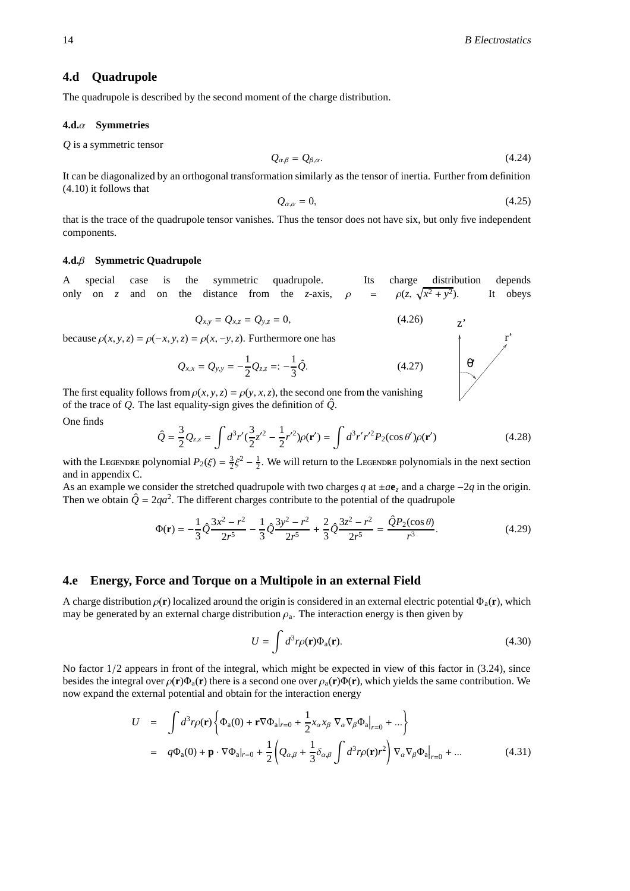## 4.d Quadrupole

The quadrupole is described by the second moment of the charge distribution.

### 4.d.$\alpha$ Symmetries

$Q$ is a symmetric tensor

$$Q_{\alpha,\beta} = Q_{\beta,\alpha}. \tag{4.24}$$

It can be diagonalized by an orthogonal transformation similarly as the tensor of inertia. Further from definition (4.10) it follows that

$$Q_{\alpha,\alpha} = 0, \tag{4.25}$$

that is the trace of the quadrupole tensor vanishes. Thus the tensor does not have six, but only five independent components.

### 4.d.$\beta$ Symmetric Quadrupole

A special case is the symmetric quadrupole. Its charge distribution depends only on $z$ and on the distance from the $z$-axis, $\rho = \rho(z, \sqrt{x^2+y^2})$. It obeys

$$Q_{x,y} = Q_{x,z} = Q_{y,z} = 0, \tag{4.26}$$

because $\rho(x,y,z) = \rho(-x,y,z) = \rho(x,-y,z)$. Furthermore one has

$$Q_{x,x} = Q_{y,y} = -\frac{1}{2}Q_{z,z} =: -\frac{1}{3}\hat{Q}. \tag{4.27}$$

The first equality follows from $\rho(x,y,z) = \rho(y,x,z)$, the second one from the vanishing of the trace of $Q$. The last equality-sign gives the definition of $\hat{Q}$.

One finds

$$\hat{Q} = \frac{3}{2}Q_{z,z} = \int d^3r'(\frac{3}{2}z'^2 - \frac{1}{2}r'^2)\rho(\mathbf{r}') = \int d^3r' r'^2 P_2(\cos\theta')\rho(\mathbf{r}') \tag{4.28}$$

with the Legendre polynomial $P_2(\xi) = \frac{3}{2}\xi^2 - \frac{1}{2}$. We will return to the Legendre polynomials in the next section and in appendix C.

As an example we consider the stretched quadrupole with two charges $q$ at $\pm a\mathbf{e}_z$ and a charge $-2q$ in the origin. Then we obtain $\hat{Q} = 2qa^2$. The different charges contribute to the potential of the quadrupole

$$\Phi(\mathbf{r}) = -\frac{1}{3}\hat{Q}\frac{3x^2-r^2}{2r^5} - \frac{1}{3}\hat{Q}\frac{3y^2-r^2}{2r^5} + \frac{2}{3}\hat{Q}\frac{3z^2-r^2}{2r^5} = \frac{\hat{Q}P_2(\cos\theta)}{r^3}. \tag{4.29}$$

## 4.e Energy, Force and Torque on a Multipole in an external Field

A charge distribution $\rho(\mathbf{r})$ localized around the origin is considered in an external electric potential $\Phi_\mathrm{a}(\mathbf{r})$, which may be generated by an external charge distribution $\rho_\mathrm{a}$. The interaction energy is then given by

$$U = \int d^3r \rho(\mathbf{r})\Phi_\mathrm{a}(\mathbf{r}). \tag{4.30}$$

No factor 1/2 appears in front of the integral, which might be expected in view of this factor in (3.24), since besides the integral over $\rho(\mathbf{r})\Phi_\mathrm{a}(\mathbf{r})$ there is a second one over $\rho_\mathrm{a}(\mathbf{r})\Phi(\mathbf{r})$, which yields the same contribution. We now expand the external potential and obtain for the interaction energy

$$\begin{aligned}
U &= \int d^3r\rho(\mathbf{r})\left\{\Phi_\mathrm{a}(0) + \mathbf{r}\nabla\Phi_\mathrm{a}|_{r=0} + \frac{1}{2}x_\alpha x_\beta \nabla_\alpha\nabla_\beta\Phi_\mathrm{a}\Big|_{r=0} + ...\right\} \\
&= q\Phi_\mathrm{a}(0) + \mathbf{p}\cdot\nabla\Phi_\mathrm{a}|_{r=0} + \frac{1}{2}\left(Q_{\alpha,\beta} + \frac{1}{3}\delta_{\alpha,\beta}\int d^3r\rho(\mathbf{r})r^2\right)\nabla_\alpha\nabla_\beta\Phi_\mathrm{a}\Big|_{r=0} + ...
\end{aligned} \tag{4.31}$$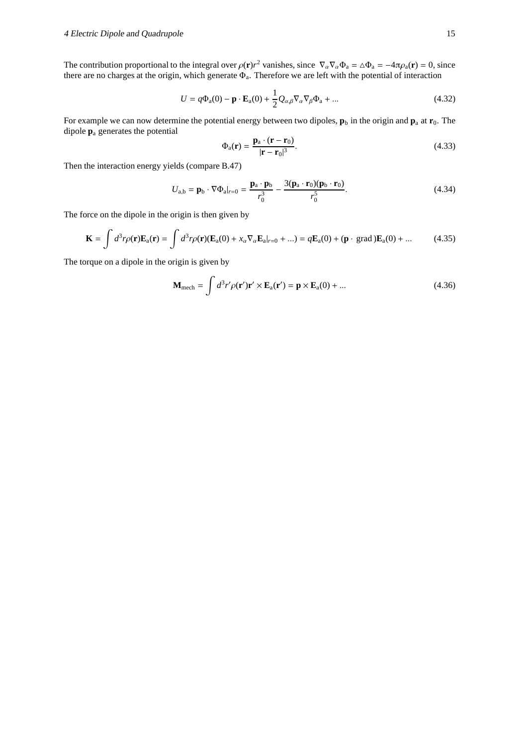The contribution proportional to the integral over $\rho(\mathbf{r})r^2$ vanishes, since $\nabla_\alpha \nabla_\alpha \Phi_\mathrm{a} = \triangle \Phi_\mathrm{a} = -4\pi\rho_\mathrm{a}(\mathbf{r}) = 0$, since there are no charges at the origin, which generate $\Phi_\mathrm{a}$. Therefore we are left with the potential of interaction

$$U = q\Phi_\mathrm{a}(0) - \mathbf{p} \cdot \mathbf{E}_\mathrm{a}(0) + \frac{1}{2} Q_{\alpha,\beta} \nabla_\alpha \nabla_\beta \Phi_\mathrm{a} + ... \tag{4.32}$$

For example we can now determine the potential energy between two dipoles, $\mathbf{p}_\mathrm{b}$ in the origin and $\mathbf{p}_\mathrm{a}$ at $\mathbf{r}_0$. The dipole $\mathbf{p}_\mathrm{a}$ generates the potential

$$\Phi_\mathrm{a}(\mathbf{r}) = \frac{\mathbf{p}_\mathrm{a} \cdot (\mathbf{r} - \mathbf{r}_0)}{|\mathbf{r} - \mathbf{r}_0|^3}. \tag{4.33}$$

Then the interaction energy yields (compare B.47)

$$U_{\mathrm{a,b}} = \mathbf{p}_\mathrm{b} \cdot \nabla \Phi_\mathrm{a}|_{r=0} = \frac{\mathbf{p}_\mathrm{a} \cdot \mathbf{p}_\mathrm{b}}{r_0^3} - \frac{3(\mathbf{p}_\mathrm{a} \cdot \mathbf{r}_0)(\mathbf{p}_\mathrm{b} \cdot \mathbf{r}_0)}{r_0^5}. \tag{4.34}$$

The force on the dipole in the origin is then given by

$$\mathbf{K} = \int d^3r \rho(\mathbf{r}) \mathbf{E}_\mathrm{a}(\mathbf{r}) = \int d^3r \rho(\mathbf{r}) (\mathbf{E}_\mathrm{a}(0) + x_\alpha \nabla_\alpha \mathbf{E}_\mathrm{a}|_{r=0} + ...) = q\mathbf{E}_\mathrm{a}(0) + (\mathbf{p} \cdot \operatorname{grad}) \mathbf{E}_\mathrm{a}(0) + ... \tag{4.35}$$

The torque on a dipole in the origin is given by

$$\mathbf{M}_{\mathrm{mech}} = \int d^3r' \rho(\mathbf{r}') \mathbf{r}' \times \mathbf{E}_\mathrm{a}(\mathbf{r}') = \mathbf{p} \times \mathbf{E}_\mathrm{a}(0) + ... \tag{4.36}$$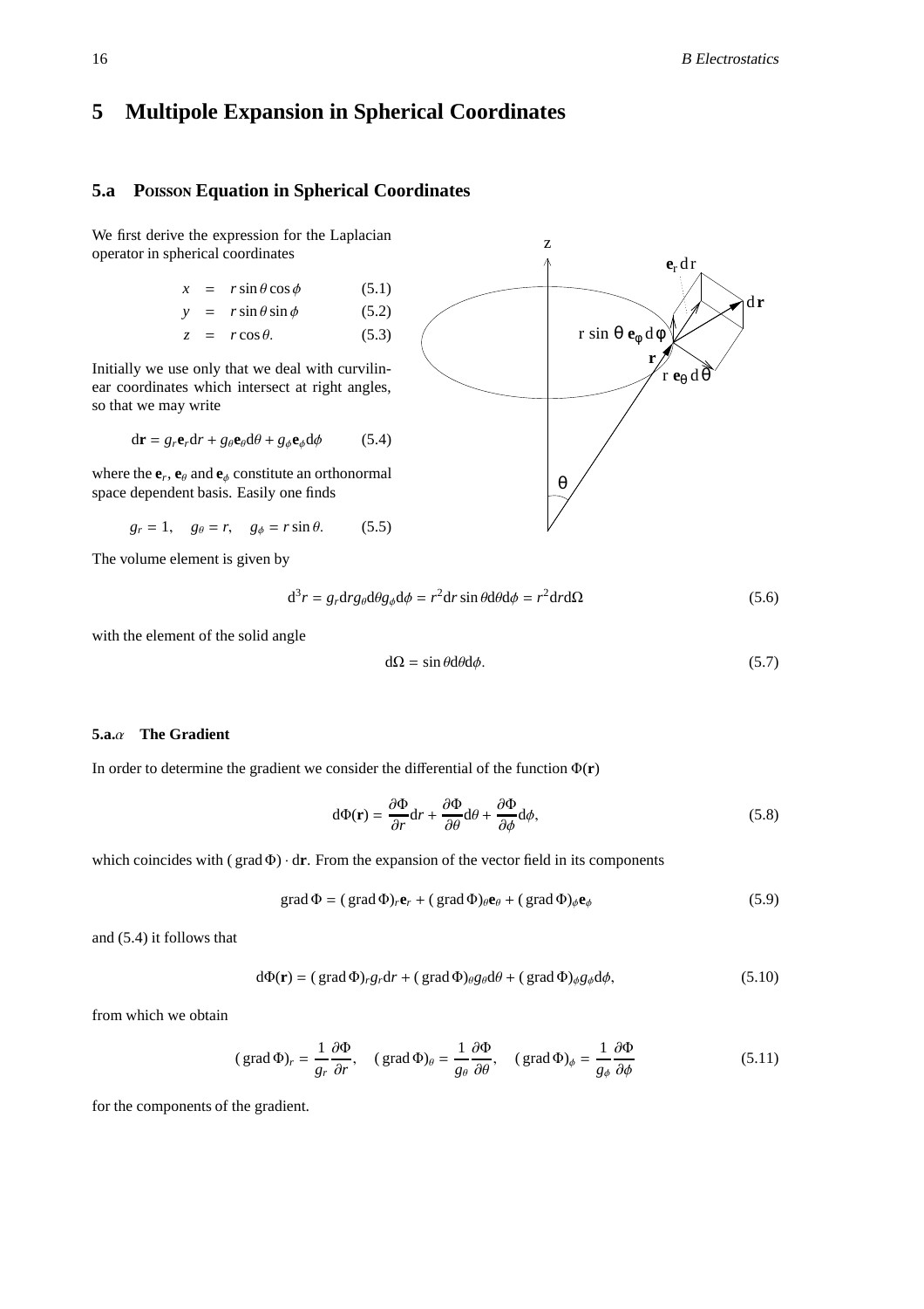# 5 Multipole Expansion in Spherical Coordinates

## 5.a Poisson Equation in Spherical Coordinates

We first derive the expression for the Laplacian operator in spherical coordinates

$$x = r\sin\theta\cos\phi \qquad (5.1)$$

$$y = r\sin\theta\sin\phi \qquad (5.2)$$

$$z = r\cos\theta. \qquad (5.3)$$

Initially we use only that we deal with curvilinear coordinates which intersect at right angles, so that we may write

$$\mathrm{d}\mathbf{r} = g_r\mathbf{e}_r\mathrm{d}r + g_\theta\mathbf{e}_\theta\mathrm{d}\theta + g_\phi\mathbf{e}_\phi\mathrm{d}\phi \qquad (5.4)$$

where the $\mathbf{e}_r$, $\mathbf{e}_\theta$ and $\mathbf{e}_\phi$ constitute an orthonormal space dependent basis. Easily one finds

$$g_r = 1, \quad g_\theta = r, \quad g_\phi = r\sin\theta. \qquad (5.5)$$

The volume element is given by

$$\mathrm{d}^3r = g_r\mathrm{d}r g_\theta\mathrm{d}\theta g_\phi\mathrm{d}\phi = r^2\mathrm{d}r\sin\theta\mathrm{d}\theta\mathrm{d}\phi = r^2\mathrm{d}r\mathrm{d}\Omega \qquad (5.6)$$

with the element of the solid angle

$$\mathrm{d}\Omega = \sin\theta\mathrm{d}\theta\mathrm{d}\phi. \qquad (5.7)$$

#### 5.a.$\alpha$ The Gradient

In order to determine the gradient we consider the differential of the function $\Phi(\mathbf{r})$

$$\mathrm{d}\Phi(\mathbf{r}) = \frac{\partial\Phi}{\partial r}\mathrm{d}r + \frac{\partial\Phi}{\partial\theta}\mathrm{d}\theta + \frac{\partial\Phi}{\partial\phi}\mathrm{d}\phi, \qquad (5.8)$$

which coincides with $(\operatorname{grad}\Phi)\cdot\mathrm{d}\mathbf{r}$. From the expansion of the vector field in its components

$$\operatorname{grad}\Phi = (\operatorname{grad}\Phi)_r\mathbf{e}_r + (\operatorname{grad}\Phi)_\theta\mathbf{e}_\theta + (\operatorname{grad}\Phi)_\phi\mathbf{e}_\phi \qquad (5.9)$$

and (5.4) it follows that

$$\mathrm{d}\Phi(\mathbf{r}) = (\operatorname{grad}\Phi)_r g_r\mathrm{d}r + (\operatorname{grad}\Phi)_\theta g_\theta\mathrm{d}\theta + (\operatorname{grad}\Phi)_\phi g_\phi\mathrm{d}\phi, \qquad (5.10)$$

from which we obtain

$$(\operatorname{grad}\Phi)_r = \frac{1}{g_r}\frac{\partial\Phi}{\partial r}, \quad (\operatorname{grad}\Phi)_\theta = \frac{1}{g_\theta}\frac{\partial\Phi}{\partial\theta}, \quad (\operatorname{grad}\Phi)_\phi = \frac{1}{g_\phi}\frac{\partial\Phi}{\partial\phi} \qquad (5.11)$$

for the components of the gradient.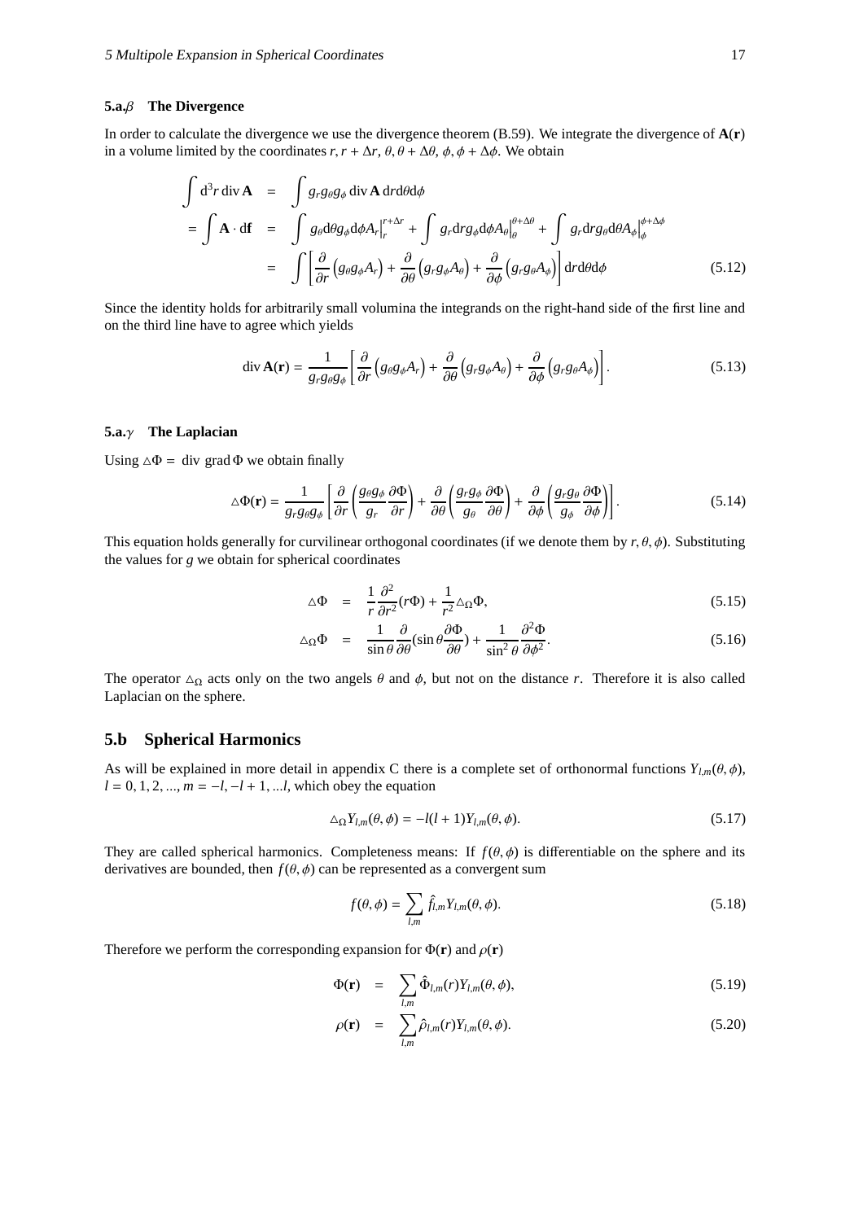### 5.a.$\beta$ The Divergence

In order to calculate the divergence we use the divergence theorem (B.59). We integrate the divergence of $\mathbf{A}(\mathbf{r})$ in a volume limited by the coordinates $r, r+\Delta r$, $\theta, \theta+\Delta\theta$, $\phi, \phi+\Delta\phi$. We obtain

$$
\begin{aligned}
\int \mathrm{d}^3 r \, \mathrm{div}\,\mathbf{A} &= \int g_r g_\theta g_\phi \, \mathrm{div}\,\mathbf{A} \, \mathrm{d}r\mathrm{d}\theta\mathrm{d}\phi \\
= \int \mathbf{A}\cdot \mathrm{d}\mathbf{f} &= \int g_\theta \mathrm{d}\theta g_\phi \mathrm{d}\phi A_r \Big|_r^{r+\Delta r} + \int g_r \mathrm{d}r g_\phi \mathrm{d}\phi A_\theta \Big|_\theta^{\theta+\Delta\theta} + \int g_r \mathrm{d}r g_\theta \mathrm{d}\theta A_\phi \Big|_\phi^{\phi+\Delta\phi} \\
&= \int \left[ \frac{\partial}{\partial r}\left(g_\theta g_\phi A_r\right) + \frac{\partial}{\partial \theta}\left(g_r g_\phi A_\theta\right) + \frac{\partial}{\partial \phi}\left(g_r g_\theta A_\phi\right) \right] \mathrm{d}r\mathrm{d}\theta\mathrm{d}\phi \qquad (5.12)
\end{aligned}
$$

Since the identity holds for arbitrarily small volumina the integrands on the right-hand side of the first line and on the third line have to agree which yields

$$
\mathrm{div}\,\mathbf{A}(\mathbf{r}) = \frac{1}{g_r g_\theta g_\phi}\left[ \frac{\partial}{\partial r}\left(g_\theta g_\phi A_r\right) + \frac{\partial}{\partial \theta}\left(g_r g_\phi A_\theta\right) + \frac{\partial}{\partial \phi}\left(g_r g_\theta A_\phi\right) \right]. \qquad (5.13)
$$

### 5.a.$\gamma$ The Laplacian

Using $\triangle\Phi = \mathrm{div}\ \mathrm{grad}\,\Phi$ we obtain finally

$$
\triangle\Phi(\mathbf{r}) = \frac{1}{g_r g_\theta g_\phi}\left[ \frac{\partial}{\partial r}\left(\frac{g_\theta g_\phi}{g_r}\frac{\partial\Phi}{\partial r}\right) + \frac{\partial}{\partial \theta}\left(\frac{g_r g_\phi}{g_\theta}\frac{\partial\Phi}{\partial \theta}\right) + \frac{\partial}{\partial \phi}\left(\frac{g_r g_\theta}{g_\phi}\frac{\partial\Phi}{\partial \phi}\right) \right]. \qquad (5.14)
$$

This equation holds generally for curvilinear orthogonal coordinates (if we denote them by $r, \theta, \phi$). Substituting the values for $g$ we obtain for spherical coordinates

$$
\triangle\Phi = \frac{1}{r}\frac{\partial^2}{\partial r^2}(r\Phi) + \frac{1}{r^2}\triangle_\Omega\Phi, \qquad (5.15)
$$

$$
\triangle_\Omega\Phi = \frac{1}{\sin\theta}\frac{\partial}{\partial\theta}(\sin\theta\frac{\partial\Phi}{\partial\theta}) + \frac{1}{\sin^2\theta}\frac{\partial^2\Phi}{\partial\phi^2}. \qquad (5.16)
$$

The operator $\triangle_\Omega$ acts only on the two angels $\theta$ and $\phi$, but not on the distance $r$. Therefore it is also called Laplacian on the sphere.

## 5.b Spherical Harmonics

As will be explained in more detail in appendix C there is a complete set of orthonormal functions $Y_{l,m}(\theta,\phi)$, $l = 0, 1, 2, ..., m = -l, -l+1, ...l$, which obey the equation

$$
\triangle_\Omega Y_{l,m}(\theta,\phi) = -l(l+1)Y_{l,m}(\theta,\phi). \qquad (5.17)
$$

They are called spherical harmonics. Completeness means: If $f(\theta,\phi)$ is differentiable on the sphere and its derivatives are bounded, then $f(\theta,\phi)$ can be represented as a convergent sum

$$
f(\theta,\phi) = \sum_{l,m} \hat{f}_{l,m} Y_{l,m}(\theta,\phi). \qquad (5.18)
$$

Therefore we perform the corresponding expansion for $\Phi(\mathbf{r})$ and $\rho(\mathbf{r})$

$$
\Phi(\mathbf{r}) = \sum_{l,m} \hat{\Phi}_{l,m}(r) Y_{l,m}(\theta,\phi), \qquad (5.19)
$$

$$
\rho(\mathbf{r}) = \sum_{l,m} \hat{\rho}_{l,m}(r) Y_{l,m}(\theta,\phi). \qquad (5.20)
$$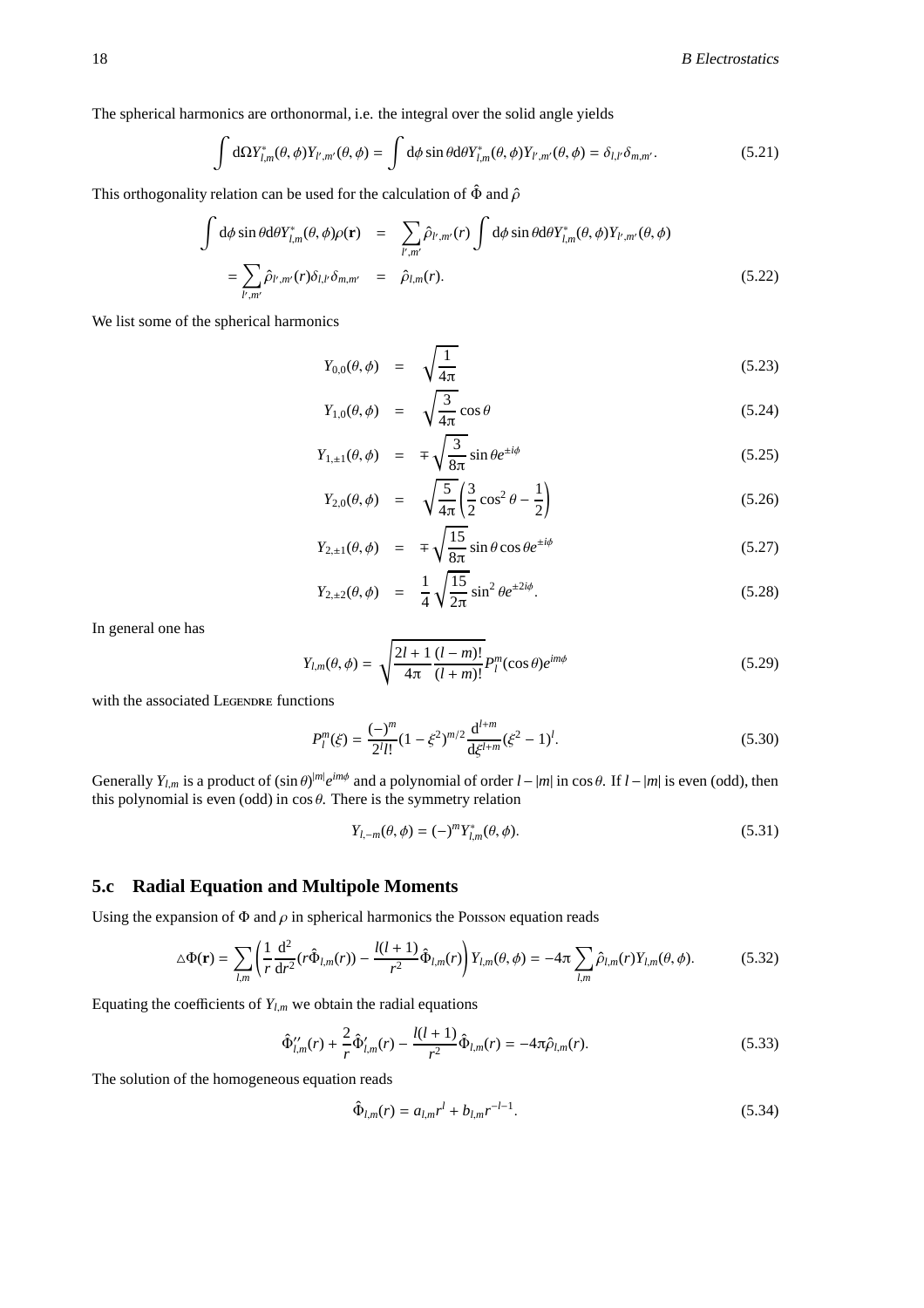The spherical harmonics are orthonormal, i.e. the integral over the solid angle yields

$$\int \mathrm{d}\Omega Y^*_{l,m}(\theta,\phi)Y_{l',m'}(\theta,\phi) = \int \mathrm{d}\phi \sin\theta \mathrm{d}\theta Y^*_{l,m}(\theta,\phi)Y_{l',m'}(\theta,\phi) = \delta_{l,l'}\delta_{m,m'}. \tag{5.21}$$

This orthogonality relation can be used for the calculation of $\hat{\Phi}$ and $\hat{\rho}$

$$\begin{aligned}
\int \mathrm{d}\phi \sin\theta \mathrm{d}\theta Y^*_{l,m}(\theta,\phi)\rho(\mathbf{r}) &= \sum_{l',m'} \hat{\rho}_{l',m'}(r) \int \mathrm{d}\phi \sin\theta \mathrm{d}\theta Y^*_{l,m}(\theta,\phi)Y_{l',m'}(\theta,\phi) \\
= \sum_{l',m'} \hat{\rho}_{l',m'}(r)\delta_{l,l'}\delta_{m,m'} &= \hat{\rho}_{l,m}(r).
\end{aligned} \tag{5.22}$$

We list some of the spherical harmonics

$$Y_{0,0}(\theta,\phi) = \sqrt{\frac{1}{4\pi}} \tag{5.23}$$

$$Y_{1,0}(\theta,\phi) = \sqrt{\frac{3}{4\pi}}\cos\theta \tag{5.24}$$

$$Y_{1,\pm1}(\theta,\phi) = \mp\sqrt{\frac{3}{8\pi}}\sin\theta e^{\pm i\phi} \tag{5.25}$$

$$Y_{2,0}(\theta,\phi) = \sqrt{\frac{5}{4\pi}}\left(\frac{3}{2}\cos^2\theta - \frac{1}{2}\right) \tag{5.26}$$

$$Y_{2,\pm1}(\theta,\phi) = \mp\sqrt{\frac{15}{8\pi}}\sin\theta\cos\theta e^{\pm i\phi} \tag{5.27}$$

$$Y_{2,\pm2}(\theta,\phi) = \frac{1}{4}\sqrt{\frac{15}{2\pi}}\sin^2\theta e^{\pm 2i\phi}. \tag{5.28}$$

In general one has

$$Y_{l,m}(\theta,\phi) = \sqrt{\frac{2l+1}{4\pi}\frac{(l-m)!}{(l+m)!}}P^m_l(\cos\theta)e^{im\phi} \tag{5.29}$$

with the associated Legendre functions

$$P^m_l(\xi) = \frac{(-)^m}{2^l l!}(1-\xi^2)^{m/2}\frac{\mathrm{d}^{l+m}}{\mathrm{d}\xi^{l+m}}(\xi^2-1)^l. \tag{5.30}$$

Generally $Y_{l,m}$ is a product of $(\sin\theta)^{|m|}e^{im\phi}$ and a polynomial of order $l-|m|$ in $\cos\theta$. If $l-|m|$ is even (odd), then this polynomial is even (odd) in $\cos\theta$. There is the symmetry relation

$$Y_{l,-m}(\theta,\phi) = (-)^m Y^*_{l,m}(\theta,\phi). \tag{5.31}$$

## 5.c Radial Equation and Multipole Moments

Using the expansion of $\Phi$ and $\rho$ in spherical harmonics the Poisson equation reads

$$\triangle\Phi(\mathbf{r}) = \sum_{l,m}\left(\frac{1}{r}\frac{\mathrm{d}^2}{\mathrm{d}r^2}(r\hat{\Phi}_{l,m}(r)) - \frac{l(l+1)}{r^2}\hat{\Phi}_{l,m}(r)\right)Y_{l,m}(\theta,\phi) = -4\pi\sum_{l,m}\hat{\rho}_{l,m}(r)Y_{l,m}(\theta,\phi). \tag{5.32}$$

Equating the coefficients of $Y_{l,m}$ we obtain the radial equations

$$\hat{\Phi}''_{l,m}(r) + \frac{2}{r}\hat{\Phi}'_{l,m}(r) - \frac{l(l+1)}{r^2}\hat{\Phi}_{l,m}(r) = -4\pi\hat{\rho}_{l,m}(r). \tag{5.33}$$

The solution of the homogeneous equation reads

$$\hat{\Phi}_{l,m}(r) = a_{l,m}r^l + b_{l,m}r^{-l-1}. \tag{5.34}$$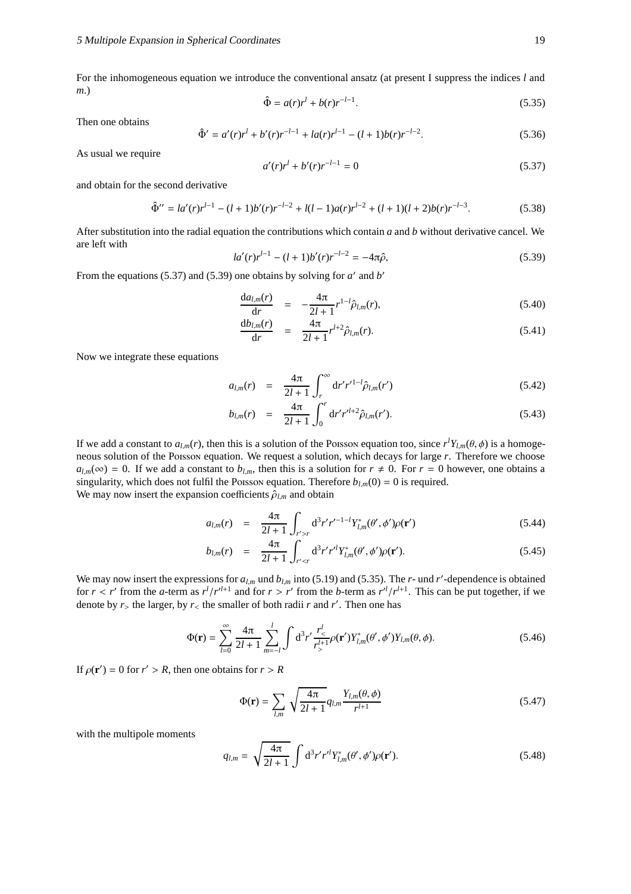For the inhomogeneous equation we introduce the conventional ansatz (at present I suppress the indices $l$ and $m$.)

$$\hat{\Phi} = a(r)r^l + b(r)r^{-l-1}. \tag{5.35}$$

Then one obtains

$$\hat{\Phi}' = a'(r)r^l + b'(r)r^{-l-1} + la(r)r^{l-1} - (l+1)b(r)r^{-l-2}. \tag{5.36}$$

As usual we require

$$a'(r)r^l + b'(r)r^{-l-1} = 0 \tag{5.37}$$

and obtain for the second derivative

$$\hat{\Phi}'' = la'(r)r^{l-1} - (l+1)b'(r)r^{-l-2} + l(l-1)a(r)r^{l-2} + (l+1)(l+2)b(r)r^{-l-3}. \tag{5.38}$$

After substitution into the radial equation the contributions which contain $a$ and $b$ without derivative cancel. We are left with

$$la'(r)r^{l-1} - (l+1)b'(r)r^{-l-2} = -4\pi\hat{\rho}, \tag{5.39}$$

From the equations (5.37) and (5.39) one obtains by solving for $a'$ and $b'$

$$\frac{\mathrm{d}a_{l,m}(r)}{\mathrm{d}r} = -\frac{4\pi}{2l+1} r^{1-l}\hat{\rho}_{l,m}(r), \tag{5.40}$$

$$\frac{\mathrm{d}b_{l,m}(r)}{\mathrm{d}r} = \frac{4\pi}{2l+1} r^{l+2}\hat{\rho}_{l,m}(r). \tag{5.41}$$

Now we integrate these equations

$$a_{l,m}(r) = \frac{4\pi}{2l+1}\int_r^\infty \mathrm{d}r' r'^{1-l}\hat{\rho}_{l,m}(r') \tag{5.42}$$

$$b_{l,m}(r) = \frac{4\pi}{2l+1}\int_0^r \mathrm{d}r' r'^{l+2}\hat{\rho}_{l,m}(r'). \tag{5.43}$$

If we add a constant to $a_{l,m}(r)$, then this is a solution of the Poisson equation too, since $r^l Y_{l,m}(\theta,\phi)$ is a homogeneous solution of the Poisson equation. We request a solution, which decays for large $r$. Therefore we choose $a_{l,m}(\infty) = 0$. If we add a constant to $b_{l,m}$, then this is a solution for $r \neq 0$. For $r = 0$ however, one obtains a singularity, which does not fulfil the Poisson equation. Therefore $b_{l,m}(0) = 0$ is required.
We may now insert the expansion coefficients $\hat{\rho}_{l,m}$ and obtain

$$a_{l,m}(r) = \frac{4\pi}{2l+1}\int_{r'>r} \mathrm{d}^3r' r'^{-1-l} Y^*_{l,m}(\theta',\phi')\rho(\mathbf{r}') \tag{5.44}$$

$$b_{l,m}(r) = \frac{4\pi}{2l+1}\int_{r'<r} \mathrm{d}^3r' r'^{l} Y^*_{l,m}(\theta',\phi')\rho(\mathbf{r}'). \tag{5.45}$$

We may now insert the expressions for $a_{l,m}$ und $b_{l,m}$ into (5.19) and (5.35). The $r$- und $r'$-dependence is obtained for $r < r'$ from the $a$-term as $r^l/r'^{l+1}$ and for $r > r'$ from the $b$-term as $r'^l/r^{l+1}$. This can be put together, if we denote by $r_>$ the larger, by $r_<$ the smaller of both radii $r$ and $r'$. Then one has

$$\Phi(\mathbf{r}) = \sum_{l=0}^{\infty}\frac{4\pi}{2l+1}\sum_{m=-l}^{l}\int \mathrm{d}^3r' \frac{r_<^l}{r_>^{l+1}}\rho(\mathbf{r}')Y^*_{l,m}(\theta',\phi')Y_{l,m}(\theta,\phi). \tag{5.46}$$

If $\rho(\mathbf{r}') = 0$ for $r' > R$, then one obtains for $r > R$

$$\Phi(\mathbf{r}) = \sum_{l,m}\sqrt{\frac{4\pi}{2l+1}}q_{l,m}\frac{Y_{l,m}(\theta,\phi)}{r^{l+1}} \tag{5.47}$$

with the multipole moments

$$q_{l,m} = \sqrt{\frac{4\pi}{2l+1}}\int \mathrm{d}^3r' r'^l Y^*_{l,m}(\theta',\phi')\rho(\mathbf{r}'). \tag{5.48}$$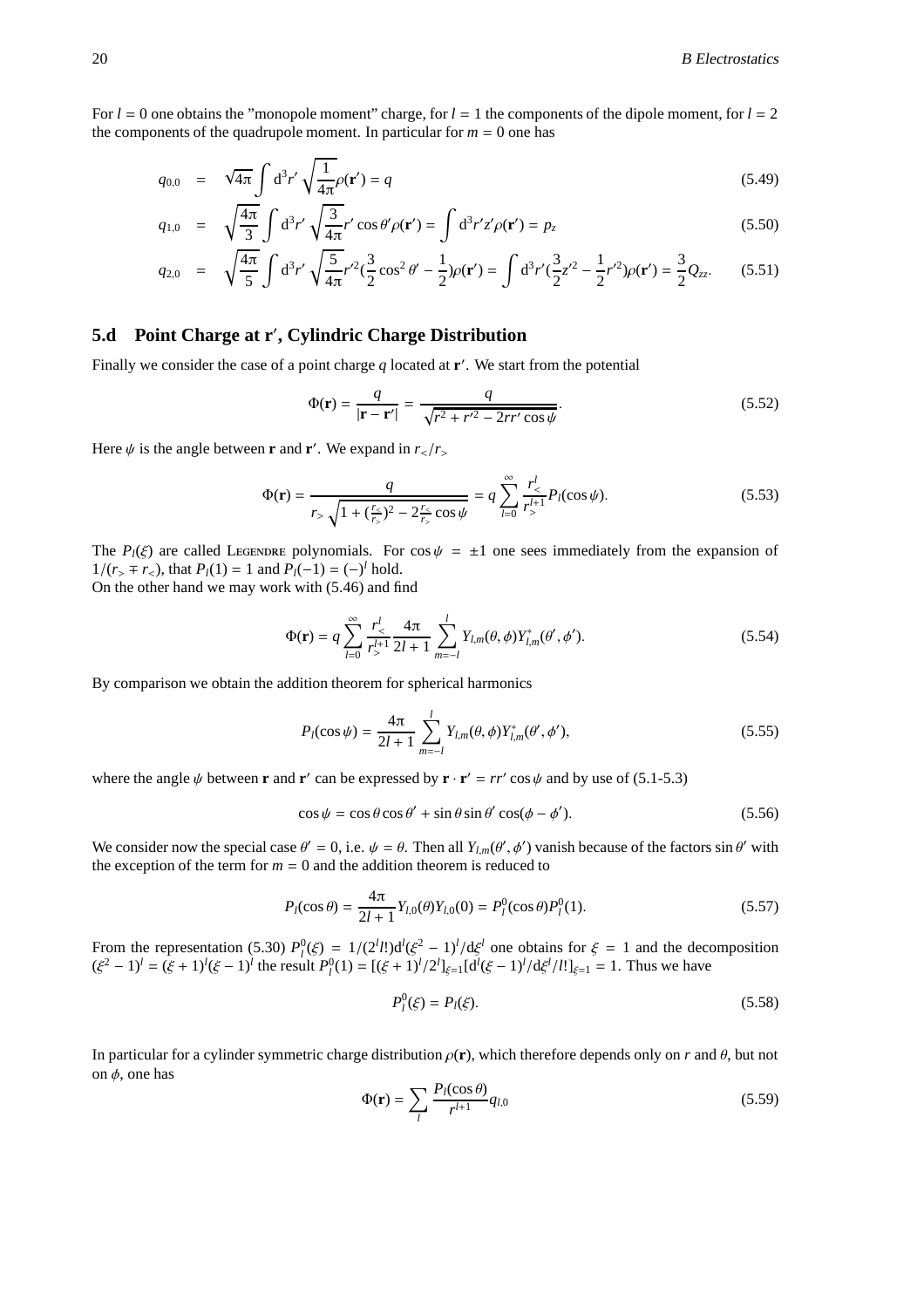For $l = 0$ one obtains the "monopole moment" charge, for $l = 1$ the components of the dipole moment, for $l = 2$ the components of the quadrupole moment. In particular for $m = 0$ one has

$$q_{0,0} = \sqrt{4\pi}\int d^3r' \sqrt{\frac{1}{4\pi}}\rho(\mathbf{r}') = q \tag{5.49}$$

$$q_{1,0} = \sqrt{\frac{4\pi}{3}}\int d^3r' \sqrt{\frac{3}{4\pi}}r'\cos\theta'\rho(\mathbf{r}') = \int d^3r' z'\rho(\mathbf{r}') = p_z \tag{5.50}$$

$$q_{2,0} = \sqrt{\frac{4\pi}{5}}\int d^3r' \sqrt{\frac{5}{4\pi}}r'^2(\frac{3}{2}\cos^2\theta' - \frac{1}{2})\rho(\mathbf{r}') = \int d^3r'(\frac{3}{2}z'^2 - \frac{1}{2}r'^2)\rho(\mathbf{r}') = \frac{3}{2}Q_{zz}. \tag{5.51}$$

## 5.d Point Charge at $\mathbf{r}'$, Cylindric Charge Distribution

Finally we consider the case of a point charge $q$ located at $\mathbf{r}'$. We start from the potential

$$\Phi(\mathbf{r}) = \frac{q}{|\mathbf{r} - \mathbf{r}'|} = \frac{q}{\sqrt{r^2 + r'^2 - 2rr'\cos\psi}}. \tag{5.52}$$

Here $\psi$ is the angle between $\mathbf{r}$ and $\mathbf{r}'$. We expand in $r_</r_>$

$$\Phi(\mathbf{r}) = \frac{q}{r_>\sqrt{1 + (\frac{r_<}{r_>})^2 - 2\frac{r_<}{r_>}\cos\psi}} = q\sum_{l=0}^{\infty}\frac{r_<^l}{r_>^{l+1}}P_l(\cos\psi). \tag{5.53}$$

The $P_l(\xi)$ are called Legendre polynomials. For $\cos\psi = \pm 1$ one sees immediately from the expansion of $1/(r_> \mp r_<)$, that $P_l(1) = 1$ and $P_l(-1) = (-)^l$ hold.
On the other hand we may work with (5.46) and find

$$\Phi(\mathbf{r}) = q\sum_{l=0}^{\infty}\frac{r_<^l}{r_>^{l+1}}\frac{4\pi}{2l+1}\sum_{m=-l}^{l}Y_{l,m}(\theta,\phi)Y_{l,m}^*(\theta',\phi'). \tag{5.54}$$

By comparison we obtain the addition theorem for spherical harmonics

$$P_l(\cos\psi) = \frac{4\pi}{2l+1}\sum_{m=-l}^{l}Y_{l,m}(\theta,\phi)Y_{l,m}^*(\theta',\phi'), \tag{5.55}$$

where the angle $\psi$ between $\mathbf{r}$ and $\mathbf{r}'$ can be expressed by $\mathbf{r}\cdot\mathbf{r}' = rr'\cos\psi$ and by use of (5.1-5.3)

$$\cos\psi = \cos\theta\cos\theta' + \sin\theta\sin\theta'\cos(\phi - \phi'). \tag{5.56}$$

We consider now the special case $\theta' = 0$, i.e. $\psi = \theta$. Then all $Y_{l,m}(\theta',\phi')$ vanish because of the factors $\sin\theta'$ with the exception of the term for $m = 0$ and the addition theorem is reduced to

$$P_l(\cos\theta) = \frac{4\pi}{2l+1}Y_{l,0}(\theta)Y_{l,0}(0) = P_l^0(\cos\theta)P_l^0(1). \tag{5.57}$$

From the representation (5.30) $P_l^0(\xi) = 1/(2^l l!)d^l(\xi^2 - 1)^l/d\xi^l$ one obtains for $\xi = 1$ and the decomposition $(\xi^2 - 1)^l = (\xi + 1)^l(\xi - 1)^l$ the result $P_l^0(1) = [(\xi + 1)^l/2^l]_{\xi=1}[d^l(\xi - 1)^l/d\xi^l/l!]_{\xi=1} = 1$. Thus we have

$$P_l^0(\xi) = P_l(\xi). \tag{5.58}$$

In particular for a cylinder symmetric charge distribution $\rho(\mathbf{r})$, which therefore depends only on $r$ and $\theta$, but not on $\phi$, one has

$$\Phi(\mathbf{r}) = \sum_l \frac{P_l(\cos\theta)}{r^{l+1}}q_{l,0} \tag{5.59}$$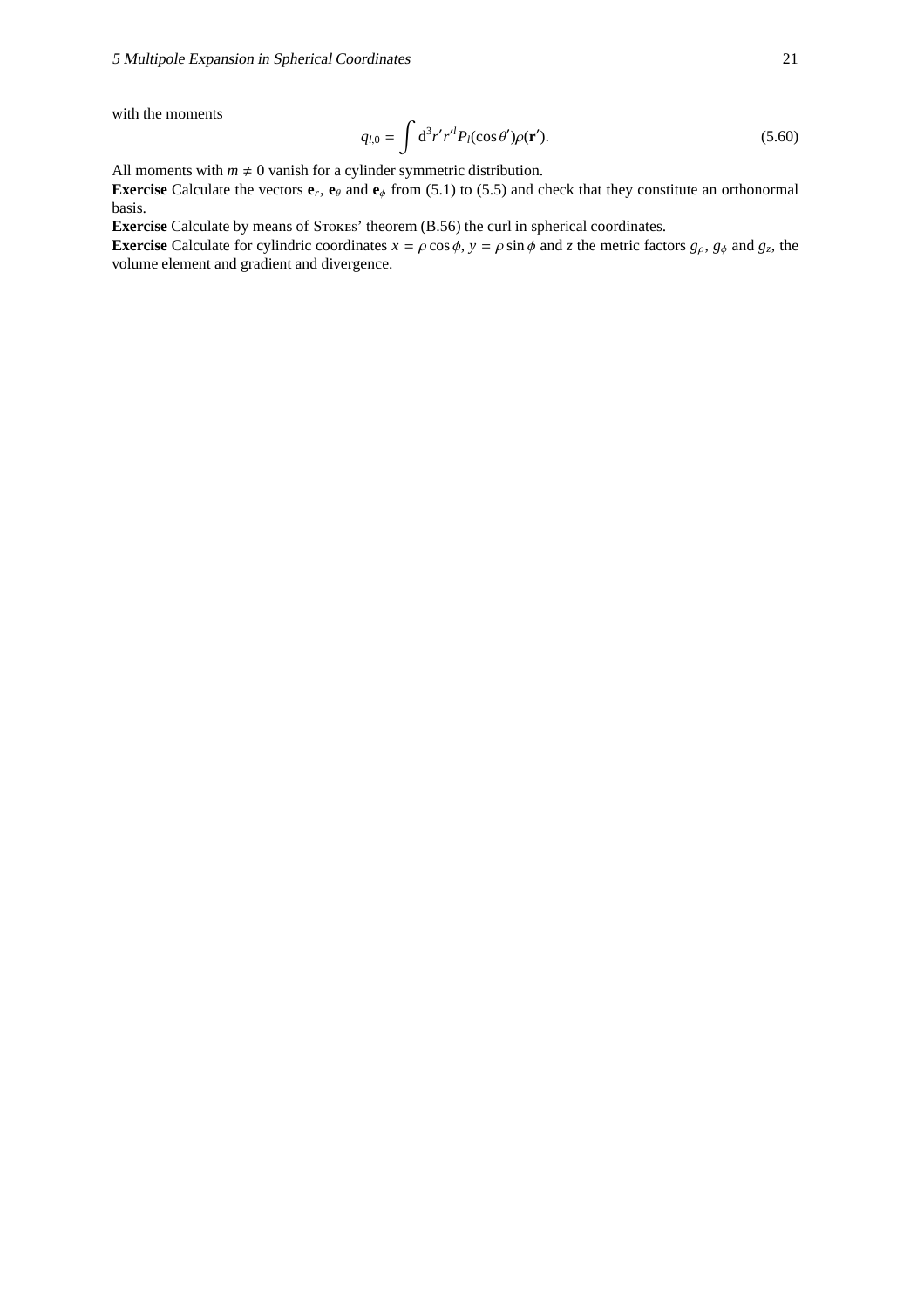with the moments

$$q_{l,0} = \int \mathrm{d}^3 r' r'^l P_l(\cos\theta')\rho(\mathbf{r}'). \tag{5.60}$$

All moments with $m \neq 0$ vanish for a cylinder symmetric distribution.

**Exercise** Calculate the vectors $\mathbf{e}_r$, $\mathbf{e}_\theta$ and $\mathbf{e}_\phi$ from (5.1) to (5.5) and check that they constitute an orthonormal basis.

**Exercise** Calculate by means of Stokes' theorem (B.56) the curl in spherical coordinates.

**Exercise** Calculate for cylindric coordinates $x = \rho\cos\phi$, $y = \rho\sin\phi$ and $z$ the metric factors $g_\rho$, $g_\phi$ and $g_z$, the volume element and gradient and divergence.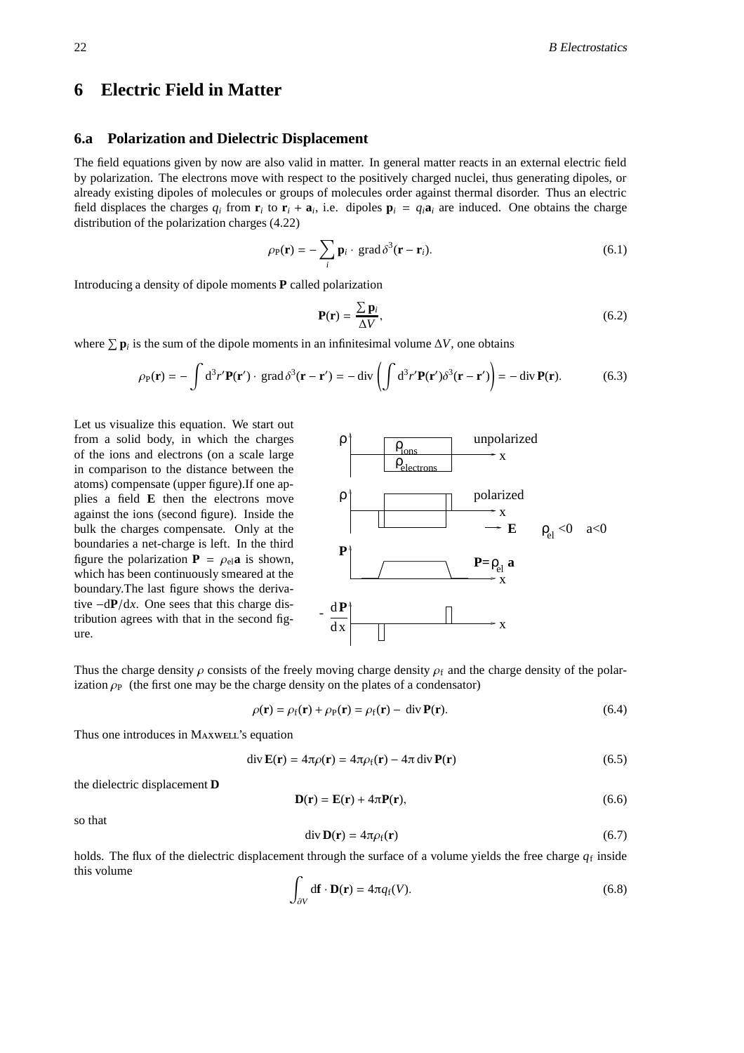# 6 Electric Field in Matter

## 6.a Polarization and Dielectric Displacement

The field equations given by now are also valid in matter. In general matter reacts in an external electric field by polarization. The electrons move with respect to the positively charged nuclei, thus generating dipoles, or already existing dipoles of molecules or groups of molecules order against thermal disorder. Thus an electric field displaces the charges $q_i$ from $\mathbf{r}_i$ to $\mathbf{r}_i + \mathbf{a}_i$, i.e. dipoles $\mathbf{p}_i = q_i\mathbf{a}_i$ are induced. One obtains the charge distribution of the polarization charges (4.22)

$$\rho_P(\mathbf{r}) = -\sum_i \mathbf{p}_i \cdot \operatorname{grad} \delta^3(\mathbf{r} - \mathbf{r}_i). \tag{6.1}$$

Introducing a density of dipole moments **P** called polarization

$$\mathbf{P}(\mathbf{r}) = \frac{\sum \mathbf{p}_i}{\Delta V}, \tag{6.2}$$

where $\sum \mathbf{p}_i$ is the sum of the dipole moments in an infinitesimal volume $\Delta V$, one obtains

$$\rho_P(\mathbf{r}) = -\int d^3r' \mathbf{P}(\mathbf{r}') \cdot \operatorname{grad} \delta^3(\mathbf{r} - \mathbf{r}') = -\operatorname{div}\left(\int d^3r' \mathbf{P}(\mathbf{r}')\delta^3(\mathbf{r} - \mathbf{r}')\right) = -\operatorname{div} \mathbf{P}(\mathbf{r}). \tag{6.3}$$

Let us visualize this equation. We start out from a solid body, in which the charges of the ions and electrons (on a scale large in comparison to the distance between the atoms) compensate (upper figure). If one applies a field **E** then the electrons move against the ions (second figure). Inside the bulk the charges compensate. Only at the boundaries a net-charge is left. In the third figure the polarization $\mathbf{P} = \rho_{el}\mathbf{a}$ is shown, which has been continuously smeared at the boundary. The last figure shows the derivative $-d\mathbf{P}/dx$. One sees that this charge distribution agrees with that in the second figure.

Thus the charge density $\rho$ consists of the freely moving charge density $\rho_f$ and the charge density of the polarization $\rho_P$ (the first one may be the charge density on the plates of a condensator)

$$\rho(\mathbf{r}) = \rho_f(\mathbf{r}) + \rho_P(\mathbf{r}) = \rho_f(\mathbf{r}) - \operatorname{div} \mathbf{P}(\mathbf{r}). \tag{6.4}$$

Thus one introduces in MAXWELL's equation

$$\operatorname{div} \mathbf{E}(\mathbf{r}) = 4\pi\rho(\mathbf{r}) = 4\pi\rho_f(\mathbf{r}) - 4\pi \operatorname{div} \mathbf{P}(\mathbf{r}) \tag{6.5}$$

the dielectric displacement **D**

$$\mathbf{D}(\mathbf{r}) = \mathbf{E}(\mathbf{r}) + 4\pi\mathbf{P}(\mathbf{r}), \tag{6.6}$$

so that

$$\operatorname{div} \mathbf{D}(\mathbf{r}) = 4\pi\rho_f(\mathbf{r}) \tag{6.7}$$

holds. The flux of the dielectric displacement through the surface of a volume yields the free charge $q_f$ inside this volume

$$\int_{\partial V} d\mathbf{f} \cdot \mathbf{D}(\mathbf{r}) = 4\pi q_f(V). \tag{6.8}$$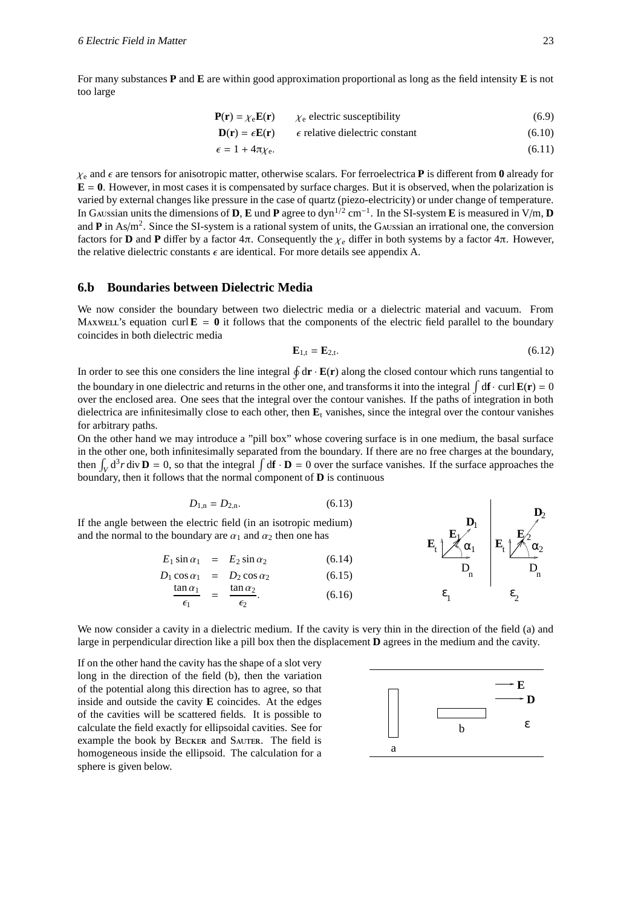For many substances **P** and **E** are within good approximation proportional as long as the field intensity **E** is not too large

$$\mathbf{P}(\mathbf{r}) = \chi_e \mathbf{E}(\mathbf{r}) \qquad \chi_e \text{ electric susceptibility} \tag{6.9}$$

$$\mathbf{D}(\mathbf{r}) = \epsilon \mathbf{E}(\mathbf{r}) \qquad \epsilon \text{ relative dielectric constant} \tag{6.10}$$

$$\epsilon = 1 + 4\pi\chi_e. \tag{6.11}$$

$\chi_e$ and $\epsilon$ are tensors for anisotropic matter, otherwise scalars. For ferroelectrica **P** is different from **0** already for $\mathbf{E} = \mathbf{0}$. However, in most cases it is compensated by surface charges. But it is observed, when the polarization is varied by external changes like pressure in the case of quartz (piezo-electricity) or under change of temperature. In Gaussian units the dimensions of **D**, **E** und **P** agree to dyn$^{1/2}$ cm$^{-1}$. In the SI-system **E** is measured in V/m, **D** and **P** in As/m$^2$. Since the SI-system is a rational system of units, the Gaussian an irrational one, the conversion factors for **D** and **P** differ by a factor $4\pi$. Consequently the $\chi_e$ differ in both systems by a factor $4\pi$. However, the relative dielectric constants $\epsilon$ are identical. For more details see appendix A.

## 6.b Boundaries between Dielectric Media

We now consider the boundary between two dielectric media or a dielectric material and vacuum. From Maxwell's equation $\operatorname{curl} \mathbf{E} = \mathbf{0}$ it follows that the components of the electric field parallel to the boundary coincides in both dielectric media

$$\mathbf{E}_{1,t} = \mathbf{E}_{2,t}. \tag{6.12}$$

In order to see this one considers the line integral $\oint d\mathbf{r} \cdot \mathbf{E}(\mathbf{r})$ along the closed contour which runs tangential to the boundary in one dielectric and returns in the other one, and transforms it into the integral $\int d\mathbf{f} \cdot \operatorname{curl} \mathbf{E}(\mathbf{r}) = 0$ over the enclosed area. One sees that the integral over the contour vanishes. If the paths of integration in both dielectrica are infinitesimally close to each other, then $\mathbf{E}_t$ vanishes, since the integral over the contour vanishes for arbitrary paths.

On the other hand we may introduce a "pill box" whose covering surface is in one medium, the basal surface in the other one, both infinitesimally separated from the boundary. If there are no free charges at the boundary, then $\int_V d^3r \operatorname{div} \mathbf{D} = 0$, so that the integral $\int d\mathbf{f} \cdot \mathbf{D} = 0$ over the surface vanishes. If the surface approaches the boundary, then it follows that the normal component of **D** is continuous

$$D_{1,n} = D_{2,n}. \tag{6.13}$$

If the angle between the electric field (in an isotropic medium) and the normal to the boundary are $\alpha_1$ and $\alpha_2$ then one has

$$E_1 \sin \alpha_1 = E_2 \sin \alpha_2 \tag{6.14}$$

$$D_1 \cos \alpha_1 = D_2 \cos \alpha_2 \tag{6.15}$$

$$\frac{\tan \alpha_1}{\epsilon_1} = \frac{\tan \alpha_2}{\epsilon_2}. \tag{6.16}$$

We now consider a cavity in a dielectric medium. If the cavity is very thin in the direction of the field (a) and large in perpendicular direction like a pill box then the displacement **D** agrees in the medium and the cavity.

If on the other hand the cavity has the shape of a slot very long in the direction of the field (b), then the variation of the potential along this direction has to agree, so that inside and outside the cavity **E** coincides. At the edges of the cavities will be scattered fields. It is possible to calculate the field exactly for ellipsoidal cavities. See for example the book by Becker and Sauter. The field is homogeneous inside the ellipsoid. The calculation for a sphere is given below.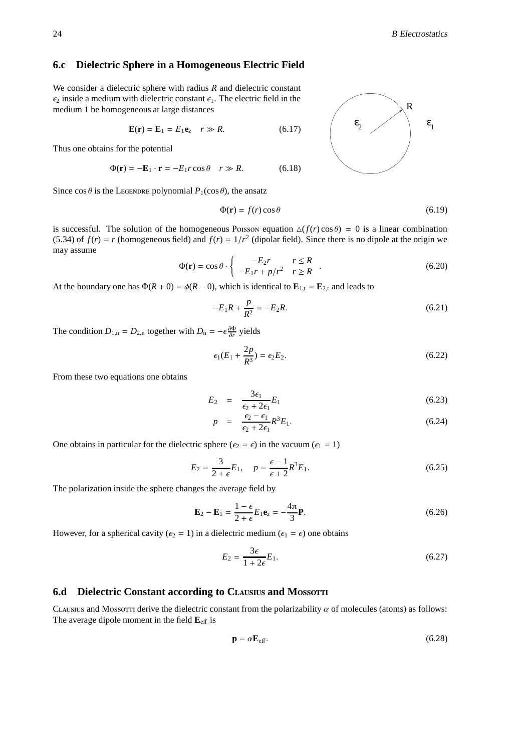## 6.c Dielectric Sphere in a Homogeneous Electric Field

We consider a dielectric sphere with radius $R$ and dielectric constant $\epsilon_2$ inside a medium with dielectric constant $\epsilon_1$. The electric field in the medium 1 be homogeneous at large distances

$$\mathbf{E}(\mathbf{r}) = \mathbf{E}_1 = E_1\mathbf{e}_z \quad r \gg R. \tag{6.17}$$

Thus one obtains for the potential

$$\Phi(\mathbf{r}) = -\mathbf{E}_1 \cdot \mathbf{r} = -E_1 r\cos\theta \quad r \gg R. \tag{6.18}$$

Since $\cos\theta$ is the Legendre polynomial $P_1(\cos\theta)$, the ansatz

$$\Phi(\mathbf{r}) = f(r)\cos\theta \tag{6.19}$$

is successful. The solution of the homogeneous Poisson equation $\triangle(f(r)\cos\theta) = 0$ is a linear combination (5.34) of $f(r) = r$ (homogeneous field) and $f(r) = 1/r^2$ (dipolar field). Since there is no dipole at the origin we may assume

$$\Phi(\mathbf{r}) = \cos\theta \cdot \begin{cases} -E_2 r & r \le R \\ -E_1 r + p/r^2 & r \ge R \end{cases}. \tag{6.20}$$

At the boundary one has $\Phi(R+0) = \phi(R-0)$, which is identical to $\mathbf{E}_{1,\mathrm{t}} = \mathbf{E}_{2,\mathrm{t}}$ and leads to

$$-E_1 R + \frac{p}{R^2} = -E_2 R. \tag{6.21}$$

The condition $D_{1,\mathrm{n}} = D_{2,\mathrm{n}}$ together with $D_\mathrm{n} = -\epsilon\frac{\partial\Phi}{\partial r}$ yields

$$\epsilon_1(E_1 + \frac{2p}{R^3}) = \epsilon_2 E_2. \tag{6.22}$$

From these two equations one obtains

$$E_2 = \frac{3\epsilon_1}{\epsilon_2 + 2\epsilon_1}E_1 \tag{6.23}$$

$$p = \frac{\epsilon_2 - \epsilon_1}{\epsilon_2 + 2\epsilon_1}R^3 E_1. \tag{6.24}$$

One obtains in particular for the dielectric sphere ($\epsilon_2 = \epsilon$) in the vacuum ($\epsilon_1 = 1$)

$$E_2 = \frac{3}{2+\epsilon}E_1, \quad p = \frac{\epsilon - 1}{\epsilon + 2}R^3 E_1. \tag{6.25}$$

The polarization inside the sphere changes the average field by

$$\mathbf{E}_2 - \mathbf{E}_1 = \frac{1-\epsilon}{2+\epsilon}E_1\mathbf{e}_z = -\frac{4\pi}{3}\mathbf{P}. \tag{6.26}$$

However, for a spherical cavity ($\epsilon_2 = 1$) in a dielectric medium ($\epsilon_1 = \epsilon$) one obtains

$$E_2 = \frac{3\epsilon}{1+2\epsilon}E_1. \tag{6.27}$$

## 6.d Dielectric Constant according to Clausius and Mossotti

Clausius and Mossotti derive the dielectric constant from the polarizability $\alpha$ of molecules (atoms) as follows: The average dipole moment in the field $\mathbf{E}_\mathrm{eff}$ is

$$\mathbf{p} = \alpha\mathbf{E}_\mathrm{eff}. \tag{6.28}$$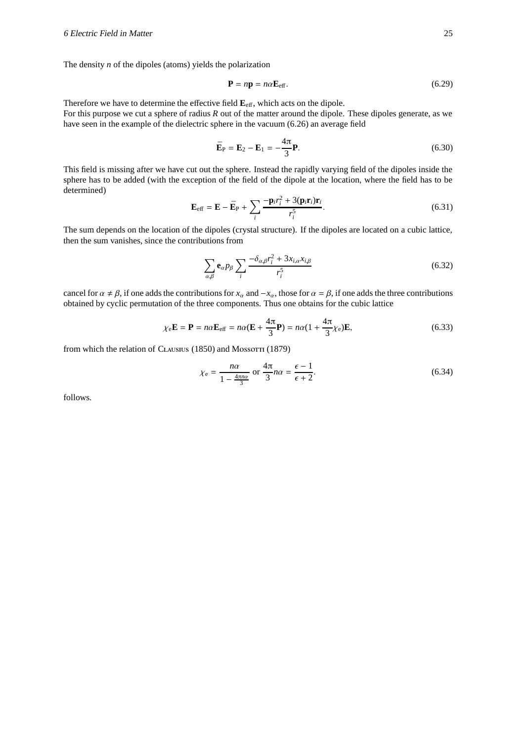The density $n$ of the dipoles (atoms) yields the polarization

$$\mathbf{P} = n\mathbf{p} = n\alpha\mathbf{E}_{\text{eff}}. \tag{6.29}$$

Therefore we have to determine the effective field $\mathbf{E}_{\text{eff}}$, which acts on the dipole.
For this purpose we cut a sphere of radius $R$ out of the matter around the dipole. These dipoles generate, as we have seen in the example of the dielectric sphere in the vacuum (6.26) an average field

$$\bar{\mathbf{E}}_{\text{P}} = \mathbf{E}_2 - \mathbf{E}_1 = -\frac{4\pi}{3}\mathbf{P}. \tag{6.30}$$

This field is missing after we have cut out the sphere. Instead the rapidly varying field of the dipoles inside the sphere has to be added (with the exception of the field of the dipole at the location, where the field has to be determined)

$$\mathbf{E}_{\text{eff}} = \mathbf{E} - \bar{\mathbf{E}}_{\text{P}} + \sum_i \frac{-\mathbf{p}_i r_i^2 + 3(\mathbf{p}_i\mathbf{r}_i)\mathbf{r}_i}{r_i^5}. \tag{6.31}$$

The sum depends on the location of the dipoles (crystal structure). If the dipoles are located on a cubic lattice, then the sum vanishes, since the contributions from

$$\sum_{\alpha,\beta} \mathbf{e}_\alpha p_\beta \sum_i \frac{-\delta_{\alpha,\beta} r_i^2 + 3x_{i,\alpha}x_{i,\beta}}{r_i^5} \tag{6.32}$$

cancel for $\alpha \neq \beta$, if one adds the contributions for $x_\alpha$ and $-x_\alpha$, those for $\alpha = \beta$, if one adds the three contributions obtained by cyclic permutation of the three components. Thus one obtains for the cubic lattice

$$\chi_{\text{e}}\mathbf{E} = \mathbf{P} = n\alpha\mathbf{E}_{\text{eff}} = n\alpha(\mathbf{E} + \frac{4\pi}{3}\mathbf{P}) = n\alpha(1 + \frac{4\pi}{3}\chi_{\text{e}})\mathbf{E}, \tag{6.33}$$

from which the relation of Clausius (1850) and Mossotti (1879)

$$\chi_{\text{e}} = \frac{n\alpha}{1 - \frac{4\pi n\alpha}{3}} \text{ or } \frac{4\pi}{3}n\alpha = \frac{\epsilon - 1}{\epsilon + 2}. \tag{6.34}$$

follows.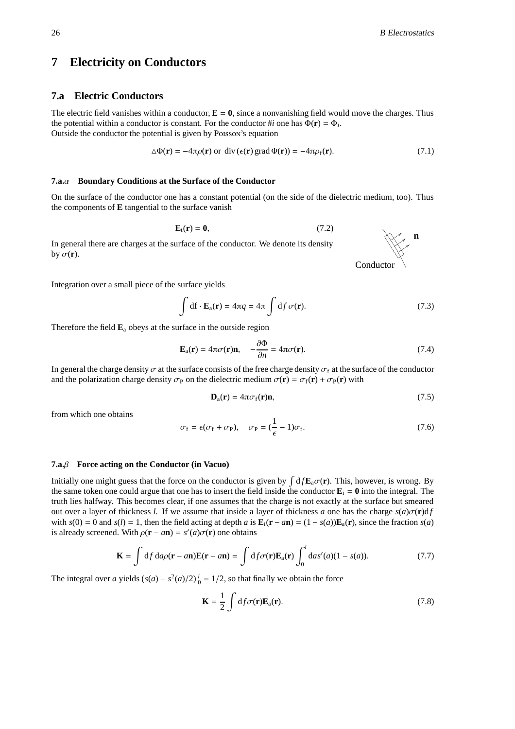# 7 Electricity on Conductors

## 7.a Electric Conductors

The electric field vanishes within a conductor, $\mathbf{E} = \mathbf{0}$, since a nonvanishing field would move the charges. Thus the potential within a conductor is constant. For the conductor #$i$ one has $\Phi(\mathbf{r}) = \Phi_i$.
Outside the conductor the potential is given by Poisson's equation

$$\triangle\Phi(\mathbf{r}) = -4\pi\rho(\mathbf{r}) \text{ or } \operatorname{div}(\epsilon(\mathbf{r}) \operatorname{grad}\Phi(\mathbf{r})) = -4\pi\rho_{\mathrm{f}}(\mathbf{r}). \tag{7.1}$$

### 7.a.$\alpha$ Boundary Conditions at the Surface of the Conductor

On the surface of the conductor one has a constant potential (on the side of the dielectric medium, too). Thus the components of $\mathbf{E}$ tangential to the surface vanish

$$\mathbf{E}_{\mathrm{t}}(\mathbf{r}) = \mathbf{0}, \tag{7.2}$$

In general there are charges at the surface of the conductor. We denote its density by $\sigma(\mathbf{r})$.

Integration over a small piece of the surface yields

$$\int \mathrm{d}\mathbf{f} \cdot \mathbf{E}_{\mathrm{a}}(\mathbf{r}) = 4\pi q = 4\pi \int \mathrm{d}f\, \sigma(\mathbf{r}). \tag{7.3}$$

Therefore the field $\mathbf{E}_{\mathrm{a}}$ obeys at the surface in the outside region

$$\mathbf{E}_{\mathrm{a}}(\mathbf{r}) = 4\pi\sigma(\mathbf{r})\mathbf{n}, \quad -\frac{\partial\Phi}{\partial n} = 4\pi\sigma(\mathbf{r}). \tag{7.4}$$

In general the charge density $\sigma$ at the surface consists of the free charge density $\sigma_{\mathrm{f}}$ at the surface of the conductor and the polarization charge density $\sigma_{\mathrm{P}}$ on the dielectric medium $\sigma(\mathbf{r}) = \sigma_{\mathrm{f}}(\mathbf{r}) + \sigma_{\mathrm{P}}(\mathbf{r})$ with

$$\mathbf{D}_{\mathrm{a}}(\mathbf{r}) = 4\pi\sigma_{\mathrm{f}}(\mathbf{r})\mathbf{n}, \tag{7.5}$$

from which one obtains

$$\sigma_{\mathrm{f}} = \epsilon(\sigma_{\mathrm{f}} + \sigma_{\mathrm{P}}), \quad \sigma_{\mathrm{P}} = (\frac{1}{\epsilon} - 1)\sigma_{\mathrm{f}}. \tag{7.6}$$

### 7.a.$\beta$ Force acting on the Conductor (in Vacuo)

Initially one might guess that the force on the conductor is given by $\int \mathrm{d}f \mathbf{E}_{\mathrm{a}}\sigma(\mathbf{r})$. This, however, is wrong. By the same token one could argue that one has to insert the field inside the conductor $\mathbf{E}_{\mathrm{i}} = \mathbf{0}$ into the integral. The truth lies halfway. This becomes clear, if one assumes that the charge is not exactly at the surface but smeared out over a layer of thickness $l$. If we assume that inside a layer of thickness $a$ one has the charge $s(a)\sigma(\mathbf{r})\mathrm{d}f$ with $s(0) = 0$ and $s(l) = 1$, then the field acting at depth $a$ is $\mathbf{E}_{\mathrm{i}}(\mathbf{r} - a\mathbf{n}) = (1 - s(a))\mathbf{E}_{\mathrm{a}}(\mathbf{r})$, since the fraction $s(a)$ is already screened. With $\rho(\mathbf{r} - a\mathbf{n}) = s'(a)\sigma(\mathbf{r})$ one obtains

$$\mathbf{K} = \int \mathrm{d}f\, \mathrm{d}a\rho(\mathbf{r} - a\mathbf{n})\mathbf{E}(\mathbf{r} - a\mathbf{n}) = \int \mathrm{d}f\sigma(\mathbf{r})\mathbf{E}_{\mathrm{a}}(\mathbf{r}) \int_0^l \mathrm{d}as'(a)(1 - s(a)). \tag{7.7}$$

The integral over $a$ yields $(s(a) - s^2(a)/2)|_0^l = 1/2$, so that finally we obtain the force

$$\mathbf{K} = \frac{1}{2} \int \mathrm{d}f\sigma(\mathbf{r})\mathbf{E}_{\mathrm{a}}(\mathbf{r}). \tag{7.8}$$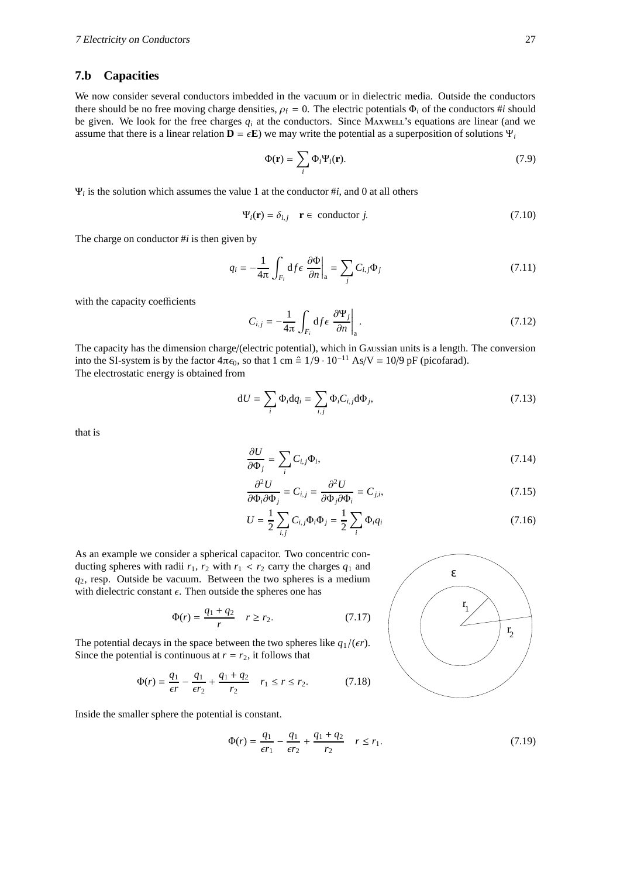## 7.b Capacities

We now consider several conductors imbedded in the vacuum or in dielectric media. Outside the conductors there should be no free moving charge densities, $\rho_\mathrm{f} = 0$. The electric potentials $\Phi_i$ of the conductors #$i$ should be given. We look for the free charges $q_i$ at the conductors. Since MAXWELL's equations are linear (and we assume that there is a linear relation $\mathbf{D} = \epsilon\mathbf{E}$) we may write the potential as a superposition of solutions $\Psi_i$

$$\Phi(\mathbf{r}) = \sum_i \Phi_i \Psi_i(\mathbf{r}). \tag{7.9}$$

$\Psi_i$ is the solution which assumes the value 1 at the conductor #$i$, and 0 at all others

$$\Psi_i(\mathbf{r}) = \delta_{i,j} \quad \mathbf{r} \in \text{ conductor } j. \tag{7.10}$$

The charge on conductor #$i$ is then given by

$$q_i = -\frac{1}{4\pi}\int_{F_i} \mathrm{d}f \epsilon \left.\frac{\partial \Phi}{\partial n}\right|_\mathrm{a} = \sum_j C_{i,j}\Phi_j \tag{7.11}$$

with the capacity coefficients

$$C_{i,j} = -\frac{1}{4\pi}\int_{F_i} \mathrm{d}f \epsilon \left.\frac{\partial \Psi_j}{\partial n}\right|_\mathrm{a}. \tag{7.12}$$

The capacity has the dimension charge/(electric potential), which in GAUSSian units is a length. The conversion into the SI-system is by the factor $4\pi\epsilon_0$, so that 1 cm $\hat{=}$ $1/9 \cdot 10^{-11}$ As/V = 10/9 pF (picofarad).
The electrostatic energy is obtained from

$$\mathrm{d}U = \sum_i \Phi_i \mathrm{d}q_i = \sum_{i,j} \Phi_i C_{i,j} \mathrm{d}\Phi_j, \tag{7.13}$$

that is

$$\frac{\partial U}{\partial \Phi_j} = \sum_i C_{i,j}\Phi_i, \tag{7.14}$$

$$\frac{\partial^2 U}{\partial \Phi_i \partial \Phi_j} = C_{i,j} = \frac{\partial^2 U}{\partial \Phi_j \partial \Phi_i} = C_{j,i}, \tag{7.15}$$

$$U = \frac{1}{2}\sum_{i,j} C_{i,j}\Phi_i\Phi_j = \frac{1}{2}\sum_i \Phi_i q_i \tag{7.16}$$

As an example we consider a spherical capacitor. Two concentric conducting spheres with radii $r_1$, $r_2$ with $r_1 < r_2$ carry the charges $q_1$ and $q_2$, resp. Outside be vacuum. Between the two spheres is a medium with dielectric constant $\epsilon$. Then outside the spheres one has

$$\Phi(r) = \frac{q_1 + q_2}{r} \quad r \geq r_2. \tag{7.17}$$

The potential decays in the space between the two spheres like $q_1/(\epsilon r)$. Since the potential is continuous at $r = r_2$, it follows that

$$\Phi(r) = \frac{q_1}{\epsilon r} - \frac{q_1}{\epsilon r_2} + \frac{q_1 + q_2}{r_2} \quad r_1 \leq r \leq r_2. \tag{7.18}$$

Inside the smaller sphere the potential is constant.

$$\Phi(r) = \frac{q_1}{\epsilon r_1} - \frac{q_1}{\epsilon r_2} + \frac{q_1 + q_2}{r_2} \quad r \leq r_1. \tag{7.19}$$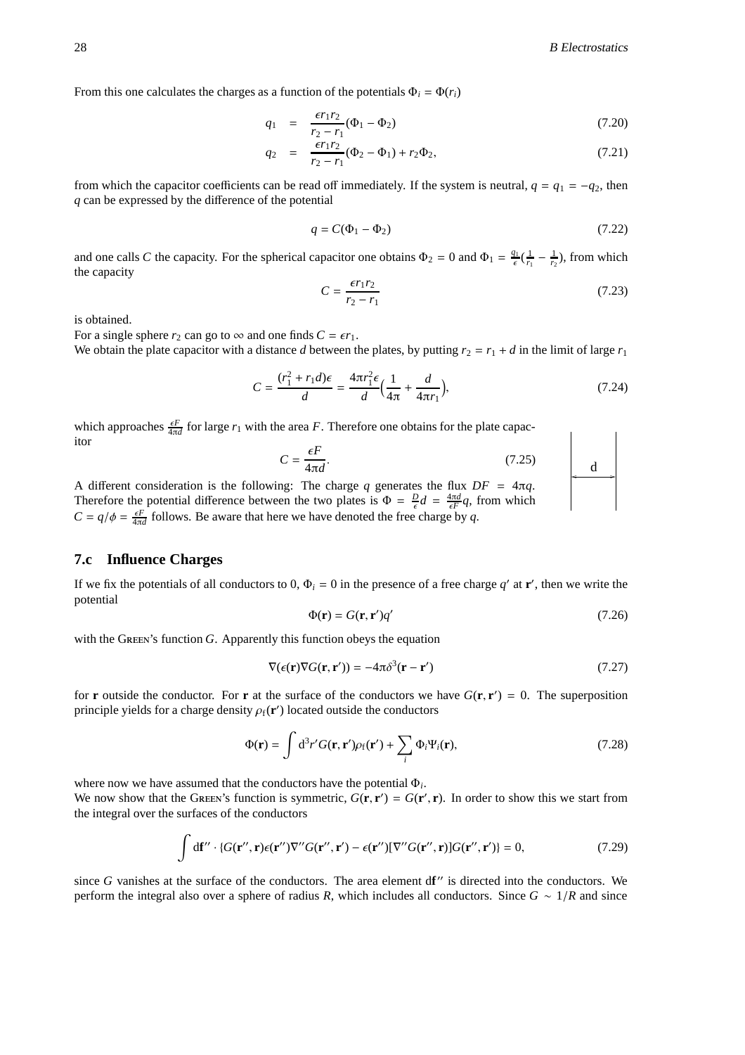From this one calculates the charges as a function of the potentials $\Phi_i = \Phi(r_i)$

$$
\begin{aligned}
q_1 &= \frac{\epsilon r_1 r_2}{r_2 - r_1}(\Phi_1 - \Phi_2) && (7.20) \\
q_2 &= \frac{\epsilon r_1 r_2}{r_2 - r_1}(\Phi_2 - \Phi_1) + r_2 \Phi_2, && (7.21)
\end{aligned}
$$

from which the capacitor coefficients can be read off immediately. If the system is neutral, $q = q_1 = -q_2$, then $q$ can be expressed by the difference of the potential

$$q = C(\Phi_1 - \Phi_2) \tag{7.22}$$

and one calls $C$ the capacity. For the spherical capacitor one obtains $\Phi_2 = 0$ and $\Phi_1 = \frac{q_1}{\epsilon}(\frac{1}{r_1} - \frac{1}{r_2})$, from which the capacity

$$C = \frac{\epsilon r_1 r_2}{r_2 - r_1} \tag{7.23}$$

is obtained.
For a single sphere $r_2$ can go to $\infty$ and one finds $C = \epsilon r_1$.
We obtain the plate capacitor with a distance $d$ between the plates, by putting $r_2 = r_1 + d$ in the limit of large $r_1$

$$C = \frac{(r_1^2 + r_1 d)\epsilon}{d} = \frac{4\pi r_1^2 \epsilon}{d}\Big(\frac{1}{4\pi} + \frac{d}{4\pi r_1}\Big), \tag{7.24}$$

which approaches $\frac{\epsilon F}{4\pi d}$ for large $r_1$ with the area $F$. Therefore one obtains for the plate capacitor

$$C = \frac{\epsilon F}{4\pi d}. \tag{7.25}$$

A different consideration is the following: The charge $q$ generates the flux $DF = 4\pi q$. Therefore the potential difference between the two plates is $\Phi = \frac{D}{\epsilon} d = \frac{4\pi d}{\epsilon F} q$, from which $C = q/\phi = \frac{\epsilon F}{4\pi d}$ follows. Be aware that here we have denoted the free charge by $q$.

## 7.c Influence Charges

If we fix the potentials of all conductors to 0, $\Phi_i = 0$ in the presence of a free charge $q'$ at $\mathbf{r}'$, then we write the potential

$$\Phi(\mathbf{r}) = G(\mathbf{r}, \mathbf{r}')q' \tag{7.26}$$

with the GREEN's function $G$. Apparently this function obeys the equation

$$\nabla(\epsilon(\mathbf{r})\nabla G(\mathbf{r}, \mathbf{r}')) = -4\pi\delta^3(\mathbf{r} - \mathbf{r}') \tag{7.27}$$

for $\mathbf{r}$ outside the conductor. For $\mathbf{r}$ at the surface of the conductors we have $G(\mathbf{r}, \mathbf{r}') = 0$. The superposition principle yields for a charge density $\rho_f(\mathbf{r}')$ located outside the conductors

$$\Phi(\mathbf{r}) = \int d^3r' G(\mathbf{r}, \mathbf{r}')\rho_f(\mathbf{r}') + \sum_i \Phi_i \Psi_i(\mathbf{r}), \tag{7.28}$$

where now we have assumed that the conductors have the potential $\Phi_i$.
We now show that the GREEN's function is symmetric, $G(\mathbf{r}, \mathbf{r}') = G(\mathbf{r}', \mathbf{r})$. In order to show this we start from the integral over the surfaces of the conductors

$$\int d\mathbf{f}'' \cdot \{G(\mathbf{r}'', \mathbf{r})\epsilon(\mathbf{r}'')\nabla'' G(\mathbf{r}'', \mathbf{r}') - \epsilon(\mathbf{r}'')[\nabla'' G(\mathbf{r}'', \mathbf{r})]G(\mathbf{r}'', \mathbf{r}')\} = 0, \tag{7.29}$$

since $G$ vanishes at the surface of the conductors. The area element $d\mathbf{f}''$ is directed into the conductors. We perform the integral also over a sphere of radius $R$, which includes all conductors. Since $G \sim 1/R$ and since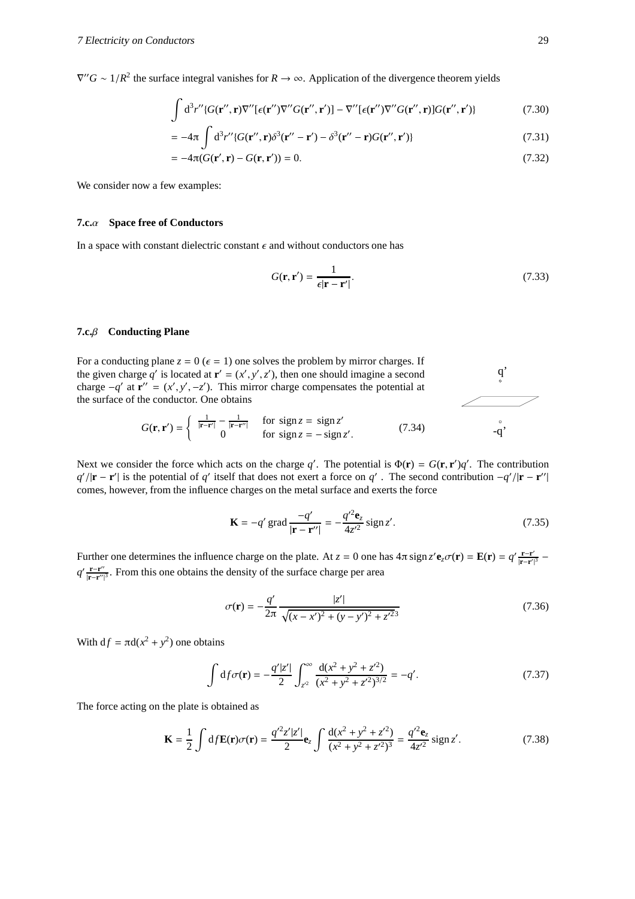$\nabla'' G \sim 1/R^2$ the surface integral vanishes for $R \to \infty$. Application of the divergence theorem yields

$$\int d^3r''\{G(\mathbf{r}'',\mathbf{r})\nabla''[\epsilon(\mathbf{r}'')\nabla''G(\mathbf{r}'',\mathbf{r}')] - \nabla''[\epsilon(\mathbf{r}'')\nabla''G(\mathbf{r}'',\mathbf{r})]G(\mathbf{r}'',\mathbf{r}')\} \tag{7.30}$$

$$= -4\pi \int d^3r''\{G(\mathbf{r}'',\mathbf{r})\delta^3(\mathbf{r}''-\mathbf{r}') - \delta^3(\mathbf{r}''-\mathbf{r})G(\mathbf{r}'',\mathbf{r}')\} \tag{7.31}$$

$$= -4\pi(G(\mathbf{r}',\mathbf{r}) - G(\mathbf{r},\mathbf{r}')) = 0. \tag{7.32}$$

We consider now a few examples:

### 7.c.$\alpha$ Space free of Conductors

In a space with constant dielectric constant $\epsilon$ and without conductors one has

$$G(\mathbf{r},\mathbf{r}') = \frac{1}{\epsilon|\mathbf{r}-\mathbf{r}'|}. \tag{7.33}$$

### 7.c.$\beta$ Conducting Plane

For a conducting plane $z = 0$ ($\epsilon = 1$) one solves the problem by mirror charges. If the given charge $q'$ is located at $\mathbf{r}' = (x', y', z')$, then one should imagine a second charge $-q'$ at $\mathbf{r}'' = (x', y', -z')$. This mirror charge compensates the potential at the surface of the conductor. One obtains

$$G(\mathbf{r},\mathbf{r}') = \begin{cases} \frac{1}{|\mathbf{r}-\mathbf{r}'|} - \frac{1}{|\mathbf{r}-\mathbf{r}''|} & \text{for } \operatorname{sign} z = \operatorname{sign} z' \\ 0 & \text{for } \operatorname{sign} z = -\operatorname{sign} z'. \end{cases} \tag{7.34}$$

Next we consider the force which acts on the charge $q'$. The potential is $\Phi(\mathbf{r}) = G(\mathbf{r},\mathbf{r}')q'$. The contribution $q'/|\mathbf{r}-\mathbf{r}'|$ is the potential of $q'$ itself that does not exert a force on $q'$ . The second contribution $-q'/|\mathbf{r}-\mathbf{r}''|$ comes, however, from the influence charges on the metal surface and exerts the force

$$\mathbf{K} = -q' \operatorname{grad} \frac{-q'}{|\mathbf{r}-\mathbf{r}''|} = -\frac{q'^2\mathbf{e}_z}{4z'^2}\operatorname{sign} z'. \tag{7.35}$$

Further one determines the influence charge on the plate. At $z = 0$ one has $4\pi \operatorname{sign} z' \mathbf{e}_z\sigma(\mathbf{r}) = \mathbf{E}(\mathbf{r}) = q'\frac{\mathbf{r}-\mathbf{r}'}{|\mathbf{r}-\mathbf{r}'|^3} - q'\frac{\mathbf{r}-\mathbf{r}''}{|\mathbf{r}-\mathbf{r}''|^3}$. From this one obtains the density of the surface charge per area

$$\sigma(\mathbf{r}) = -\frac{q'}{2\pi}\frac{|z'|}{\sqrt{(x-x')^2 + (y-y')^2 + z'^2}^3} \tag{7.36}$$

With $\mathrm{d}f = \pi \mathrm{d}(x^2 + y^2)$ one obtains

$$\int \mathrm{d}f\sigma(\mathbf{r}) = -\frac{q'|z'|}{2}\int_{z'^2}^{\infty}\frac{\mathrm{d}(x^2+y^2+z'^2)}{(x^2+y^2+z'^2)^{3/2}} = -q'. \tag{7.37}$$

The force acting on the plate is obtained as

$$\mathbf{K} = \frac{1}{2}\int \mathrm{d}f\mathbf{E}(\mathbf{r})\sigma(\mathbf{r}) = \frac{q'^2z'|z'|}{2}\mathbf{e}_z\int\frac{\mathrm{d}(x^2+y^2+z'^2)}{(x^2+y^2+z'^2)^3} = \frac{q'^2\mathbf{e}_z}{4z'^2}\operatorname{sign} z'. \tag{7.38}$$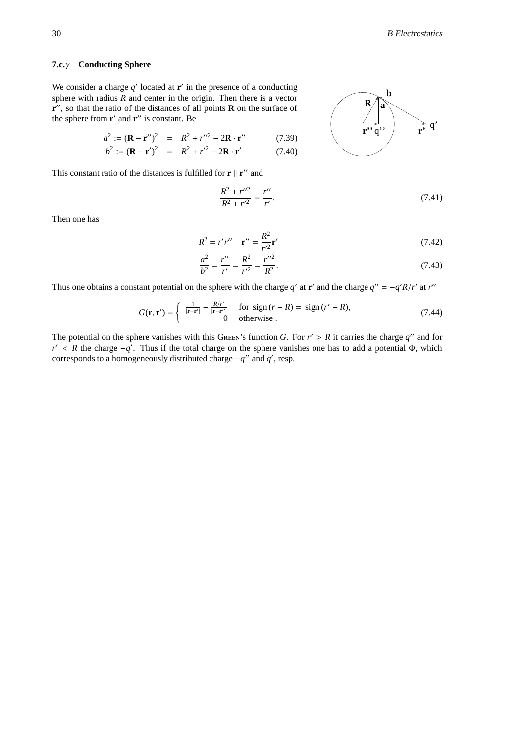### 7.c.$\gamma$ Conducting Sphere

We consider a charge $q'$ located at $\mathbf{r}'$ in the presence of a conducting sphere with radius $R$ and center in the origin. Then there is a vector $\mathbf{r}''$, so that the ratio of the distances of all points $\mathbf{R}$ on the surface of the sphere from $\mathbf{r}'$ and $\mathbf{r}''$ is constant. Be

$$a^2 := (\mathbf{R} - \mathbf{r}'')^2 = R^2 + r''^2 - 2\mathbf{R}\cdot\mathbf{r}'' \tag{7.39}$$

$$b^2 := (\mathbf{R} - \mathbf{r}')^2 = R^2 + r'^2 - 2\mathbf{R}\cdot\mathbf{r}' \tag{7.40}$$

This constant ratio of the distances is fulfilled for $\mathbf{r} \parallel \mathbf{r}''$ and

$$\frac{R^2 + r''^2}{R^2 + r'^2} = \frac{r''}{r'}. \tag{7.41}$$

Then one has

$$R^2 = r'r'' \quad \mathbf{r}'' = \frac{R^2}{r'^2}\mathbf{r}' \tag{7.42}$$

$$\frac{a^2}{b^2} = \frac{r''}{r'} = \frac{R^2}{r'^2} = \frac{r''^2}{R^2}. \tag{7.43}$$

Thus one obtains a constant potential on the sphere with the charge $q'$ at $\mathbf{r}'$ and the charge $q'' = -q'R/r'$ at $r''$

$$G(\mathbf{r},\mathbf{r}') = \begin{cases} \frac{1}{|\mathbf{r}-\mathbf{r}'|} - \frac{R/r'}{|\mathbf{r}-\mathbf{r}''|} & \text{for } \operatorname{sign}(r-R) = \operatorname{sign}(r'-R), \\ 0 & \text{otherwise}. \end{cases} \tag{7.44}$$

The potential on the sphere vanishes with this Green's function $G$. For $r' > R$ it carries the charge $q''$ and for $r' < R$ the charge $-q'$. Thus if the total charge on the sphere vanishes one has to add a potential $\Phi$, which corresponds to a homogeneously distributed charge $-q''$ and $q'$, resp.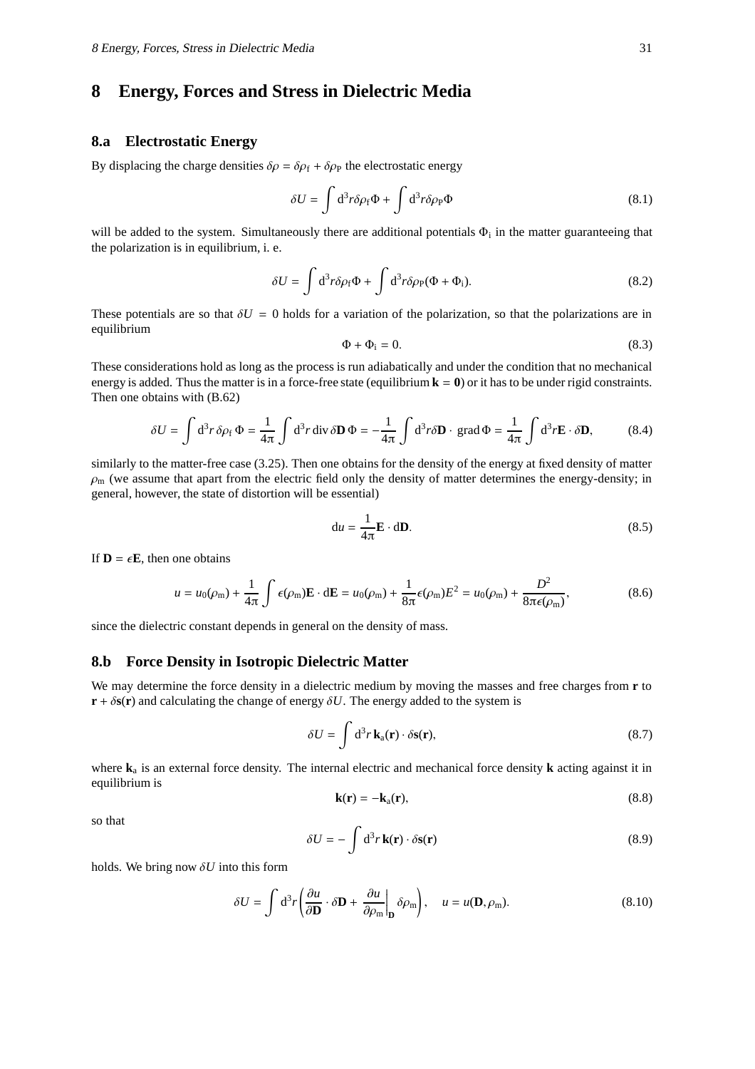# 8 Energy, Forces and Stress in Dielectric Media

## 8.a Electrostatic Energy

By displacing the charge densities $\delta\rho = \delta\rho_{\rm f} + \delta\rho_{\rm P}$ the electrostatic energy

$$\delta U = \int d^3r \delta\rho_{\rm f}\Phi + \int d^3r \delta\rho_{\rm P}\Phi \tag{8.1}$$

will be added to the system. Simultaneously there are additional potentials $\Phi_{\rm i}$ in the matter guaranteeing that the polarization is in equilibrium, i. e.

$$\delta U = \int d^3r \delta\rho_{\rm f}\Phi + \int d^3r \delta\rho_{\rm P}(\Phi + \Phi_{\rm i}). \tag{8.2}$$

These potentials are so that $\delta U = 0$ holds for a variation of the polarization, so that the polarizations are in equilibrium

$$\Phi + \Phi_{\rm i} = 0. \tag{8.3}$$

These considerations hold as long as the process is run adiabatically and under the condition that no mechanical energy is added. Thus the matter is in a force-free state (equilibrium $\mathbf{k} = \mathbf{0}$) or it has to be under rigid constraints. Then one obtains with (B.62)

$$\delta U = \int d^3r\, \delta\rho_{\rm f}\, \Phi = \frac{1}{4\pi} \int d^3r\, {\rm div}\, \delta\mathbf{D}\, \Phi = -\frac{1}{4\pi} \int d^3r \delta\mathbf{D} \cdot\, {\rm grad}\, \Phi = \frac{1}{4\pi} \int d^3r \mathbf{E} \cdot \delta\mathbf{D}, \tag{8.4}$$

similarly to the matter-free case (3.25). Then one obtains for the density of the energy at fixed density of matter $\rho_{\rm m}$ (we assume that apart from the electric field only the density of matter determines the energy-density; in general, however, the state of distortion will be essential)

$$du = \frac{1}{4\pi} \mathbf{E} \cdot d\mathbf{D}. \tag{8.5}$$

If $\mathbf{D} = \epsilon\mathbf{E}$, then one obtains

$$u = u_0(\rho_{\rm m}) + \frac{1}{4\pi} \int \epsilon(\rho_{\rm m})\mathbf{E} \cdot d\mathbf{E} = u_0(\rho_{\rm m}) + \frac{1}{8\pi}\epsilon(\rho_{\rm m})E^2 = u_0(\rho_{\rm m}) + \frac{D^2}{8\pi\epsilon(\rho_{\rm m})}, \tag{8.6}$$

since the dielectric constant depends in general on the density of mass.

## 8.b Force Density in Isotropic Dielectric Matter

We may determine the force density in a dielectric medium by moving the masses and free charges from $\mathbf{r}$ to $\mathbf{r} + \delta\mathbf{s}(\mathbf{r})$ and calculating the change of energy $\delta U$. The energy added to the system is

$$\delta U = \int d^3r\, \mathbf{k}_{\rm a}(\mathbf{r}) \cdot \delta\mathbf{s}(\mathbf{r}), \tag{8.7}$$

where $\mathbf{k}_{\rm a}$ is an external force density. The internal electric and mechanical force density $\mathbf{k}$ acting against it in equilibrium is

$$\mathbf{k}(\mathbf{r}) = -\mathbf{k}_{\rm a}(\mathbf{r}), \tag{8.8}$$

so that

$$\delta U = -\int d^3r\, \mathbf{k}(\mathbf{r}) \cdot \delta\mathbf{s}(\mathbf{r}) \tag{8.9}$$

holds. We bring now $\delta U$ into this form

$$\delta U = \int d^3r \left( \frac{\partial u}{\partial \mathbf{D}} \cdot \delta\mathbf{D} + \left.\frac{\partial u}{\partial \rho_{\rm m}}\right|_{\mathbf{D}} \delta\rho_{\rm m} \right), \quad u = u(\mathbf{D}, \rho_{\rm m}). \tag{8.10}$$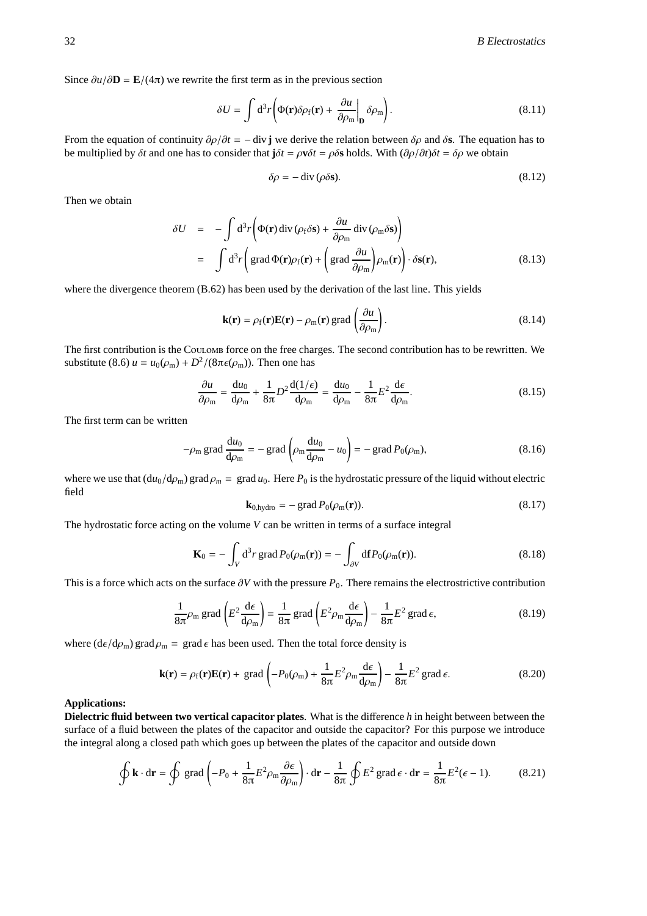Since $\partial u/\partial \mathbf{D} = \mathbf{E}/(4\pi)$ we rewrite the first term as in the previous section

$$\delta U = \int \mathrm{d}^3 r \left( \Phi(\mathbf{r})\delta\rho_\mathrm{f}(\mathbf{r}) + \left.\frac{\partial u}{\partial \rho_\mathrm{m}}\right|_\mathbf{D} \delta\rho_\mathrm{m} \right). \tag{8.11}$$

From the equation of continuity $\partial\rho/\partial t = -\operatorname{div}\mathbf{j}$ we derive the relation between $\delta\rho$ and $\delta\mathbf{s}$. The equation has to be multiplied by $\delta t$ and one has to consider that $\mathbf{j}\delta t = \rho\mathbf{v}\delta t = \rho\delta\mathbf{s}$ holds. With $(\partial\rho/\partial t)\delta t = \delta\rho$ we obtain

$$\delta\rho = -\operatorname{div}(\rho\delta\mathbf{s}). \tag{8.12}$$

Then we obtain

$$\begin{aligned}
\delta U &= -\int \mathrm{d}^3 r \left( \Phi(\mathbf{r}) \operatorname{div}(\rho_\mathrm{f}\delta\mathbf{s}) + \frac{\partial u}{\partial \rho_\mathrm{m}} \operatorname{div}(\rho_\mathrm{m}\delta\mathbf{s}) \right) \\
&= \int \mathrm{d}^3 r \left( \operatorname{grad}\Phi(\mathbf{r})\rho_\mathrm{f}(\mathbf{r}) + \left( \operatorname{grad}\frac{\partial u}{\partial \rho_\mathrm{m}} \right) \rho_\mathrm{m}(\mathbf{r}) \right) \cdot \delta\mathbf{s}(\mathbf{r}),
\end{aligned} \tag{8.13}$$

where the divergence theorem (B.62) has been used by the derivation of the last line. This yields

$$\mathbf{k}(\mathbf{r}) = \rho_\mathrm{f}(\mathbf{r})\mathbf{E}(\mathbf{r}) - \rho_\mathrm{m}(\mathbf{r}) \operatorname{grad}\left(\frac{\partial u}{\partial \rho_\mathrm{m}}\right). \tag{8.14}$$

The first contribution is the Coulomb force on the free charges. The second contribution has to be rewritten. We substitute (8.6) $u = u_0(\rho_\mathrm{m}) + D^2/(8\pi\epsilon(\rho_\mathrm{m}))$. Then one has

$$\frac{\partial u}{\partial \rho_\mathrm{m}} = \frac{\mathrm{d}u_0}{\mathrm{d}\rho_\mathrm{m}} + \frac{1}{8\pi} D^2 \frac{\mathrm{d}(1/\epsilon)}{\mathrm{d}\rho_\mathrm{m}} = \frac{\mathrm{d}u_0}{\mathrm{d}\rho_\mathrm{m}} - \frac{1}{8\pi} E^2 \frac{\mathrm{d}\epsilon}{\mathrm{d}\rho_\mathrm{m}}. \tag{8.15}$$

The first term can be written

$$-\rho_\mathrm{m} \operatorname{grad}\frac{\mathrm{d}u_0}{\mathrm{d}\rho_\mathrm{m}} = -\operatorname{grad}\left(\rho_\mathrm{m}\frac{\mathrm{d}u_0}{\mathrm{d}\rho_\mathrm{m}} - u_0\right) = -\operatorname{grad}P_0(\rho_\mathrm{m}), \tag{8.16}$$

where we use that $(\mathrm{d}u_0/\mathrm{d}\rho_\mathrm{m})\operatorname{grad}\rho_m = \operatorname{grad}u_0$. Here $P_0$ is the hydrostatic pressure of the liquid without electric field

$$\mathbf{k}_{0,\mathrm{hydro}} = -\operatorname{grad}P_0(\rho_\mathrm{m}(\mathbf{r})). \tag{8.17}$$

The hydrostatic force acting on the volume $V$ can be written in terms of a surface integral

$$\mathbf{K}_0 = -\int_V \mathrm{d}^3 r \operatorname{grad}P_0(\rho_\mathrm{m}(\mathbf{r})) = -\int_{\partial V} \mathrm{d}\mathbf{f}\, P_0(\rho_\mathrm{m}(\mathbf{r})). \tag{8.18}$$

This is a force which acts on the surface $\partial V$ with the pressure $P_0$. There remains the electrostrictive contribution

$$\frac{1}{8\pi}\rho_\mathrm{m} \operatorname{grad}\left(E^2\frac{\mathrm{d}\epsilon}{\mathrm{d}\rho_\mathrm{m}}\right) = \frac{1}{8\pi}\operatorname{grad}\left(E^2\rho_\mathrm{m}\frac{\mathrm{d}\epsilon}{\mathrm{d}\rho_\mathrm{m}}\right) - \frac{1}{8\pi}E^2\operatorname{grad}\epsilon, \tag{8.19}$$

where $(\mathrm{d}\epsilon/\mathrm{d}\rho_\mathrm{m})\operatorname{grad}\rho_\mathrm{m} = \operatorname{grad}\epsilon$ has been used. Then the total force density is

$$\mathbf{k}(\mathbf{r}) = \rho_\mathrm{f}(\mathbf{r})\mathbf{E}(\mathbf{r}) + \operatorname{grad}\left(-P_0(\rho_\mathrm{m}) + \frac{1}{8\pi}E^2\rho_\mathrm{m}\frac{\mathrm{d}\epsilon}{\mathrm{d}\rho_\mathrm{m}}\right) - \frac{1}{8\pi}E^2\operatorname{grad}\epsilon. \tag{8.20}$$

**Applications:**

**Dielectric fluid between two vertical capacitor plates**. What is the difference $h$ in height between between the surface of a fluid between the plates of the capacitor and outside the capacitor? For this purpose we introduce the integral along a closed path which goes up between the plates of the capacitor and outside down

$$\oint \mathbf{k}\cdot\mathrm{d}\mathbf{r} = \oint \operatorname{grad}\left(-P_0 + \frac{1}{8\pi}E^2\rho_\mathrm{m}\frac{\partial\epsilon}{\partial\rho_\mathrm{m}}\right)\cdot\mathrm{d}\mathbf{r} - \frac{1}{8\pi}\oint E^2\operatorname{grad}\epsilon\cdot\mathrm{d}\mathbf{r} = \frac{1}{8\pi}E^2(\epsilon - 1). \tag{8.21}$$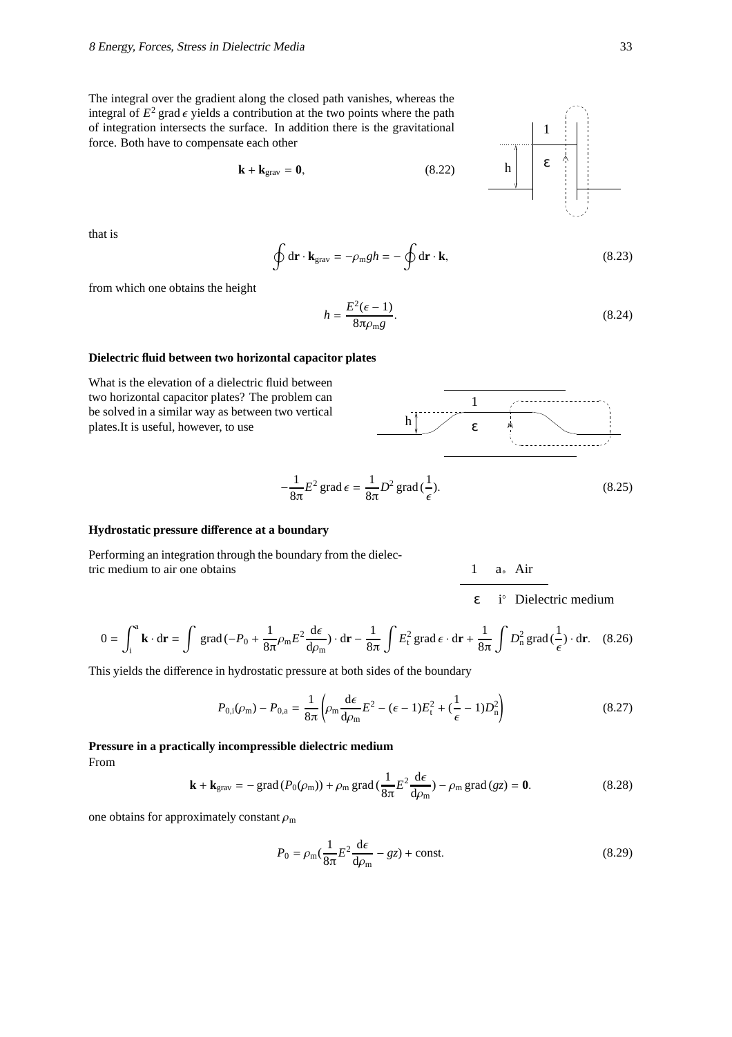The integral over the gradient along the closed path vanishes, whereas the integral of $E^2 \operatorname{grad} \epsilon$ yields a contribution at the two points where the path of integration intersects the surface. In addition there is the gravitational force. Both have to compensate each other

$$\mathbf{k} + \mathbf{k}_{\text{grav}} = \mathbf{0}, \tag{8.22}$$

that is

$$\oint \mathrm{d}\mathbf{r} \cdot \mathbf{k}_{\text{grav}} = -\rho_{\text{m}} g h = -\oint \mathrm{d}\mathbf{r} \cdot \mathbf{k}, \tag{8.23}$$

from which one obtains the height

$$h = \frac{E^2(\epsilon - 1)}{8\pi \rho_{\text{m}} g}. \tag{8.24}$$

**Dielectric fluid between two horizontal capacitor plates**

What is the elevation of a dielectric fluid between two horizontal capacitor plates? The problem can be solved in a similar way as between two vertical plates.It is useful, however, to use

$$-\frac{1}{8\pi} E^2 \operatorname{grad} \epsilon = \frac{1}{8\pi} D^2 \operatorname{grad} (\frac{1}{\epsilon}). \tag{8.25}$$

**Hydrostatic pressure difference at a boundary**

Performing an integration through the boundary from the dielectric medium to air one obtains

1 a Air

ε i Dielectric medium

$$0 = \int_{\text{i}}^{\text{a}} \mathbf{k} \cdot \mathrm{d}\mathbf{r} = \int \operatorname{grad} (-P_0 + \frac{1}{8\pi} \rho_{\text{m}} E^2 \frac{\mathrm{d}\epsilon}{\mathrm{d}\rho_{\text{m}}}) \cdot \mathrm{d}\mathbf{r} - \frac{1}{8\pi} \int E_{\text{t}}^2 \operatorname{grad} \epsilon \cdot \mathrm{d}\mathbf{r} + \frac{1}{8\pi} \int D_{\text{n}}^2 \operatorname{grad} (\frac{1}{\epsilon}) \cdot \mathrm{d}\mathbf{r}. \tag{8.26}$$

This yields the difference in hydrostatic pressure at both sides of the boundary

$$P_{0,\text{i}}(\rho_{\text{m}}) - P_{0,\text{a}} = \frac{1}{8\pi} \left( \rho_{\text{m}} \frac{\mathrm{d}\epsilon}{\mathrm{d}\rho_{\text{m}}} E^2 - (\epsilon - 1) E_{\text{t}}^2 + (\frac{1}{\epsilon} - 1) D_{\text{n}}^2 \right) \tag{8.27}$$

**Pressure in a practically incompressible dielectric medium**

From

$$\mathbf{k} + \mathbf{k}_{\text{grav}} = -\operatorname{grad} (P_0(\rho_{\text{m}})) + \rho_{\text{m}} \operatorname{grad} (\frac{1}{8\pi} E^2 \frac{\mathrm{d}\epsilon}{\mathrm{d}\rho_{\text{m}}}) - \rho_{\text{m}} \operatorname{grad} (gz) = \mathbf{0}. \tag{8.28}$$

one obtains for approximately constant $\rho_{\text{m}}$

$$P_0 = \rho_{\text{m}} (\frac{1}{8\pi} E^2 \frac{\mathrm{d}\epsilon}{\mathrm{d}\rho_{\text{m}}} - gz) + \text{const.} \tag{8.29}$$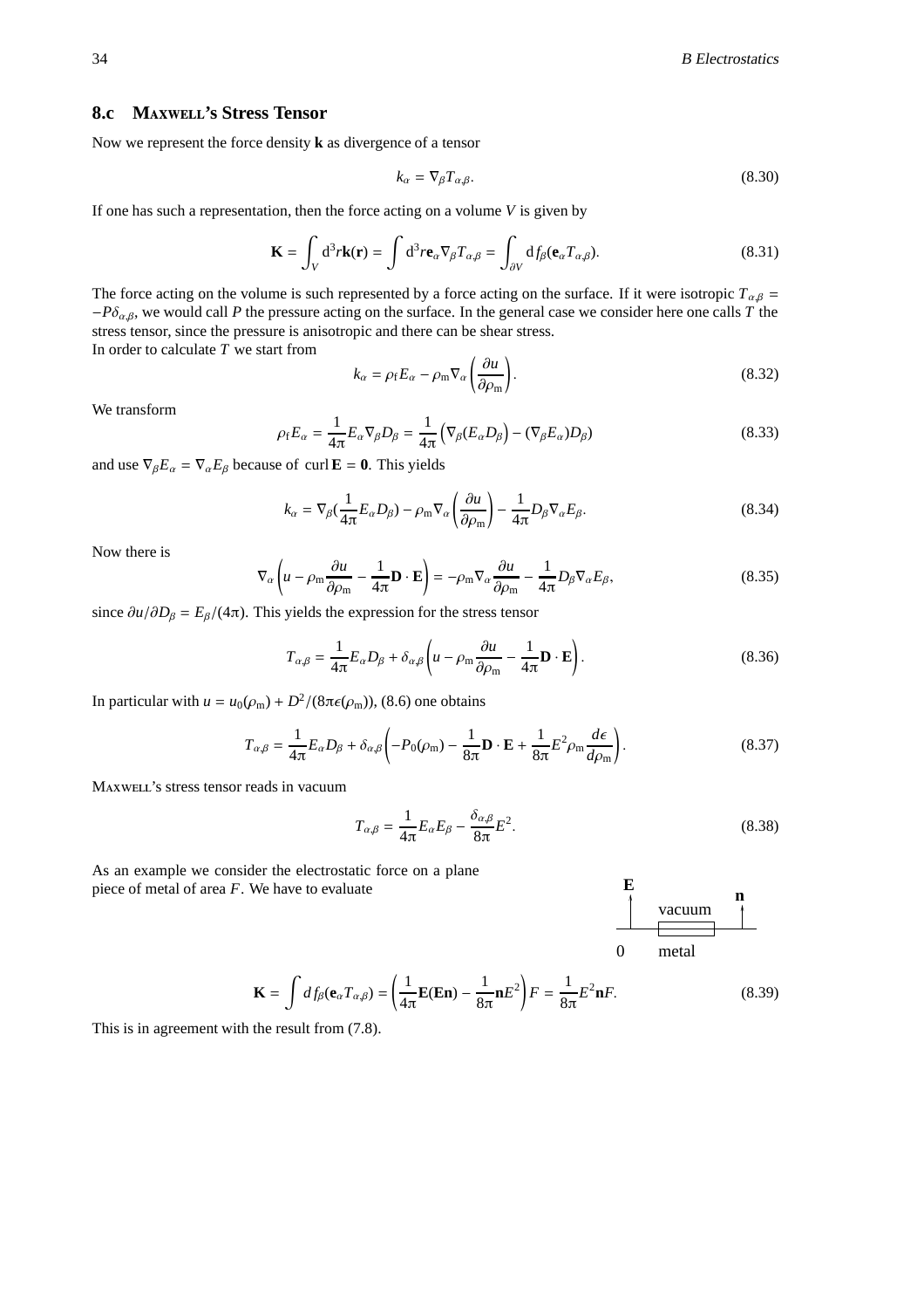## 8.c MAXWELL's Stress Tensor

Now we represent the force density **k** as divergence of a tensor

$$k_\alpha = \nabla_\beta T_{\alpha,\beta}. \tag{8.30}$$

If one has such a representation, then the force acting on a volume $V$ is given by

$$\mathbf{K} = \int_V \mathrm{d}^3 r \mathbf{k}(\mathbf{r}) = \int \mathrm{d}^3 r \mathbf{e}_\alpha \nabla_\beta T_{\alpha,\beta} = \int_{\partial V} \mathrm{d} f_\beta (\mathbf{e}_\alpha T_{\alpha,\beta}). \tag{8.31}$$

The force acting on the volume is such represented by a force acting on the surface. If it were isotropic $T_{\alpha,\beta} = -P\delta_{\alpha,\beta}$, we would call $P$ the pressure acting on the surface. In the general case we consider here one calls $T$ the stress tensor, since the pressure is anisotropic and there can be shear stress.
In order to calculate $T$ we start from

$$k_\alpha = \rho_\mathrm{f} E_\alpha - \rho_\mathrm{m} \nabla_\alpha \left(\frac{\partial u}{\partial \rho_\mathrm{m}}\right). \tag{8.32}$$

We transform

$$\rho_\mathrm{f} E_\alpha = \frac{1}{4\pi} E_\alpha \nabla_\beta D_\beta = \frac{1}{4\pi}\left(\nabla_\beta (E_\alpha D_\beta) - (\nabla_\beta E_\alpha) D_\beta\right) \tag{8.33}$$

and use $\nabla_\beta E_\alpha = \nabla_\alpha E_\beta$ because of $\operatorname{curl} \mathbf{E} = \mathbf{0}$. This yields

$$k_\alpha = \nabla_\beta (\frac{1}{4\pi} E_\alpha D_\beta) - \rho_\mathrm{m} \nabla_\alpha \left(\frac{\partial u}{\partial \rho_\mathrm{m}}\right) - \frac{1}{4\pi} D_\beta \nabla_\alpha E_\beta. \tag{8.34}$$

Now there is

$$\nabla_\alpha \left(u - \rho_\mathrm{m} \frac{\partial u}{\partial \rho_\mathrm{m}} - \frac{1}{4\pi} \mathbf{D}\cdot\mathbf{E}\right) = -\rho_\mathrm{m} \nabla_\alpha \frac{\partial u}{\partial \rho_\mathrm{m}} - \frac{1}{4\pi} D_\beta \nabla_\alpha E_\beta, \tag{8.35}$$

since $\partial u / \partial D_\beta = E_\beta/(4\pi)$. This yields the expression for the stress tensor

$$T_{\alpha,\beta} = \frac{1}{4\pi} E_\alpha D_\beta + \delta_{\alpha,\beta} \left(u - \rho_\mathrm{m} \frac{\partial u}{\partial \rho_\mathrm{m}} - \frac{1}{4\pi} \mathbf{D}\cdot\mathbf{E}\right). \tag{8.36}$$

In particular with $u = u_0(\rho_\mathrm{m}) + D^2/(8\pi\epsilon(\rho_\mathrm{m}))$, (8.6) one obtains

$$T_{\alpha,\beta} = \frac{1}{4\pi} E_\alpha D_\beta + \delta_{\alpha,\beta} \left(-P_0(\rho_\mathrm{m}) - \frac{1}{8\pi} \mathbf{D}\cdot\mathbf{E} + \frac{1}{8\pi} E^2 \rho_\mathrm{m} \frac{d\epsilon}{d\rho_\mathrm{m}}\right). \tag{8.37}$$

MAXWELL's stress tensor reads in vacuum

$$T_{\alpha,\beta} = \frac{1}{4\pi} E_\alpha E_\beta - \frac{\delta_{\alpha,\beta}}{8\pi} E^2. \tag{8.38}$$

As an example we consider the electrostatic force on a plane piece of metal of area $F$. We have to evaluate

**E** | vacuum | **n** — 0 | metal

$$\mathbf{K} = \int d f_\beta (\mathbf{e}_\alpha T_{\alpha,\beta}) = \left(\frac{1}{4\pi}\mathbf{E}(\mathbf{E}\mathbf{n}) - \frac{1}{8\pi}\mathbf{n}E^2\right) F = \frac{1}{8\pi} E^2 \mathbf{n} F. \tag{8.39}$$

This is in agreement with the result from (7.8).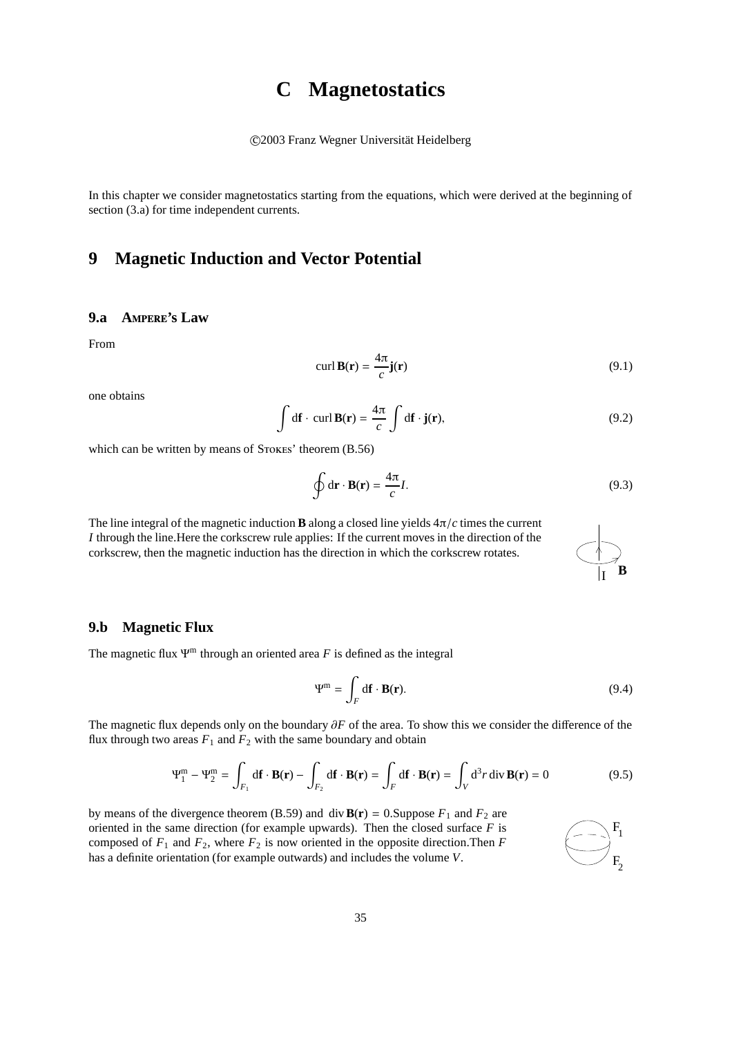# C Magnetostatics

©2003 Franz Wegner Universität Heidelberg

In this chapter we consider magnetostatics starting from the equations, which were derived at the beginning of section (3.a) for time independent currents.

## 9 Magnetic Induction and Vector Potential

### 9.a Ampere's Law

From

$$\operatorname{curl} \mathbf{B}(\mathbf{r}) = \frac{4\pi}{c}\mathbf{j}(\mathbf{r}) \tag{9.1}$$

one obtains

$$\int \mathrm{d}\mathbf{f} \cdot \operatorname{curl} \mathbf{B}(\mathbf{r}) = \frac{4\pi}{c}\int \mathrm{d}\mathbf{f} \cdot \mathbf{j}(\mathbf{r}), \tag{9.2}$$

which can be written by means of Stokes' theorem (B.56)

$$\oint \mathrm{d}\mathbf{r} \cdot \mathbf{B}(\mathbf{r}) = \frac{4\pi}{c}I. \tag{9.3}$$

The line integral of the magnetic induction **B** along a closed line yields $4\pi/c$ times the current $I$ through the line.Here the corkscrew rule applies: If the current moves in the direction of the corkscrew, then the magnetic induction has the direction in which the corkscrew rotates.

### 9.b Magnetic Flux

The magnetic flux $\Psi^{\mathrm{m}}$ through an oriented area $F$ is defined as the integral

$$\Psi^{\mathrm{m}} = \int_F \mathrm{d}\mathbf{f} \cdot \mathbf{B}(\mathbf{r}). \tag{9.4}$$

The magnetic flux depends only on the boundary $\partial F$ of the area. To show this we consider the difference of the flux through two areas $F_1$ and $F_2$ with the same boundary and obtain

$$\Psi^{\mathrm{m}}_1 - \Psi^{\mathrm{m}}_2 = \int_{F_1} \mathrm{d}\mathbf{f} \cdot \mathbf{B}(\mathbf{r}) - \int_{F_2} \mathrm{d}\mathbf{f} \cdot \mathbf{B}(\mathbf{r}) = \int_F \mathrm{d}\mathbf{f} \cdot \mathbf{B}(\mathbf{r}) = \int_V \mathrm{d}^3 r \operatorname{div} \mathbf{B}(\mathbf{r}) = 0 \tag{9.5}$$

by means of the divergence theorem (B.59) and $\operatorname{div} \mathbf{B}(\mathbf{r}) = 0$.Suppose $F_1$ and $F_2$ are oriented in the same direction (for example upwards). Then the closed surface $F$ is composed of $F_1$ and $F_2$, where $F_2$ is now oriented in the opposite direction.Then $F$ has a definite orientation (for example outwards) and includes the volume $V$.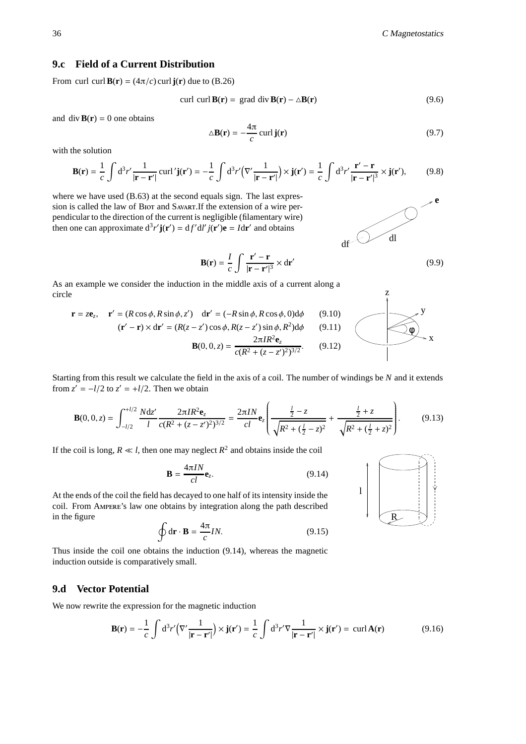## 9.c Field of a Current Distribution

From $\operatorname{curl}\operatorname{curl}\mathbf{B}(\mathbf{r}) = (4\pi/c)\operatorname{curl}\mathbf{j}(\mathbf{r})$ due to (B.26)

$$\operatorname{curl}\operatorname{curl}\mathbf{B}(\mathbf{r}) = \operatorname{grad}\operatorname{div}\mathbf{B}(\mathbf{r}) - \triangle\mathbf{B}(\mathbf{r}) \tag{9.6}$$

and $\operatorname{div}\mathbf{B}(\mathbf{r}) = 0$ one obtains

$$\triangle\mathbf{B}(\mathbf{r}) = -\frac{4\pi}{c}\operatorname{curl}\mathbf{j}(\mathbf{r}) \tag{9.7}$$

with the solution

$$\mathbf{B}(\mathbf{r}) = \frac{1}{c}\int \mathrm{d}^3r'\frac{1}{|\mathbf{r}-\mathbf{r}'|}\operatorname{curl}'\mathbf{j}(\mathbf{r}') = -\frac{1}{c}\int \mathrm{d}^3r'\Big(\nabla'\frac{1}{|\mathbf{r}-\mathbf{r}'|}\Big)\times\mathbf{j}(\mathbf{r}') = \frac{1}{c}\int \mathrm{d}^3r'\frac{\mathbf{r}'-\mathbf{r}}{|\mathbf{r}-\mathbf{r}'|^3}\times\mathbf{j}(\mathbf{r}'), \tag{9.8}$$

where we have used (B.63) at the second equals sign. The last expression is called the law of Biot and Savart.If the extension of a wire perpendicular to the direction of the current is negligible (filamentary wire) then one can approximate $\mathrm{d}^3r'\mathbf{j}(\mathbf{r}') = \mathrm{d}f'\mathrm{d}l'j(\mathbf{r}')\mathbf{e} = I\mathrm{d}\mathbf{r}'$ and obtains

$$\mathbf{B}(\mathbf{r}) = \frac{I}{c}\int \frac{\mathbf{r}'-\mathbf{r}}{|\mathbf{r}-\mathbf{r}'|^3}\times\mathrm{d}\mathbf{r}' \tag{9.9}$$

As an example we consider the induction in the middle axis of a current along a circle

$$\mathbf{r} = z\mathbf{e}_z, \quad \mathbf{r}' = (R\cos\phi, R\sin\phi, z') \quad \mathrm{d}\mathbf{r}' = (-R\sin\phi, R\cos\phi, 0)\mathrm{d}\phi \tag{9.10}$$

$$(\mathbf{r}'-\mathbf{r})\times\mathrm{d}\mathbf{r}' = (R(z-z')\cos\phi, R(z-z')\sin\phi, R^2)\mathrm{d}\phi \tag{9.11}$$

$$\mathbf{B}(0,0,z) = \frac{2\pi IR^2\mathbf{e}_z}{c(R^2+(z-z')^2)^{3/2}}. \tag{9.12}$$

Starting from this result we calculate the field in the axis of a coil. The number of windings be $N$ and it extends from $z' = -l/2$ to $z' = +l/2$. Then we obtain

$$\mathbf{B}(0,0,z) = \int_{-l/2}^{+l/2}\frac{N\mathrm{d}z'}{l}\frac{2\pi IR^2\mathbf{e}_z}{c(R^2+(z-z')^2)^{3/2}} = \frac{2\pi IN}{cl}\mathbf{e}_z\left(\frac{\frac{l}{2}-z}{\sqrt{R^2+(\frac{l}{2}-z)^2}}+\frac{\frac{l}{2}+z}{\sqrt{R^2+(\frac{l}{2}+z)^2}}\right). \tag{9.13}$$

If the coil is long, $R \ll l$, then one may neglect $R^2$ and obtains inside the coil

$$\mathbf{B} = \frac{4\pi IN}{cl}\mathbf{e}_z. \tag{9.14}$$

At the ends of the coil the field has decayed to one half of its intensity inside the coil. From Ampere's law one obtains by integration along the path described in the figure

$$\oint \mathrm{d}\mathbf{r}\cdot\mathbf{B} = \frac{4\pi}{c}IN. \tag{9.15}$$

Thus inside the coil one obtains the induction (9.14), whereas the magnetic induction outside is comparatively small.

## 9.d Vector Potential

We now rewrite the expression for the magnetic induction

$$\mathbf{B}(\mathbf{r}) = -\frac{1}{c}\int \mathrm{d}^3r'\Big(\nabla'\frac{1}{|\mathbf{r}-\mathbf{r}'|}\Big)\times\mathbf{j}(\mathbf{r}') = \frac{1}{c}\int \mathrm{d}^3r'\nabla\frac{1}{|\mathbf{r}-\mathbf{r}'|}\times\mathbf{j}(\mathbf{r}') = \operatorname{curl}\mathbf{A}(\mathbf{r}) \tag{9.16}$$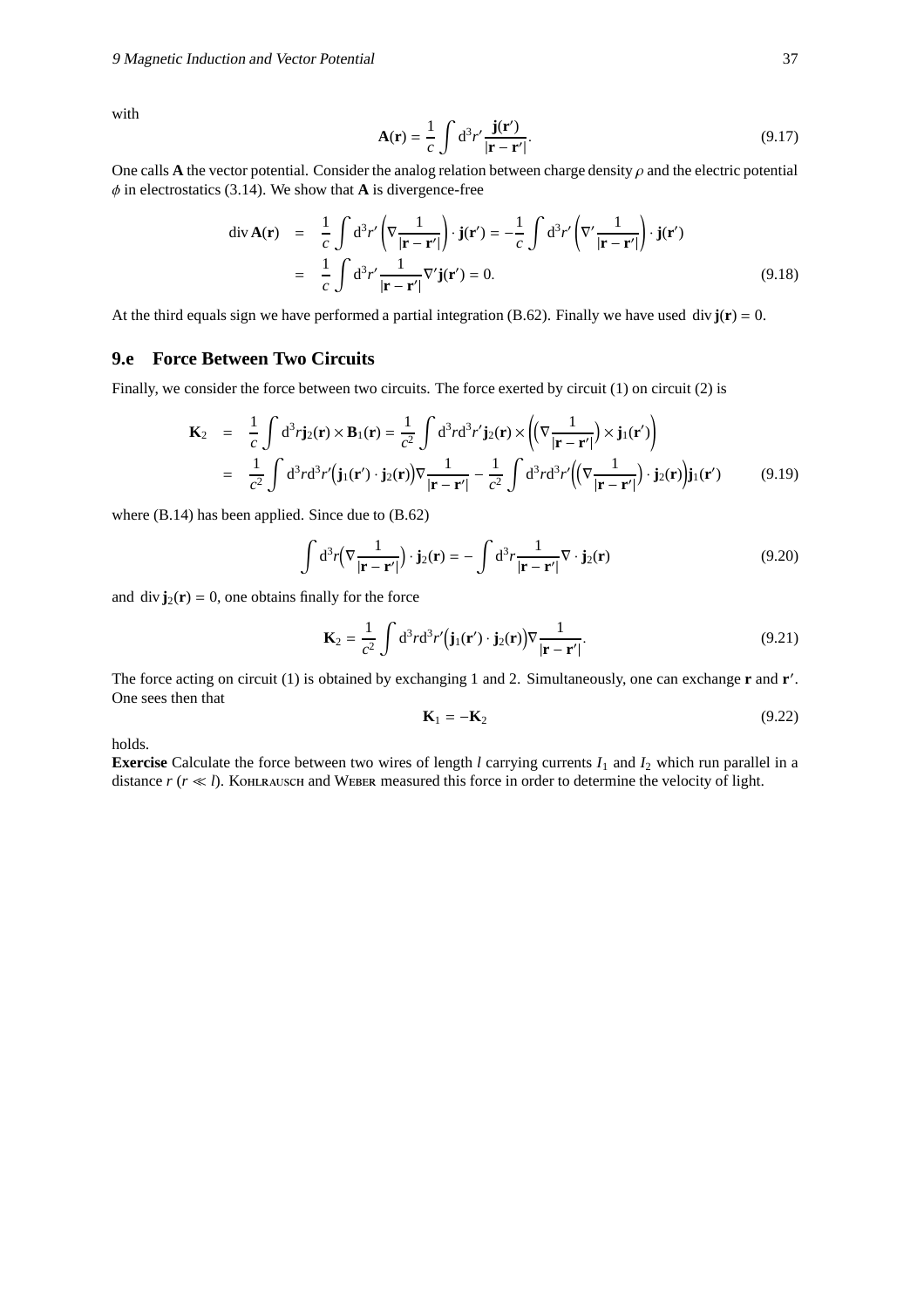with

$$\mathbf{A}(\mathbf{r}) = \frac{1}{c}\int \mathrm{d}^3r' \frac{\mathbf{j}(\mathbf{r}')}{|\mathbf{r}-\mathbf{r}'|}. \tag{9.17}$$

One calls $\mathbf{A}$ the vector potential. Consider the analog relation between charge density $\rho$ and the electric potential $\phi$ in electrostatics (3.14). We show that $\mathbf{A}$ is divergence-free

$$\begin{aligned}
\operatorname{div}\mathbf{A}(\mathbf{r}) &= \frac{1}{c}\int \mathrm{d}^3r' \left(\nabla \frac{1}{|\mathbf{r}-\mathbf{r}'|}\right)\cdot \mathbf{j}(\mathbf{r}') = -\frac{1}{c}\int \mathrm{d}^3r' \left(\nabla' \frac{1}{|\mathbf{r}-\mathbf{r}'|}\right)\cdot \mathbf{j}(\mathbf{r}') \\
&= \frac{1}{c}\int \mathrm{d}^3r' \frac{1}{|\mathbf{r}-\mathbf{r}'|}\nabla' \mathbf{j}(\mathbf{r}') = 0.
\end{aligned} \tag{9.18}$$

At the third equals sign we have performed a partial integration (B.62). Finally we have used $\operatorname{div}\mathbf{j}(\mathbf{r}) = 0$.

## 9.e Force Between Two Circuits

Finally, we consider the force between two circuits. The force exerted by circuit (1) on circuit (2) is

$$\begin{aligned}
\mathbf{K}_2 &= \frac{1}{c}\int \mathrm{d}^3r \mathbf{j}_2(\mathbf{r})\times \mathbf{B}_1(\mathbf{r}) = \frac{1}{c^2}\int \mathrm{d}^3r \mathrm{d}^3r' \mathbf{j}_2(\mathbf{r})\times\left(\left(\nabla\frac{1}{|\mathbf{r}-\mathbf{r}'|}\right)\times \mathbf{j}_1(\mathbf{r}')\right) \\
&= \frac{1}{c^2}\int \mathrm{d}^3r \mathrm{d}^3r' \big(\mathbf{j}_1(\mathbf{r}')\cdot \mathbf{j}_2(\mathbf{r})\big)\nabla\frac{1}{|\mathbf{r}-\mathbf{r}'|} - \frac{1}{c^2}\int \mathrm{d}^3r \mathrm{d}^3r' \Big(\Big(\nabla\frac{1}{|\mathbf{r}-\mathbf{r}'|}\Big)\cdot \mathbf{j}_2(\mathbf{r})\Big)\mathbf{j}_1(\mathbf{r}')
\end{aligned} \tag{9.19}$$

where (B.14) has been applied. Since due to (B.62)

$$\int \mathrm{d}^3r \Big(\nabla\frac{1}{|\mathbf{r}-\mathbf{r}'|}\Big)\cdot \mathbf{j}_2(\mathbf{r}) = -\int \mathrm{d}^3r \frac{1}{|\mathbf{r}-\mathbf{r}'|}\nabla\cdot \mathbf{j}_2(\mathbf{r}) \tag{9.20}$$

and $\operatorname{div}\mathbf{j}_2(\mathbf{r}) = 0$, one obtains finally for the force

$$\mathbf{K}_2 = \frac{1}{c^2}\int \mathrm{d}^3r \mathrm{d}^3r' \big(\mathbf{j}_1(\mathbf{r}')\cdot \mathbf{j}_2(\mathbf{r})\big)\nabla\frac{1}{|\mathbf{r}-\mathbf{r}'|}. \tag{9.21}$$

The force acting on circuit (1) is obtained by exchanging 1 and 2. Simultaneously, one can exchange $\mathbf{r}$ and $\mathbf{r}'$. One sees then that

$$\mathbf{K}_1 = -\mathbf{K}_2 \tag{9.22}$$

holds.

**Exercise** Calculate the force between two wires of length $l$ carrying currents $I_1$ and $I_2$ which run parallel in a distance $r$ ($r \ll l$). Kohlrausch and Weber measured this force in order to determine the velocity of light.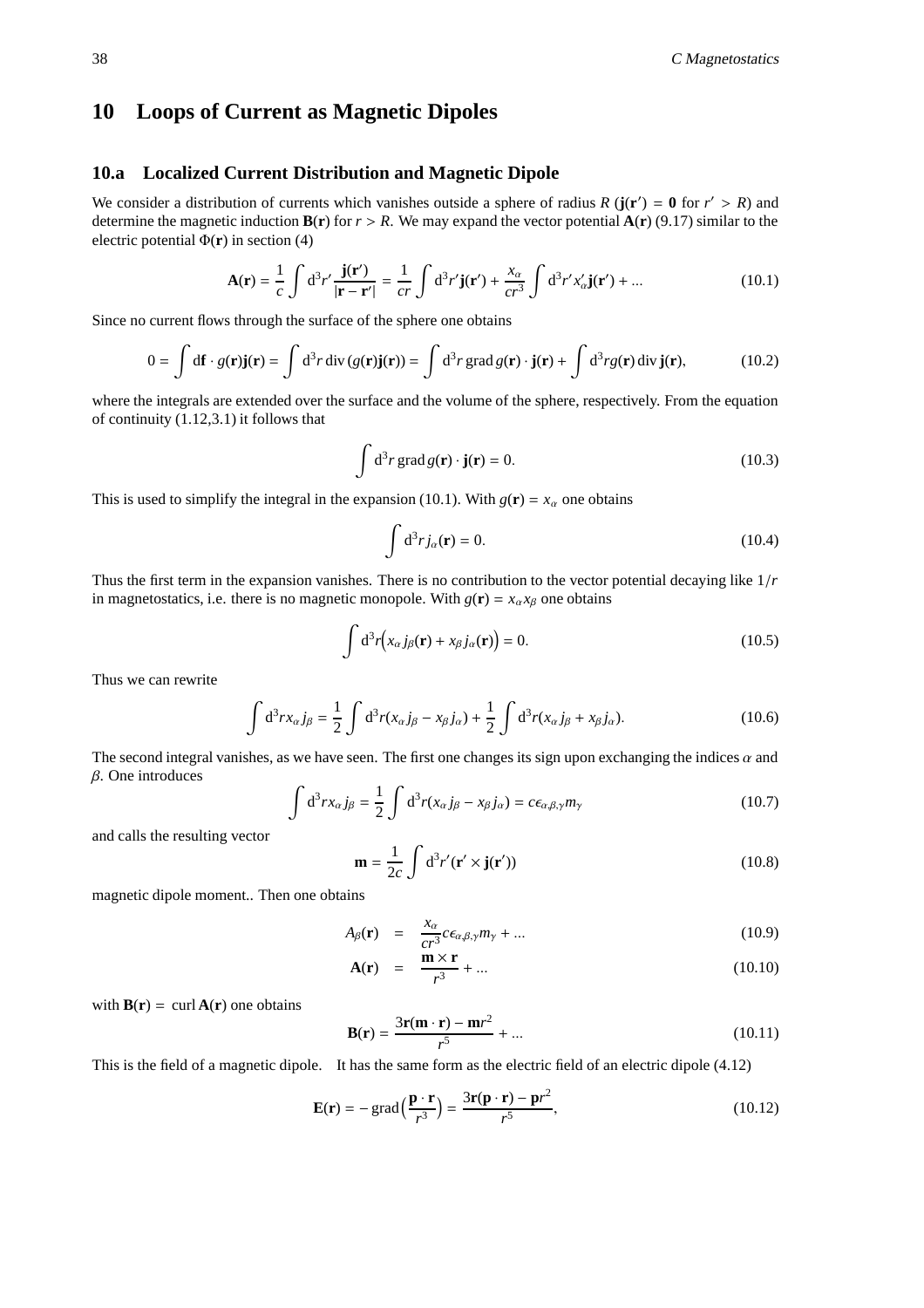# 10 Loops of Current as Magnetic Dipoles

## 10.a Localized Current Distribution and Magnetic Dipole

We consider a distribution of currents which vanishes outside a sphere of radius $R$ ($\mathbf{j}(\mathbf{r}') = \mathbf{0}$ for $r' > R$) and determine the magnetic induction $\mathbf{B}(\mathbf{r})$ for $r > R$. We may expand the vector potential $\mathbf{A}(\mathbf{r})$ (9.17) similar to the electric potential $\Phi(\mathbf{r})$ in section (4)

$$\mathbf{A}(\mathbf{r}) = \frac{1}{c}\int d^3r' \frac{\mathbf{j}(\mathbf{r}')}{|\mathbf{r}-\mathbf{r}'|} = \frac{1}{cr}\int d^3r' \mathbf{j}(\mathbf{r}') + \frac{x_\alpha}{cr^3}\int d^3r' x'_\alpha \mathbf{j}(\mathbf{r}') + ... \tag{10.1}$$

Since no current flows through the surface of the sphere one obtains

$$0 = \int d\mathbf{f}\cdot g(\mathbf{r})\mathbf{j}(\mathbf{r}) = \int d^3r \,\mathrm{div}\,(g(\mathbf{r})\mathbf{j}(\mathbf{r})) = \int d^3r \,\mathrm{grad}\, g(\mathbf{r})\cdot \mathbf{j}(\mathbf{r}) + \int d^3r g(\mathbf{r})\,\mathrm{div}\,\mathbf{j}(\mathbf{r}), \tag{10.2}$$

where the integrals are extended over the surface and the volume of the sphere, respectively. From the equation of continuity (1.12,3.1) it follows that

$$\int d^3r \,\mathrm{grad}\, g(\mathbf{r})\cdot \mathbf{j}(\mathbf{r}) = 0. \tag{10.3}$$

This is used to simplify the integral in the expansion (10.1). With $g(\mathbf{r}) = x_\alpha$ one obtains

$$\int d^3r j_\alpha(\mathbf{r}) = 0. \tag{10.4}$$

Thus the first term in the expansion vanishes. There is no contribution to the vector potential decaying like $1/r$ in magnetostatics, i.e. there is no magnetic monopole. With $g(\mathbf{r}) = x_\alpha x_\beta$ one obtains

$$\int d^3r\Big(x_\alpha j_\beta(\mathbf{r}) + x_\beta j_\alpha(\mathbf{r})\Big) = 0. \tag{10.5}$$

Thus we can rewrite

$$\int d^3r x_\alpha j_\beta = \frac{1}{2}\int d^3r(x_\alpha j_\beta - x_\beta j_\alpha) + \frac{1}{2}\int d^3r(x_\alpha j_\beta + x_\beta j_\alpha). \tag{10.6}$$

The second integral vanishes, as we have seen. The first one changes its sign upon exchanging the indices $\alpha$ and $\beta$. One introduces

$$\int d^3r x_\alpha j_\beta = \frac{1}{2}\int d^3r(x_\alpha j_\beta - x_\beta j_\alpha) = c\epsilon_{\alpha,\beta,\gamma} m_\gamma \tag{10.7}$$

and calls the resulting vector

$$\mathbf{m} = \frac{1}{2c}\int d^3r'(\mathbf{r}'\times\mathbf{j}(\mathbf{r}')) \tag{10.8}$$

magnetic dipole moment.. Then one obtains

$$A_\beta(\mathbf{r}) = \frac{x_\alpha}{cr^3}c\epsilon_{\alpha,\beta,\gamma}m_\gamma + ... \tag{10.9}$$

$$\mathbf{A}(\mathbf{r}) = \frac{\mathbf{m}\times\mathbf{r}}{r^3} + ... \tag{10.10}$$

with $\mathbf{B}(\mathbf{r}) = \mathrm{curl}\,\mathbf{A}(\mathbf{r})$ one obtains

$$\mathbf{B}(\mathbf{r}) = \frac{3\mathbf{r}(\mathbf{m}\cdot\mathbf{r}) - \mathbf{m}r^2}{r^5} + ... \tag{10.11}$$

This is the field of a magnetic dipole. It has the same form as the electric field of an electric dipole (4.12)

$$\mathbf{E}(\mathbf{r}) = -\,\mathrm{grad}\Big(\frac{\mathbf{p}\cdot\mathbf{r}}{r^3}\Big) = \frac{3\mathbf{r}(\mathbf{p}\cdot\mathbf{r}) - \mathbf{p}r^2}{r^5}, \tag{10.12}$$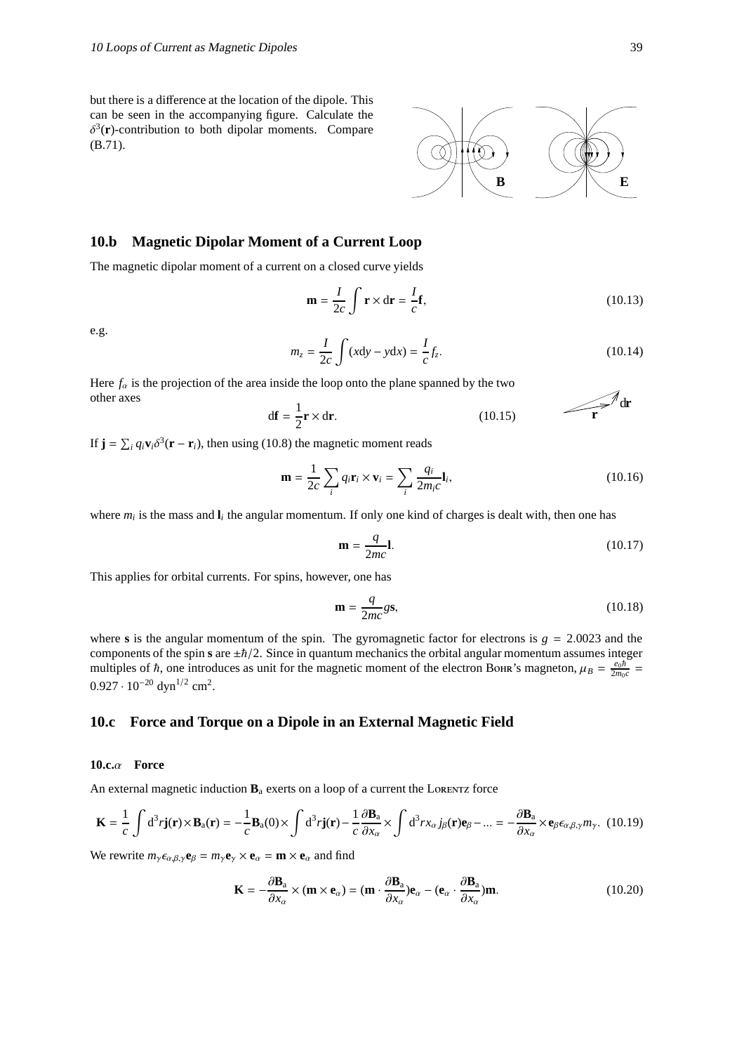but there is a difference at the location of the dipole. This can be seen in the accompanying figure. Calculate the $\delta^3(\mathbf{r})$-contribution to both dipolar moments. Compare (B.71).

## 10.b Magnetic Dipolar Moment of a Current Loop

The magnetic dipolar moment of a current on a closed curve yields

$$\mathbf{m} = \frac{I}{2c}\int \mathbf{r}\times \mathrm{d}\mathbf{r} = \frac{I}{c}\mathbf{f}, \tag{10.13}$$

e.g.

$$m_z = \frac{I}{2c}\int (x\mathrm{d}y - y\mathrm{d}x) = \frac{I}{c}f_z. \tag{10.14}$$

Here $f_\alpha$ is the projection of the area inside the loop onto the plane spanned by the two other axes

$$\mathrm{d}\mathbf{f} = \frac{1}{2}\mathbf{r}\times \mathrm{d}\mathbf{r}. \tag{10.15}$$

If $\mathbf{j} = \sum_i q_i \mathbf{v}_i \delta^3(\mathbf{r}-\mathbf{r}_i)$, then using (10.8) the magnetic moment reads

$$\mathbf{m} = \frac{1}{2c}\sum_i q_i \mathbf{r}_i \times \mathbf{v}_i = \sum_i \frac{q_i}{2m_i c}\mathbf{l}_i, \tag{10.16}$$

where $m_i$ is the mass and $\mathbf{l}_i$ the angular momentum. If only one kind of charges is dealt with, then one has

$$\mathbf{m} = \frac{q}{2mc}\mathbf{l}. \tag{10.17}$$

This applies for orbital currents. For spins, however, one has

$$\mathbf{m} = \frac{q}{2mc}g\mathbf{s}, \tag{10.18}$$

where $\mathbf{s}$ is the angular momentum of the spin. The gyromagnetic factor for electrons is $g = 2.0023$ and the components of the spin $\mathbf{s}$ are $\pm\hbar/2$. Since in quantum mechanics the orbital angular momentum assumes integer multiples of $\hbar$, one introduces as unit for the magnetic moment of the electron Bohr's magneton, $\mu_B = \frac{e_0\hbar}{2m_0 c} = 0.927\cdot 10^{-20}\ \mathrm{dyn}^{1/2}\ \mathrm{cm}^2$.

## 10.c Force and Torque on a Dipole in an External Magnetic Field

### 10.c.$\alpha$ Force

An external magnetic induction $\mathbf{B}_\mathrm{a}$ exerts on a loop of a current the Lorentz force

$$\mathbf{K} = \frac{1}{c}\int \mathrm{d}^3r\,\mathbf{j}(\mathbf{r})\times\mathbf{B}_\mathrm{a}(\mathbf{r}) = -\frac{1}{c}\mathbf{B}_\mathrm{a}(0)\times\int \mathrm{d}^3r\,\mathbf{j}(\mathbf{r}) - \frac{1}{c}\frac{\partial \mathbf{B}_\mathrm{a}}{\partial x_\alpha}\times\int \mathrm{d}^3r\,x_\alpha j_\beta(\mathbf{r})\mathbf{e}_\beta - ... = -\frac{\partial \mathbf{B}_\mathrm{a}}{\partial x_\alpha}\times\mathbf{e}_\beta\epsilon_{\alpha,\beta,\gamma}m_\gamma. \tag{10.19}$$

We rewrite $m_\gamma\epsilon_{\alpha,\beta,\gamma}\mathbf{e}_\beta = m_\gamma\mathbf{e}_\gamma\times\mathbf{e}_\alpha = \mathbf{m}\times\mathbf{e}_\alpha$ and find

$$\mathbf{K} = -\frac{\partial \mathbf{B}_\mathrm{a}}{\partial x_\alpha}\times(\mathbf{m}\times\mathbf{e}_\alpha) = (\mathbf{m}\cdot\frac{\partial \mathbf{B}_\mathrm{a}}{\partial x_\alpha})\mathbf{e}_\alpha - (\mathbf{e}_\alpha\cdot\frac{\partial \mathbf{B}_\mathrm{a}}{\partial x_\alpha})\mathbf{m}. \tag{10.20}$$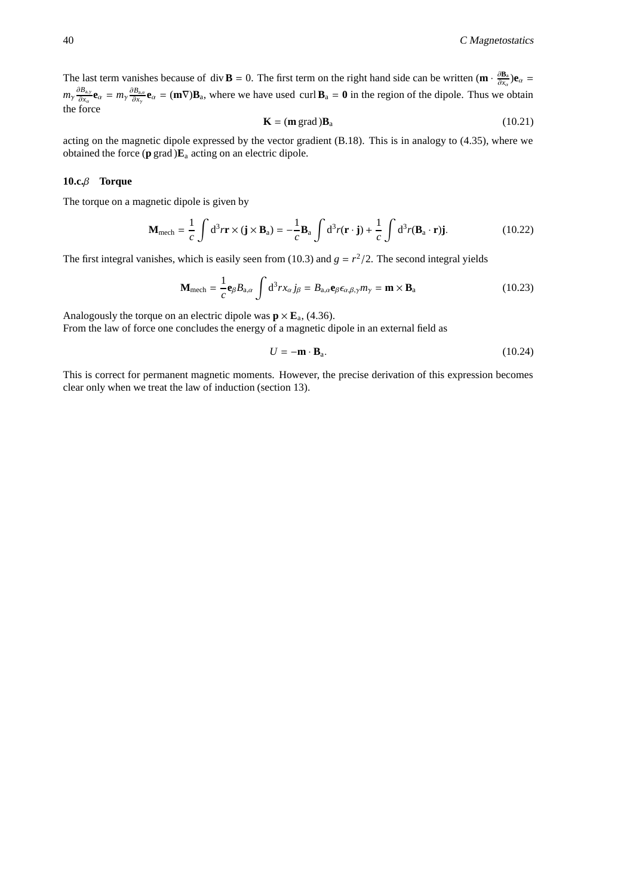The last term vanishes because of $\operatorname{div}\mathbf{B} = 0$. The first term on the right hand side can be written $(\mathbf{m} \cdot \frac{\partial \mathbf{B}_a}{\partial x_\alpha})\mathbf{e}_\alpha = m_\gamma \frac{\partial B_{a,\gamma}}{\partial x_\alpha}\mathbf{e}_\alpha = m_\gamma \frac{\partial B_{a,\alpha}}{\partial x_\gamma}\mathbf{e}_\alpha = (\mathbf{m}\nabla)\mathbf{B}_a$, where we have used $\operatorname{curl}\mathbf{B}_a = \mathbf{0}$ in the region of the dipole. Thus we obtain the force

$$\mathbf{K} = (\mathbf{m}\,\mathrm{grad}\,)\mathbf{B}_a \tag{10.21}$$

acting on the magnetic dipole expressed by the vector gradient (B.18). This is in analogy to (4.35), where we obtained the force $(\mathbf{p}\,\mathrm{grad}\,)\mathbf{E}_a$ acting on an electric dipole.

### 10.c.$\beta$ Torque

The torque on a magnetic dipole is given by

$$\mathbf{M}_{\mathrm{mech}} = \frac{1}{c}\int \mathrm{d}^3 r\,\mathbf{r} \times (\mathbf{j} \times \mathbf{B}_a) = -\frac{1}{c}\mathbf{B}_a \int \mathrm{d}^3 r(\mathbf{r}\cdot\mathbf{j}) + \frac{1}{c}\int \mathrm{d}^3 r(\mathbf{B}_a \cdot \mathbf{r})\mathbf{j}. \tag{10.22}$$

The first integral vanishes, which is easily seen from (10.3) and $g = r^2/2$. The second integral yields

$$\mathbf{M}_{\mathrm{mech}} = \frac{1}{c}\mathbf{e}_\beta B_{a,\alpha}\int \mathrm{d}^3 r x_\alpha j_\beta = B_{a,\alpha}\mathbf{e}_\beta \epsilon_{\alpha,\beta,\gamma} m_\gamma = \mathbf{m} \times \mathbf{B}_a \tag{10.23}$$

Analogously the torque on an electric dipole was $\mathbf{p} \times \mathbf{E}_a$, (4.36).
From the law of force one concludes the energy of a magnetic dipole in an external field as

$$U = -\mathbf{m} \cdot \mathbf{B}_a. \tag{10.24}$$

This is correct for permanent magnetic moments. However, the precise derivation of this expression becomes clear only when we treat the law of induction (section 13).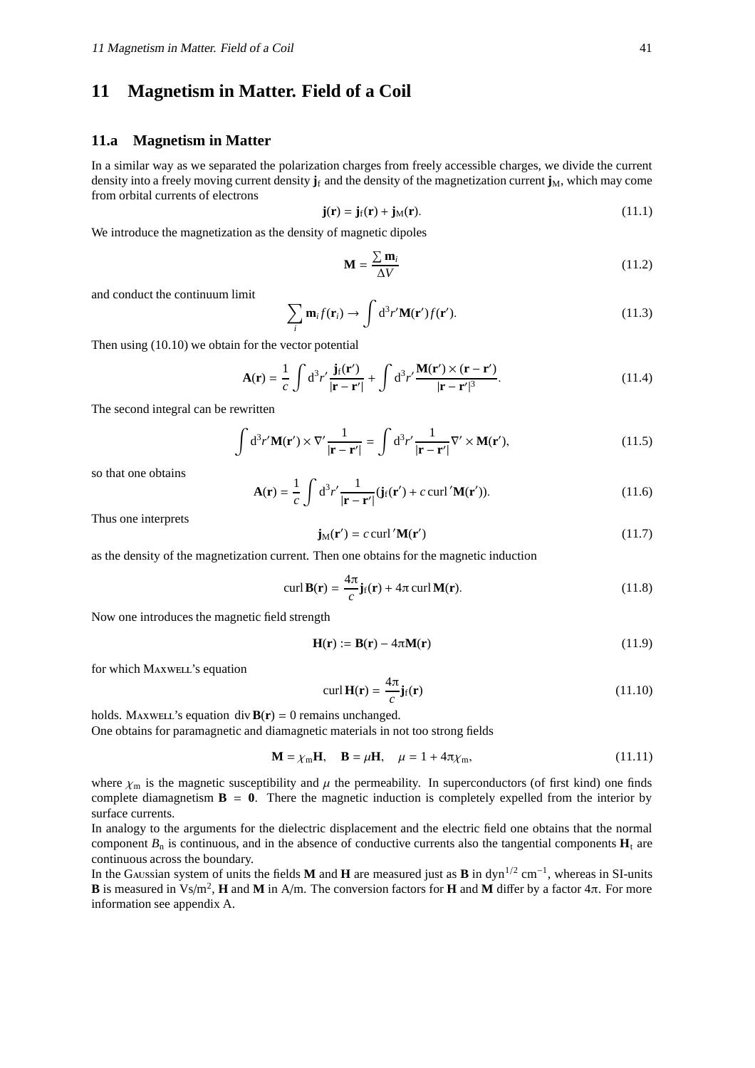# 11 Magnetism in Matter. Field of a Coil

## 11.a Magnetism in Matter

In a similar way as we separated the polarization charges from freely accessible charges, we divide the current density into a freely moving current density $\mathbf{j}_\mathrm{f}$ and the density of the magnetization current $\mathbf{j}_\mathrm{M}$, which may come from orbital currents of electrons

$$\mathbf{j}(\mathbf{r}) = \mathbf{j}_\mathrm{f}(\mathbf{r}) + \mathbf{j}_\mathrm{M}(\mathbf{r}). \tag{11.1}$$

We introduce the magnetization as the density of magnetic dipoles

$$\mathbf{M} = \frac{\sum \mathbf{m}_i}{\Delta V} \tag{11.2}$$

and conduct the continuum limit

$$\sum_i \mathbf{m}_i f(\mathbf{r}_i) \to \int \mathrm{d}^3 r' \mathbf{M}(\mathbf{r}') f(\mathbf{r}'). \tag{11.3}$$

Then using (10.10) we obtain for the vector potential

$$\mathbf{A}(\mathbf{r}) = \frac{1}{c} \int \mathrm{d}^3 r' \frac{\mathbf{j}_\mathrm{f}(\mathbf{r}')}{|\mathbf{r}-\mathbf{r}'|} + \int \mathrm{d}^3 r' \frac{\mathbf{M}(\mathbf{r}') \times (\mathbf{r}-\mathbf{r}')}{|\mathbf{r}-\mathbf{r}'|^3}. \tag{11.4}$$

The second integral can be rewritten

$$\int \mathrm{d}^3 r' \mathbf{M}(\mathbf{r}') \times \nabla' \frac{1}{|\mathbf{r}-\mathbf{r}'|} = \int \mathrm{d}^3 r' \frac{1}{|\mathbf{r}-\mathbf{r}'|} \nabla' \times \mathbf{M}(\mathbf{r}'), \tag{11.5}$$

so that one obtains

$$\mathbf{A}(\mathbf{r}) = \frac{1}{c} \int \mathrm{d}^3 r' \frac{1}{|\mathbf{r}-\mathbf{r}'|} (\mathbf{j}_\mathrm{f}(\mathbf{r}') + c \,\mathrm{curl}' \mathbf{M}(\mathbf{r}')). \tag{11.6}$$

Thus one interprets

$$\mathbf{j}_\mathrm{M}(\mathbf{r}') = c \,\mathrm{curl}' \mathbf{M}(\mathbf{r}') \tag{11.7}$$

as the density of the magnetization current. Then one obtains for the magnetic induction

$$\mathrm{curl}\, \mathbf{B}(\mathbf{r}) = \frac{4\pi}{c} \mathbf{j}_\mathrm{f}(\mathbf{r}) + 4\pi \,\mathrm{curl}\, \mathbf{M}(\mathbf{r}). \tag{11.8}$$

Now one introduces the magnetic field strength

$$\mathbf{H}(\mathbf{r}) := \mathbf{B}(\mathbf{r}) - 4\pi \mathbf{M}(\mathbf{r}) \tag{11.9}$$

for which Maxwell's equation

$$\mathrm{curl}\, \mathbf{H}(\mathbf{r}) = \frac{4\pi}{c} \mathbf{j}_\mathrm{f}(\mathbf{r}) \tag{11.10}$$

holds. Maxwell's equation $\mathrm{div}\, \mathbf{B}(\mathbf{r}) = 0$ remains unchanged.
One obtains for paramagnetic and diamagnetic materials in not too strong fields

$$\mathbf{M} = \chi_\mathrm{m} \mathbf{H}, \quad \mathbf{B} = \mu \mathbf{H}, \quad \mu = 1 + 4\pi \chi_\mathrm{m}, \tag{11.11}$$

where $\chi_\mathrm{m}$ is the magnetic susceptibility and $\mu$ the permeability. In superconductors (of first kind) one finds complete diamagnetism $\mathbf{B} = \mathbf{0}$. There the magnetic induction is completely expelled from the interior by surface currents.
In analogy to the arguments for the dielectric displacement and the electric field one obtains that the normal component $B_\mathrm{n}$ is continuous, and in the absence of conductive currents also the tangential components $\mathbf{H}_\mathrm{t}$ are continuous across the boundary.
In the Gaussian system of units the fields $\mathbf{M}$ and $\mathbf{H}$ are measured just as $\mathbf{B}$ in $\mathrm{dyn}^{1/2}\,\mathrm{cm}^{-1}$, whereas in SI-units $\mathbf{B}$ is measured in $\mathrm{Vs/m}^2$, $\mathbf{H}$ and $\mathbf{M}$ in A/m. The conversion factors for $\mathbf{H}$ and $\mathbf{M}$ differ by a factor $4\pi$. For more information see appendix A.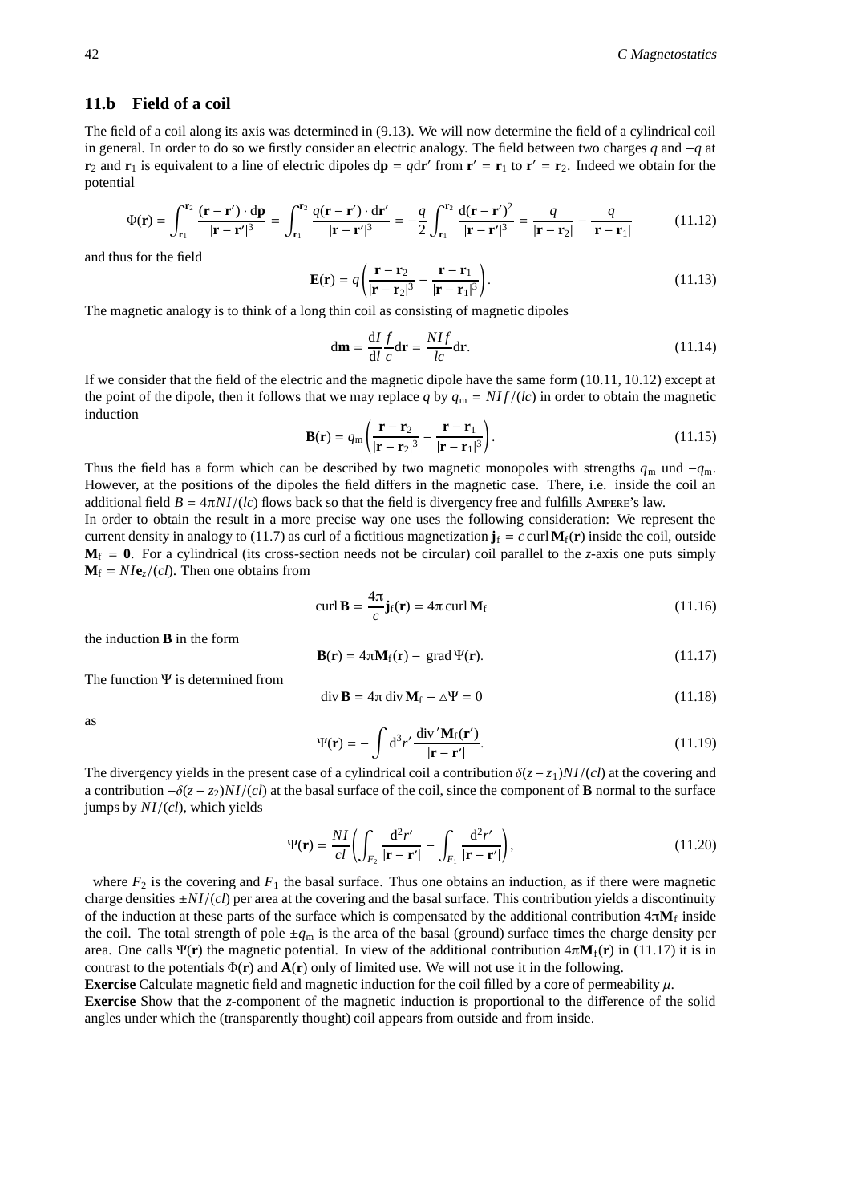## 11.b Field of a coil

The field of a coil along its axis was determined in (9.13). We will now determine the field of a cylindrical coil in general. In order to do so we firstly consider an electric analogy. The field between two charges $q$ and $-q$ at $\mathbf{r}_2$ and $\mathbf{r}_1$ is equivalent to a line of electric dipoles $\mathrm{d}\mathbf{p} = q\mathrm{d}\mathbf{r}'$ from $\mathbf{r}' = \mathbf{r}_1$ to $\mathbf{r}' = \mathbf{r}_2$. Indeed we obtain for the potential

$$\Phi(\mathbf{r}) = \int_{\mathbf{r}_1}^{\mathbf{r}_2} \frac{(\mathbf{r}-\mathbf{r}')\cdot \mathrm{d}\mathbf{p}}{|\mathbf{r}-\mathbf{r}'|^3} = \int_{\mathbf{r}_1}^{\mathbf{r}_2} \frac{q(\mathbf{r}-\mathbf{r}')\cdot \mathrm{d}\mathbf{r}'}{|\mathbf{r}-\mathbf{r}'|^3} = -\frac{q}{2}\int_{\mathbf{r}_1}^{\mathbf{r}_2} \frac{\mathrm{d}(\mathbf{r}-\mathbf{r}')^2}{|\mathbf{r}-\mathbf{r}'|^3} = \frac{q}{|\mathbf{r}-\mathbf{r}_2|} - \frac{q}{|\mathbf{r}-\mathbf{r}_1|} \tag{11.12}$$

and thus for the field

$$\mathbf{E}(\mathbf{r}) = q\left(\frac{\mathbf{r}-\mathbf{r}_2}{|\mathbf{r}-\mathbf{r}_2|^3} - \frac{\mathbf{r}-\mathbf{r}_1}{|\mathbf{r}-\mathbf{r}_1|^3}\right). \tag{11.13}$$

The magnetic analogy is to think of a long thin coil as consisting of magnetic dipoles

$$\mathrm{d}\mathbf{m} = \frac{\mathrm{d}I}{\mathrm{d}l}\frac{f}{c}\mathrm{d}\mathbf{r} = \frac{NIf}{lc}\mathrm{d}\mathbf{r}. \tag{11.14}$$

If we consider that the field of the electric and the magnetic dipole have the same form (10.11, 10.12) except at the point of the dipole, then it follows that we may replace $q$ by $q_\mathrm{m} = NIf/(lc)$ in order to obtain the magnetic induction

$$\mathbf{B}(\mathbf{r}) = q_\mathrm{m}\left(\frac{\mathbf{r}-\mathbf{r}_2}{|\mathbf{r}-\mathbf{r}_2|^3} - \frac{\mathbf{r}-\mathbf{r}_1}{|\mathbf{r}-\mathbf{r}_1|^3}\right). \tag{11.15}$$

Thus the field has a form which can be described by two magnetic monopoles with strengths $q_\mathrm{m}$ und $-q_\mathrm{m}$. However, at the positions of the dipoles the field differs in the magnetic case. There, i.e. inside the coil an additional field $B = 4\pi NI/(lc)$ flows back so that the field is divergency free and fulfills Ampere's law.

In order to obtain the result in a more precise way one uses the following consideration: We represent the current density in analogy to (11.7) as curl of a fictitious magnetization $\mathbf{j}_\mathrm{f} = c\,\mathrm{curl}\,\mathbf{M}_\mathrm{f}(\mathbf{r})$ inside the coil, outside $\mathbf{M}_\mathrm{f} = \mathbf{0}$. For a cylindrical (its cross-section needs not be circular) coil parallel to the $z$-axis one puts simply $\mathbf{M}_\mathrm{f} = NI\mathbf{e}_z/(cl)$. Then one obtains from

$$\mathrm{curl}\,\mathbf{B} = \frac{4\pi}{c}\mathbf{j}_\mathrm{f}(\mathbf{r}) = 4\pi\,\mathrm{curl}\,\mathbf{M}_\mathrm{f} \tag{11.16}$$

the induction $\mathbf{B}$ in the form

$$\mathbf{B}(\mathbf{r}) = 4\pi\mathbf{M}_\mathrm{f}(\mathbf{r}) - \mathrm{grad}\,\Psi(\mathbf{r}). \tag{11.17}$$

The function $\Psi$ is determined from

$$\mathrm{div}\,\mathbf{B} = 4\pi\,\mathrm{div}\,\mathbf{M}_\mathrm{f} - \triangle\Psi = 0 \tag{11.18}$$

as

$$\Psi(\mathbf{r}) = -\int \mathrm{d}^3r'\,\frac{\mathrm{div}'\mathbf{M}_\mathrm{f}(\mathbf{r}')}{|\mathbf{r}-\mathbf{r}'|}. \tag{11.19}$$

The divergency yields in the present case of a cylindrical coil a contribution $\delta(z-z_1)NI/(cl)$ at the covering and a contribution $-\delta(z-z_2)NI/(cl)$ at the basal surface of the coil, since the component of $\mathbf{B}$ normal to the surface jumps by $NI/(cl)$, which yields

$$\Psi(\mathbf{r}) = \frac{NI}{cl}\left(\int_{F_2}\frac{\mathrm{d}^2r'}{|\mathbf{r}-\mathbf{r}'|} - \int_{F_1}\frac{\mathrm{d}^2r'}{|\mathbf{r}-\mathbf{r}'|}\right), \tag{11.20}$$

where $F_2$ is the covering and $F_1$ the basal surface. Thus one obtains an induction, as if there were magnetic charge densities $\pm NI/(cl)$ per area at the covering and the basal surface. This contribution yields a discontinuity of the induction at these parts of the surface which is compensated by the additional contribution $4\pi\mathbf{M}_\mathrm{f}$ inside the coil. The total strength of pole $\pm q_\mathrm{m}$ is the area of the basal (ground) surface times the charge density per area. One calls $\Psi(\mathbf{r})$ the magnetic potential. In view of the additional contribution $4\pi\mathbf{M}_\mathrm{f}(\mathbf{r})$ in (11.17) it is in contrast to the potentials $\Phi(\mathbf{r})$ and $\mathbf{A}(\mathbf{r})$ only of limited use. We will not use it in the following.

**Exercise** Calculate magnetic field and magnetic induction for the coil filled by a core of permeability $\mu$.

**Exercise** Show that the $z$-component of the magnetic induction is proportional to the difference of the solid angles under which the (transparently thought) coil appears from outside and from inside.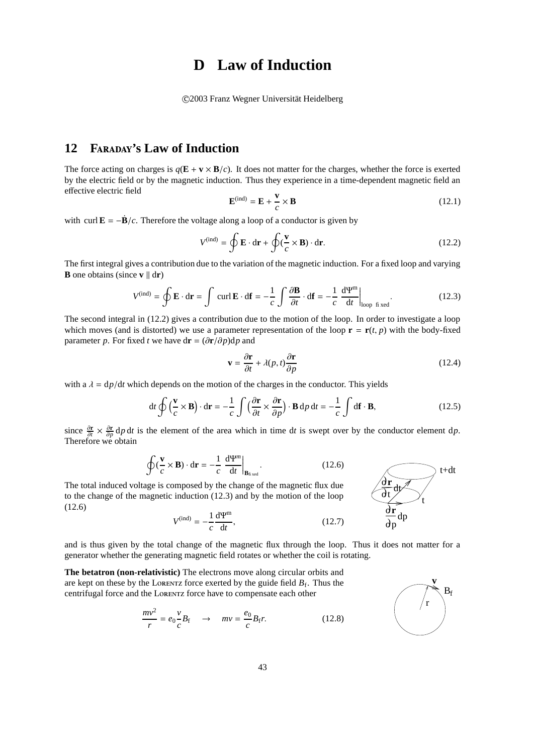# D Law of Induction

©2003 Franz Wegner Universität Heidelberg

## 12 FARADAY's Law of Induction

The force acting on charges is $q(\mathbf{E} + \mathbf{v} \times \mathbf{B}/c)$. It does not matter for the charges, whether the force is exerted by the electric field or by the magnetic induction. Thus they experience in a time-dependent magnetic field an effective electric field

$$\mathbf{E}^{(\mathrm{ind})} = \mathbf{E} + \frac{\mathbf{v}}{c} \times \mathbf{B} \tag{12.1}$$

with $\operatorname{curl} \mathbf{E} = -\dot{\mathbf{B}}/c$. Therefore the voltage along a loop of a conductor is given by

$$V^{(\mathrm{ind})} = \oint \mathbf{E} \cdot \mathrm{d}\mathbf{r} + \oint (\frac{\mathbf{v}}{c} \times \mathbf{B}) \cdot \mathrm{d}\mathbf{r}. \tag{12.2}$$

The first integral gives a contribution due to the variation of the magnetic induction. For a fixed loop and varying $\mathbf{B}$ one obtains (since $\mathbf{v} \parallel \mathrm{d}\mathbf{r}$)

$$V^{(\mathrm{ind})} = \oint \mathbf{E} \cdot \mathrm{d}\mathbf{r} = \int \operatorname{curl} \mathbf{E} \cdot \mathrm{d}\mathbf{f} = -\frac{1}{c} \int \frac{\partial \mathbf{B}}{\partial t} \cdot \mathrm{d}\mathbf{f} = -\frac{1}{c} \left.\frac{\mathrm{d}\Psi^{\mathrm{m}}}{\mathrm{d}t}\right|_{\text{loop fixed}}. \tag{12.3}$$

The second integral in (12.2) gives a contribution due to the motion of the loop. In order to investigate a loop which moves (and is distorted) we use a parameter representation of the loop $\mathbf{r} = \mathbf{r}(t, p)$ with the body-fixed parameter $p$. For fixed $t$ we have $\mathrm{d}\mathbf{r} = (\partial \mathbf{r}/\partial p)\mathrm{d}p$ and

$$\mathbf{v} = \frac{\partial \mathbf{r}}{\partial t} + \lambda(p, t)\frac{\partial \mathbf{r}}{\partial p} \tag{12.4}$$

with a $\lambda = \mathrm{d}p/\mathrm{d}t$ which depends on the motion of the charges in the conductor. This yields

$$\mathrm{d}t \oint \left(\frac{\mathbf{v}}{c} \times \mathbf{B}\right) \cdot \mathrm{d}\mathbf{r} = -\frac{1}{c} \int \left(\frac{\partial \mathbf{r}}{\partial t} \times \frac{\partial \mathbf{r}}{\partial p}\right) \cdot \mathbf{B}\, \mathrm{d}p\, \mathrm{d}t = -\frac{1}{c} \int \mathrm{d}\mathbf{f} \cdot \mathbf{B}, \tag{12.5}$$

since $\frac{\partial \mathbf{r}}{\partial t} \times \frac{\partial \mathbf{r}}{\partial p}\, \mathrm{d}p\, \mathrm{d}t$ is the element of the area which in time $\mathrm{d}t$ is swept over by the conductor element $\mathrm{d}p$. Therefore we obtain

$$\oint (\frac{\mathbf{v}}{c} \times \mathbf{B}) \cdot \mathrm{d}\mathbf{r} = -\frac{1}{c} \left.\frac{\mathrm{d}\Psi^{m}}{\mathrm{d}t}\right|_{\mathbf{B}_{\text{fixed}}}. \tag{12.6}$$

The total induced voltage is composed by the change of the magnetic flux due to the change of the magnetic induction (12.3) and by the motion of the loop (12.6)

$$V^{(\mathrm{ind})} = -\frac{1}{c} \frac{\mathrm{d}\Psi^{\mathrm{m}}}{\mathrm{d}t}, \tag{12.7}$$

and is thus given by the total change of the magnetic flux through the loop. Thus it does not matter for a generator whether the generating magnetic field rotates or whether the coil is rotating.

**The betatron (non-relativistic)** The electrons move along circular orbits and are kept on these by the LORENTZ force exerted by the guide field $B_{\mathrm{f}}$. Thus the centrifugal force and the LORENTZ force have to compensate each other

$$\frac{mv^2}{r} = e_0 \frac{v}{c} B_{\mathrm{f}} \quad \rightarrow \quad mv = \frac{e_0}{c} B_{\mathrm{f}} r. \tag{12.8}$$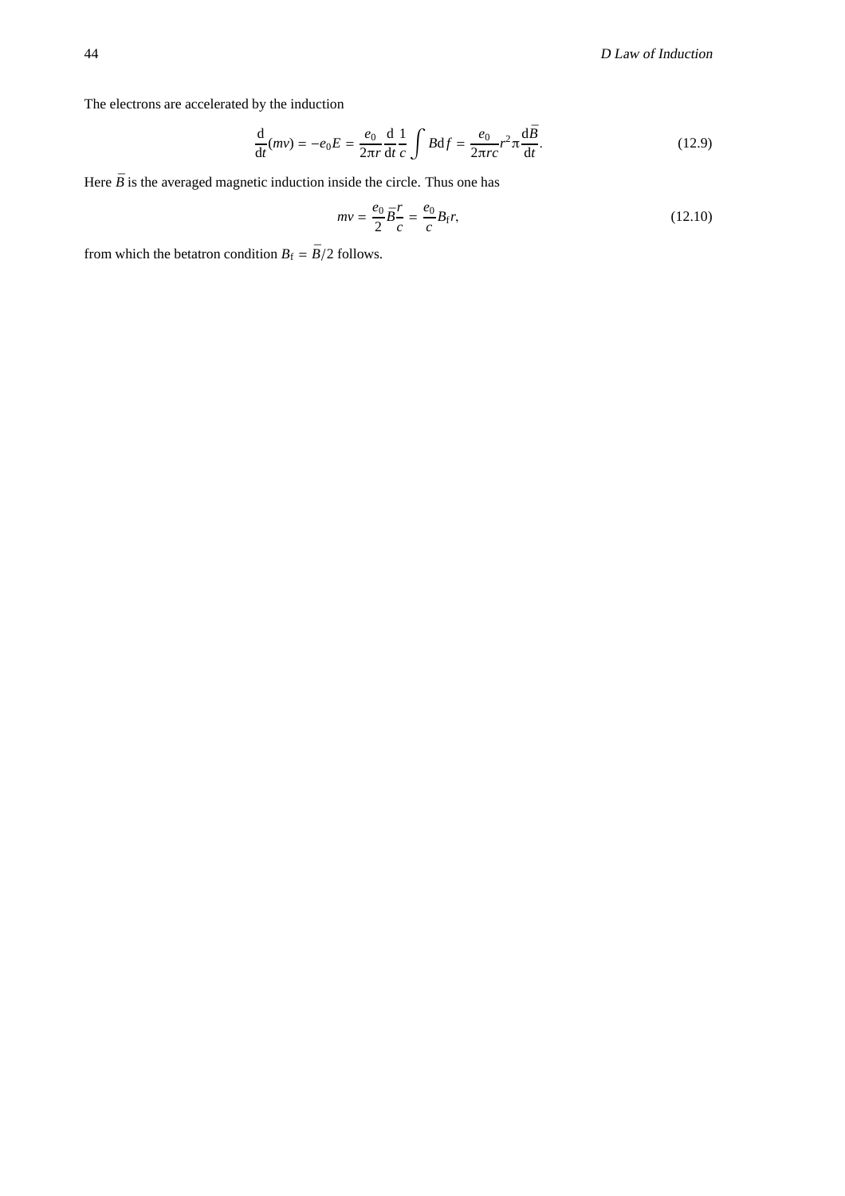The electrons are accelerated by the induction

$$\frac{\mathrm{d}}{\mathrm{d}t}(mv) = -e_0 E = \frac{e_0}{2\pi r}\frac{\mathrm{d}}{\mathrm{d}t}\frac{1}{c}\int B\mathrm{d}f = \frac{e_0}{2\pi rc}r^2\pi\frac{\mathrm{d}\bar{B}}{\mathrm{d}t}. \tag{12.9}$$

Here $\bar{B}$ is the averaged magnetic induction inside the circle. Thus one has

$$mv = \frac{e_0}{2}\bar{B}\frac{r}{c} = \frac{e_0}{c}B_\mathrm{f}r, \tag{12.10}$$

from which the betatron condition $B_\mathrm{f} = \bar{B}/2$ follows.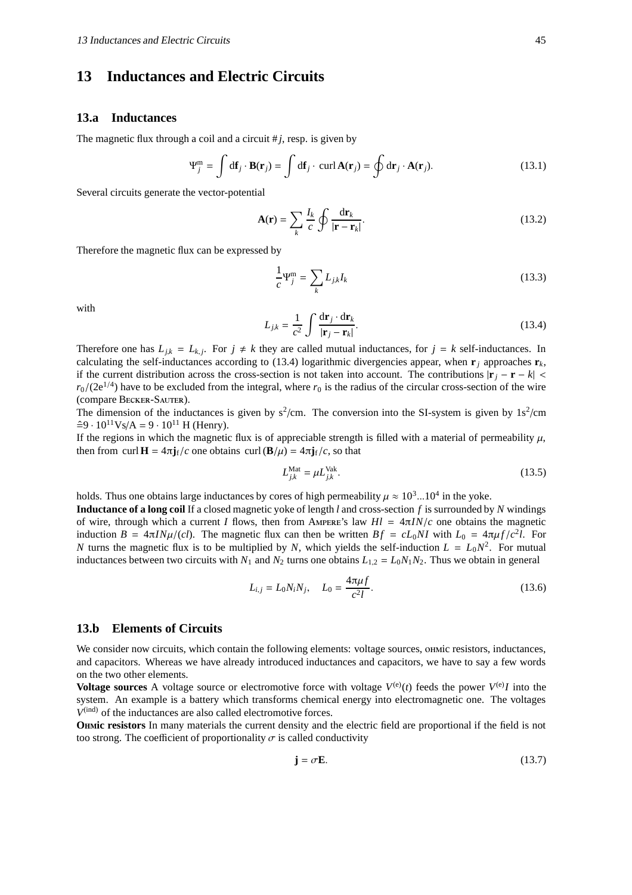# 13 Inductances and Electric Circuits

## 13.a Inductances

The magnetic flux through a coil and a circuit #$j$, resp. is given by

$$\Psi^{\rm m}_j = \int {\rm d}\mathbf{f}_j \cdot \mathbf{B}(\mathbf{r}_j) = \int {\rm d}\mathbf{f}_j \cdot \operatorname{curl} \mathbf{A}(\mathbf{r}_j) = \oint {\rm d}\mathbf{r}_j \cdot \mathbf{A}(\mathbf{r}_j). \tag{13.1}$$

Several circuits generate the vector-potential

$$\mathbf{A}(\mathbf{r}) = \sum_k \frac{I_k}{c} \oint \frac{{\rm d}\mathbf{r}_k}{|\mathbf{r} - \mathbf{r}_k|}. \tag{13.2}$$

Therefore the magnetic flux can be expressed by

$$\frac{1}{c}\Psi^{\rm m}_j = \sum_k L_{j,k} I_k \tag{13.3}$$

with

$$L_{j,k} = \frac{1}{c^2} \int \frac{{\rm d}\mathbf{r}_j \cdot {\rm d}\mathbf{r}_k}{|\mathbf{r}_j - \mathbf{r}_k|}. \tag{13.4}$$

Therefore one has $L_{j,k} = L_{k,j}$. For $j \neq k$ they are called mutual inductances, for $j = k$ self-inductances. In calculating the self-inductances according to (13.4) logarithmic divergencies appear, when $\mathbf{r}_j$ approaches $\mathbf{r}_k$, if the current distribution across the cross-section is not taken into account. The contributions $|\mathbf{r}_j - \mathbf{r} - k| < r_0/(2e^{1/4})$ have to be excluded from the integral, where $r_0$ is the radius of the circular cross-section of the wire (compare Becker-Sauter).

The dimension of the inductances is given by ${\rm s}^2/{\rm cm}$. The conversion into the SI-system is given by $1{\rm s}^2/{\rm cm} \,\hat{=}\, 9 \cdot 10^{11}{\rm Vs/A} = 9 \cdot 10^{11}$ H (Henry).

If the regions in which the magnetic flux is of appreciable strength is filled with a material of permeability $\mu$, then from $\operatorname{curl} \mathbf{H} = 4\pi \mathbf{j}_{\rm f}/c$ one obtains $\operatorname{curl}(\mathbf{B}/\mu) = 4\pi \mathbf{j}_{\rm f}/c$, so that

$$L^{\rm Mat}_{j,k} = \mu L^{\rm Vak}_{j,k}. \tag{13.5}$$

holds. Thus one obtains large inductances by cores of high permeability $\mu \approx 10^3...10^4$ in the yoke.

**Inductance of a long coil** If a closed magnetic yoke of length $l$ and cross-section $f$ is surrounded by $N$ windings of wire, through which a current $I$ flows, then from Ampere's law $Hl = 4\pi IN/c$ one obtains the magnetic induction $B = 4\pi IN\mu/(cl)$. The magnetic flux can then be written $Bf = cL_0NI$ with $L_0 = 4\pi\mu f/c^2 l$. For $N$ turns the magnetic flux is to be multiplied by $N$, which yields the self-induction $L = L_0 N^2$. For mutual inductances between two circuits with $N_1$ and $N_2$ turns one obtains $L_{1,2} = L_0 N_1 N_2$. Thus we obtain in general

$$L_{i,j} = L_0 N_i N_j, \quad L_0 = \frac{4\pi\mu f}{c^2 l}. \tag{13.6}$$

## 13.b Elements of Circuits

We consider now circuits, which contain the following elements: voltage sources, ohmic resistors, inductances, and capacitors. Whereas we have already introduced inductances and capacitors, we have to say a few words on the two other elements.

**Voltage sources** A voltage source or electromotive force with voltage $V^{(e)}(t)$ feeds the power $V^{(e)}I$ into the system. An example is a battery which transforms chemical energy into electromagnetic one. The voltages $V^{(\rm ind)}$ of the inductances are also called electromotive forces.

**Ohmic resistors** In many materials the current density and the electric field are proportional if the field is not too strong. The coefficient of proportionality $\sigma$ is called conductivity

$$\mathbf{j} = \sigma \mathbf{E}. \tag{13.7}$$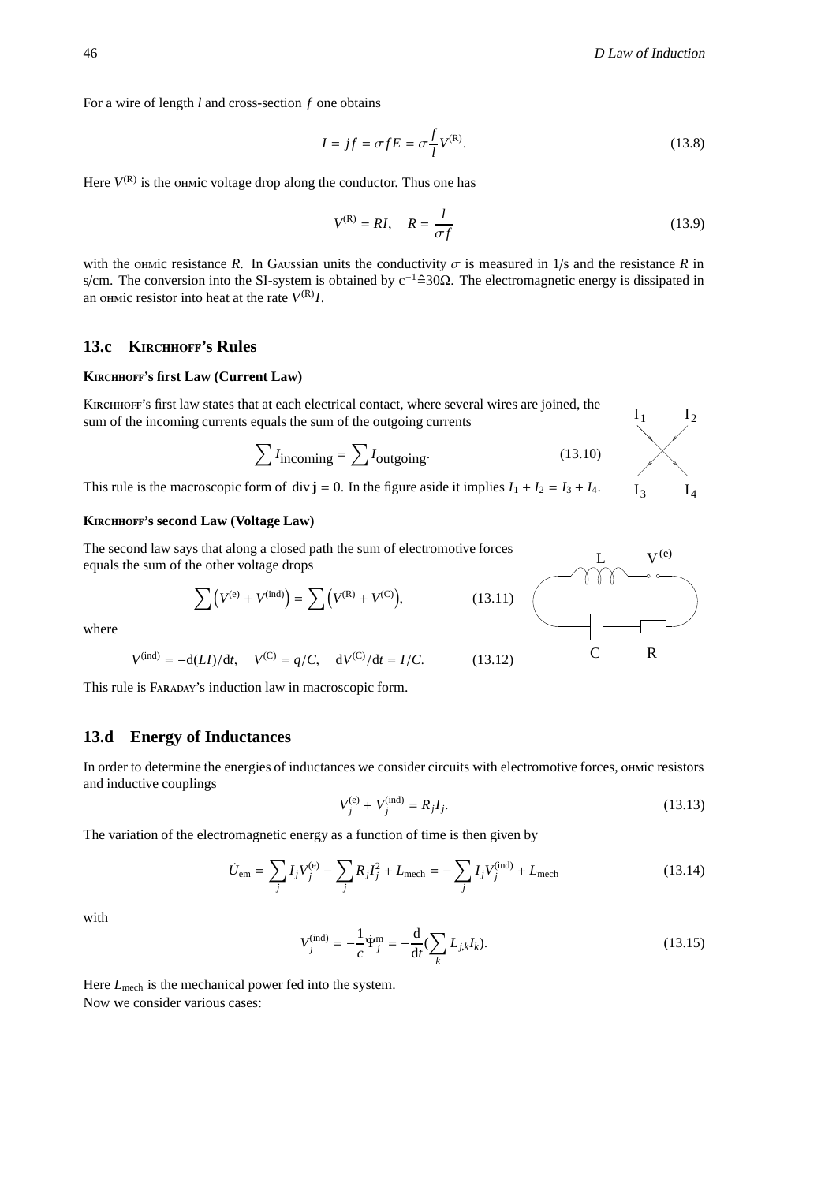For a wire of length $l$ and cross-section $f$ one obtains

$$I = jf = \sigma f E = \sigma \frac{f}{l} V^{(R)}. \tag{13.8}$$

Here $V^{(R)}$ is the OHMic voltage drop along the conductor. Thus one has

$$V^{(R)} = RI, \quad R = \frac{l}{\sigma f} \tag{13.9}$$

with the OHMic resistance $R$. In GAUSSian units the conductivity $\sigma$ is measured in 1/s and the resistance $R$ in s/cm. The conversion into the SI-system is obtained by $c^{-1} \widehat{=} 30\Omega$. The electromagnetic energy is dissipated in an OHMic resistor into heat at the rate $V^{(R)} I$.

## 13.c KIRCHHOFF's Rules

### KIRCHHOFF's first Law (Current Law)

KIRCHHOFF's first law states that at each electrical contact, where several wires are joined, the sum of the incoming currents equals the sum of the outgoing currents

$$\sum I_{\text{incoming}} = \sum I_{\text{outgoing}}. \tag{13.10}$$

This rule is the macroscopic form of $\operatorname{div} \mathbf{j} = 0$. In the figure aside it implies $I_1 + I_2 = I_3 + I_4$.

### KIRCHHOFF's second Law (Voltage Law)

The second law says that along a closed path the sum of electromotive forces equals the sum of the other voltage drops

$$\sum \left( V^{(e)} + V^{(\text{ind})} \right) = \sum \left( V^{(R)} + V^{(C)} \right), \tag{13.11}$$

where

$$V^{(\text{ind})} = -\mathrm{d}(LI)/\mathrm{d}t, \quad V^{(C)} = q/C, \quad \mathrm{d}V^{(C)}/\mathrm{d}t = I/C. \tag{13.12}$$

This rule is FARADAY's induction law in macroscopic form.

## 13.d Energy of Inductances

In order to determine the energies of inductances we consider circuits with electromotive forces, OHMic resistors and inductive couplings

$$V_j^{(e)} + V_j^{(\text{ind})} = R_j I_j. \tag{13.13}$$

The variation of the electromagnetic energy as a function of time is then given by

$$\dot{U}_{\text{em}} = \sum_j I_j V_j^{(e)} - \sum_j R_j I_j^2 + L_{\text{mech}} = -\sum_j I_j V_j^{(\text{ind})} + L_{\text{mech}} \tag{13.14}$$

with

$$V_j^{(\text{ind})} = -\frac{1}{c} \dot{\Psi}_j^{\text{m}} = -\frac{\mathrm{d}}{\mathrm{d}t} \left( \sum_k L_{j,k} I_k \right). \tag{13.15}$$

Here $L_{\text{mech}}$ is the mechanical power fed into the system.
Now we consider various cases: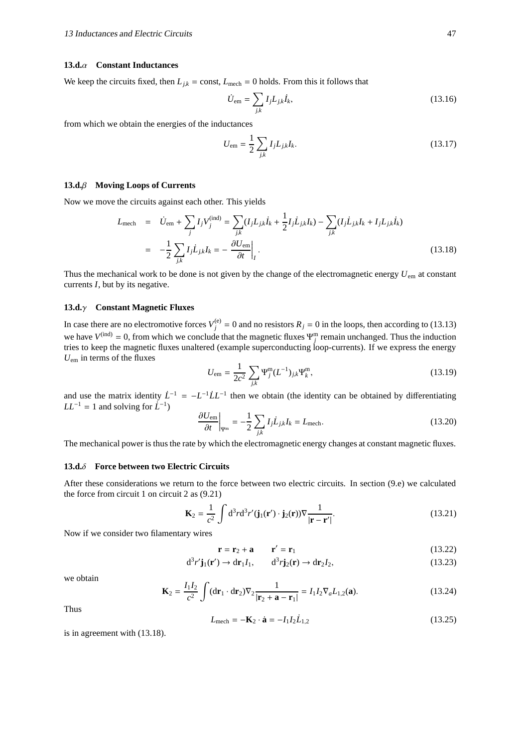### 13.d.$\alpha$ Constant Inductances

We keep the circuits fixed, then $L_{j,k} = \text{const}$, $L_{\text{mech}} = 0$ holds. From this it follows that

$$\dot{U}_{\text{em}} = \sum_{j,k} I_j L_{j,k} \dot{I}_k, \tag{13.16}$$

from which we obtain the energies of the inductances

$$U_{\text{em}} = \frac{1}{2} \sum_{j,k} I_j L_{j,k} I_k. \tag{13.17}$$

### 13.d.$\beta$ Moving Loops of Currents

Now we move the circuits against each other. This yields

$$\begin{aligned} L_{\text{mech}} &= \dot{U}_{\text{em}} + \sum_j I_j V_j^{(\text{ind})} = \sum_{j,k} (I_j L_{j,k} \dot{I}_k + \frac{1}{2} I_j \dot{L}_{j,k} I_k) - \sum_{j,k} (I_j \dot{L}_{j,k} I_k + I_j L_{j,k} \dot{I}_k) \\ &= -\frac{1}{2} \sum_{j,k} I_j \dot{L}_{j,k} I_k = -\left.\frac{\partial U_{\text{em}}}{\partial t}\right|_I . \end{aligned} \tag{13.18}$$

Thus the mechanical work to be done is not given by the change of the electromagnetic energy $U_{\text{em}}$ at constant currents $I$, but by its negative.

### 13.d.$\gamma$ Constant Magnetic Fluxes

In case there are no electromotive forces $V_j^{(\text{e})} = 0$ and no resistors $R_j = 0$ in the loops, then according to (13.13) we have $V^{(\text{ind})} = 0$, from which we conclude that the magnetic fluxes $\Psi_j^{\text{m}}$ remain unchanged. Thus the induction tries to keep the magnetic fluxes unaltered (example superconducting loop-currents). If we express the energy $U_{\text{em}}$ in terms of the fluxes

$$U_{\text{em}} = \frac{1}{2c^2} \sum_{j,k} \Psi_j^{\text{m}} (L^{-1})_{j,k} \Psi_k^{\text{m}}, \tag{13.19}$$

and use the matrix identity $\dot{L}^{-1} = -L^{-1} \dot{L} L^{-1}$ then we obtain (the identity can be obtained by differentiating $LL^{-1} = 1$ and solving for $\dot{L}^{-1}$)

$$\left.\frac{\partial U_{\text{em}}}{\partial t}\right|_{\Psi^{\text{m}}} = -\frac{1}{2} \sum_{j,k} I_j \dot{L}_{j,k} I_k = L_{\text{mech}}. \tag{13.20}$$

The mechanical power is thus the rate by which the electromagnetic energy changes at constant magnetic fluxes.

### 13.d.$\delta$ Force between two Electric Circuits

After these considerations we return to the force between two electric circuits. In section (9.e) we calculated the force from circuit 1 on circuit 2 as (9.21)

$$\mathbf{K}_2 = \frac{1}{c^2} \int \mathrm{d}^3 r \mathrm{d}^3 r' (\mathbf{j}_1(\mathbf{r}') \cdot \mathbf{j}_2(\mathbf{r})) \nabla \frac{1}{|\mathbf{r} - \mathbf{r}'|}. \tag{13.21}$$

Now if we consider two filamentary wires

$$\mathbf{r} = \mathbf{r}_2 + \mathbf{a} \qquad \mathbf{r}' = \mathbf{r}_1 \tag{13.22}$$

$$\mathrm{d}^3 r' \mathbf{j}_1(\mathbf{r}') \to \mathrm{d}\mathbf{r}_1 I_1, \qquad \mathrm{d}^3 r \mathbf{j}_2(\mathbf{r}) \to \mathrm{d}\mathbf{r}_2 I_2, \tag{13.23}$$

we obtain

$$\mathbf{K}_2 = \frac{I_1 I_2}{c^2} \int (\mathrm{d}\mathbf{r}_1 \cdot \mathrm{d}\mathbf{r}_2) \nabla_2 \frac{1}{|\mathbf{r}_2 + \mathbf{a} - \mathbf{r}_1|} = I_1 I_2 \nabla_a L_{1,2}(\mathbf{a}). \tag{13.24}$$

Thus

$$L_{\text{mech}} = -\mathbf{K}_2 \cdot \dot{\mathbf{a}} = -I_1 I_2 \dot{L}_{1,2} \tag{13.25}$$

is in agreement with (13.18).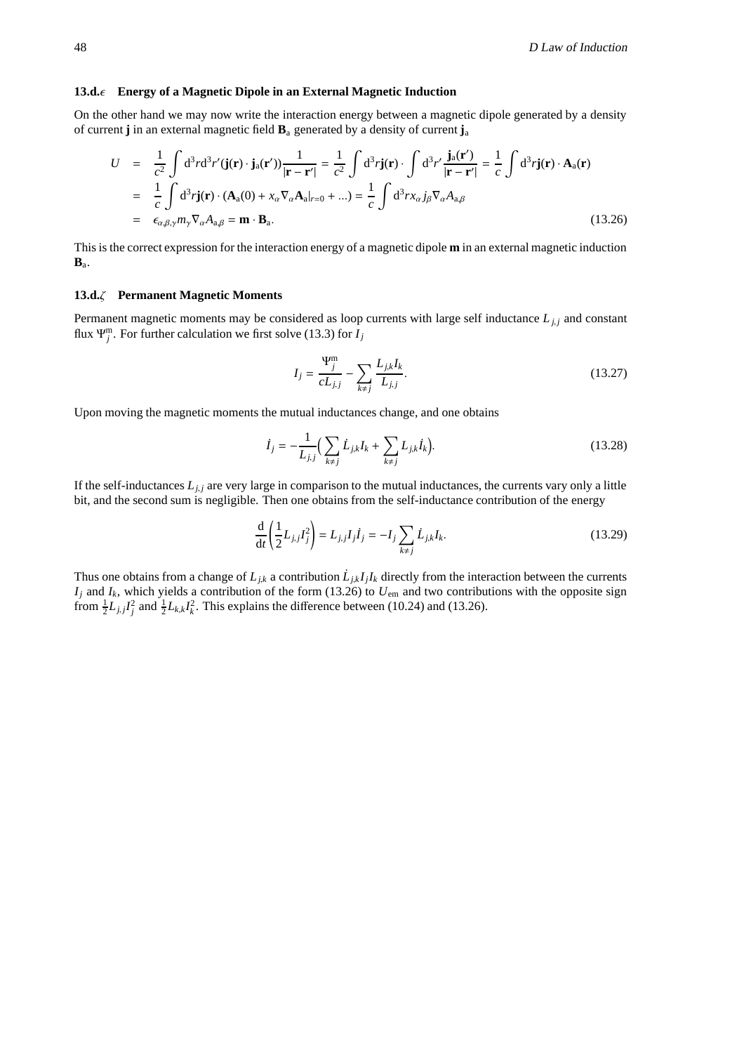### 13.d.$\epsilon$ Energy of a Magnetic Dipole in an External Magnetic Induction

On the other hand we may now write the interaction energy between a magnetic dipole generated by a density of current $\mathbf{j}$ in an external magnetic field $\mathbf{B}_\mathrm{a}$ generated by a density of current $\mathbf{j}_\mathrm{a}$

$$
\begin{aligned}
U &= \frac{1}{c^2}\int \mathrm{d}^3r\mathrm{d}^3r'(\mathbf{j}(\mathbf{r})\cdot\mathbf{j}_\mathrm{a}(\mathbf{r}'))\frac{1}{|\mathbf{r}-\mathbf{r}'|} = \frac{1}{c^2}\int \mathrm{d}^3r\mathbf{j}(\mathbf{r})\cdot\int \mathrm{d}^3r'\frac{\mathbf{j}_\mathrm{a}(\mathbf{r}')}{|\mathbf{r}-\mathbf{r}'|} = \frac{1}{c}\int \mathrm{d}^3r\mathbf{j}(\mathbf{r})\cdot\mathbf{A}_\mathrm{a}(\mathbf{r}) \\
&= \frac{1}{c}\int \mathrm{d}^3r\mathbf{j}(\mathbf{r})\cdot(\mathbf{A}_\mathrm{a}(0) + x_\alpha\nabla_\alpha\mathbf{A}_\mathrm{a}|_{r=0} + ...) = \frac{1}{c}\int \mathrm{d}^3r x_\alpha j_\beta\nabla_\alpha A_{\mathrm{a},\beta} \\
&= \epsilon_{\alpha,\beta,\gamma}m_\gamma\nabla_\alpha A_{\mathrm{a},\beta} = \mathbf{m}\cdot\mathbf{B}_\mathrm{a}.
\end{aligned}
\tag{13.26}
$$

This is the correct expression for the interaction energy of a magnetic dipole $\mathbf{m}$ in an external magnetic induction $\mathbf{B}_\mathrm{a}$.

### 13.d.$\zeta$ Permanent Magnetic Moments

Permanent magnetic moments may be considered as loop currents with large self inductance $L_{j,j}$ and constant flux $\Psi^\mathrm{m}_j$. For further calculation we first solve (13.3) for $I_j$

$$
I_j = \frac{\Psi^\mathrm{m}_j}{cL_{j,j}} - \sum_{k\neq j}\frac{L_{j,k}I_k}{L_{j,j}}. \tag{13.27}
$$

Upon moving the magnetic moments the mutual inductances change, and one obtains

$$
\dot{I}_j = -\frac{1}{L_{j,j}}\Big(\sum_{k\neq j}\dot{L}_{j,k}I_k + \sum_{k\neq j}L_{j,k}\dot{I}_k\Big). \tag{13.28}
$$

If the self-inductances $L_{j,j}$ are very large in comparison to the mutual inductances, the currents vary only a little bit, and the second sum is negligible. Then one obtains from the self-inductance contribution of the energy

$$
\frac{\mathrm{d}}{\mathrm{d}t}\left(\frac{1}{2}L_{j,j}I_j^2\right) = L_{j,j}I_j\dot{I}_j = -I_j\sum_{k\neq j}\dot{L}_{j,k}I_k. \tag{13.29}
$$

Thus one obtains from a change of $L_{j,k}$ a contribution $\dot{L}_{j,k}I_jI_k$ directly from the interaction between the currents $I_j$ and $I_k$, which yields a contribution of the form (13.26) to $U_\mathrm{em}$ and two contributions with the opposite sign from $\frac{1}{2}L_{j,j}I_j^2$ and $\frac{1}{2}L_{k,k}I_k^2$. This explains the difference between (10.24) and (13.26).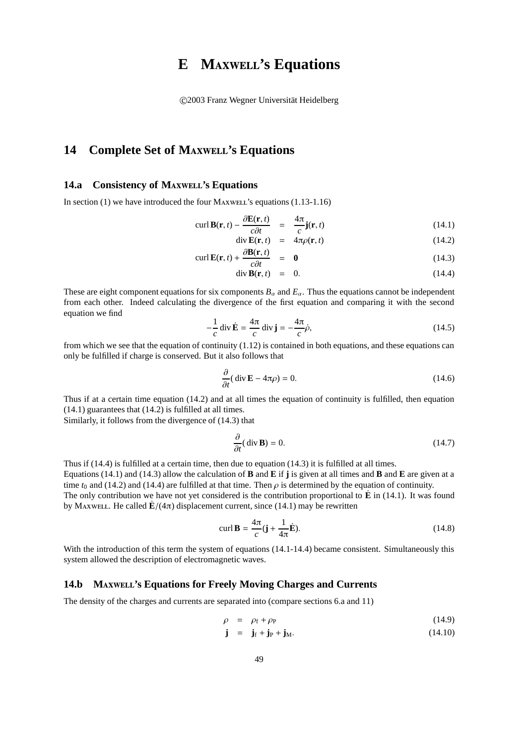# E MAXWELL's Equations

©2003 Franz Wegner Universität Heidelberg

## 14 Complete Set of MAXWELL's Equations

### 14.a Consistency of MAXWELL's Equations

In section (1) we have introduced the four MAXWELL's equations (1.13-1.16)

$$\operatorname{curl}\mathbf{B}(\mathbf{r},t) - \frac{\partial\mathbf{E}(\mathbf{r},t)}{c\partial t} = \frac{4\pi}{c}\mathbf{j}(\mathbf{r},t) \tag{14.1}$$

$$\operatorname{div}\mathbf{E}(\mathbf{r},t) = 4\pi\rho(\mathbf{r},t) \tag{14.2}$$

$$\operatorname{curl}\mathbf{E}(\mathbf{r},t) + \frac{\partial\mathbf{B}(\mathbf{r},t)}{c\partial t} = \mathbf{0} \tag{14.3}$$

$$\operatorname{div}\mathbf{B}(\mathbf{r},t) = 0. \tag{14.4}$$

These are eight component equations for six components $B_\alpha$ and $E_\alpha$. Thus the equations cannot be independent from each other. Indeed calculating the divergence of the first equation and comparing it with the second equation we find

$$-\frac{1}{c}\operatorname{div}\dot{\mathbf{E}} = \frac{4\pi}{c}\operatorname{div}\mathbf{j} = -\frac{4\pi}{c}\dot{\rho}, \tag{14.5}$$

from which we see that the equation of continuity (1.12) is contained in both equations, and these equations can only be fulfilled if charge is conserved. But it also follows that

$$\frac{\partial}{\partial t}(\operatorname{div}\mathbf{E} - 4\pi\rho) = 0. \tag{14.6}$$

Thus if at a certain time equation (14.2) and at all times the equation of continuity is fulfilled, then equation (14.1) guarantees that (14.2) is fulfilled at all times.
Similarly, it follows from the divergence of (14.3) that

$$\frac{\partial}{\partial t}(\operatorname{div}\mathbf{B}) = 0. \tag{14.7}$$

Thus if (14.4) is fulfilled at a certain time, then due to equation (14.3) it is fulfilled at all times.
Equations (14.1) and (14.3) allow the calculation of $\mathbf{B}$ and $\mathbf{E}$ if $\mathbf{j}$ is given at all times and $\mathbf{B}$ and $\mathbf{E}$ are given at a time $t_0$ and (14.2) and (14.4) are fulfilled at that time. Then $\rho$ is determined by the equation of continuity.
The only contribution we have not yet considered is the contribution proportional to $\dot{\mathbf{E}}$ in (14.1). It was found by MAXWELL. He called $\dot{\mathbf{E}}/(4\pi)$ displacement current, since (14.1) may be rewritten

$$\operatorname{curl}\mathbf{B} = \frac{4\pi}{c}(\mathbf{j} + \frac{1}{4\pi}\dot{\mathbf{E}}). \tag{14.8}$$

With the introduction of this term the system of equations (14.1-14.4) became consistent. Simultaneously this system allowed the description of electromagnetic waves.

### 14.b MAXWELL's Equations for Freely Moving Charges and Currents

The density of the charges and currents are separated into (compare sections 6.a and 11)

$$\rho = \rho_f + \rho_P \tag{14.9}$$

$$\mathbf{j} = \mathbf{j}_f + \mathbf{j}_P + \mathbf{j}_M. \tag{14.10}$$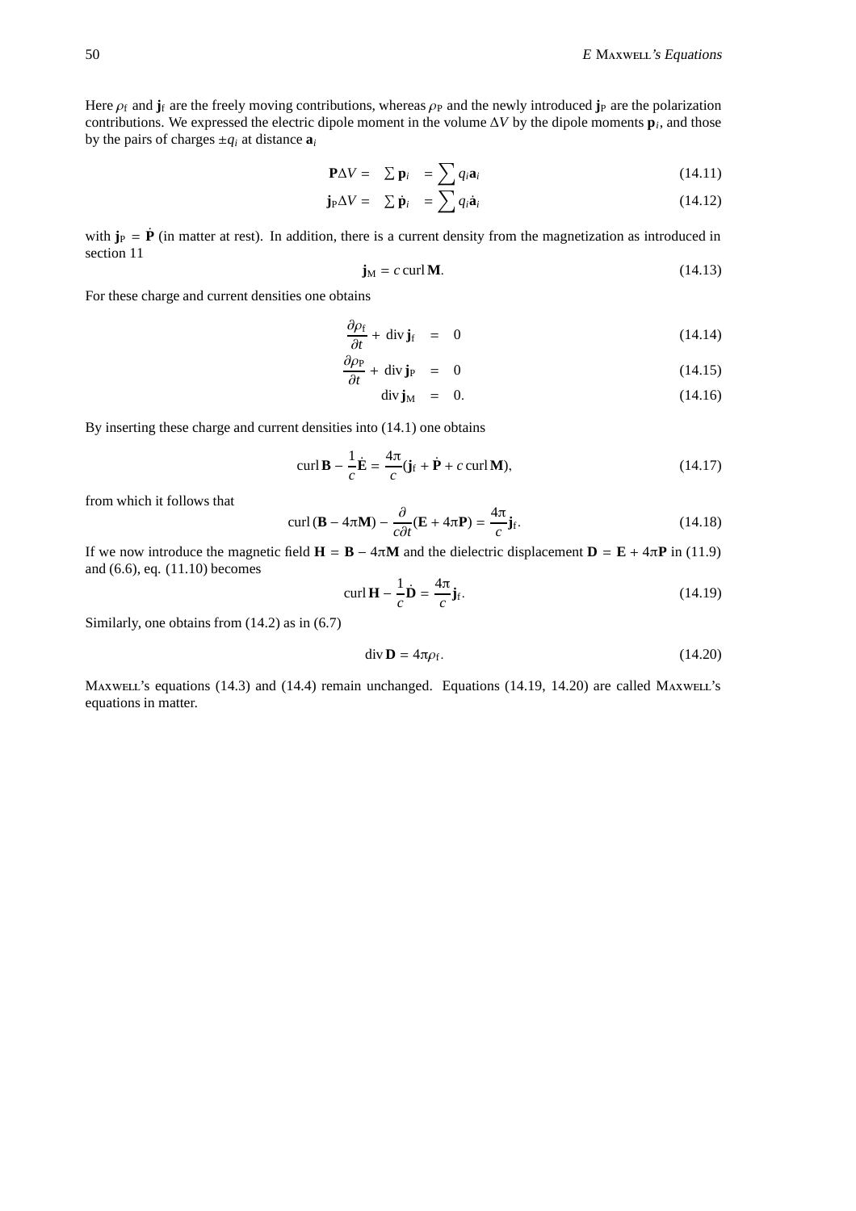Here $\rho_f$ and $\mathbf{j}_f$ are the freely moving contributions, whereas $\rho_P$ and the newly introduced $\mathbf{j}_P$ are the polarization contributions. We expressed the electric dipole moment in the volume $\Delta V$ by the dipole moments $\mathbf{p}_i$, and those by the pairs of charges $\pm q_i$ at distance $\mathbf{a}_i$

$$\mathbf{P}\Delta V = \sum \mathbf{p}_i = \sum q_i \mathbf{a}_i \tag{14.11}$$

$$\mathbf{j}_P \Delta V = \sum \dot{\mathbf{p}}_i = \sum q_i \dot{\mathbf{a}}_i \tag{14.12}$$

with $\mathbf{j}_P = \dot{\mathbf{P}}$ (in matter at rest). In addition, there is a current density from the magnetization as introduced in section 11

$$\mathbf{j}_M = c \operatorname{curl} \mathbf{M}. \tag{14.13}$$

For these charge and current densities one obtains

$$\frac{\partial \rho_f}{\partial t} + \operatorname{div} \mathbf{j}_f = 0 \tag{14.14}$$

$$\frac{\partial \rho_P}{\partial t} + \operatorname{div} \mathbf{j}_P = 0 \tag{14.15}$$

$$\operatorname{div} \mathbf{j}_M = 0. \tag{14.16}$$

By inserting these charge and current densities into (14.1) one obtains

$$\operatorname{curl} \mathbf{B} - \frac{1}{c}\dot{\mathbf{E}} = \frac{4\pi}{c}(\mathbf{j}_f + \dot{\mathbf{P}} + c \operatorname{curl} \mathbf{M}), \tag{14.17}$$

from which it follows that

$$\operatorname{curl}(\mathbf{B} - 4\pi\mathbf{M}) - \frac{\partial}{c\partial t}(\mathbf{E} + 4\pi\mathbf{P}) = \frac{4\pi}{c}\mathbf{j}_f. \tag{14.18}$$

If we now introduce the magnetic field $\mathbf{H} = \mathbf{B} - 4\pi\mathbf{M}$ and the dielectric displacement $\mathbf{D} = \mathbf{E} + 4\pi\mathbf{P}$ in (11.9) and (6.6), eq. (11.10) becomes

$$\operatorname{curl} \mathbf{H} - \frac{1}{c}\dot{\mathbf{D}} = \frac{4\pi}{c}\mathbf{j}_f. \tag{14.19}$$

Similarly, one obtains from (14.2) as in (6.7)

$$\operatorname{div} \mathbf{D} = 4\pi\rho_f. \tag{14.20}$$

MAXWELL's equations (14.3) and (14.4) remain unchanged. Equations (14.19, 14.20) are called MAXWELL's equations in matter.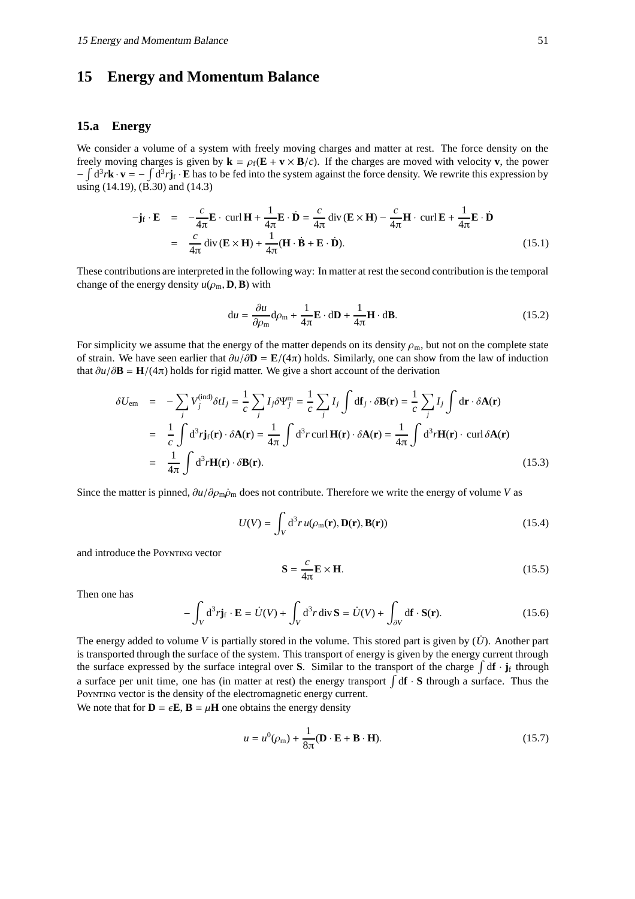# 15 Energy and Momentum Balance

## 15.a Energy

We consider a volume of a system with freely moving charges and matter at rest. The force density on the freely moving charges is given by $\mathbf{k} = \rho_f(\mathbf{E} + \mathbf{v} \times \mathbf{B}/c)$. If the charges are moved with velocity $\mathbf{v}$, the power $-\int d^3r \mathbf{k} \cdot \mathbf{v} = -\int d^3r \mathbf{j}_f \cdot \mathbf{E}$ has to be fed into the system against the force density. We rewrite this expression by using (14.19), (B.30) and (14.3)

$$
\begin{aligned}
-\mathbf{j}_f \cdot \mathbf{E} &= -\frac{c}{4\pi}\mathbf{E} \cdot \operatorname{curl}\mathbf{H} + \frac{1}{4\pi}\mathbf{E} \cdot \dot{\mathbf{D}} = \frac{c}{4\pi}\operatorname{div}(\mathbf{E} \times \mathbf{H}) - \frac{c}{4\pi}\mathbf{H} \cdot \operatorname{curl}\mathbf{E} + \frac{1}{4\pi}\mathbf{E} \cdot \dot{\mathbf{D}} \\
&= \frac{c}{4\pi}\operatorname{div}(\mathbf{E} \times \mathbf{H}) + \frac{1}{4\pi}(\mathbf{H} \cdot \dot{\mathbf{B}} + \mathbf{E} \cdot \dot{\mathbf{D}}).
\end{aligned}
\tag{15.1}
$$

These contributions are interpreted in the following way: In matter at rest the second contribution is the temporal change of the energy density $u(\rho_m, \mathbf{D}, \mathbf{B})$ with

$$
du = \frac{\partial u}{\partial \rho_m} d\rho_m + \frac{1}{4\pi}\mathbf{E} \cdot d\mathbf{D} + \frac{1}{4\pi}\mathbf{H} \cdot d\mathbf{B}. \tag{15.2}
$$

For simplicity we assume that the energy of the matter depends on its density $\rho_m$, but not on the complete state of strain. We have seen earlier that $\partial u/\partial \mathbf{D} = \mathbf{E}/(4\pi)$ holds. Similarly, one can show from the law of induction that $\partial u/\partial \mathbf{B} = \mathbf{H}/(4\pi)$ holds for rigid matter. We give a short account of the derivation

$$
\begin{aligned}
\delta U_{em} &= -\sum_j V_j^{(ind)} \delta t I_j = \frac{1}{c}\sum_j I_j \delta \Psi_j^m = \frac{1}{c}\sum_j I_j \int d\mathbf{f}_j \cdot \delta\mathbf{B}(\mathbf{r}) = \frac{1}{c}\sum_j I_j \int d\mathbf{r} \cdot \delta\mathbf{A}(\mathbf{r}) \\
&= \frac{1}{c}\int d^3r \mathbf{j}_f(\mathbf{r}) \cdot \delta\mathbf{A}(\mathbf{r}) = \frac{1}{4\pi}\int d^3r \operatorname{curl}\mathbf{H}(\mathbf{r}) \cdot \delta\mathbf{A}(\mathbf{r}) = \frac{1}{4\pi}\int d^3r \mathbf{H}(\mathbf{r}) \cdot \operatorname{curl}\delta\mathbf{A}(\mathbf{r}) \\
&= \frac{1}{4\pi}\int d^3r \mathbf{H}(\mathbf{r}) \cdot \delta\mathbf{B}(\mathbf{r}).
\end{aligned}
\tag{15.3}
$$

Since the matter is pinned, $\partial u/\partial \rho_m \dot{\rho}_m$ does not contribute. Therefore we write the energy of volume $V$ as

$$
U(V) = \int_V d^3r\, u(\rho_m(\mathbf{r}), \mathbf{D}(\mathbf{r}), \mathbf{B}(\mathbf{r})) \tag{15.4}
$$

and introduce the Poynting vector

$$
\mathbf{S} = \frac{c}{4\pi}\mathbf{E} \times \mathbf{H}. \tag{15.5}
$$

Then one has

$$
-\int_V d^3r \mathbf{j}_f \cdot \mathbf{E} = \dot{U}(V) + \int_V d^3r \operatorname{div}\mathbf{S} = \dot{U}(V) + \int_{\partial V} d\mathbf{f} \cdot \mathbf{S}(\mathbf{r}). \tag{15.6}
$$

The energy added to volume $V$ is partially stored in the volume. This stored part is given by ($\dot{U}$). Another part is transported through the surface of the system. This transport of energy is given by the energy current through the surface expressed by the surface integral over $\mathbf{S}$. Similar to the transport of the charge $\int d\mathbf{f} \cdot \mathbf{j}_f$ through a surface per unit time, one has (in matter at rest) the energy transport $\int d\mathbf{f} \cdot \mathbf{S}$ through a surface. Thus the Poynting vector is the density of the electromagnetic energy current.

We note that for $\mathbf{D} = \epsilon\mathbf{E}$, $\mathbf{B} = \mu\mathbf{H}$ one obtains the energy density

$$
u = u^0(\rho_m) + \frac{1}{8\pi}(\mathbf{D} \cdot \mathbf{E} + \mathbf{B} \cdot \mathbf{H}). \tag{15.7}
$$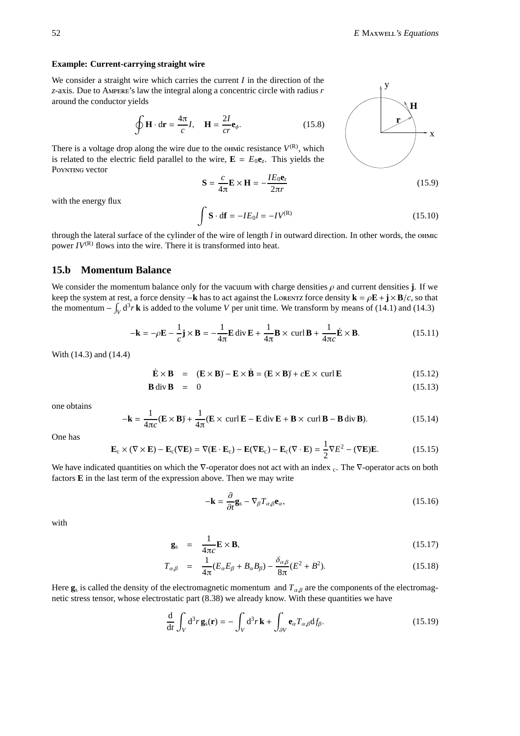**Example: Current-carrying straight wire**

We consider a straight wire which carries the current $I$ in the direction of the $z$-axis. Due to Ampere's law the integral along a concentric circle with radius $r$ around the conductor yields

$$\oint \mathbf{H} \cdot \mathrm{d}\mathbf{r} = \frac{4\pi}{c} I, \quad \mathbf{H} = \frac{2I}{cr}\mathbf{e}_\phi. \tag{15.8}$$

There is a voltage drop along the wire due to the ohmic resistance $V^{(R)}$, which is related to the electric field parallel to the wire, $\mathbf{E} = E_0 \mathbf{e}_z$. This yields the Poynting vector

$$\mathbf{S} = \frac{c}{4\pi}\mathbf{E} \times \mathbf{H} = -\frac{I E_0 \mathbf{e}_r}{2\pi r} \tag{15.9}$$

with the energy flux

$$\int \mathbf{S} \cdot \mathrm{d}\mathbf{f} = -I E_0 l = -I V^{(R)} \tag{15.10}$$

through the lateral surface of the cylinder of the wire of length $l$ in outward direction. In other words, the ohmic power $IV^{(R)}$ flows into the wire. There it is transformed into heat.

## 15.b Momentum Balance

We consider the momentum balance only for the vacuum with charge densities $\rho$ and current densities $\mathbf{j}$. If we keep the system at rest, a force density $-\mathbf{k}$ has to act against the Lorentz force density $\mathbf{k} = \rho\mathbf{E} + \mathbf{j} \times \mathbf{B}/c$, so that the momentum $-\int_V \mathrm{d}^3 r\, \mathbf{k}$ is added to the volume $V$ per unit time. We transform by means of (14.1) and (14.3)

$$-\mathbf{k} = -\rho\mathbf{E} - \frac{1}{c}\mathbf{j} \times \mathbf{B} = -\frac{1}{4\pi}\mathbf{E}\,\mathrm{div}\,\mathbf{E} + \frac{1}{4\pi}\mathbf{B} \times \,\mathrm{curl}\,\mathbf{B} + \frac{1}{4\pi c}\dot{\mathbf{E}} \times \mathbf{B}. \tag{15.11}$$

With (14.3) and (14.4)

$$\dot{\mathbf{E}} \times \mathbf{B} = (\mathbf{E} \times \mathbf{B})^{\cdot} - \mathbf{E} \times \dot{\mathbf{B}} = (\mathbf{E} \times \mathbf{B})^{\cdot} + c\mathbf{E} \times \,\mathrm{curl}\,\mathbf{E} \tag{15.12}$$

$$\mathbf{B}\,\mathrm{div}\,\mathbf{B} = 0 \tag{15.13}$$

one obtains

$$-\mathbf{k} = \frac{1}{4\pi c}(\mathbf{E} \times \mathbf{B})^{\cdot} + \frac{1}{4\pi}(\mathbf{E} \times \,\mathrm{curl}\,\mathbf{E} - \mathbf{E}\,\mathrm{div}\,\mathbf{E} + \mathbf{B} \times \,\mathrm{curl}\,\mathbf{B} - \mathbf{B}\,\mathrm{div}\,\mathbf{B}). \tag{15.14}$$

One has

$$\mathbf{E}_c \times (\nabla \times \mathbf{E}) - \mathbf{E}_c(\nabla\mathbf{E}) = \nabla(\mathbf{E} \cdot \mathbf{E}_c) - \mathbf{E}(\nabla\mathbf{E}_c) - \mathbf{E}_c(\nabla \cdot \mathbf{E}) = \frac{1}{2}\nabla E^2 - (\nabla\mathbf{E})\mathbf{E}. \tag{15.15}$$

We have indicated quantities on which the $\nabla$-operator does not act with an index $_c$. The $\nabla$-operator acts on both factors $\mathbf{E}$ in the last term of the expression above. Then we may write

$$-\mathbf{k} = \frac{\partial}{\partial t}\mathbf{g}_s - \nabla_\beta T_{\alpha,\beta}\mathbf{e}_\alpha, \tag{15.16}$$

with

$$\mathbf{g}_s = \frac{1}{4\pi c}\mathbf{E} \times \mathbf{B}, \tag{15.17}$$

$$T_{\alpha,\beta} = \frac{1}{4\pi}(E_\alpha E_\beta + B_\alpha B_\beta) - \frac{\delta_{\alpha,\beta}}{8\pi}(E^2 + B^2). \tag{15.18}$$

Here $\mathbf{g}_s$ is called the density of the electromagnetic momentum and $T_{\alpha,\beta}$ are the components of the electromagnetic stress tensor, whose electrostatic part (8.38) we already know. With these quantities we have

$$\frac{\mathrm{d}}{\mathrm{d}t}\int_V \mathrm{d}^3 r\, \mathbf{g}_s(\mathbf{r}) = -\int_V \mathrm{d}^3 r\, \mathbf{k} + \int_{\partial V} \mathbf{e}_\alpha T_{\alpha,\beta}\mathrm{d}f_\beta. \tag{15.19}$$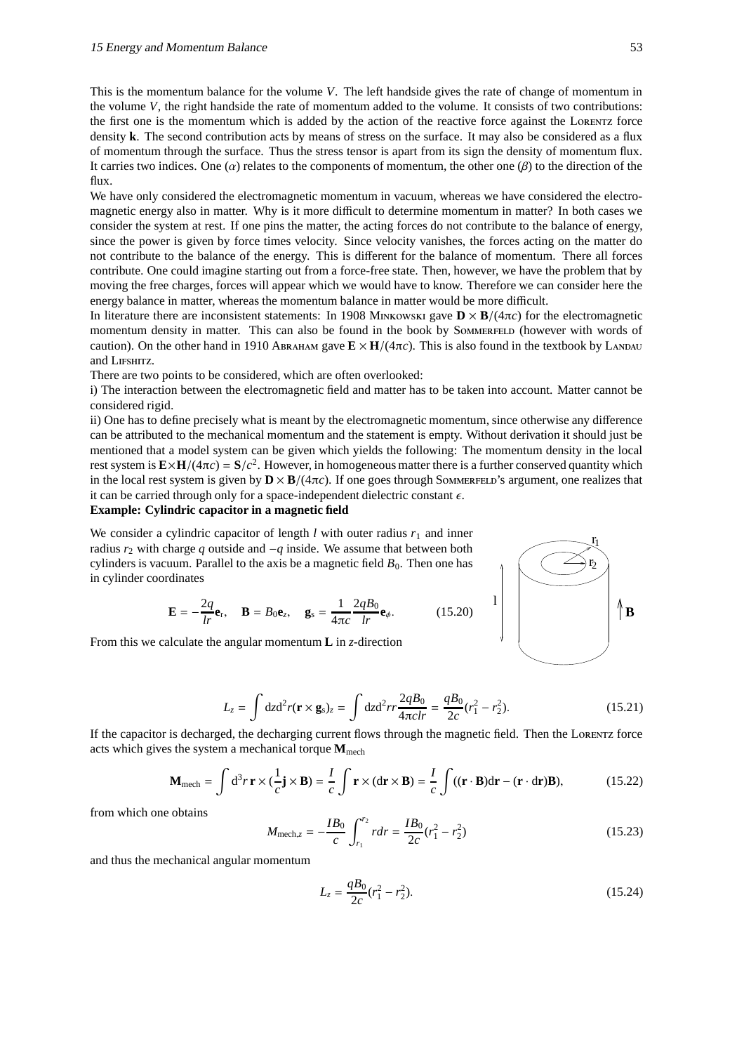This is the momentum balance for the volume $V$. The left handside gives the rate of change of momentum in the volume $V$, the right handside the rate of momentum added to the volume. It consists of two contributions: the first one is the momentum which is added by the action of the reactive force against the Lorentz force density $\mathbf{k}$. The second contribution acts by means of stress on the surface. It may also be considered as a flux of momentum through the surface. Thus the stress tensor is apart from its sign the density of momentum flux. It carries two indices. One ($\alpha$) relates to the components of momentum, the other one ($\beta$) to the direction of the flux.

We have only considered the electromagnetic momentum in vacuum, whereas we have considered the electromagnetic energy also in matter. Why is it more difficult to determine momentum in matter? In both cases we consider the system at rest. If one pins the matter, the acting forces do not contribute to the balance of energy, since the power is given by force times velocity. Since velocity vanishes, the forces acting on the matter do not contribute to the balance of the energy. This is different for the balance of momentum. There all forces contribute. One could imagine starting out from a force-free state. Then, however, we have the problem that by moving the free charges, forces will appear which we would have to know. Therefore we can consider here the energy balance in matter, whereas the momentum balance in matter would be more difficult.

In literature there are inconsistent statements: In 1908 Minkowski gave $\mathbf{D}\times\mathbf{B}/(4\pi c)$ for the electromagnetic momentum density in matter. This can also be found in the book by Sommerfeld (however with words of caution). On the other hand in 1910 Abraham gave $\mathbf{E}\times\mathbf{H}/(4\pi c)$. This is also found in the textbook by Landau and Lifshitz.

There are two points to be considered, which are often overlooked:

i) The interaction between the electromagnetic field and matter has to be taken into account. Matter cannot be considered rigid.

ii) One has to define precisely what is meant by the electromagnetic momentum, since otherwise any difference can be attributed to the mechanical momentum and the statement is empty. Without derivation it should just be mentioned that a model system can be given which yields the following: The momentum density in the local rest system is $\mathbf{E}\times\mathbf{H}/(4\pi c) = \mathbf{S}/c^2$. However, in homogeneous matter there is a further conserved quantity which in the local rest system is given by $\mathbf{D}\times\mathbf{B}/(4\pi c)$. If one goes through Sommerfeld's argument, one realizes that it can be carried through only for a space-independent dielectric constant $\epsilon$.

**Example: Cylindric capacitor in a magnetic field**

We consider a cylindric capacitor of length $l$ with outer radius $r_1$ and inner radius $r_2$ with charge $q$ outside and $-q$ inside. We assume that between both cylinders is vacuum. Parallel to the axis be a magnetic field $B_0$. Then one has in cylinder coordinates

$$\mathbf{E} = -\frac{2q}{lr}\mathbf{e}_r, \quad \mathbf{B} = B_0\mathbf{e}_z, \quad \mathbf{g}_s = \frac{1}{4\pi c}\frac{2qB_0}{lr}\mathbf{e}_\phi. \tag{15.20}$$

From this we calculate the angular momentum $\mathbf{L}$ in $z$-direction

$$L_z = \int \mathrm{d}z\mathrm{d}^2 r(\mathbf{r}\times\mathbf{g}_s)_z = \int \mathrm{d}z\mathrm{d}^2 r r\frac{2qB_0}{4\pi c l r} = \frac{qB_0}{2c}(r_1^2 - r_2^2). \tag{15.21}$$

If the capacitor is decharged, the decharging current flows through the magnetic field. Then the Lorentz force acts which gives the system a mechanical torque $\mathbf{M}_{\rm mech}$

$$\mathbf{M}_{\rm mech} = \int \mathrm{d}^3 r\,\mathbf{r}\times(\frac{1}{c}\mathbf{j}\times\mathbf{B}) = \frac{I}{c}\int \mathbf{r}\times(\mathrm{d}\mathbf{r}\times\mathbf{B}) = \frac{I}{c}\int((\mathbf{r}\cdot\mathbf{B})\mathrm{d}\mathbf{r} - (\mathbf{r}\cdot\mathrm{d}\mathbf{r})\mathbf{B}), \tag{15.22}$$

from which one obtains

$$M_{{\rm mech},z} = -\frac{IB_0}{c}\int_{r_1}^{r_2} r dr = \frac{IB_0}{2c}(r_1^2 - r_2^2) \tag{15.23}$$

and thus the mechanical angular momentum

$$L_z = \frac{qB_0}{2c}(r_1^2 - r_2^2). \tag{15.24}$$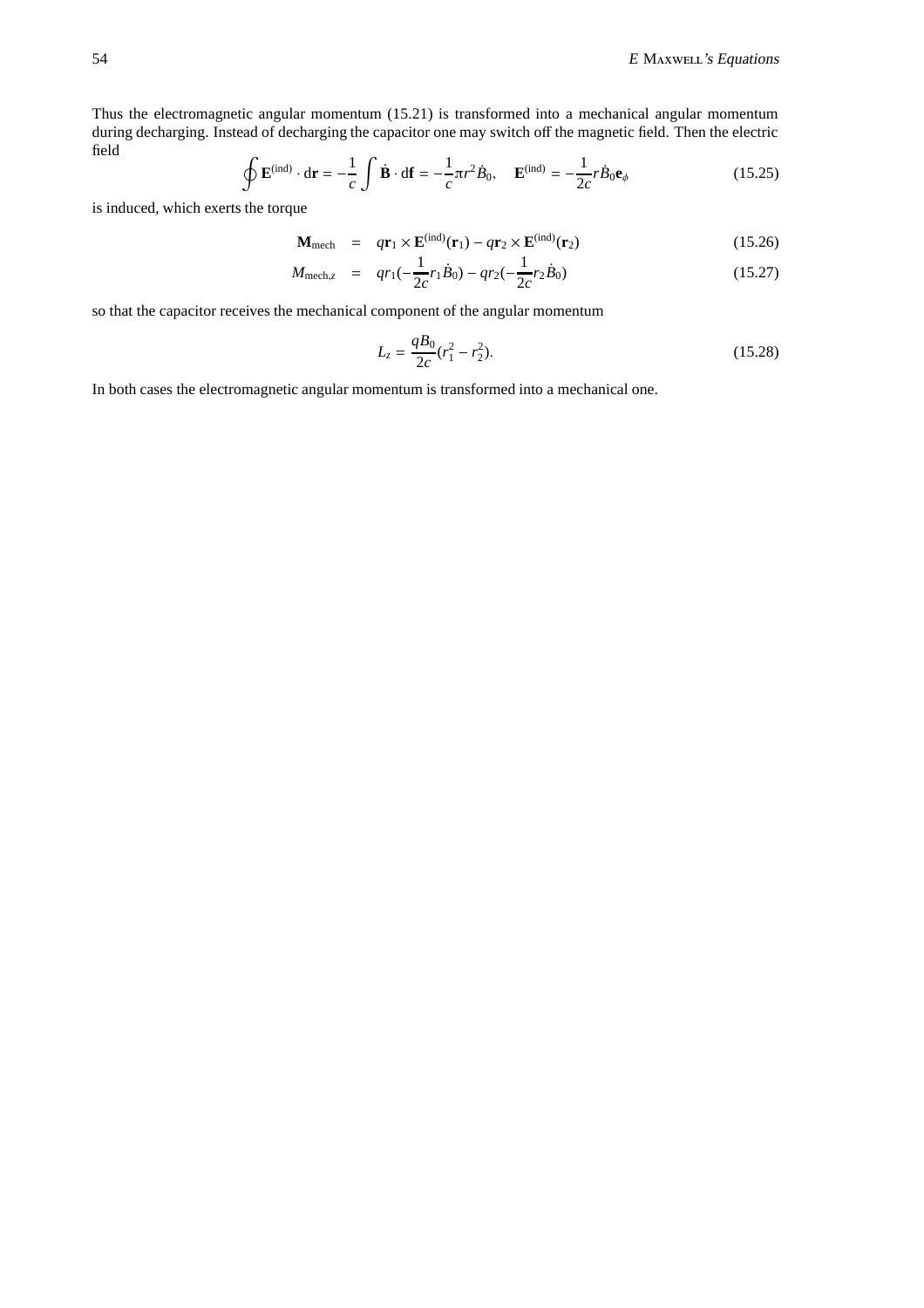Thus the electromagnetic angular momentum (15.21) is transformed into a mechanical angular momentum during decharging. Instead of decharging the capacitor one may switch off the magnetic field. Then the electric field

$$\oint \mathbf{E}^{(\mathrm{ind})} \cdot \mathrm{d}\mathbf{r} = -\frac{1}{c}\int \dot{\mathbf{B}} \cdot \mathrm{d}\mathbf{f} = -\frac{1}{c}\pi r^2 \dot{B}_0, \quad \mathbf{E}^{(\mathrm{ind})} = -\frac{1}{2c} r \dot{B}_0 \mathbf{e}_\phi \tag{15.25}$$

is induced, which exerts the torque

$$\mathbf{M}_{\mathrm{mech}} = q\mathbf{r}_1 \times \mathbf{E}^{(\mathrm{ind})}(\mathbf{r}_1) - q\mathbf{r}_2 \times \mathbf{E}^{(\mathrm{ind})}(\mathbf{r}_2) \tag{15.26}$$

$$M_{\mathrm{mech},z} = qr_1(-\frac{1}{2c} r_1 \dot{B}_0) - qr_2(-\frac{1}{2c} r_2 \dot{B}_0) \tag{15.27}$$

so that the capacitor receives the mechanical component of the angular momentum

$$L_z = \frac{qB_0}{2c}(r_1^2 - r_2^2). \tag{15.28}$$

In both cases the electromagnetic angular momentum is transformed into a mechanical one.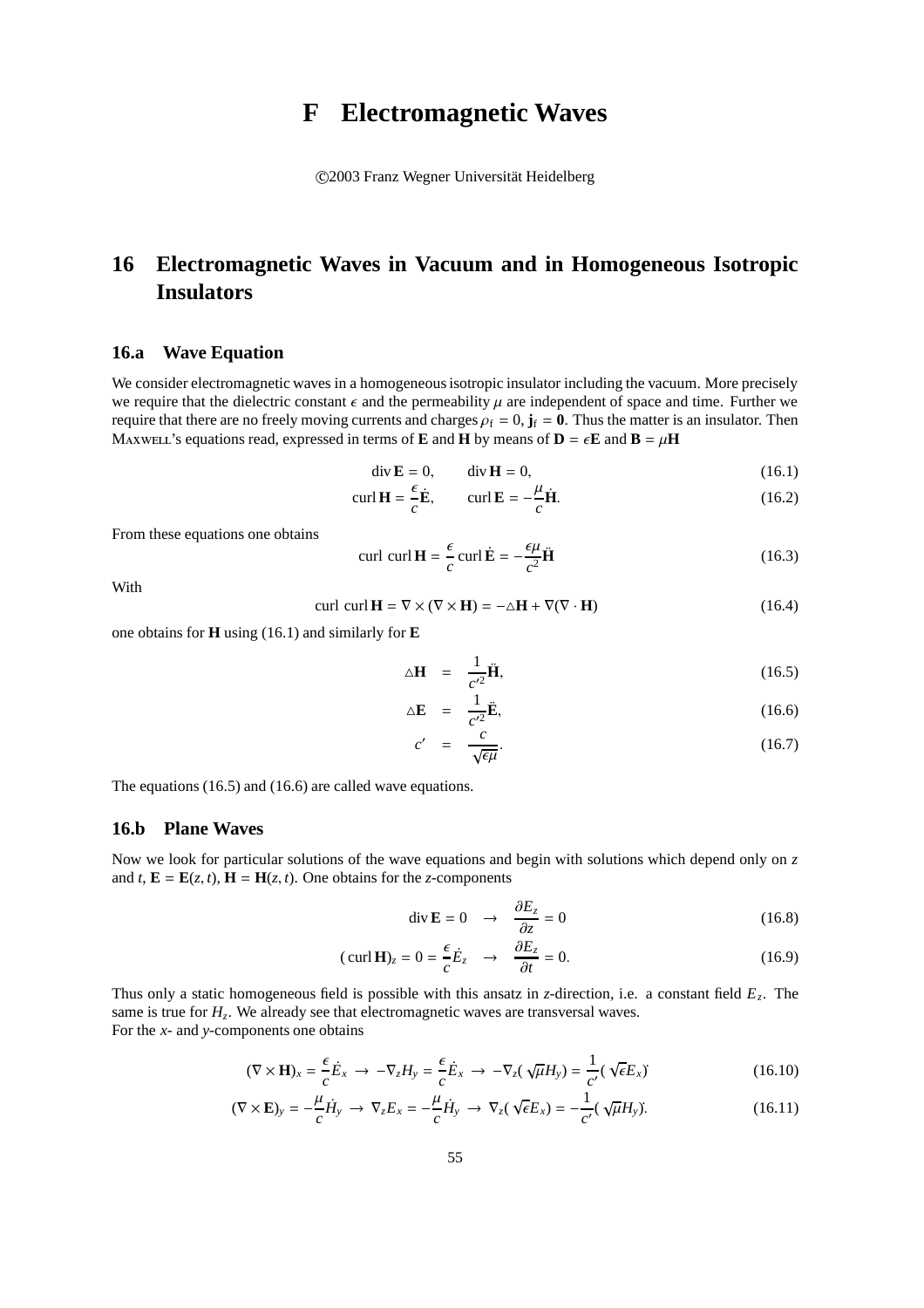# F Electromagnetic Waves

©2003 Franz Wegner Universität Heidelberg

## 16 Electromagnetic Waves in Vacuum and in Homogeneous Isotropic Insulators

### 16.a Wave Equation

We consider electromagnetic waves in a homogeneous isotropic insulator including the vacuum. More precisely we require that the dielectric constant $\epsilon$ and the permeability $\mu$ are independent of space and time. Further we require that there are no freely moving currents and charges $\rho_{\rm f} = 0$, $\mathbf{j}_{\rm f} = \mathbf{0}$. Thus the matter is an insulator. Then MAXWELL's equations read, expressed in terms of $\mathbf{E}$ and $\mathbf{H}$ by means of $\mathbf{D} = \epsilon\mathbf{E}$ and $\mathbf{B} = \mu\mathbf{H}$

$$\operatorname{div}\mathbf{E} = 0, \qquad \operatorname{div}\mathbf{H} = 0, \tag{16.1}$$

$$\operatorname{curl}\mathbf{H} = \frac{\epsilon}{c}\dot{\mathbf{E}}, \qquad \operatorname{curl}\mathbf{E} = -\frac{\mu}{c}\dot{\mathbf{H}}. \tag{16.2}$$

From these equations one obtains

$$\operatorname{curl}\,\operatorname{curl}\mathbf{H} = \frac{\epsilon}{c}\operatorname{curl}\dot{\mathbf{E}} = -\frac{\epsilon\mu}{c^2}\ddot{\mathbf{H}} \tag{16.3}$$

With

$$\operatorname{curl}\,\operatorname{curl}\mathbf{H} = \nabla\times(\nabla\times\mathbf{H}) = -\triangle\mathbf{H} + \nabla(\nabla\cdot\mathbf{H}) \tag{16.4}$$

one obtains for $\mathbf{H}$ using (16.1) and similarly for $\mathbf{E}$

$$\triangle\mathbf{H} = \frac{1}{c'^2}\ddot{\mathbf{H}}, \tag{16.5}$$

$$\triangle\mathbf{E} = \frac{1}{c'^2}\ddot{\mathbf{E}}, \tag{16.6}$$

$$c' = \frac{c}{\sqrt{\epsilon\mu}}. \tag{16.7}$$

The equations (16.5) and (16.6) are called wave equations.

### 16.b Plane Waves

Now we look for particular solutions of the wave equations and begin with solutions which depend only on $z$ and $t$, $\mathbf{E} = \mathbf{E}(z,t)$, $\mathbf{H} = \mathbf{H}(z,t)$. One obtains for the $z$-components

$$\operatorname{div}\mathbf{E} = 0 \quad\rightarrow\quad \frac{\partial E_z}{\partial z} = 0 \tag{16.8}$$

$$(\operatorname{curl}\mathbf{H})_z = 0 = \frac{\epsilon}{c}\dot{E}_z \quad\rightarrow\quad \frac{\partial E_z}{\partial t} = 0. \tag{16.9}$$

Thus only a static homogeneous field is possible with this ansatz in $z$-direction, i.e. a constant field $E_z$. The same is true for $H_z$. We already see that electromagnetic waves are transversal waves.
For the $x$- and $y$-components one obtains

$$(\nabla\times\mathbf{H})_x = \frac{\epsilon}{c}\dot{E}_x \;\rightarrow\; -\nabla_z H_y = \frac{\epsilon}{c}\dot{E}_x \;\rightarrow\; -\nabla_z(\sqrt{\mu}H_y) = \frac{1}{c'}(\sqrt{\epsilon}E_x)^{\cdot} \tag{16.10}$$

$$(\nabla\times\mathbf{E})_y = -\frac{\mu}{c}\dot{H}_y \;\rightarrow\; \nabla_z E_x = -\frac{\mu}{c}\dot{H}_y \;\rightarrow\; \nabla_z(\sqrt{\epsilon}E_x) = -\frac{1}{c'}(\sqrt{\mu}H_y)^{\cdot}. \tag{16.11}$$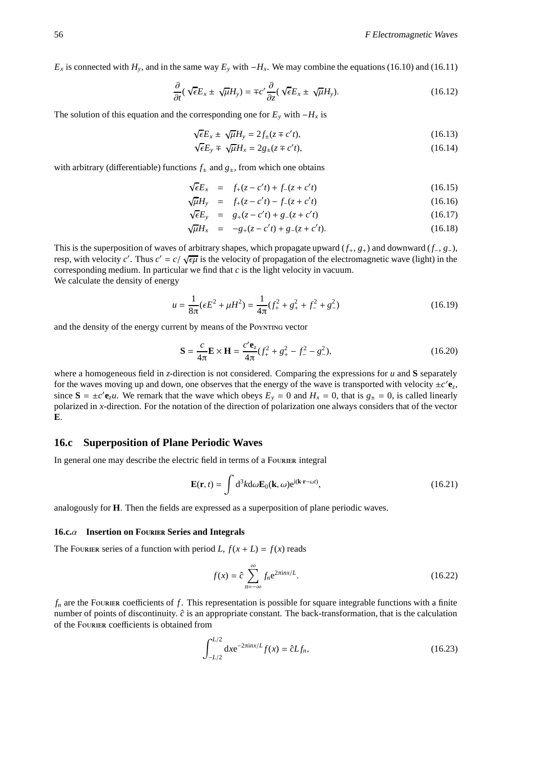$E_x$ is connected with $H_y$, and in the same way $E_y$ with $-H_x$. We may combine the equations (16.10) and (16.11)

$$\frac{\partial}{\partial t}(\sqrt{\epsilon}E_x \pm \sqrt{\mu}H_y) = \mp c' \frac{\partial}{\partial z}(\sqrt{\epsilon}E_x \pm \sqrt{\mu}H_y). \tag{16.12}$$

The solution of this equation and the corresponding one for $E_y$ with $-H_x$ is

$$\sqrt{\epsilon}E_x \pm \sqrt{\mu}H_y = 2f_\pm(z \mp c't), \tag{16.13}$$

$$\sqrt{\epsilon}E_y \mp \sqrt{\mu}H_x = 2g_\pm(z \mp c't), \tag{16.14}$$

with arbitrary (differentiable) functions $f_\pm$ and $g_\pm$, from which one obtains

$$\sqrt{\epsilon}E_x = f_+(z - c't) + f_-(z + c't) \tag{16.15}$$

$$\sqrt{\mu}H_y = f_+(z - c't) - f_-(z + c't) \tag{16.16}$$

$$\sqrt{\epsilon}E_y = g_+(z - c't) + g_-(z + c't) \tag{16.17}$$

$$\sqrt{\mu}H_x = -g_+(z - c't) + g_-(z + c't). \tag{16.18}$$

This is the superposition of waves of arbitrary shapes, which propagate upward ($f_+$, $g_+$) and downward ($f_-$, $g_-$), resp, with velocity $c'$. Thus $c' = c/\sqrt{\epsilon\mu}$ is the velocity of propagation of the electromagnetic wave (light) in the corresponding medium. In particular we find that $c$ is the light velocity in vacuum.
We calculate the density of energy

$$u = \frac{1}{8\pi}(\epsilon E^2 + \mu H^2) = \frac{1}{4\pi}(f_+^2 + g_+^2 + f_-^2 + g_-^2) \tag{16.19}$$

and the density of the energy current by means of the Poynting vector

$$\mathbf{S} = \frac{c}{4\pi}\mathbf{E} \times \mathbf{H} = \frac{c'\mathbf{e}_z}{4\pi}(f_+^2 + g_+^2 - f_-^2 - g_-^2), \tag{16.20}$$

where a homogeneous field in $z$-direction is not considered. Comparing the expressions for $u$ and $\mathbf{S}$ separately for the waves moving up and down, one observes that the energy of the wave is transported with velocity $\pm c'\mathbf{e}_z$, since $\mathbf{S} = \pm c'\mathbf{e}_z u$. We remark that the wave which obeys $E_y = 0$ and $H_x = 0$, that is $g_\pm = 0$, is called linearly polarized in $x$-direction. For the notation of the direction of polarization one always considers that of the vector $\mathbf{E}$.

## 16.c Superposition of Plane Periodic Waves

In general one may describe the electric field in terms of a Fourier integral

$$\mathbf{E}(\mathbf{r}, t) = \int d^3k d\omega \mathbf{E}_0(\mathbf{k}, \omega) e^{i(\mathbf{k}\cdot\mathbf{r} - \omega t)}, \tag{16.21}$$

analogously for $\mathbf{H}$. Then the fields are expressed as a superposition of plane periodic waves.

### 16.c.$\alpha$ Insertion on Fourier Series and Integrals

The Fourier series of a function with period $L$, $f(x + L) = f(x)$ reads

$$f(x) = \hat{c} \sum_{n=-\infty}^{\infty} f_n e^{2\pi i n x/L}. \tag{16.22}$$

$f_n$ are the Fourier coefficients of $f$. This representation is possible for square integrable functions with a finite number of points of discontinuity. $\hat{c}$ is an appropriate constant. The back-transformation, that is the calculation of the Fourier coefficients is obtained from

$$\int_{-L/2}^{L/2} dx e^{-2\pi i n x/L} f(x) = \hat{c} L f_n, \tag{16.23}$$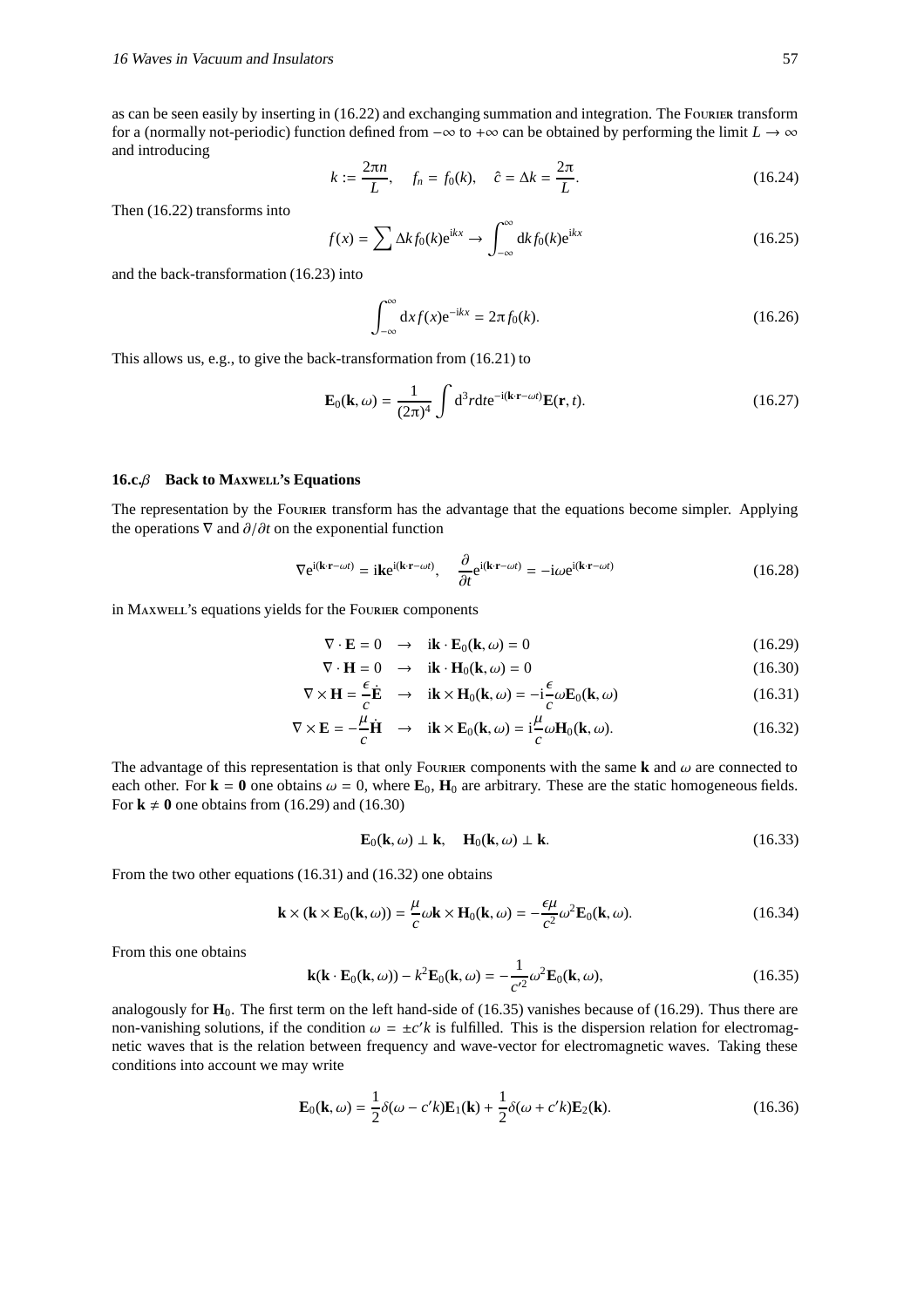as can be seen easily by inserting in (16.22) and exchanging summation and integration. The Fourier transform for a (normally not-periodic) function defined from $-\infty$ to $+\infty$ can be obtained by performing the limit $L \to \infty$ and introducing

$$k := \frac{2\pi n}{L}, \quad f_n = f_0(k), \quad \hat{c} = \Delta k = \frac{2\pi}{L}. \tag{16.24}$$

Then (16.22) transforms into

$$f(x) = \sum \Delta k f_0(k) e^{ikx} \to \int_{-\infty}^{\infty} dk f_0(k) e^{ikx} \tag{16.25}$$

and the back-transformation (16.23) into

$$\int_{-\infty}^{\infty} dx f(x) e^{-ikx} = 2\pi f_0(k). \tag{16.26}$$

This allows us, e.g., to give the back-transformation from (16.21) to

$$\mathbf{E}_0(\mathbf{k}, \omega) = \frac{1}{(2\pi)^4} \int d^3r dt e^{-i(\mathbf{k}\cdot\mathbf{r}-\omega t)} \mathbf{E}(\mathbf{r}, t). \tag{16.27}$$

### 16.c.$\beta$ Back to Maxwell's Equations

The representation by the Fourier transform has the advantage that the equations become simpler. Applying the operations $\nabla$ and $\partial/\partial t$ on the exponential function

$$\nabla e^{i(\mathbf{k}\cdot\mathbf{r}-\omega t)} = i\mathbf{k} e^{i(\mathbf{k}\cdot\mathbf{r}-\omega t)}, \quad \frac{\partial}{\partial t} e^{i(\mathbf{k}\cdot\mathbf{r}-\omega t)} = -i\omega e^{i(\mathbf{k}\cdot\mathbf{r}-\omega t)} \tag{16.28}$$

in Maxwell's equations yields for the Fourier components

$$\nabla \cdot \mathbf{E} = 0 \quad \to \quad i\mathbf{k} \cdot \mathbf{E}_0(\mathbf{k}, \omega) = 0 \tag{16.29}$$

$$\nabla \cdot \mathbf{H} = 0 \quad \to \quad i\mathbf{k} \cdot \mathbf{H}_0(\mathbf{k}, \omega) = 0 \tag{16.30}$$

$$\nabla \times \mathbf{H} = \frac{\epsilon}{c} \dot{\mathbf{E}} \quad \to \quad i\mathbf{k} \times \mathbf{H}_0(\mathbf{k}, \omega) = -i\frac{\epsilon}{c} \omega \mathbf{E}_0(\mathbf{k}, \omega) \tag{16.31}$$

$$\nabla \times \mathbf{E} = -\frac{\mu}{c} \dot{\mathbf{H}} \quad \to \quad i\mathbf{k} \times \mathbf{E}_0(\mathbf{k}, \omega) = i\frac{\mu}{c} \omega \mathbf{H}_0(\mathbf{k}, \omega). \tag{16.32}$$

The advantage of this representation is that only Fourier components with the same $\mathbf{k}$ and $\omega$ are connected to each other. For $\mathbf{k} = \mathbf{0}$ one obtains $\omega = 0$, where $\mathbf{E}_0$, $\mathbf{H}_0$ are arbitrary. These are the static homogeneous fields. For $\mathbf{k} \neq \mathbf{0}$ one obtains from (16.29) and (16.30)

$$\mathbf{E}_0(\mathbf{k}, \omega) \perp \mathbf{k}, \quad \mathbf{H}_0(\mathbf{k}, \omega) \perp \mathbf{k}. \tag{16.33}$$

From the two other equations (16.31) and (16.32) one obtains

$$\mathbf{k} \times (\mathbf{k} \times \mathbf{E}_0(\mathbf{k}, \omega)) = \frac{\mu}{c} \omega \mathbf{k} \times \mathbf{H}_0(\mathbf{k}, \omega) = -\frac{\epsilon\mu}{c^2} \omega^2 \mathbf{E}_0(\mathbf{k}, \omega). \tag{16.34}$$

From this one obtains

$$\mathbf{k}(\mathbf{k} \cdot \mathbf{E}_0(\mathbf{k}, \omega)) - k^2 \mathbf{E}_0(\mathbf{k}, \omega) = -\frac{1}{c'^2} \omega^2 \mathbf{E}_0(\mathbf{k}, \omega), \tag{16.35}$$

analogously for $\mathbf{H}_0$. The first term on the left hand-side of (16.35) vanishes because of (16.29). Thus there are non-vanishing solutions, if the condition $\omega = \pm c'k$ is fulfilled. This is the dispersion relation for electromagnetic waves that is the relation between frequency and wave-vector for electromagnetic waves. Taking these conditions into account we may write

$$\mathbf{E}_0(\mathbf{k}, \omega) = \frac{1}{2} \delta(\omega - c'k) \mathbf{E}_1(\mathbf{k}) + \frac{1}{2} \delta(\omega + c'k) \mathbf{E}_2(\mathbf{k}). \tag{16.36}$$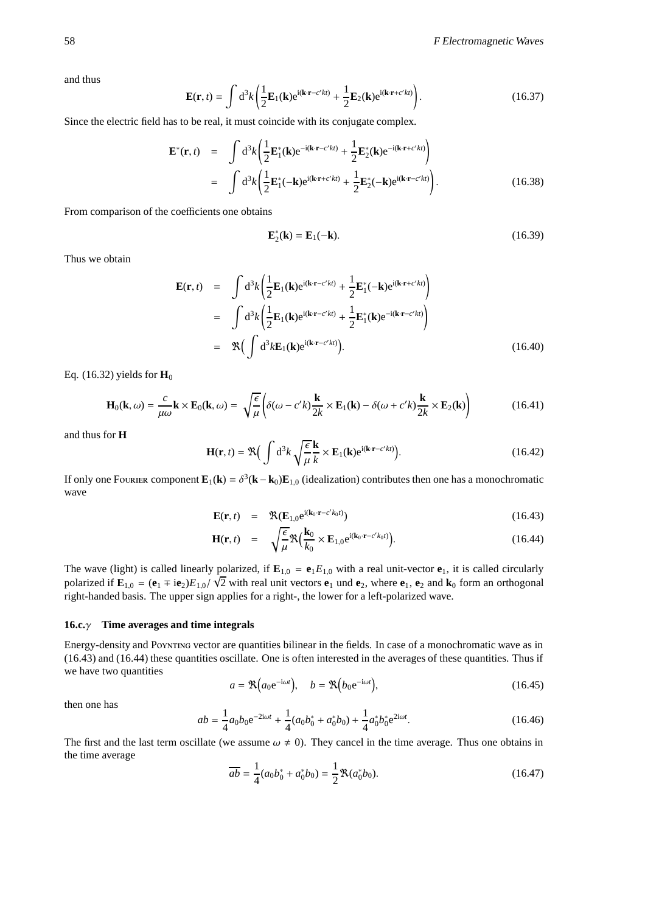and thus

$$\mathbf{E}(\mathbf{r},t) = \int \mathrm{d}^3k \left( \frac{1}{2}\mathbf{E}_1(\mathbf{k})\mathrm{e}^{\mathrm{i}(\mathbf{k}\cdot\mathbf{r}-c'kt)} + \frac{1}{2}\mathbf{E}_2(\mathbf{k})\mathrm{e}^{\mathrm{i}(\mathbf{k}\cdot\mathbf{r}+c'kt)} \right). \tag{16.37}$$

Since the electric field has to be real, it must coincide with its conjugate complex.

$$\begin{aligned}
\mathbf{E}^*(\mathbf{r},t) &= \int \mathrm{d}^3k \left( \frac{1}{2}\mathbf{E}_1^*(\mathbf{k})\mathrm{e}^{-\mathrm{i}(\mathbf{k}\cdot\mathbf{r}-c'kt)} + \frac{1}{2}\mathbf{E}_2^*(\mathbf{k})\mathrm{e}^{-\mathrm{i}(\mathbf{k}\cdot\mathbf{r}+c'kt)} \right) \\
&= \int \mathrm{d}^3k \left( \frac{1}{2}\mathbf{E}_1^*(-\mathbf{k})\mathrm{e}^{\mathrm{i}(\mathbf{k}\cdot\mathbf{r}+c'kt)} + \frac{1}{2}\mathbf{E}_2^*(-\mathbf{k})\mathrm{e}^{\mathrm{i}(\mathbf{k}\cdot\mathbf{r}-c'kt)} \right).
\end{aligned} \tag{16.38}$$

From comparison of the coefficients one obtains

$$\mathbf{E}_2^*(\mathbf{k}) = \mathbf{E}_1(-\mathbf{k}). \tag{16.39}$$

Thus we obtain

$$\begin{aligned}
\mathbf{E}(\mathbf{r},t) &= \int \mathrm{d}^3k \left( \frac{1}{2}\mathbf{E}_1(\mathbf{k})\mathrm{e}^{\mathrm{i}(\mathbf{k}\cdot\mathbf{r}-c'kt)} + \frac{1}{2}\mathbf{E}_1^*(-\mathbf{k})\mathrm{e}^{\mathrm{i}(\mathbf{k}\cdot\mathbf{r}+c'kt)} \right) \\
&= \int \mathrm{d}^3k \left( \frac{1}{2}\mathbf{E}_1(\mathbf{k})\mathrm{e}^{\mathrm{i}(\mathbf{k}\cdot\mathbf{r}-c'kt)} + \frac{1}{2}\mathbf{E}_1^*(\mathbf{k})\mathrm{e}^{-\mathrm{i}(\mathbf{k}\cdot\mathbf{r}-c'kt)} \right) \\
&= \Re\Big( \int \mathrm{d}^3k \mathbf{E}_1(\mathbf{k})\mathrm{e}^{\mathrm{i}(\mathbf{k}\cdot\mathbf{r}-c'kt)} \Big).
\end{aligned} \tag{16.40}$$

Eq. (16.32) yields for $\mathbf{H}_0$

$$\mathbf{H}_0(\mathbf{k},\omega) = \frac{c}{\mu\omega}\mathbf{k}\times\mathbf{E}_0(\mathbf{k},\omega) = \sqrt{\frac{\epsilon}{\mu}} \left( \delta(\omega - c'k)\frac{\mathbf{k}}{2k}\times\mathbf{E}_1(\mathbf{k}) - \delta(\omega + c'k)\frac{\mathbf{k}}{2k}\times\mathbf{E}_2(\mathbf{k}) \right) \tag{16.41}$$

and thus for $\mathbf{H}$

$$\mathbf{H}(\mathbf{r},t) = \Re\Big( \int \mathrm{d}^3k \sqrt{\frac{\epsilon}{\mu}}\frac{\mathbf{k}}{k}\times\mathbf{E}_1(\mathbf{k})\mathrm{e}^{\mathrm{i}(\mathbf{k}\cdot\mathbf{r}-c'kt)} \Big). \tag{16.42}$$

If only one Fourier component $\mathbf{E}_1(\mathbf{k}) = \delta^3(\mathbf{k}-\mathbf{k}_0)\mathbf{E}_{1,0}$ (idealization) contributes then one has a monochromatic wave

$$\mathbf{E}(\mathbf{r},t) = \Re(\mathbf{E}_{1,0}\mathrm{e}^{\mathrm{i}(\mathbf{k}_0\cdot\mathbf{r}-c'k_0t)}) \tag{16.43}$$

$$\mathbf{H}(\mathbf{r},t) = \sqrt{\frac{\epsilon}{\mu}}\Re\Big( \frac{\mathbf{k}_0}{k_0}\times\mathbf{E}_{1,0}\mathrm{e}^{\mathrm{i}(\mathbf{k}_0\cdot\mathbf{r}-c'k_0t)} \Big). \tag{16.44}$$

The wave (light) is called linearly polarized, if $\mathbf{E}_{1,0} = \mathbf{e}_1 E_{1,0}$ with a real unit-vector $\mathbf{e}_1$, it is called circularly polarized if $\mathbf{E}_{1,0} = (\mathbf{e}_1 \mp \mathrm{i}\mathbf{e}_2)E_{1,0}/\sqrt{2}$ with real unit vectors $\mathbf{e}_1$ und $\mathbf{e}_2$, where $\mathbf{e}_1$, $\mathbf{e}_2$ and $\mathbf{k}_0$ form an orthogonal right-handed basis. The upper sign applies for a right-, the lower for a left-polarized wave.

### 16.c.$\gamma$ Time averages and time integrals

Energy-density and Poynting vector are quantities bilinear in the fields. In case of a monochromatic wave as in (16.43) and (16.44) these quantities oscillate. One is often interested in the averages of these quantities. Thus if we have two quantities

$$a = \Re\Big(a_0\mathrm{e}^{-\mathrm{i}\omega t}\Big), \quad b = \Re\Big(b_0\mathrm{e}^{-\mathrm{i}\omega t}\Big), \tag{16.45}$$

then one has

$$ab = \frac{1}{4}a_0b_0\mathrm{e}^{-2\mathrm{i}\omega t} + \frac{1}{4}(a_0b_0^* + a_0^*b_0) + \frac{1}{4}a_0^*b_0^*\mathrm{e}^{2\mathrm{i}\omega t}. \tag{16.46}$$

The first and the last term oscillate (we assume $\omega \neq 0$). They cancel in the time average. Thus one obtains in the time average

$$\overline{ab} = \frac{1}{4}(a_0b_0^* + a_0^*b_0) = \frac{1}{2}\Re(a_0^*b_0). \tag{16.47}$$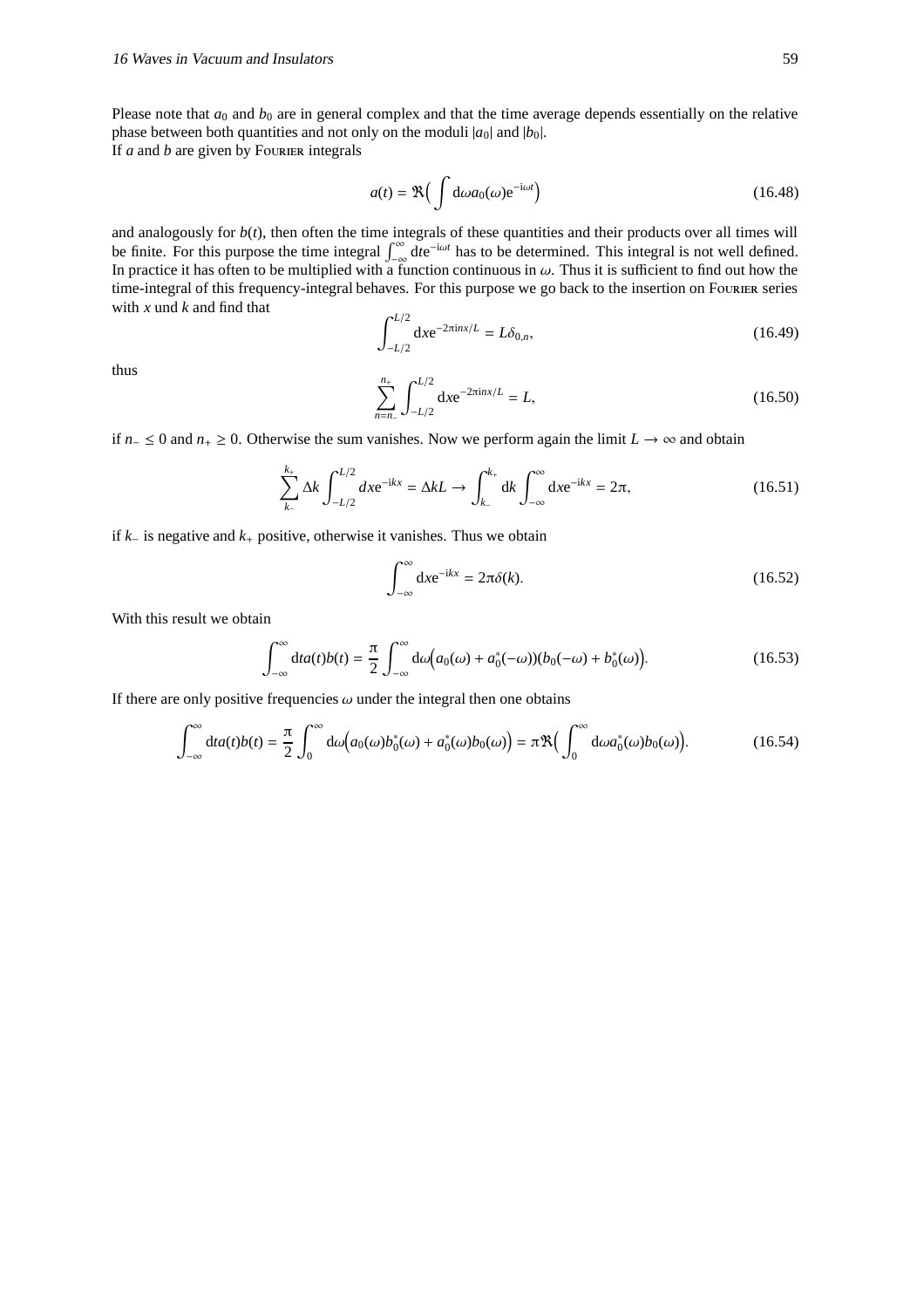Please note that $a_0$ and $b_0$ are in general complex and that the time average depends essentially on the relative phase between both quantities and not only on the moduli $|a_0|$ and $|b_0|$.
If $a$ and $b$ are given by FOURIER integrals

$$a(t) = \Re\Big(\int \mathrm{d}\omega a_0(\omega)\mathrm{e}^{-\mathrm{i}\omega t}\Big) \tag{16.48}$$

and analogously for $b(t)$, then often the time integrals of these quantities and their products over all times will be finite. For this purpose the time integral $\int_{-\infty}^{\infty} \mathrm{d}t \mathrm{e}^{-\mathrm{i}\omega t}$ has to be determined. This integral is not well defined. In practice it has often to be multiplied with a function continuous in $\omega$. Thus it is sufficient to find out how the time-integral of this frequency-integral behaves. For this purpose we go back to the insertion on FOURIER series with $x$ und $k$ and find that

$$\int_{-L/2}^{L/2} \mathrm{d}x \mathrm{e}^{-2\pi\mathrm{i}nx/L} = L\delta_{0,n}, \tag{16.49}$$

thus

$$\sum_{n=n_-}^{n_+} \int_{-L/2}^{L/2} \mathrm{d}x \mathrm{e}^{-2\pi\mathrm{i}nx/L} = L, \tag{16.50}$$

if $n_- \leq 0$ and $n_+ \geq 0$. Otherwise the sum vanishes. Now we perform again the limit $L \to \infty$ and obtain

$$\sum_{k_-}^{k_+} \Delta k \int_{-L/2}^{L/2} dx \mathrm{e}^{-\mathrm{i}kx} = \Delta k L \to \int_{k_-}^{k_+} \mathrm{d}k \int_{-\infty}^{\infty} \mathrm{d}x \mathrm{e}^{-\mathrm{i}kx} = 2\pi, \tag{16.51}$$

if $k_-$ is negative and $k_+$ positive, otherwise it vanishes. Thus we obtain

$$\int_{-\infty}^{\infty} \mathrm{d}x \mathrm{e}^{-\mathrm{i}kx} = 2\pi\delta(k). \tag{16.52}$$

With this result we obtain

$$\int_{-\infty}^{\infty} \mathrm{d}t a(t)b(t) = \frac{\pi}{2} \int_{-\infty}^{\infty} \mathrm{d}\omega\Big(a_0(\omega) + a_0^*(-\omega))(b_0(-\omega) + b_0^*(\omega)\Big). \tag{16.53}$$

If there are only positive frequencies $\omega$ under the integral then one obtains

$$\int_{-\infty}^{\infty} \mathrm{d}t a(t)b(t) = \frac{\pi}{2} \int_0^{\infty} \mathrm{d}\omega\Big(a_0(\omega)b_0^*(\omega) + a_0^*(\omega)b_0(\omega)\Big) = \pi\Re\Big(\int_0^{\infty} \mathrm{d}\omega a_0^*(\omega)b_0(\omega)\Big). \tag{16.54}$$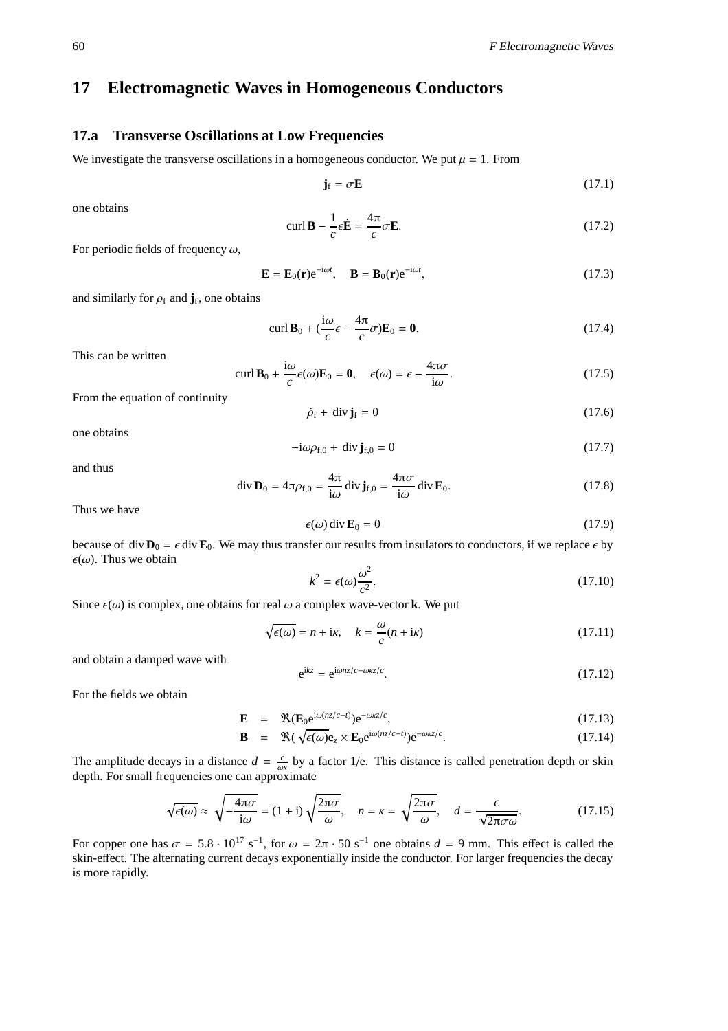# 17 Electromagnetic Waves in Homogeneous Conductors

## 17.a Transverse Oscillations at Low Frequencies

We investigate the transverse oscillations in a homogeneous conductor. We put $\mu = 1$. From

$$\mathbf{j}_{\mathrm{f}} = \sigma \mathbf{E} \tag{17.1}$$

one obtains

$$\operatorname{curl} \mathbf{B} - \frac{1}{c} \epsilon \dot{\mathbf{E}} = \frac{4\pi}{c} \sigma \mathbf{E}. \tag{17.2}$$

For periodic fields of frequency $\omega$,

$$\mathbf{E} = \mathbf{E}_0(\mathbf{r}) \mathrm{e}^{-\mathrm{i}\omega t}, \quad \mathbf{B} = \mathbf{B}_0(\mathbf{r}) \mathrm{e}^{-\mathrm{i}\omega t}, \tag{17.3}$$

and similarly for $\rho_{\mathrm{f}}$ and $\mathbf{j}_{\mathrm{f}}$, one obtains

$$\operatorname{curl} \mathbf{B}_0 + (\frac{\mathrm{i}\omega}{c} \epsilon - \frac{4\pi}{c} \sigma) \mathbf{E}_0 = \mathbf{0}. \tag{17.4}$$

This can be written

$$\operatorname{curl} \mathbf{B}_0 + \frac{\mathrm{i}\omega}{c} \epsilon(\omega) \mathbf{E}_0 = \mathbf{0}, \quad \epsilon(\omega) = \epsilon - \frac{4\pi\sigma}{\mathrm{i}\omega}. \tag{17.5}$$

From the equation of continuity

$$\dot{\rho}_{\mathrm{f}} + \operatorname{div} \mathbf{j}_{\mathrm{f}} = 0 \tag{17.6}$$

one obtains

$$-\mathrm{i}\omega \rho_{\mathrm{f},0} + \operatorname{div} \mathbf{j}_{\mathrm{f},0} = 0 \tag{17.7}$$

and thus

$$\operatorname{div} \mathbf{D}_0 = 4\pi \rho_{\mathrm{f},0} = \frac{4\pi}{\mathrm{i}\omega} \operatorname{div} \mathbf{j}_{\mathrm{f},0} = \frac{4\pi\sigma}{\mathrm{i}\omega} \operatorname{div} \mathbf{E}_0. \tag{17.8}$$

Thus we have

$$\epsilon(\omega) \operatorname{div} \mathbf{E}_0 = 0 \tag{17.9}$$

because of $\operatorname{div} \mathbf{D}_0 = \epsilon \operatorname{div} \mathbf{E}_0$. We may thus transfer our results from insulators to conductors, if we replace $\epsilon$ by $\epsilon(\omega)$. Thus we obtain

$$k^2 = \epsilon(\omega) \frac{\omega^2}{c^2}. \tag{17.10}$$

Since $\epsilon(\omega)$ is complex, one obtains for real $\omega$ a complex wave-vector $\mathbf{k}$. We put

$$\sqrt{\epsilon(\omega)} = n + \mathrm{i}\kappa, \quad k = \frac{\omega}{c}(n + \mathrm{i}\kappa) \tag{17.11}$$

and obtain a damped wave with

$$\mathrm{e}^{\mathrm{i}kz} = \mathrm{e}^{\mathrm{i}\omega n z/c - \omega\kappa z/c}. \tag{17.12}$$

For the fields we obtain

$$\mathbf{E} = \Re(\mathbf{E}_0 \mathrm{e}^{\mathrm{i}\omega(nz/c - t)}) \mathrm{e}^{-\omega\kappa z/c}, \tag{17.13}$$

$$\mathbf{B} = \Re(\sqrt{\epsilon(\omega)} \mathbf{e}_z \times \mathbf{E}_0 \mathrm{e}^{\mathrm{i}\omega(nz/c - t)}) \mathrm{e}^{-\omega\kappa z/c}. \tag{17.14}$$

The amplitude decays in a distance $d = \frac{c}{\omega\kappa}$ by a factor 1/e. This distance is called penetration depth or skin depth. For small frequencies one can approximate

$$\sqrt{\epsilon(\omega)} \approx \sqrt{-\frac{4\pi\sigma}{\mathrm{i}\omega}} = (1 + \mathrm{i}) \sqrt{\frac{2\pi\sigma}{\omega}}, \quad n = \kappa = \sqrt{\frac{2\pi\sigma}{\omega}}, \quad d = \frac{c}{\sqrt{2\pi\sigma\omega}}. \tag{17.15}$$

For copper one has $\sigma = 5.8 \cdot 10^{17}\ \mathrm{s}^{-1}$, for $\omega = 2\pi \cdot 50\ \mathrm{s}^{-1}$ one obtains $d = 9$ mm. This effect is called the skin-effect. The alternating current decays exponentially inside the conductor. For larger frequencies the decay is more rapidly.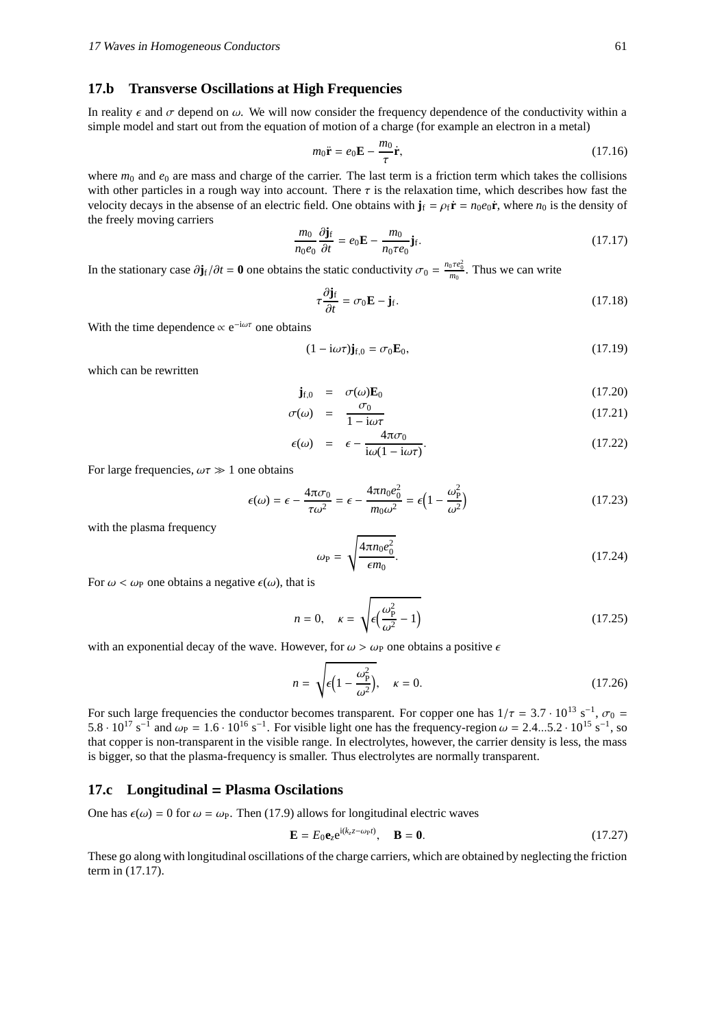## 17.b Transverse Oscillations at High Frequencies

In reality $\epsilon$ and $\sigma$ depend on $\omega$. We will now consider the frequency dependence of the conductivity within a simple model and start out from the equation of motion of a charge (for example an electron in a metal)

$$m_0 \ddot{\mathbf{r}} = e_0 \mathbf{E} - \frac{m_0}{\tau} \dot{\mathbf{r}}, \tag{17.16}$$

where $m_0$ and $e_0$ are mass and charge of the carrier. The last term is a friction term which takes the collisions with other particles in a rough way into account. There $\tau$ is the relaxation time, which describes how fast the velocity decays in the absense of an electric field. One obtains with $\mathbf{j}_\mathrm{f} = \rho_\mathrm{f} \dot{\mathbf{r}} = n_0 e_0 \dot{\mathbf{r}}$, where $n_0$ is the density of the freely moving carriers

$$\frac{m_0}{n_0 e_0} \frac{\partial \mathbf{j}_\mathrm{f}}{\partial t} = e_0 \mathbf{E} - \frac{m_0}{n_0 \tau e_0} \mathbf{j}_\mathrm{f}. \tag{17.17}$$

In the stationary case $\partial \mathbf{j}_\mathrm{f}/\partial t = \mathbf{0}$ one obtains the static conductivity $\sigma_0 = \frac{n_0 \tau e_0^2}{m_0}$. Thus we can write

$$\tau \frac{\partial \mathbf{j}_\mathrm{f}}{\partial t} = \sigma_0 \mathbf{E} - \mathbf{j}_\mathrm{f}. \tag{17.18}$$

With the time dependence $\propto \mathrm{e}^{-\mathrm{i}\omega\tau}$ one obtains

$$(1 - \mathrm{i}\omega\tau)\mathbf{j}_{\mathrm{f},0} = \sigma_0 \mathbf{E}_0, \tag{17.19}$$

which can be rewritten

$$\mathbf{j}_{\mathrm{f},0} = \sigma(\omega) \mathbf{E}_0 \tag{17.20}$$

$$\sigma(\omega) = \frac{\sigma_0}{1 - \mathrm{i}\omega\tau} \tag{17.21}$$

$$\epsilon(\omega) = \epsilon - \frac{4\pi\sigma_0}{\mathrm{i}\omega(1 - \mathrm{i}\omega\tau)}. \tag{17.22}$$

For large frequencies, $\omega\tau \gg 1$ one obtains

$$\epsilon(\omega) = \epsilon - \frac{4\pi\sigma_0}{\tau\omega^2} = \epsilon - \frac{4\pi n_0 e_0^2}{m_0 \omega^2} = \epsilon\Big(1 - \frac{\omega_\mathrm{P}^2}{\omega^2}\Big) \tag{17.23}$$

with the plasma frequency

$$\omega_\mathrm{P} = \sqrt{\frac{4\pi n_0 e_0^2}{\epsilon m_0}}. \tag{17.24}$$

For $\omega < \omega_\mathrm{P}$ one obtains a negative $\epsilon(\omega)$, that is

$$n = 0, \quad \kappa = \sqrt{\epsilon\Big(\frac{\omega_\mathrm{P}^2}{\omega^2} - 1\Big)} \tag{17.25}$$

with an exponential decay of the wave. However, for $\omega > \omega_\mathrm{P}$ one obtains a positive $\epsilon$

$$n = \sqrt{\epsilon\Big(1 - \frac{\omega_\mathrm{P}^2}{\omega^2}\Big)}, \quad \kappa = 0. \tag{17.26}$$

For such large frequencies the conductor becomes transparent. For copper one has $1/\tau = 3.7 \cdot 10^{13}\ \mathrm{s}^{-1}$, $\sigma_0 = 5.8 \cdot 10^{17}\ \mathrm{s}^{-1}$ and $\omega_\mathrm{P} = 1.6 \cdot 10^{16}\ \mathrm{s}^{-1}$. For visible light one has the frequency-region $\omega = 2.4...5.2 \cdot 10^{15}\ \mathrm{s}^{-1}$, so that copper is non-transparent in the visible range. In electrolytes, however, the carrier density is less, the mass is bigger, so that the plasma-frequency is smaller. Thus electrolytes are normally transparent.

## 17.c Longitudinal = Plasma Oscilations

One has $\epsilon(\omega) = 0$ for $\omega = \omega_\mathrm{P}$. Then (17.9) allows for longitudinal electric waves

$$\mathbf{E} = E_0 \mathbf{e}_z \mathrm{e}^{\mathrm{i}(k_z z - \omega_\mathrm{P} t)}, \quad \mathbf{B} = \mathbf{0}. \tag{17.27}$$

These go along with longitudinal oscillations of the charge carriers, which are obtained by neglecting the friction term in (17.17).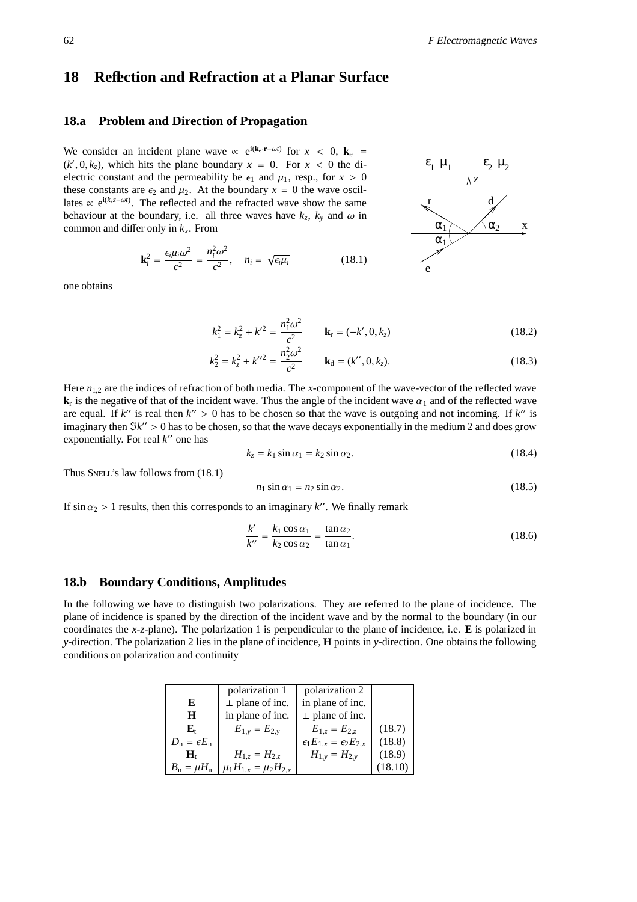# 18 Reflection and Refraction at a Planar Surface

## 18.a Problem and Direction of Propagation

We consider an incident plane wave $\propto \mathrm{e}^{\mathrm{i}(\mathbf{k}_\mathrm{e}\cdot\mathbf{r}-\omega t)}$ for $x < 0$, $\mathbf{k}_\mathrm{e} = (k', 0, k_z)$, which hits the plane boundary $x = 0$. For $x < 0$ the dielectric constant and the permeability be $\epsilon_1$ and $\mu_1$, resp., for $x > 0$ these constants are $\epsilon_2$ and $\mu_2$. At the boundary $x = 0$ the wave oscillates $\propto \mathrm{e}^{\mathrm{i}(k_z z-\omega t)}$. The reflected and the refracted wave show the same behaviour at the boundary, i.e. all three waves have $k_z$, $k_y$ and $\omega$ in common and differ only in $k_x$. From

$$\mathbf{k}_i^2 = \frac{\epsilon_i\mu_i\omega^2}{c^2} = \frac{n_i^2\omega^2}{c^2}, \quad n_i = \sqrt{\epsilon_i\mu_i} \tag{18.1}$$

one obtains

$$k_1^2 = k_z^2 + k'^2 = \frac{n_1^2\omega^2}{c^2} \qquad \mathbf{k}_\mathrm{r} = (-k', 0, k_z) \tag{18.2}$$

$$k_2^2 = k_z^2 + k''^2 = \frac{n_2^2\omega^2}{c^2} \qquad \mathbf{k}_\mathrm{d} = (k'', 0, k_z). \tag{18.3}$$

Here $n_{1,2}$ are the indices of refraction of both media. The $x$-component of the wave-vector of the reflected wave $\mathbf{k}_\mathrm{r}$ is the negative of that of the incident wave. Thus the angle of the incident wave $\alpha_1$ and of the reflected wave are equal. If $k''$ is real then $k'' > 0$ has to be chosen so that the wave is outgoing and not incoming. If $k''$ is imaginary then $\Im k'' > 0$ has to be chosen, so that the wave decays exponentially in the medium 2 and does grow exponentially. For real $k''$ one has

$$k_z = k_1 \sin\alpha_1 = k_2 \sin\alpha_2. \tag{18.4}$$

Thus Snell's law follows from (18.1)

$$n_1 \sin\alpha_1 = n_2 \sin\alpha_2. \tag{18.5}$$

If $\sin\alpha_2 > 1$ results, then this corresponds to an imaginary $k''$. We finally remark

$$\frac{k'}{k''} = \frac{k_1\cos\alpha_1}{k_2\cos\alpha_2} = \frac{\tan\alpha_2}{\tan\alpha_1}. \tag{18.6}$$

## 18.b Boundary Conditions, Amplitudes

In the following we have to distinguish two polarizations. They are referred to the plane of incidence. The plane of incidence is spaned by the direction of the incident wave and by the normal to the boundary (in our coordinates the $x$-$z$-plane). The polarization 1 is perpendicular to the plane of incidence, i.e. $\mathbf{E}$ is polarized in $y$-direction. The polarization 2 lies in the plane of incidence, $\mathbf{H}$ points in $y$-direction. One obtains the following conditions on polarization and continuity

| | polarization 1 | polarization 2 | |
|---|---|---|---|
| $\mathbf{E}$ | $\perp$ plane of inc. | in plane of inc. | |
| $\mathbf{H}$ | in plane of inc. | $\perp$ plane of inc. | |
| $\mathbf{E}_\mathrm{t}$ | $E_{1,y} = E_{2,y}$ | $E_{1,z} = E_{2,z}$ | (18.7) |
| $D_\mathrm{n} = \epsilon E_\mathrm{n}$ | | $\epsilon_1 E_{1,x} = \epsilon_2 E_{2,x}$ | (18.8) |
| $\mathbf{H}_\mathrm{t}$ | $H_{1,z} = H_{2,z}$ | $H_{1,y} = H_{2,y}$ | (18.9) |
| $B_\mathrm{n} = \mu H_\mathrm{n}$ | $\mu_1 H_{1,x} = \mu_2 H_{2,x}$ | | (18.10) |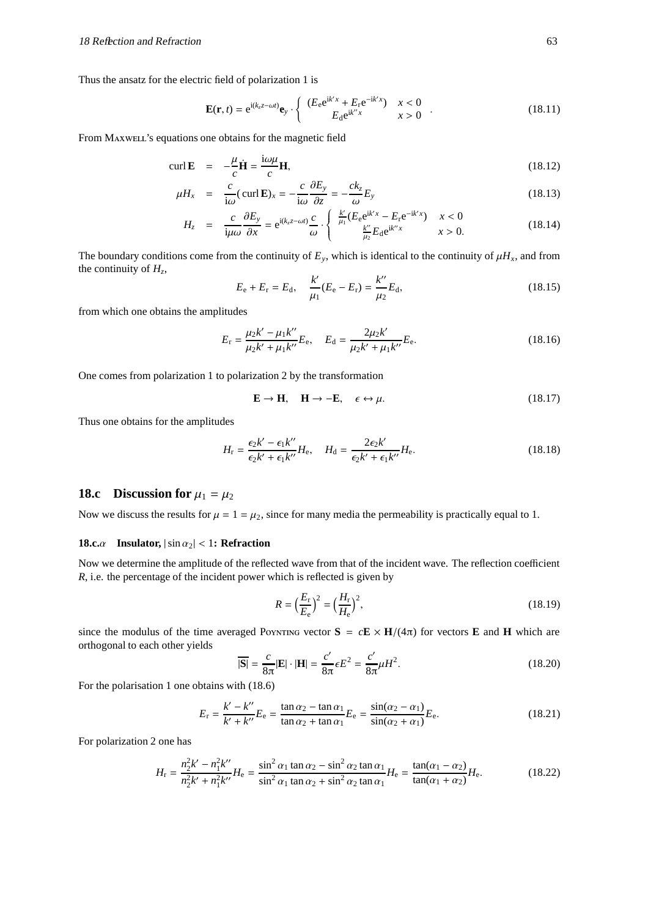Thus the ansatz for the electric field of polarization 1 is

$$\mathbf{E}(\mathbf{r},t) = \mathrm{e}^{\mathrm{i}(k_z z-\omega t)}\mathbf{e}_y \cdot \begin{cases} (E_\mathrm{e}\mathrm{e}^{\mathrm{i}k'x} + E_\mathrm{r}\mathrm{e}^{-\mathrm{i}k'x}) & x < 0 \\ E_\mathrm{d}\mathrm{e}^{\mathrm{i}k''x} & x > 0 \end{cases}. \tag{18.11}$$

From MAXWELL's equations one obtains for the magnetic field

$$\mathrm{curl}\,\mathbf{E} = -\frac{\mu}{c}\dot{\mathbf{H}} = \frac{\mathrm{i}\omega\mu}{c}\mathbf{H}, \tag{18.12}$$

$$\mu H_x = \frac{c}{\mathrm{i}\omega}(\,\mathrm{curl}\,\mathbf{E})_x = -\frac{c}{\mathrm{i}\omega}\frac{\partial E_y}{\partial z} = -\frac{ck_z}{\omega}E_y \tag{18.13}$$

$$H_z = \frac{c}{\mathrm{i}\mu\omega}\frac{\partial E_y}{\partial x} = \mathrm{e}^{\mathrm{i}(k_z z-\omega t)}\frac{c}{\omega} \cdot \begin{cases} \frac{k'}{\mu_1}(E_\mathrm{e}\mathrm{e}^{\mathrm{i}k'x} - E_\mathrm{r}\mathrm{e}^{-\mathrm{i}k'x}) & x < 0 \\ \frac{k''}{\mu_2}E_\mathrm{d}\mathrm{e}^{\mathrm{i}k''x} & x > 0. \end{cases} \tag{18.14}$$

The boundary conditions come from the continuity of $E_y$, which is identical to the continuity of $\mu H_x$, and from the continuity of $H_z$,

$$E_\mathrm{e} + E_\mathrm{r} = E_\mathrm{d}, \quad \frac{k'}{\mu_1}(E_\mathrm{e} - E_\mathrm{r}) = \frac{k''}{\mu_2}E_\mathrm{d}, \tag{18.15}$$

from which one obtains the amplitudes

$$E_\mathrm{r} = \frac{\mu_2 k' - \mu_1 k''}{\mu_2 k' + \mu_1 k''}E_\mathrm{e}, \quad E_\mathrm{d} = \frac{2\mu_2 k'}{\mu_2 k' + \mu_1 k''}E_\mathrm{e}. \tag{18.16}$$

One comes from polarization 1 to polarization 2 by the transformation

$$\mathbf{E} \to \mathbf{H}, \quad \mathbf{H} \to -\mathbf{E}, \quad \epsilon \leftrightarrow \mu. \tag{18.17}$$

Thus one obtains for the amplitudes

$$H_\mathrm{r} = \frac{\epsilon_2 k' - \epsilon_1 k''}{\epsilon_2 k' + \epsilon_1 k''}H_\mathrm{e}, \quad H_\mathrm{d} = \frac{2\epsilon_2 k'}{\epsilon_2 k' + \epsilon_1 k''}H_\mathrm{e}. \tag{18.18}$$

## 18.c Discussion for $\mu_1 = \mu_2$

Now we discuss the results for $\mu = 1 = \mu_2$, since for many media the permeability is practically equal to 1.

### 18.c.$\alpha$ Insulator, $|\sin\alpha_2| < 1$: Refraction

Now we determine the amplitude of the reflected wave from that of the incident wave. The reflection coefficient $R$, i.e. the percentage of the incident power which is reflected is given by

$$R = \left(\frac{E_\mathrm{r}}{E_\mathrm{e}}\right)^2 = \left(\frac{H_\mathrm{r}}{H_\mathrm{e}}\right)^2, \tag{18.19}$$

since the modulus of the time averaged POYNTING vector $\mathbf{S} = c\mathbf{E} \times \mathbf{H}/(4\pi)$ for vectors $\mathbf{E}$ and $\mathbf{H}$ which are orthogonal to each other yields

$$\overline{|\mathbf{S}|} = \frac{c}{8\pi}|\mathbf{E}| \cdot |\mathbf{H}| = \frac{c'}{8\pi}\epsilon E^2 = \frac{c'}{8\pi}\mu H^2. \tag{18.20}$$

For the polarisation 1 one obtains with (18.6)

$$E_\mathrm{r} = \frac{k' - k''}{k' + k''}E_\mathrm{e} = \frac{\tan\alpha_2 - \tan\alpha_1}{\tan\alpha_2 + \tan\alpha_1}E_\mathrm{e} = \frac{\sin(\alpha_2 - \alpha_1)}{\sin(\alpha_2 + \alpha_1)}E_\mathrm{e}. \tag{18.21}$$

For polarization 2 one has

$$H_\mathrm{r} = \frac{n_2^2 k' - n_1^2 k''}{n_2^2 k' + n_1^2 k''}H_\mathrm{e} = \frac{\sin^2\alpha_1\tan\alpha_2 - \sin^2\alpha_2\tan\alpha_1}{\sin^2\alpha_1\tan\alpha_2 + \sin^2\alpha_2\tan\alpha_1}H_\mathrm{e} = \frac{\tan(\alpha_1 - \alpha_2)}{\tan(\alpha_1 + \alpha_2)}H_\mathrm{e}. \tag{18.22}$$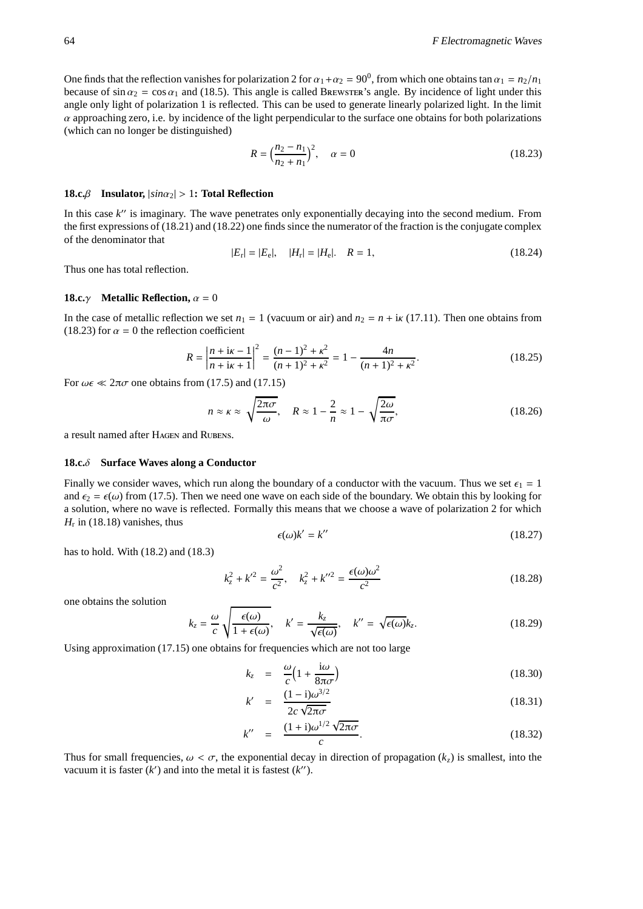One finds that the reflection vanishes for polarization 2 for $\alpha_1+\alpha_2 = 90^0$, from which one obtains $\tan\alpha_1 = n_2/n_1$ because of $\sin\alpha_2 = \cos\alpha_1$ and (18.5). This angle is called Brewster's angle. By incidence of light under this angle only light of polarization 1 is reflected. This can be used to generate linearly polarized light. In the limit $\alpha$ approaching zero, i.e. by incidence of the light perpendicular to the surface one obtains for both polarizations (which can no longer be distinguished)

$$R = \Big(\frac{n_2 - n_1}{n_2 + n_1}\Big)^2, \quad \alpha = 0 \tag{18.23}$$

### 18.c.$\beta$ Insulator, $|sin\alpha_2| > 1$: Total Reflection

In this case $k''$ is imaginary. The wave penetrates only exponentially decaying into the second medium. From the first expressions of (18.21) and (18.22) one finds since the numerator of the fraction is the conjugate complex of the denominator that

$$|E_r| = |E_e|, \quad |H_r| = |H_e|. \quad R = 1, \tag{18.24}$$

Thus one has total reflection.

### 18.c.$\gamma$ Metallic Reflection, $\alpha = 0$

In the case of metallic reflection we set $n_1 = 1$ (vacuum or air) and $n_2 = n + i\kappa$ (17.11). Then one obtains from (18.23) for $\alpha = 0$ the reflection coefficient

$$R = \left|\frac{n + i\kappa - 1}{n + i\kappa + 1}\right|^2 = \frac{(n-1)^2 + \kappa^2}{(n+1)^2 + \kappa^2} = 1 - \frac{4n}{(n+1)^2 + \kappa^2}. \tag{18.25}$$

For $\omega\epsilon \ll 2\pi\sigma$ one obtains from (17.5) and (17.15)

$$n \approx \kappa \approx \sqrt{\frac{2\pi\sigma}{\omega}}, \quad R \approx 1 - \frac{2}{n} \approx 1 - \sqrt{\frac{2\omega}{\pi\sigma}}, \tag{18.26}$$

a result named after Hagen and Rubens.

### 18.c.$\delta$ Surface Waves along a Conductor

Finally we consider waves, which run along the boundary of a conductor with the vacuum. Thus we set $\epsilon_1 = 1$ and $\epsilon_2 = \epsilon(\omega)$ from (17.5). Then we need one wave on each side of the boundary. We obtain this by looking for a solution, where no wave is reflected. Formally this means that we choose a wave of polarization 2 for which $H_r$ in (18.18) vanishes, thus

$$\epsilon(\omega)k' = k'' \tag{18.27}$$

has to hold. With (18.2) and (18.3)

$$k_z^2 + k'^2 = \frac{\omega^2}{c^2}, \quad k_z^2 + k''^2 = \frac{\epsilon(\omega)\omega^2}{c^2} \tag{18.28}$$

one obtains the solution

$$k_z = \frac{\omega}{c}\sqrt{\frac{\epsilon(\omega)}{1+\epsilon(\omega)}}, \quad k' = \frac{k_z}{\sqrt{\epsilon(\omega)}}, \quad k'' = \sqrt{\epsilon(\omega)}k_z. \tag{18.29}$$

Using approximation (17.15) one obtains for frequencies which are not too large

$$k_z = \frac{\omega}{c}\Big(1 + \frac{i\omega}{8\pi\sigma}\Big) \tag{18.30}$$

$$k' = \frac{(1-i)\omega^{3/2}}{2c\sqrt{2\pi\sigma}} \tag{18.31}$$

$$k'' = \frac{(1+i)\omega^{1/2}\sqrt{2\pi\sigma}}{c}. \tag{18.32}$$

Thus for small frequencies, $\omega < \sigma$, the exponential decay in direction of propagation ($k_z$) is smallest, into the vacuum it is faster ($k'$) and into the metal it is fastest ($k''$).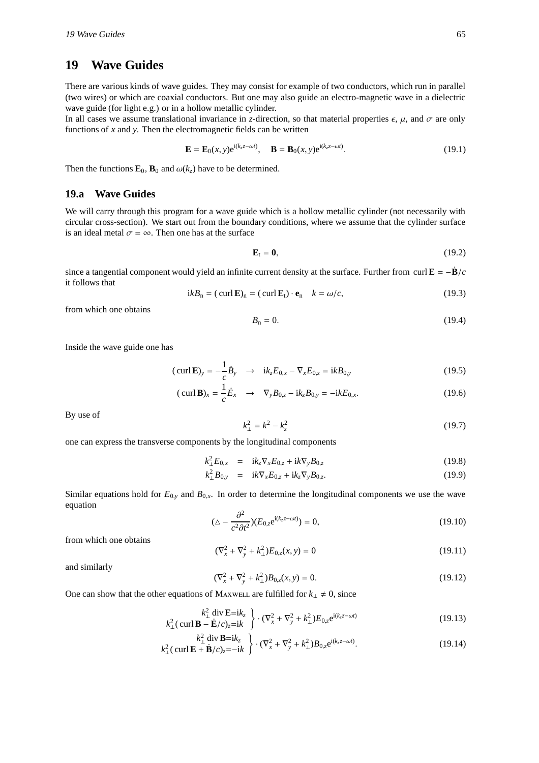# 19 Wave Guides

There are various kinds of wave guides. They may consist for example of two conductors, which run in parallel (two wires) or which are coaxial conductors. But one may also guide an electro-magnetic wave in a dielectric wave guide (for light e.g.) or in a hollow metallic cylinder.

In all cases we assume translational invariance in $z$-direction, so that material properties $\epsilon$, $\mu$, and $\sigma$ are only functions of $x$ and $y$. Then the electromagnetic fields can be written

$$\mathbf{E} = \mathbf{E}_0(x,y)\mathrm{e}^{\mathrm{i}(k_z z-\omega t)}, \quad \mathbf{B} = \mathbf{B}_0(x,y)\mathrm{e}^{\mathrm{i}(k_z z-\omega t)}. \tag{19.1}$$

Then the functions $\mathbf{E}_0$, $\mathbf{B}_0$ and $\omega(k_z)$ have to be determined.

## 19.a Wave Guides

We will carry through this program for a wave guide which is a hollow metallic cylinder (not necessarily with circular cross-section). We start out from the boundary conditions, where we assume that the cylinder surface is an ideal metal $\sigma = \infty$. Then one has at the surface

$$\mathbf{E}_\mathrm{t} = \mathbf{0}, \tag{19.2}$$

since a tangential component would yield an infinite current density at the surface. Further from $\operatorname{curl}\mathbf{E} = -\dot{\mathbf{B}}/c$ it follows that

$$\mathrm{i}kB_\mathrm{n} = (\operatorname{curl}\mathbf{E})_\mathrm{n} = (\operatorname{curl}\mathbf{E}_\mathrm{t})\cdot\mathbf{e}_\mathrm{n} \quad k = \omega/c, \tag{19.3}$$

from which one obtains

$$B_\mathrm{n} = 0. \tag{19.4}$$

Inside the wave guide one has

$$(\operatorname{curl}\mathbf{E})_y = -\frac{1}{c}\dot{B}_y \quad \rightarrow \quad \mathrm{i}k_z E_{0,x} - \nabla_x E_{0,z} = \mathrm{i}kB_{0,y} \tag{19.5}$$

$$(\operatorname{curl}\mathbf{B})_x = \frac{1}{c}\dot{E}_x \quad \rightarrow \quad \nabla_y B_{0,z} - \mathrm{i}k_z B_{0,y} = -\mathrm{i}kE_{0,x}. \tag{19.6}$$

By use of

$$k_\perp^2 = k^2 - k_z^2 \tag{19.7}$$

one can express the transverse components by the longitudinal components

$$k_\perp^2 E_{0,x} = \mathrm{i}k_z\nabla_x E_{0,z} + \mathrm{i}k\nabla_y B_{0,z} \tag{19.8}$$

$$k_\perp^2 B_{0,y} = \mathrm{i}k\nabla_x E_{0,z} + \mathrm{i}k_z\nabla_y B_{0,z}. \tag{19.9}$$

Similar equations hold for $E_{0,y}$ and $B_{0,x}$. In order to determine the longitudinal components we use the wave equation

$$(\triangle - \frac{\partial^2}{c^2\partial t^2})(E_{0,z}\mathrm{e}^{\mathrm{i}(k_z z-\omega t)}) = 0, \tag{19.10}$$

from which one obtains

$$(\nabla_x^2 + \nabla_y^2 + k_\perp^2)E_{0,z}(x,y) = 0 \tag{19.11}$$

and similarly

$$(\nabla_x^2 + \nabla_y^2 + k_\perp^2)B_{0,z}(x,y) = 0. \tag{19.12}$$

One can show that the other equations of Maxwell are fulfilled for $k_\perp \neq 0$, since

$$\left.\begin{array}{r} k_\perp^2 \operatorname{div}\mathbf{E}=\mathrm{i}k_z \\ k_\perp^2(\operatorname{curl}\mathbf{B} - \dot{\mathbf{E}}/c)_z=\mathrm{i}k \end{array}\right\} \cdot (\nabla_x^2 + \nabla_y^2 + k_\perp^2)E_{0,z}\mathrm{e}^{\mathrm{i}(k_z z-\omega t)} \tag{19.13}$$

$$\left.\begin{array}{r} k_\perp^2 \operatorname{div}\mathbf{B}=\mathrm{i}k_z \\ k_\perp^2(\operatorname{curl}\mathbf{E} + \dot{\mathbf{B}}/c)_z=-\mathrm{i}k \end{array}\right\} \cdot (\nabla_x^2 + \nabla_y^2 + k_\perp^2)B_{0,z}\mathrm{e}^{\mathrm{i}(k_z z-\omega t)}. \tag{19.14}$$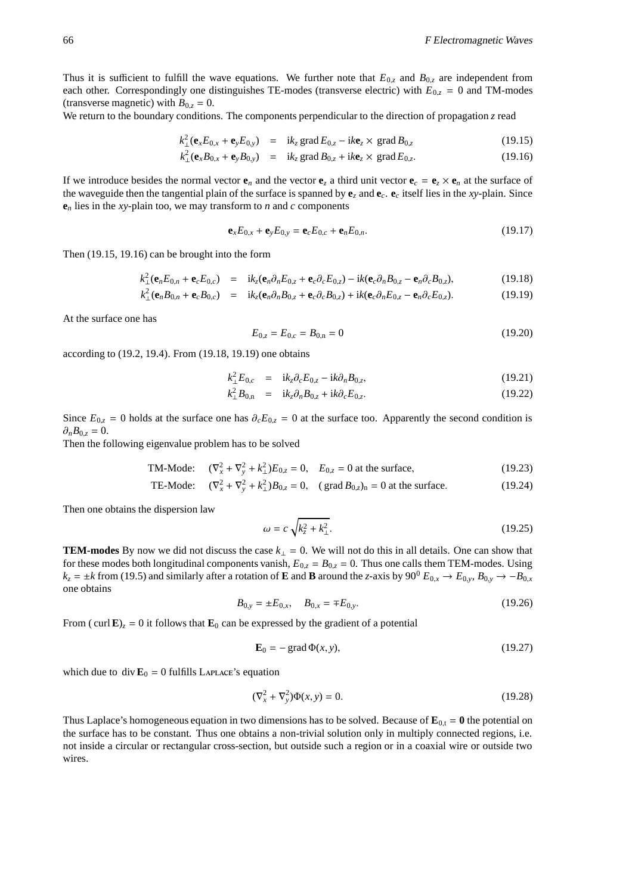Thus it is sufficient to fulfill the wave equations. We further note that $E_{0,z}$ and $B_{0,z}$ are independent from each other. Correspondingly one distinguishes TE-modes (transverse electric) with $E_{0,z} = 0$ and TM-modes (transverse magnetic) with $B_{0,z} = 0$.
We return to the boundary conditions. The components perpendicular to the direction of propagation $z$ read

$$k_\perp^2(\mathbf{e}_x E_{0,x} + \mathbf{e}_y E_{0,y}) = \mathrm{i}k_z \operatorname{grad} E_{0,z} - \mathrm{i}k\mathbf{e}_z \times \operatorname{grad} B_{0,z} \tag{19.15}$$

$$k_\perp^2(\mathbf{e}_x B_{0,x} + \mathbf{e}_y B_{0,y}) = \mathrm{i}k_z \operatorname{grad} B_{0,z} + \mathrm{i}k\mathbf{e}_z \times \operatorname{grad} E_{0,z}. \tag{19.16}$$

If we introduce besides the normal vector $\mathbf{e}_n$ and the vector $\mathbf{e}_z$ a third unit vector $\mathbf{e}_c = \mathbf{e}_z \times \mathbf{e}_n$ at the surface of the waveguide then the tangential plain of the surface is spanned by $\mathbf{e}_z$ and $\mathbf{e}_c$. $\mathbf{e}_c$ itself lies in the $xy$-plain. Since $\mathbf{e}_n$ lies in the $xy$-plain too, we may transform to $n$ and $c$ components

$$\mathbf{e}_x E_{0,x} + \mathbf{e}_y E_{0,y} = \mathbf{e}_c E_{0,c} + \mathbf{e}_n E_{0,n}. \tag{19.17}$$

Then (19.15, 19.16) can be brought into the form

$$k_\perp^2(\mathbf{e}_n E_{0,n} + \mathbf{e}_c E_{0,c}) = \mathrm{i}k_z(\mathbf{e}_n \partial_n E_{0,z} + \mathbf{e}_c \partial_c E_{0,z}) - \mathrm{i}k(\mathbf{e}_c \partial_n B_{0,z} - \mathbf{e}_n \partial_c B_{0,z}), \tag{19.18}$$

$$k_\perp^2(\mathbf{e}_n B_{0,n} + \mathbf{e}_c B_{0,c}) = \mathrm{i}k_z(\mathbf{e}_n \partial_n B_{0,z} + \mathbf{e}_c \partial_c B_{0,z}) + \mathrm{i}k(\mathbf{e}_c \partial_n E_{0,z} - \mathbf{e}_n \partial_c E_{0,z}). \tag{19.19}$$

At the surface one has

$$E_{0,z} = E_{0,c} = B_{0,\mathrm{n}} = 0 \tag{19.20}$$

according to (19.2, 19.4). From (19.18, 19.19) one obtains

$$k_\perp^2 E_{0,c} = \mathrm{i}k_z \partial_c E_{0,z} - \mathrm{i}k\partial_n B_{0,z}, \tag{19.21}$$

$$k_\perp^2 B_{0,\mathrm{n}} = \mathrm{i}k_z \partial_n B_{0,z} + \mathrm{i}k\partial_c E_{0,z}. \tag{19.22}$$

Since $E_{0,z} = 0$ holds at the surface one has $\partial_c E_{0,z} = 0$ at the surface too. Apparently the second condition is $\partial_n B_{0,z} = 0$.
Then the following eigenvalue problem has to be solved

$$\text{TM-Mode:} \quad (\nabla_x^2 + \nabla_y^2 + k_\perp^2)E_{0,z} = 0, \quad E_{0,z} = 0 \text{ at the surface,} \tag{19.23}$$

$$\text{TE-Mode:} \quad (\nabla_x^2 + \nabla_y^2 + k_\perp^2)B_{0,z} = 0, \quad (\operatorname{grad} B_{0,z})_\mathrm{n} = 0 \text{ at the surface.} \tag{19.24}$$

Then one obtains the dispersion law

$$\omega = c\sqrt{k_z^2 + k_\perp^2}. \tag{19.25}$$

**TEM-modes** By now we did not discuss the case $k_\perp = 0$. We will not do this in all details. One can show that for these modes both longitudinal components vanish, $E_{0,z} = B_{0,z} = 0$. Thus one calls them TEM-modes. Using $k_z = \pm k$ from (19.5) and similarly after a rotation of $\mathbf{E}$ and $\mathbf{B}$ around the $z$-axis by $90^0$ $E_{0,x} \to E_{0,y}$, $B_{0,y} \to -B_{0,x}$ one obtains

$$B_{0,y} = \pm E_{0,x}, \quad B_{0,x} = \mp E_{0,y}. \tag{19.26}$$

From $(\operatorname{curl} \mathbf{E})_z = 0$ it follows that $\mathbf{E}_0$ can be expressed by the gradient of a potential

$$\mathbf{E}_0 = -\operatorname{grad} \Phi(x,y), \tag{19.27}$$

which due to $\operatorname{div} \mathbf{E}_0 = 0$ fulfills Laplace's equation

$$(\nabla_x^2 + \nabla_y^2)\Phi(x,y) = 0. \tag{19.28}$$

Thus Laplace's homogeneous equation in two dimensions has to be solved. Because of $\mathbf{E}_{0,\mathrm{t}} = \mathbf{0}$ the potential on the surface has to be constant. Thus one obtains a non-trivial solution only in multiply connected regions, i.e. not inside a circular or rectangular cross-section, but outside such a region or in a coaxial wire or outside two wires.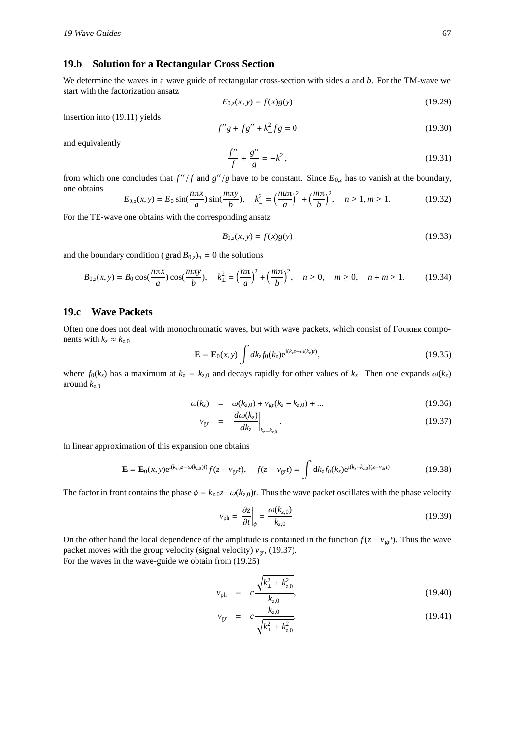## 19.b Solution for a Rectangular Cross Section

We determine the waves in a wave guide of rectangular cross-section with sides $a$ and $b$. For the TM-wave we start with the factorization ansatz

$$E_{0,z}(x,y) = f(x)g(y) \tag{19.29}$$

Insertion into (19.11) yields

$$f''g + fg'' + k_\perp^2 fg = 0 \tag{19.30}$$

and equivalently

$$\frac{f''}{f} + \frac{g''}{g} = -k_\perp^2, \tag{19.31}$$

from which one concludes that $f''/f$ and $g''/g$ have to be constant. Since $E_{0,z}$ has to vanish at the boundary, one obtains

$$E_{0,z}(x,y) = E_0 \sin(\frac{n\pi x}{a})\sin(\frac{m\pi y}{b}), \quad k_\perp^2 = \left(\frac{nu\pi}{a}\right)^2 + \left(\frac{m\pi}{b}\right)^2, \quad n \geq 1, m \geq 1. \tag{19.32}$$

For the TE-wave one obtains with the corresponding ansatz

$$B_{0,z}(x,y) = f(x)g(y) \tag{19.33}$$

and the boundary condition ( $\mathrm{grad}\, B_{0,z})_\mathrm{n} = 0$ the solutions

$$B_{0,z}(x,y) = B_0 \cos(\frac{n\pi x}{a})\cos(\frac{m\pi y}{b}), \quad k_\perp^2 = \left(\frac{n\pi}{a}\right)^2 + \left(\frac{m\pi}{b}\right)^2, \quad n \geq 0, \quad m \geq 0, \quad n+m \geq 1. \tag{19.34}$$

## 19.c Wave Packets

Often one does not deal with monochromatic waves, but with wave packets, which consist of Fourier components with $k_z \approx k_{z,0}$

$$\mathbf{E} = \mathbf{E}_0(x,y) \int dk_z f_0(k_z) \mathrm{e}^{\mathrm{i}(k_z z - \omega(k_z)t)}, \tag{19.35}$$

where $f_0(k_z)$ has a maximum at $k_z = k_{z,0}$ and decays rapidly for other values of $k_z$. Then one expands $\omega(k_z)$ around $k_{z,0}$

$$\omega(k_z) = \omega(k_{z,0}) + v_{\mathrm{gr}}(k_z - k_{z,0}) + ... \tag{19.36}$$

$$v_{\mathrm{gr}} = \left.\frac{d\omega(k_z)}{dk_z}\right|_{k_z = k_{z,0}}. \tag{19.37}$$

In linear approximation of this expansion one obtains

$$\mathbf{E} = \mathbf{E}_0(x,y)\mathrm{e}^{\mathrm{i}(k_{z,0}z - \omega(k_{z,0})t)} f(z - v_{\mathrm{gr}}t), \quad f(z - v_{\mathrm{gr}}t) = \int \mathrm{d}k_z f_0(k_z) \mathrm{e}^{\mathrm{i}(k_z - k_{z,0})(z - v_{\mathrm{gr}}t)}. \tag{19.38}$$

The factor in front contains the phase $\phi = k_{z,0}z - \omega(k_{z,0})t$. Thus the wave packet oscillates with the phase velocity

$$v_{\mathrm{ph}} = \left.\frac{\partial z}{\partial t}\right|_\phi = \frac{\omega(k_{z,0})}{k_{z,0}}. \tag{19.39}$$

On the other hand the local dependence of the amplitude is contained in the function $f(z - v_{\mathrm{gr}}t)$. Thus the wave packet moves with the group velocity (signal velocity) $v_{\mathrm{gr}}$, (19.37).
For the waves in the wave-guide we obtain from (19.25)

$$v_{\mathrm{ph}} = c\frac{\sqrt{k_\perp^2 + k_{z,0}^2}}{k_{z,0}}, \tag{19.40}$$

$$v_{\mathrm{gr}} = c\frac{k_{z,0}}{\sqrt{k_\perp^2 + k_{z,0}^2}}. \tag{19.41}$$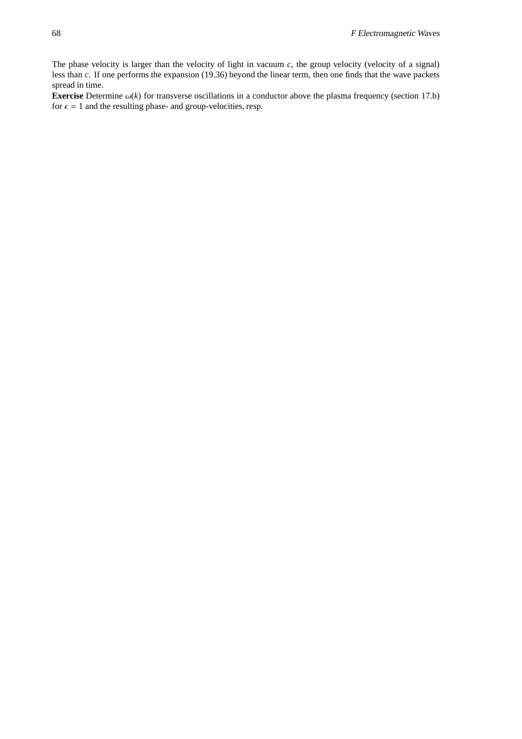The phase velocity is larger than the velocity of light in vacuum $c$, the group velocity (velocity of a signal) less than $c$. If one performs the expansion (19.36) beyond the linear term, then one finds that the wave packets spread in time.

**Exercise** Determine $\omega(k)$ for transverse oscillations in a conductor above the plasma frequency (section 17.b) for $\epsilon = 1$ and the resulting phase- and group-velocities, resp.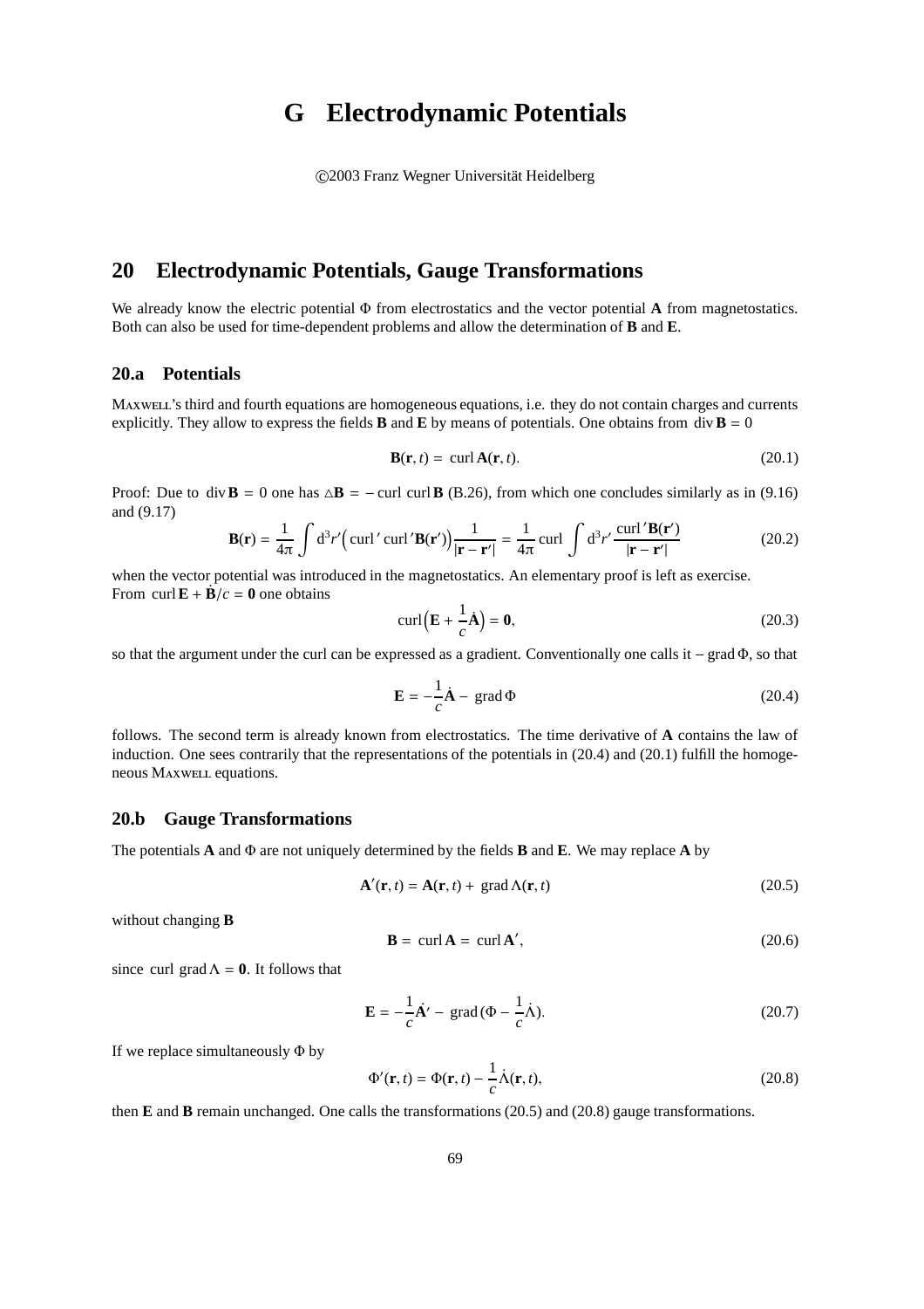# G Electrodynamic Potentials

©2003 Franz Wegner Universität Heidelberg

## 20 Electrodynamic Potentials, Gauge Transformations

We already know the electric potential $\Phi$ from electrostatics and the vector potential $\mathbf{A}$ from magnetostatics. Both can also be used for time-dependent problems and allow the determination of $\mathbf{B}$ and $\mathbf{E}$.

### 20.a Potentials

MAXWELL's third and fourth equations are homogeneous equations, i.e. they do not contain charges and currents explicitly. They allow to express the fields $\mathbf{B}$ and $\mathbf{E}$ by means of potentials. One obtains from $\operatorname{div}\mathbf{B} = 0$

$$\mathbf{B}(\mathbf{r}, t) = \operatorname{curl}\mathbf{A}(\mathbf{r}, t). \tag{20.1}$$

Proof: Due to $\operatorname{div}\mathbf{B} = 0$ one has $\triangle\mathbf{B} = -\operatorname{curl}\operatorname{curl}\mathbf{B}$ (B.26), from which one concludes similarly as in (9.16) and (9.17)

$$\mathbf{B}(\mathbf{r}) = \frac{1}{4\pi}\int \mathrm{d}^3r'\Big(\operatorname{curl}'\operatorname{curl}'\mathbf{B}(\mathbf{r}')\Big)\frac{1}{|\mathbf{r}-\mathbf{r}'|} = \frac{1}{4\pi}\operatorname{curl}\int \mathrm{d}^3r'\,\frac{\operatorname{curl}'\mathbf{B}(\mathbf{r}')}{|\mathbf{r}-\mathbf{r}'|} \tag{20.2}$$

when the vector potential was introduced in the magnetostatics. An elementary proof is left as exercise.
From $\operatorname{curl}\mathbf{E} + \dot{\mathbf{B}}/c = \mathbf{0}$ one obtains

$$\operatorname{curl}\Big(\mathbf{E} + \frac{1}{c}\dot{\mathbf{A}}\Big) = \mathbf{0}, \tag{20.3}$$

so that the argument under the curl can be expressed as a gradient. Conventionally one calls it $-\operatorname{grad}\Phi$, so that

$$\mathbf{E} = -\frac{1}{c}\dot{\mathbf{A}} - \operatorname{grad}\Phi \tag{20.4}$$

follows. The second term is already known from electrostatics. The time derivative of $\mathbf{A}$ contains the law of induction. One sees contrarily that the representations of the potentials in (20.4) and (20.1) fulfill the homogeneous MAXWELL equations.

### 20.b Gauge Transformations

The potentials $\mathbf{A}$ and $\Phi$ are not uniquely determined by the fields $\mathbf{B}$ and $\mathbf{E}$. We may replace $\mathbf{A}$ by

$$\mathbf{A}'(\mathbf{r}, t) = \mathbf{A}(\mathbf{r}, t) + \operatorname{grad}\Lambda(\mathbf{r}, t) \tag{20.5}$$

without changing $\mathbf{B}$

$$\mathbf{B} = \operatorname{curl}\mathbf{A} = \operatorname{curl}\mathbf{A}', \tag{20.6}$$

since $\operatorname{curl}\operatorname{grad}\Lambda = \mathbf{0}$. It follows that

$$\mathbf{E} = -\frac{1}{c}\dot{\mathbf{A}}' - \operatorname{grad}(\Phi - \frac{1}{c}\dot{\Lambda}). \tag{20.7}$$

If we replace simultaneously $\Phi$ by

$$\Phi'(\mathbf{r}, t) = \Phi(\mathbf{r}, t) - \frac{1}{c}\dot{\Lambda}(\mathbf{r}, t), \tag{20.8}$$

then $\mathbf{E}$ and $\mathbf{B}$ remain unchanged. One calls the transformations (20.5) and (20.8) gauge transformations.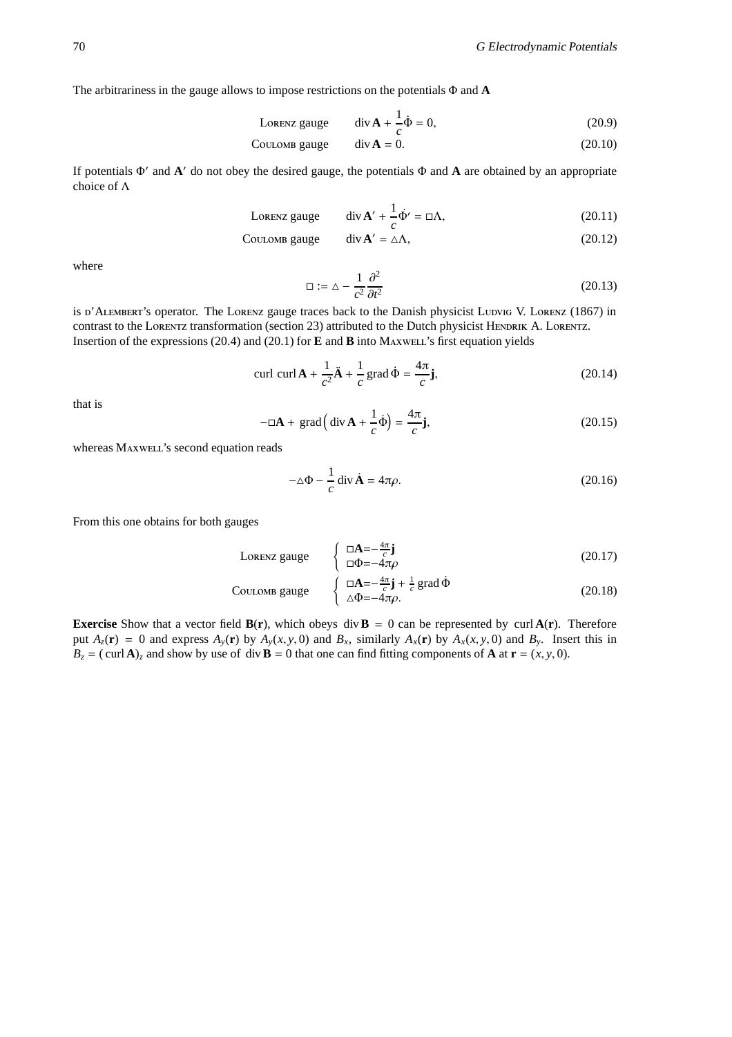The arbitrariness in the gauge allows to impose restrictions on the potentials $\Phi$ and $\mathbf{A}$

$$\text{Lorenz gauge} \qquad \operatorname{div}\mathbf{A} + \frac{1}{c}\dot{\Phi} = 0, \tag{20.9}$$

$$\text{Coulomb gauge} \qquad \operatorname{div}\mathbf{A} = 0. \tag{20.10}$$

If potentials $\Phi'$ and $\mathbf{A}'$ do not obey the desired gauge, the potentials $\Phi$ and $\mathbf{A}$ are obtained by an appropriate choice of $\Lambda$

$$\text{Lorenz gauge} \qquad \operatorname{div}\mathbf{A}' + \frac{1}{c}\dot{\Phi}' = \Box\Lambda, \tag{20.11}$$

$$\text{Coulomb gauge} \qquad \operatorname{div}\mathbf{A}' = \triangle\Lambda, \tag{20.12}$$

where

$$\Box := \triangle - \frac{1}{c^2}\frac{\partial^2}{\partial t^2} \tag{20.13}$$

is D'Alembert's operator. The Lorenz gauge traces back to the Danish physicist Ludvig V. Lorenz (1867) in contrast to the Lorentz transformation (section 23) attributed to the Dutch physicist Hendrik A. Lorentz.
Insertion of the expressions (20.4) and (20.1) for $\mathbf{E}$ and $\mathbf{B}$ into Maxwell's first equation yields

$$\operatorname{curl}\operatorname{curl}\mathbf{A} + \frac{1}{c^2}\ddot{\mathbf{A}} + \frac{1}{c}\operatorname{grad}\dot{\Phi} = \frac{4\pi}{c}\mathbf{j}, \tag{20.14}$$

that is

$$-\Box\mathbf{A} + \operatorname{grad}\Big(\operatorname{div}\mathbf{A} + \frac{1}{c}\dot{\Phi}\Big) = \frac{4\pi}{c}\mathbf{j}, \tag{20.15}$$

whereas Maxwell's second equation reads

$$-\triangle\Phi - \frac{1}{c}\operatorname{div}\dot{\mathbf{A}} = 4\pi\rho. \tag{20.16}$$

From this one obtains for both gauges

$$\text{Lorenz gauge} \qquad \begin{cases} \Box\mathbf{A} = -\frac{4\pi}{c}\mathbf{j} \\ \Box\Phi = -4\pi\rho \end{cases} \tag{20.17}$$

$$\text{Coulomb gauge} \qquad \begin{cases} \Box\mathbf{A} = -\frac{4\pi}{c}\mathbf{j} + \frac{1}{c}\operatorname{grad}\dot{\Phi} \\ \triangle\Phi = -4\pi\rho. \end{cases} \tag{20.18}$$

**Exercise** Show that a vector field $\mathbf{B}(\mathbf{r})$, which obeys $\operatorname{div}\mathbf{B} = 0$ can be represented by $\operatorname{curl}\mathbf{A}(\mathbf{r})$. Therefore put $A_z(\mathbf{r}) = 0$ and express $A_y(\mathbf{r})$ by $A_y(x, y, 0)$ and $B_x$, similarly $A_x(\mathbf{r})$ by $A_x(x, y, 0)$ and $B_y$. Insert this in $B_z = (\operatorname{curl}\mathbf{A})_z$ and show by use of $\operatorname{div}\mathbf{B} = 0$ that one can find fitting components of $\mathbf{A}$ at $\mathbf{r} = (x, y, 0)$.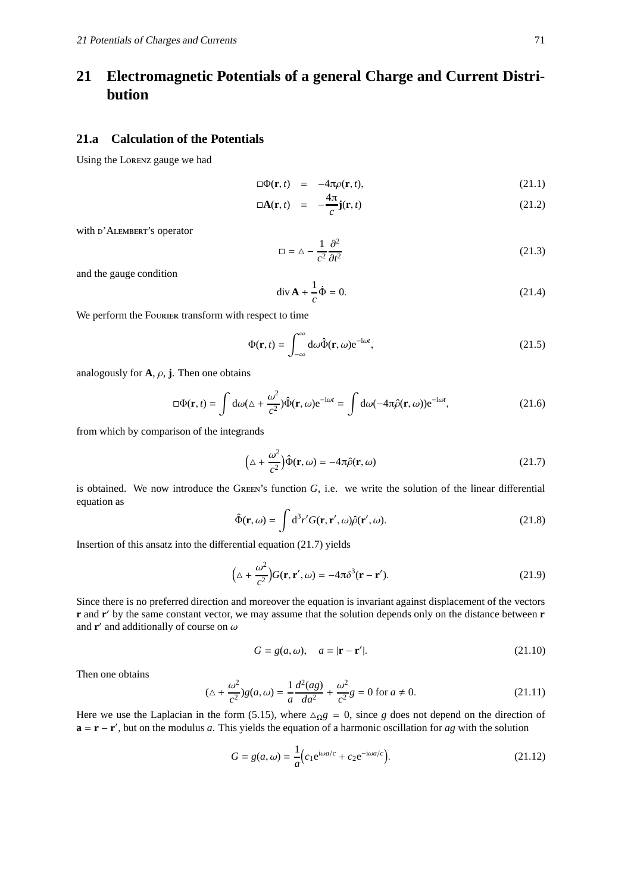# 21 Electromagnetic Potentials of a general Charge and Current Distribution

## 21.a Calculation of the Potentials

Using the Lorenz gauge we had

$$\Box\Phi(\mathbf{r},t) = -4\pi\rho(\mathbf{r},t), \tag{21.1}$$

$$\Box\mathbf{A}(\mathbf{r},t) = -\frac{4\pi}{c}\mathbf{j}(\mathbf{r},t) \tag{21.2}$$

with d'Alembert's operator

$$\Box = \triangle - \frac{1}{c^2}\frac{\partial^2}{\partial t^2} \tag{21.3}$$

and the gauge condition

$$\operatorname{div}\mathbf{A} + \frac{1}{c}\dot{\Phi} = 0. \tag{21.4}$$

We perform the Fourier transform with respect to time

$$\Phi(\mathbf{r},t) = \int_{-\infty}^{\infty} d\omega \hat{\Phi}(\mathbf{r},\omega)e^{-i\omega t}, \tag{21.5}$$

analogously for $\mathbf{A}$, $\rho$, $\mathbf{j}$. Then one obtains

$$\Box\Phi(\mathbf{r},t) = \int d\omega(\triangle + \frac{\omega^2}{c^2})\hat{\Phi}(\mathbf{r},\omega)e^{-i\omega t} = \int d\omega(-4\pi\hat{\rho}(\mathbf{r},\omega))e^{-i\omega t}, \tag{21.6}$$

from which by comparison of the integrands

$$\Big(\triangle + \frac{\omega^2}{c^2}\Big)\hat{\Phi}(\mathbf{r},\omega) = -4\pi\hat{\rho}(\mathbf{r},\omega) \tag{21.7}$$

is obtained. We now introduce the Green's function $G$, i.e. we write the solution of the linear differential equation as

$$\hat{\Phi}(\mathbf{r},\omega) = \int d^3r' G(\mathbf{r},\mathbf{r}',\omega)\hat{\rho}(\mathbf{r}',\omega). \tag{21.8}$$

Insertion of this ansatz into the differential equation (21.7) yields

$$\Big(\triangle + \frac{\omega^2}{c^2}\Big)G(\mathbf{r},\mathbf{r}',\omega) = -4\pi\delta^3(\mathbf{r}-\mathbf{r}'). \tag{21.9}$$

Since there is no preferred direction and moreover the equation is invariant against displacement of the vectors $\mathbf{r}$ and $\mathbf{r}'$ by the same constant vector, we may assume that the solution depends only on the distance between $\mathbf{r}$ and $\mathbf{r}'$ and additionally of course on $\omega$

$$G = g(a,\omega), \quad a = |\mathbf{r}-\mathbf{r}'|. \tag{21.10}$$

Then one obtains

$$(\triangle + \frac{\omega^2}{c^2})g(a,\omega) = \frac{1}{a}\frac{d^2(ag)}{da^2} + \frac{\omega^2}{c^2}g = 0 \text{ for } a \neq 0. \tag{21.11}$$

Here we use the Laplacian in the form (5.15), where $\triangle_\Omega g = 0$, since $g$ does not depend on the direction of $\mathbf{a} = \mathbf{r} - \mathbf{r}'$, but on the modulus $a$. This yields the equation of a harmonic oscillation for $ag$ with the solution

$$G = g(a,\omega) = \frac{1}{a}\Big(c_1 e^{i\omega a/c} + c_2 e^{-i\omega a/c}\Big). \tag{21.12}$$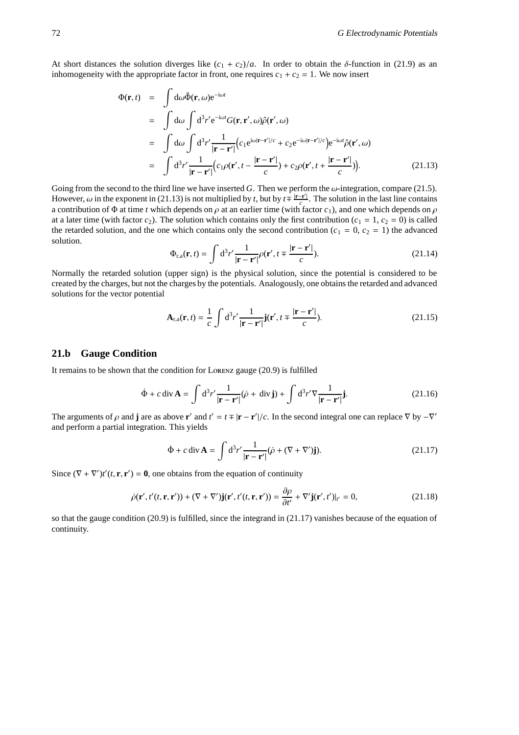At short distances the solution diverges like $(c_1 + c_2)/a$. In order to obtain the $\delta$-function in (21.9) as an inhomogeneity with the appropriate factor in front, one requires $c_1 + c_2 = 1$. We now insert

$$\begin{aligned}
\Phi(\mathbf{r}, t) &= \int d\omega \hat{\Phi}(\mathbf{r}, \omega) e^{-i\omega t} \\
&= \int d\omega \int d^3r' e^{-i\omega t} G(\mathbf{r}, \mathbf{r}', \omega) \hat{\rho}(\mathbf{r}', \omega) \\
&= \int d\omega \int d^3r' \frac{1}{|\mathbf{r} - \mathbf{r}'|} \left( c_1 e^{i\omega|\mathbf{r}-\mathbf{r}'|/c} + c_2 e^{-i\omega|\mathbf{r}-\mathbf{r}'|/c} \right) e^{-i\omega t} \hat{\rho}(\mathbf{r}', \omega) \\
&= \int d^3r' \frac{1}{|\mathbf{r} - \mathbf{r}'|} \left( c_1 \rho(\mathbf{r}', t - \frac{|\mathbf{r} - \mathbf{r}'|}{c}) + c_2 \rho(\mathbf{r}', t + \frac{|\mathbf{r} - \mathbf{r}'|}{c}) \right).
\end{aligned} \tag{21.13}$$

Going from the second to the third line we have inserted $G$. Then we perform the $\omega$-integration, compare (21.5). However, $\omega$ in the exponent in (21.13) is not multiplied by $t$, but by $t \mp \frac{|\mathbf{r}-\mathbf{r}'|}{c}$. The solution in the last line contains a contribution of $\Phi$ at time $t$ which depends on $\rho$ at an earlier time (with factor $c_1$), and one which depends on $\rho$ at a later time (with factor $c_2$). The solution which contains only the first contribution ($c_1 = 1$, $c_2 = 0$) is called the retarded solution, and the one which contains only the second contribution ($c_1 = 0$, $c_2 = 1$) the advanced solution.

$$\Phi_{r,a}(\mathbf{r}, t) = \int d^3r' \frac{1}{|\mathbf{r} - \mathbf{r}'|} \rho(\mathbf{r}', t \mp \frac{|\mathbf{r} - \mathbf{r}'|}{c}). \tag{21.14}$$

Normally the retarded solution (upper sign) is the physical solution, since the potential is considered to be created by the charges, but not the charges by the potentials. Analogously, one obtains the retarded and advanced solutions for the vector potential

$$\mathbf{A}_{r,a}(\mathbf{r}, t) = \frac{1}{c} \int d^3r' \frac{1}{|\mathbf{r} - \mathbf{r}'|} \mathbf{j}(\mathbf{r}', t \mp \frac{|\mathbf{r} - \mathbf{r}'|}{c}). \tag{21.15}$$

## 21.b Gauge Condition

It remains to be shown that the condition for Lorenz gauge (20.9) is fulfilled

$$\dot{\Phi} + c \operatorname{div} \mathbf{A} = \int d^3r' \frac{1}{|\mathbf{r} - \mathbf{r}'|} (\dot{\rho} + \operatorname{div} \mathbf{j}) + \int d^3r' \nabla \frac{1}{|\mathbf{r} - \mathbf{r}'|} \mathbf{j}. \tag{21.16}$$

The arguments of $\rho$ and $\mathbf{j}$ are as above $\mathbf{r}'$ and $t' = t \mp |\mathbf{r} - \mathbf{r}'|/c$. In the second integral one can replace $\nabla$ by $-\nabla'$ and perform a partial integration. This yields

$$\dot{\Phi} + c \operatorname{div} \mathbf{A} = \int d^3r' \frac{1}{|\mathbf{r} - \mathbf{r}'|} (\dot{\rho} + (\nabla + \nabla')\mathbf{j}). \tag{21.17}$$

Since $(\nabla + \nabla')t'(t, \mathbf{r}, \mathbf{r}') = \mathbf{0}$, one obtains from the equation of continuity

$$\dot{\rho}(\mathbf{r}', t'(t, \mathbf{r}, \mathbf{r}')) + (\nabla + \nabla')\mathbf{j}(\mathbf{r}', t'(t, \mathbf{r}, \mathbf{r}')) = \frac{\partial \rho}{\partial t'} + \nabla' \mathbf{j}(\mathbf{r}', t')|_{t'} = 0, \tag{21.18}$$

so that the gauge condition (20.9) is fulfilled, since the integrand in (21.17) vanishes because of the equation of continuity.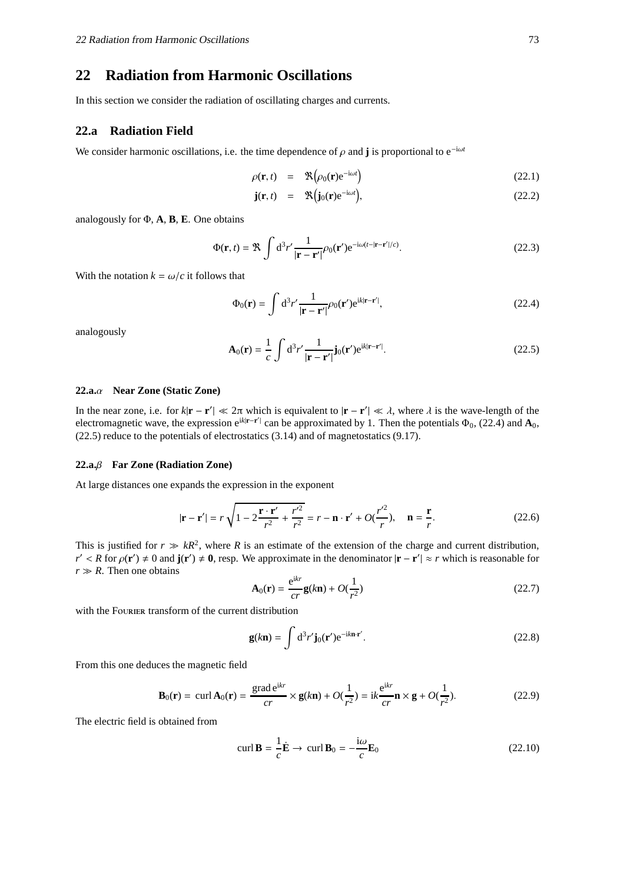# 22 Radiation from Harmonic Oscillations

In this section we consider the radiation of oscillating charges and currents.

## 22.a Radiation Field

We consider harmonic oscillations, i.e. the time dependence of $\rho$ and $\mathbf{j}$ is proportional to $e^{-i\omega t}$

$$\rho(\mathbf{r}, t) = \Re\left(\rho_0(\mathbf{r})e^{-i\omega t}\right) \tag{22.1}$$

$$\mathbf{j}(\mathbf{r}, t) = \Re\left(\mathbf{j}_0(\mathbf{r})e^{-i\omega t}\right), \tag{22.2}$$

analogously for $\Phi$, $\mathbf{A}$, $\mathbf{B}$, $\mathbf{E}$. One obtains

$$\Phi(\mathbf{r}, t) = \Re \int d^3r' \frac{1}{|\mathbf{r}-\mathbf{r}'|}\rho_0(\mathbf{r}')e^{-i\omega(t-|\mathbf{r}-\mathbf{r}'|/c)}. \tag{22.3}$$

With the notation $k = \omega/c$ it follows that

$$\Phi_0(\mathbf{r}) = \int d^3r' \frac{1}{|\mathbf{r}-\mathbf{r}'|}\rho_0(\mathbf{r}')e^{ik|\mathbf{r}-\mathbf{r}'|}, \tag{22.4}$$

analogously

$$\mathbf{A}_0(\mathbf{r}) = \frac{1}{c}\int d^3r' \frac{1}{|\mathbf{r}-\mathbf{r}'|}\mathbf{j}_0(\mathbf{r}')e^{ik|\mathbf{r}-\mathbf{r}'|}. \tag{22.5}$$

### 22.a.$\alpha$ Near Zone (Static Zone)

In the near zone, i.e. for $k|\mathbf{r}-\mathbf{r}'| \ll 2\pi$ which is equivalent to $|\mathbf{r}-\mathbf{r}'| \ll \lambda$, where $\lambda$ is the wave-length of the electromagnetic wave, the expression $e^{ik|\mathbf{r}-\mathbf{r}'|}$ can be approximated by 1. Then the potentials $\Phi_0$, (22.4) and $\mathbf{A}_0$, (22.5) reduce to the potentials of electrostatics (3.14) and of magnetostatics (9.17).

### 22.a.$\beta$ Far Zone (Radiation Zone)

At large distances one expands the expression in the exponent

$$|\mathbf{r}-\mathbf{r}'| = r\sqrt{1 - 2\frac{\mathbf{r}\cdot\mathbf{r}'}{r^2} + \frac{r'^2}{r^2}} = r - \mathbf{n}\cdot\mathbf{r}' + O(\frac{r'^2}{r}), \quad \mathbf{n} = \frac{\mathbf{r}}{r}. \tag{22.6}$$

This is justified for $r \gg kR^2$, where $R$ is an estimate of the extension of the charge and current distribution, $r' < R$ for $\rho(\mathbf{r}') \neq 0$ and $\mathbf{j}(\mathbf{r}') \neq \mathbf{0}$, resp. We approximate in the denominator $|\mathbf{r}-\mathbf{r}'| \approx r$ which is reasonable for $r \gg R$. Then one obtains

$$\mathbf{A}_0(\mathbf{r}) = \frac{e^{ikr}}{cr}\mathbf{g}(k\mathbf{n}) + O(\frac{1}{r^2}) \tag{22.7}$$

with the Fourier transform of the current distribution

$$\mathbf{g}(k\mathbf{n}) = \int d^3r' \mathbf{j}_0(\mathbf{r}')e^{-ik\mathbf{n}\cdot\mathbf{r}'}. \tag{22.8}$$

From this one deduces the magnetic field

$$\mathbf{B}_0(\mathbf{r}) = \operatorname{curl}\mathbf{A}_0(\mathbf{r}) = \frac{\operatorname{grad} e^{ikr}}{cr}\times\mathbf{g}(k\mathbf{n}) + O(\frac{1}{r^2}) = ik\frac{e^{ikr}}{cr}\mathbf{n}\times\mathbf{g} + O(\frac{1}{r^2}). \tag{22.9}$$

The electric field is obtained from

$$\operatorname{curl}\mathbf{B} = \frac{1}{c}\dot{\mathbf{E}} \rightarrow \operatorname{curl}\mathbf{B}_0 = -\frac{i\omega}{c}\mathbf{E}_0 \tag{22.10}$$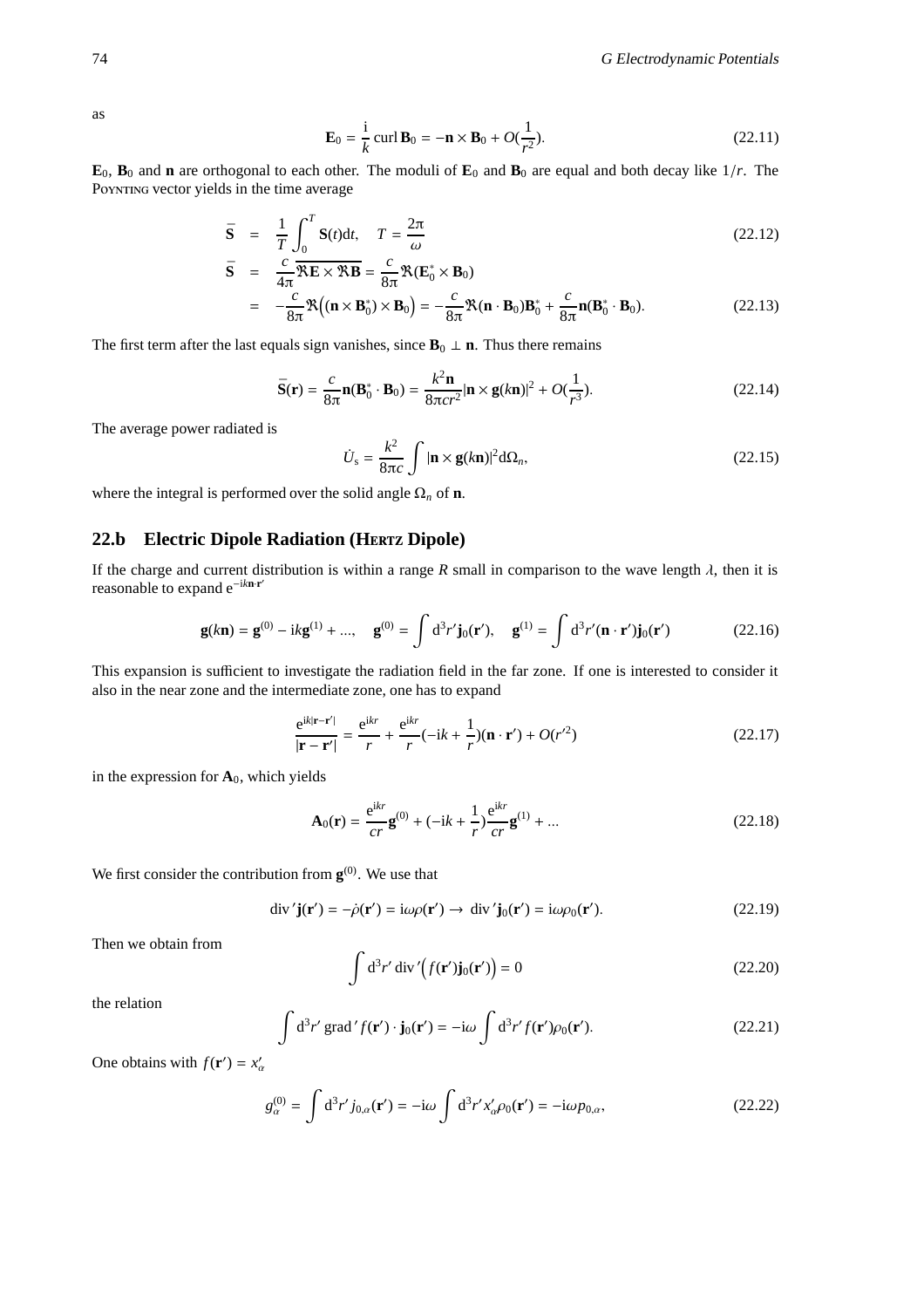as

$$\mathbf{E}_0 = \frac{\mathrm{i}}{k}\,\mathrm{curl}\,\mathbf{B}_0 = -\mathbf{n}\times\mathbf{B}_0 + O(\frac{1}{r^2}). \tag{22.11}$$

$\mathbf{E}_0$, $\mathbf{B}_0$ and $\mathbf{n}$ are orthogonal to each other. The moduli of $\mathbf{E}_0$ and $\mathbf{B}_0$ are equal and both decay like $1/r$. The Poynting vector yields in the time average

$$\bar{\mathbf{S}} = \frac{1}{T}\int_0^T \mathbf{S}(t)\mathrm{d}t, \quad T = \frac{2\pi}{\omega} \tag{22.12}$$

$$\begin{aligned}
\bar{\mathbf{S}} &= \frac{c}{4\pi}\overline{\Re\mathbf{E}\times\Re\mathbf{B}} = \frac{c}{8\pi}\Re(\mathbf{E}_0^*\times\mathbf{B}_0)\\
&= -\frac{c}{8\pi}\Re\Big((\mathbf{n}\times\mathbf{B}_0^*)\times\mathbf{B}_0\Big) = -\frac{c}{8\pi}\Re(\mathbf{n}\cdot\mathbf{B}_0)\mathbf{B}_0^* + \frac{c}{8\pi}\mathbf{n}(\mathbf{B}_0^*\cdot\mathbf{B}_0).
\end{aligned} \tag{22.13}$$

The first term after the last equals sign vanishes, since $\mathbf{B}_0 \perp \mathbf{n}$. Thus there remains

$$\bar{\mathbf{S}}(\mathbf{r}) = \frac{c}{8\pi}\mathbf{n}(\mathbf{B}_0^*\cdot\mathbf{B}_0) = \frac{k^2\mathbf{n}}{8\pi c r^2}|\mathbf{n}\times\mathbf{g}(k\mathbf{n})|^2 + O(\frac{1}{r^3}). \tag{22.14}$$

The average power radiated is

$$\dot{U}_\mathrm{s} = \frac{k^2}{8\pi c}\int |\mathbf{n}\times\mathbf{g}(k\mathbf{n})|^2\mathrm{d}\Omega_n, \tag{22.15}$$

where the integral is performed over the solid angle $\Omega_n$ of $\mathbf{n}$.

## 22.b Electric Dipole Radiation (Hertz Dipole)

If the charge and current distribution is within a range $R$ small in comparison to the wave length $\lambda$, then it is reasonable to expand $\mathrm{e}^{-\mathrm{i}k\mathbf{n}\cdot\mathbf{r}'}$

$$\mathbf{g}(k\mathbf{n}) = \mathbf{g}^{(0)} - \mathrm{i}k\mathbf{g}^{(1)} + ..., \quad \mathbf{g}^{(0)} = \int \mathrm{d}^3r'\mathbf{j}_0(\mathbf{r}'), \quad \mathbf{g}^{(1)} = \int \mathrm{d}^3r'(\mathbf{n}\cdot\mathbf{r}')\mathbf{j}_0(\mathbf{r}') \tag{22.16}$$

This expansion is sufficient to investigate the radiation field in the far zone. If one is interested to consider it also in the near zone and the intermediate zone, one has to expand

$$\frac{\mathrm{e}^{\mathrm{i}k|\mathbf{r}-\mathbf{r}'|}}{|\mathbf{r}-\mathbf{r}'|} = \frac{\mathrm{e}^{\mathrm{i}kr}}{r} + \frac{\mathrm{e}^{\mathrm{i}kr}}{r}(-\mathrm{i}k + \frac{1}{r})(\mathbf{n}\cdot\mathbf{r}') + O(r'^2) \tag{22.17}$$

in the expression for $\mathbf{A}_0$, which yields

$$\mathbf{A}_0(\mathbf{r}) = \frac{\mathrm{e}^{\mathrm{i}kr}}{cr}\mathbf{g}^{(0)} + (-\mathrm{i}k + \frac{1}{r})\frac{\mathrm{e}^{\mathrm{i}kr}}{cr}\mathbf{g}^{(1)} + ... \tag{22.18}$$

We first consider the contribution from $\mathbf{g}^{(0)}$. We use that

$$\mathrm{div}'\mathbf{j}(\mathbf{r}') = -\dot{\rho}(\mathbf{r}') = \mathrm{i}\omega\rho(\mathbf{r}') \to \mathrm{div}'\mathbf{j}_0(\mathbf{r}') = \mathrm{i}\omega\rho_0(\mathbf{r}'). \tag{22.19}$$

Then we obtain from

$$\int \mathrm{d}^3r'\,\mathrm{div}'\Big(f(\mathbf{r}')\mathbf{j}_0(\mathbf{r}')\Big) = 0 \tag{22.20}$$

the relation

$$\int \mathrm{d}^3r'\,\mathrm{grad}'f(\mathbf{r}')\cdot\mathbf{j}_0(\mathbf{r}') = -\mathrm{i}\omega\int \mathrm{d}^3r' f(\mathbf{r}')\rho_0(\mathbf{r}'). \tag{22.21}$$

One obtains with $f(\mathbf{r}') = x'_\alpha$

$$g_\alpha^{(0)} = \int \mathrm{d}^3r' j_{0,\alpha}(\mathbf{r}') = -\mathrm{i}\omega\int \mathrm{d}^3r' x'_\alpha\rho_0(\mathbf{r}') = -\mathrm{i}\omega p_{0,\alpha}, \tag{22.22}$$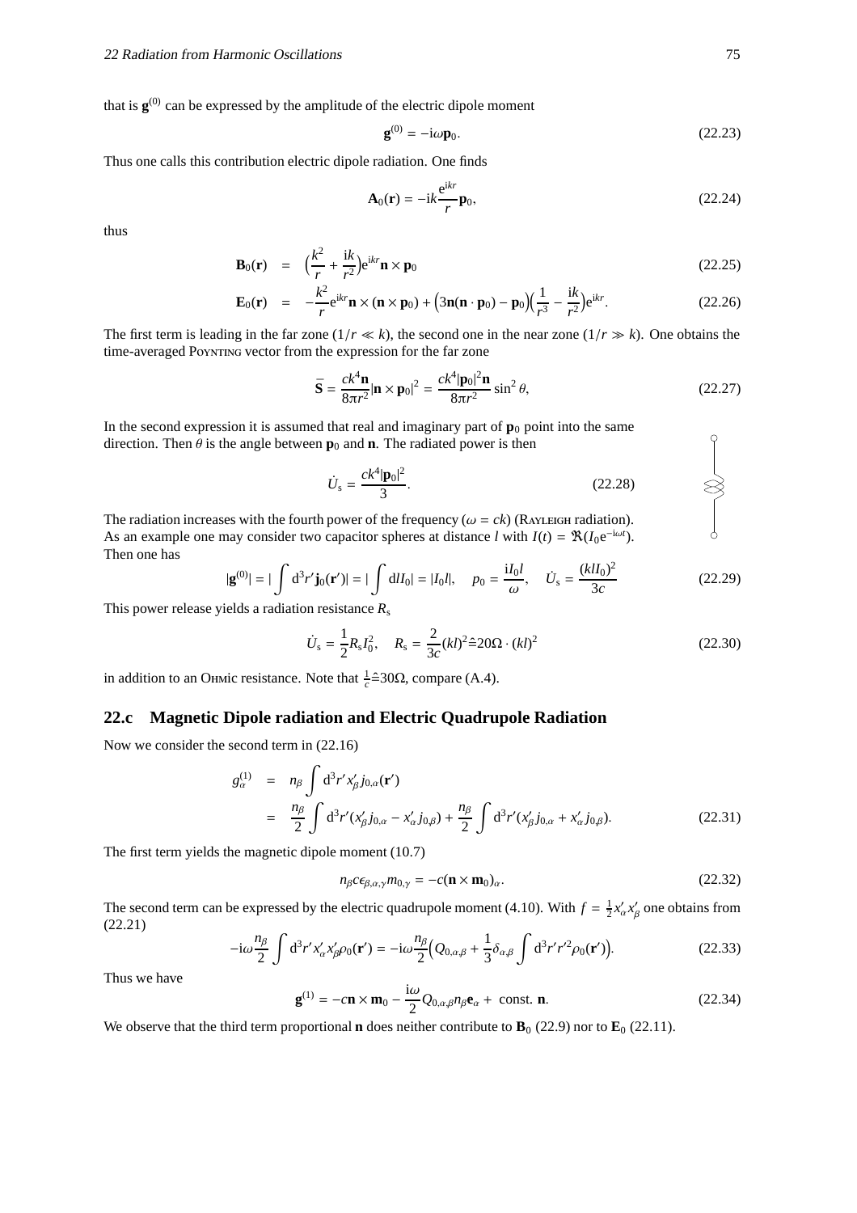that is $\mathbf{g}^{(0)}$ can be expressed by the amplitude of the electric dipole moment

$$\mathbf{g}^{(0)} = -\mathrm{i}\omega\mathbf{p}_0. \tag{22.23}$$

Thus one calls this contribution electric dipole radiation. One finds

$$\mathbf{A}_0(\mathbf{r}) = -\mathrm{i}k\frac{\mathrm{e}^{\mathrm{i}kr}}{r}\mathbf{p}_0, \tag{22.24}$$

thus

$$\mathbf{B}_0(\mathbf{r}) = \Big(\frac{k^2}{r} + \frac{\mathrm{i}k}{r^2}\Big)\mathrm{e}^{\mathrm{i}kr}\mathbf{n}\times\mathbf{p}_0 \tag{22.25}$$

$$\mathbf{E}_0(\mathbf{r}) = -\frac{k^2}{r}\mathrm{e}^{\mathrm{i}kr}\mathbf{n}\times(\mathbf{n}\times\mathbf{p}_0) + \Big(3\mathbf{n}(\mathbf{n}\cdot\mathbf{p}_0) - \mathbf{p}_0\Big)\Big(\frac{1}{r^3} - \frac{\mathrm{i}k}{r^2}\Big)\mathrm{e}^{\mathrm{i}kr}. \tag{22.26}$$

The first term is leading in the far zone ($1/r \ll k$), the second one in the near zone ($1/r \gg k$). One obtains the time-averaged Poynting vector from the expression for the far zone

$$\bar{\mathbf{S}} = \frac{ck^4\mathbf{n}}{8\pi r^2}|\mathbf{n}\times\mathbf{p}_0|^2 = \frac{ck^4|\mathbf{p}_0|^2\mathbf{n}}{8\pi r^2}\sin^2\theta, \tag{22.27}$$

In the second expression it is assumed that real and imaginary part of $\mathbf{p}_0$ point into the same direction. Then $\theta$ is the angle between $\mathbf{p}_0$ and $\mathbf{n}$. The radiated power is then

$$\dot{U}_\mathrm{s} = \frac{ck^4|\mathbf{p}_0|^2}{3}. \tag{22.28}$$

The radiation increases with the fourth power of the frequency ($\omega = ck$) (Rayleigh radiation). As an example one may consider two capacitor spheres at distance $l$ with $I(t) = \Re(I_0\mathrm{e}^{-\mathrm{i}\omega t})$. Then one has

$$|\mathbf{g}^{(0)}| = |\int \mathrm{d}^3r'\mathbf{j}_0(\mathbf{r}')| = |\int \mathrm{d}lI_0| = |I_0 l|, \quad p_0 = \frac{\mathrm{i}I_0 l}{\omega}, \quad \dot{U}_\mathrm{s} = \frac{(klI_0)^2}{3c} \tag{22.29}$$

This power release yields a radiation resistance $R_\mathrm{s}$

$$\dot{U}_\mathrm{s} = \frac{1}{2}R_\mathrm{s}I_0^2, \quad R_\mathrm{s} = \frac{2}{3c}(kl)^2 \hat{=} 20\Omega\cdot(kl)^2 \tag{22.30}$$

in addition to an Ohmic resistance. Note that $\frac{1}{c}\hat{=}30\Omega$, compare (A.4).

## 22.c Magnetic Dipole radiation and Electric Quadrupole Radiation

Now we consider the second term in (22.16)

$$\begin{aligned} g_\alpha^{(1)} &= n_\beta \int \mathrm{d}^3r' x'_\beta j_{0,\alpha}(\mathbf{r}') \\ &= \frac{n_\beta}{2}\int \mathrm{d}^3r'(x'_\beta j_{0,\alpha} - x'_\alpha j_{0,\beta}) + \frac{n_\beta}{2}\int \mathrm{d}^3r'(x'_\beta j_{0,\alpha} + x'_\alpha j_{0,\beta}). \end{aligned} \tag{22.31}$$

The first term yields the magnetic dipole moment (10.7)

$$n_\beta c\epsilon_{\beta,\alpha,\gamma}m_{0,\gamma} = -c(\mathbf{n}\times\mathbf{m}_0)_\alpha. \tag{22.32}$$

The second term can be expressed by the electric quadrupole moment (4.10). With $f = \frac{1}{2}x'_\alpha x'_\beta$ one obtains from (22.21)

$$-\mathrm{i}\omega\frac{n_\beta}{2}\int \mathrm{d}^3r' x'_\alpha x'_\beta\rho_0(\mathbf{r}') = -\mathrm{i}\omega\frac{n_\beta}{2}\Big(Q_{0,\alpha,\beta} + \frac{1}{3}\delta_{\alpha,\beta}\int \mathrm{d}^3r' r'^2\rho_0(\mathbf{r}')\Big). \tag{22.33}$$

Thus we have

$$\mathbf{g}^{(1)} = -c\mathbf{n}\times\mathbf{m}_0 - \frac{\mathrm{i}\omega}{2}Q_{0,\alpha,\beta}n_\beta\mathbf{e}_\alpha + \text{ const. }\mathbf{n}. \tag{22.34}$$

We observe that the third term proportional $\mathbf{n}$ does neither contribute to $\mathbf{B}_0$ (22.9) nor to $\mathbf{E}_0$ (22.11).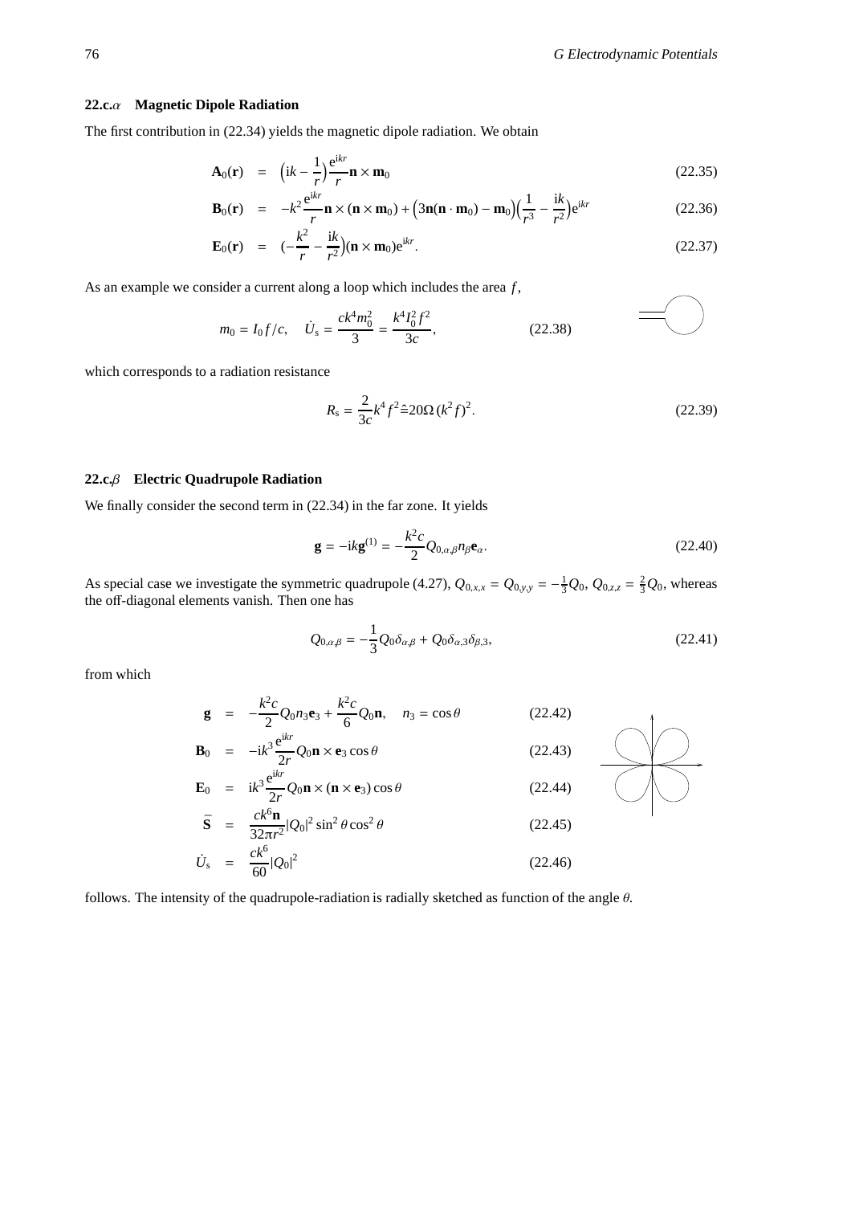### 22.c.$\alpha$ Magnetic Dipole Radiation

The first contribution in (22.34) yields the magnetic dipole radiation. We obtain

$$\mathbf{A}_0(\mathbf{r}) = \left(\mathrm{i}k - \frac{1}{r}\right)\frac{\mathrm{e}^{\mathrm{i}kr}}{r}\mathbf{n}\times\mathbf{m}_0 \tag{22.35}$$

$$\mathbf{B}_0(\mathbf{r}) = -k^2\frac{\mathrm{e}^{\mathrm{i}kr}}{r}\mathbf{n}\times(\mathbf{n}\times\mathbf{m}_0) + \left(3\mathbf{n}(\mathbf{n}\cdot\mathbf{m}_0) - \mathbf{m}_0\right)\left(\frac{1}{r^3} - \frac{\mathrm{i}k}{r^2}\right)\mathrm{e}^{\mathrm{i}kr} \tag{22.36}$$

$$\mathbf{E}_0(\mathbf{r}) = \left(-\frac{k^2}{r} - \frac{\mathrm{i}k}{r^2}\right)(\mathbf{n}\times\mathbf{m}_0)\mathrm{e}^{\mathrm{i}kr}. \tag{22.37}$$

As an example we consider a current along a loop which includes the area $f$,

$$m_0 = I_0 f/c, \quad \dot{U}_{\mathrm{s}} = \frac{ck^4 m_0^2}{3} = \frac{k^4 I_0^2 f^2}{3c}, \tag{22.38}$$

which corresponds to a radiation resistance

$$R_{\mathrm{s}} = \frac{2}{3c}k^4 f^2 \hat{=} 20\Omega\,(k^2 f)^2. \tag{22.39}$$

### 22.c.$\beta$ Electric Quadrupole Radiation

We finally consider the second term in (22.34) in the far zone. It yields

$$\mathbf{g} = -\mathrm{i}k\mathbf{g}^{(1)} = -\frac{k^2 c}{2}Q_{0,\alpha,\beta}n_\beta\mathbf{e}_\alpha. \tag{22.40}$$

As special case we investigate the symmetric quadrupole (4.27), $Q_{0,x,x} = Q_{0,y,y} = -\frac{1}{3}Q_0$, $Q_{0,z,z} = \frac{2}{3}Q_0$, whereas the off-diagonal elements vanish. Then one has

$$Q_{0,\alpha,\beta} = -\frac{1}{3}Q_0\delta_{\alpha,\beta} + Q_0\delta_{\alpha,3}\delta_{\beta,3}, \tag{22.41}$$

from which

$$\mathbf{g} = -\frac{k^2 c}{2}Q_0 n_3\mathbf{e}_3 + \frac{k^2 c}{6}Q_0\mathbf{n}, \quad n_3 = \cos\theta \tag{22.42}$$

$$\mathbf{B}_0 = -\mathrm{i}k^3\frac{\mathrm{e}^{\mathrm{i}kr}}{2r}Q_0\mathbf{n}\times\mathbf{e}_3\cos\theta \tag{22.43}$$

$$\mathbf{E}_0 = \mathrm{i}k^3\frac{\mathrm{e}^{\mathrm{i}kr}}{2r}Q_0\mathbf{n}\times(\mathbf{n}\times\mathbf{e}_3)\cos\theta \tag{22.44}$$

$$\bar{\mathbf{S}} = \frac{ck^6\mathbf{n}}{32\pi r^2}|Q_0|^2\sin^2\theta\cos^2\theta \tag{22.45}$$

$$\dot{U}_{\mathrm{s}} = \frac{ck^6}{60}|Q_0|^2 \tag{22.46}$$

follows. The intensity of the quadrupole-radiation is radially sketched as function of the angle $\theta$.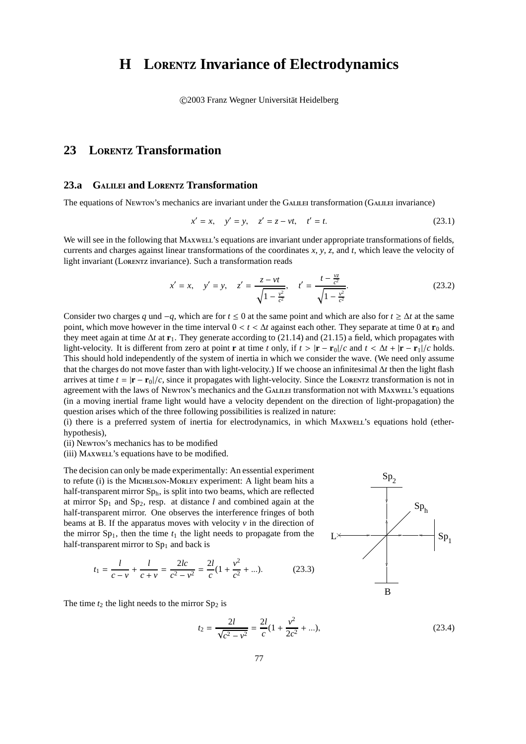# H LORENTZ Invariance of Electrodynamics

©2003 Franz Wegner Universität Heidelberg

## 23 LORENTZ Transformation

### 23.a GALILEI and LORENTZ Transformation

The equations of NEWTON's mechanics are invariant under the GALILEI transformation (GALILEI invariance)

$$x' = x, \quad y' = y, \quad z' = z - vt, \quad t' = t. \tag{23.1}$$

We will see in the following that MAXWELL's equations are invariant under appropriate transformations of fields, currents and charges against linear transformations of the coordinates $x$, $y$, $z$, and $t$, which leave the velocity of light invariant (LORENTZ invariance). Such a transformation reads

$$x' = x, \quad y' = y, \quad z' = \frac{z - vt}{\sqrt{1 - \frac{v^2}{c^2}}}, \quad t' = \frac{t - \frac{vz}{c^2}}{\sqrt{1 - \frac{v^2}{c^2}}}. \tag{23.2}$$

Consider two charges $q$ und $-q$, which are for $t \le 0$ at the same point and which are also for $t \ge \Delta t$ at the same point, which move however in the time interval $0 < t < \Delta t$ against each other. They separate at time 0 at $\mathbf{r}_0$ and they meet again at time $\Delta t$ at $\mathbf{r}_1$. They generate according to (21.14) and (21.15) a field, which propagates with light-velocity. It is different from zero at point $\mathbf{r}$ at time $t$ only, if $t > |\mathbf{r} - \mathbf{r}_0|/c$ and $t < \Delta t + |\mathbf{r} - \mathbf{r}_1|/c$ holds. This should hold independently of the system of inertia in which we consider the wave. (We need only assume that the charges do not move faster than with light-velocity.) If we choose an infinitesimal $\Delta t$ then the light flash arrives at time $t = |\mathbf{r} - \mathbf{r}_0|/c$, since it propagates with light-velocity. Since the LORENTZ transformation is not in agreement with the laws of NEWTON's mechanics and the GALILEI transformation not with MAXWELL's equations (in a moving inertial frame light would have a velocity dependent on the direction of light-propagation) the question arises which of the three following possibilities is realized in nature:

(i) there is a preferred system of inertia for electrodynamics, in which MAXWELL's equations hold (ether-hypothesis),
(ii) NEWTON's mechanics has to be modified
(iii) MAXWELL's equations have to be modified.

The decision can only be made experimentally: An essential experiment to refute (i) is the MICHELSON-MORLEY experiment: A light beam hits a half-transparent mirror $Sp_h$, is split into two beams, which are reflected at mirror $Sp_1$ and $Sp_2$, resp. at distance $l$ and combined again at the half-transparent mirror. One observes the interference fringes of both beams at B. If the apparatus moves with velocity $v$ in the direction of the mirror $Sp_1$, then the time $t_1$ the light needs to propagate from the half-transparent mirror to $Sp_1$ and back is

$$t_1 = \frac{l}{c - v} + \frac{l}{c + v} = \frac{2lc}{c^2 - v^2} = \frac{2l}{c}(1 + \frac{v^2}{c^2} + ...). \tag{23.3}$$

The time $t_2$ the light needs to the mirror $Sp_2$ is

$$t_2 = \frac{2l}{\sqrt{c^2 - v^2}} = \frac{2l}{c}(1 + \frac{v^2}{2c^2} + ...), \tag{23.4}$$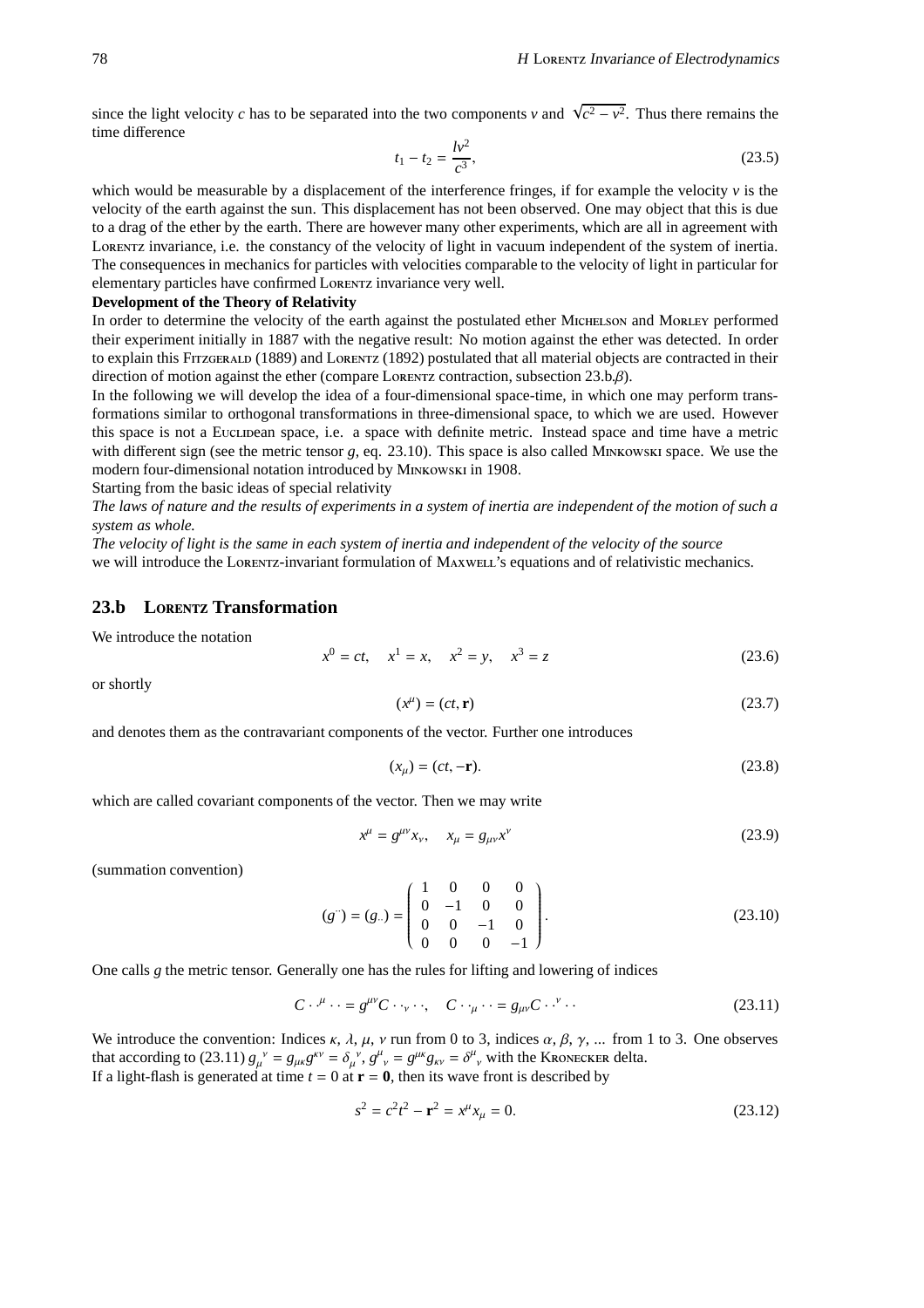since the light velocity $c$ has to be separated into the two components $v$ and $\sqrt{c^2 - v^2}$. Thus there remains the time difference

$$t_1 - t_2 = \frac{lv^2}{c^3}, \tag{23.5}$$

which would be measurable by a displacement of the interference fringes, if for example the velocity $v$ is the velocity of the earth against the sun. This displacement has not been observed. One may object that this is due to a drag of the ether by the earth. There are however many other experiments, which are all in agreement with Lorentz invariance, i.e. the constancy of the velocity of light in vacuum independent of the system of inertia. The consequences in mechanics for particles with velocities comparable to the velocity of light in particular for elementary particles have confirmed Lorentz invariance very well.

**Development of the Theory of Relativity**

In order to determine the velocity of the earth against the postulated ether Michelson and Morley performed their experiment initially in 1887 with the negative result: No motion against the ether was detected. In order to explain this Fitzgerald (1889) and Lorentz (1892) postulated that all material objects are contracted in their direction of motion against the ether (compare Lorentz contraction, subsection 23.b.$\beta$).

In the following we will develop the idea of a four-dimensional space-time, in which one may perform transformations similar to orthogonal transformations in three-dimensional space, to which we are used. However this space is not a Euclidean space, i.e. a space with definite metric. Instead space and time have a metric with different sign (see the metric tensor $g$, eq. 23.10). This space is also called Minkowski space. We use the modern four-dimensional notation introduced by Minkowski in 1908.

Starting from the basic ideas of special relativity

*The laws of nature and the results of experiments in a system of inertia are independent of the motion of such a system as whole.*

*The velocity of light is the same in each system of inertia and independent of the velocity of the source*

we will introduce the Lorentz-invariant formulation of Maxwell's equations and of relativistic mechanics.

## 23.b Lorentz Transformation

We introduce the notation

$$x^0 = ct, \quad x^1 = x, \quad x^2 = y, \quad x^3 = z \tag{23.6}$$

or shortly

$$(x^\mu) = (ct, \mathbf{r}) \tag{23.7}$$

and denotes them as the contravariant components of the vector. Further one introduces

$$(x_\mu) = (ct, -\mathbf{r}). \tag{23.8}$$

which are called covariant components of the vector. Then we may write

$$x^\mu = g^{\mu\nu} x_\nu, \quad x_\mu = g_{\mu\nu} x^\nu \tag{23.9}$$

(summation convention)

$$(g^{\cdot\cdot}) = (g_{\cdot\cdot}) = \begin{pmatrix} 1 & 0 & 0 & 0 \\ 0 & -1 & 0 & 0 \\ 0 & 0 & -1 & 0 \\ 0 & 0 & 0 & -1 \end{pmatrix}. \tag{23.10}$$

One calls $g$ the metric tensor. Generally one has the rules for lifting and lowering of indices

$$C^{\cdot\cdot\mu}{}_{\cdot\cdot} = g^{\mu\nu} C^{\cdot\cdot}{}_{\nu}{}^{\cdot\cdot}, \quad C^{\cdot\cdot}{}_{\mu}{}^{\cdot\cdot} = g_{\mu\nu} C^{\cdot\cdot\nu}{}_{\cdot\cdot} \tag{23.11}$$

We introduce the convention: Indices $\kappa$, $\lambda$, $\mu$, $\nu$ run from 0 to 3, indices $\alpha$, $\beta$, $\gamma$, ... from 1 to 3. One observes that according to (23.11) $g_\mu{}^\nu = g_{\mu\kappa} g^{\kappa\nu} = \delta_\mu{}^\nu$, $g^\mu{}_\nu = g^{\mu\kappa} g_{\kappa\nu} = \delta^\mu{}_\nu$ with the Kronecker delta.

If a light-flash is generated at time $t = 0$ at $\mathbf{r} = \mathbf{0}$, then its wave front is described by

$$s^2 = c^2 t^2 - \mathbf{r}^2 = x^\mu x_\mu = 0. \tag{23.12}$$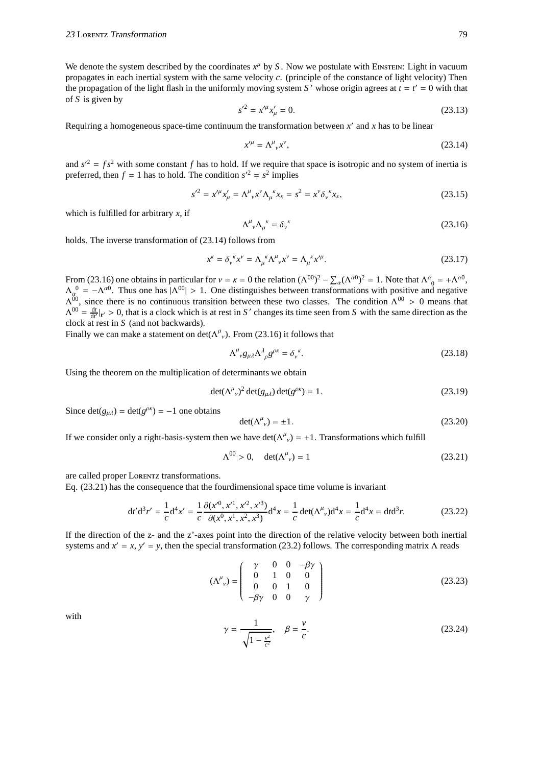We denote the system described by the coordinates $x^\mu$ by $S$. Now we postulate with Einstein: Light in vacuum propagates in each inertial system with the same velocity $c$. (principle of the constance of light velocity) Then the propagation of the light flash in the uniformly moving system $S'$ whose origin agrees at $t = t' = 0$ with that of $S$ is given by

$$s'^2 = x'^\mu x'_\mu = 0. \tag{23.13}$$

Requiring a homogeneous space-time continuum the transformation between $x'$ and $x$ has to be linear

$$x'^\mu = \Lambda^\mu{}_\nu x^\nu, \tag{23.14}$$

and $s'^2 = f s^2$ with some constant $f$ has to hold. If we require that space is isotropic and no system of inertia is preferred, then $f = 1$ has to hold. The condition $s'^2 = s^2$ implies

$$s'^2 = x'^\mu x'_\mu = \Lambda^\mu{}_\nu x^\nu \Lambda_\mu{}^\kappa x_\kappa = s^2 = x^\nu \delta_\nu{}^\kappa x_\kappa, \tag{23.15}$$

which is fulfilled for arbitrary $x$, if

$$\Lambda^\mu{}_\nu \Lambda_\mu{}^\kappa = \delta_\nu{}^\kappa \tag{23.16}$$

holds. The inverse transformation of (23.14) follows from

$$x^\kappa = \delta_\nu{}^\kappa x^\nu = \Lambda_\mu{}^\kappa \Lambda^\mu{}_\nu x^\nu = \Lambda_\mu{}^\kappa x'^\mu. \tag{23.17}$$

From (23.16) one obtains in particular for $\nu = \kappa = 0$ the relation $(\Lambda^{00})^2 - \sum_\alpha (\Lambda^{\alpha 0})^2 = 1$. Note that $\Lambda^\alpha{}_0 = +\Lambda^{\alpha 0}$, $\Lambda_\alpha{}^0 = -\Lambda^{\alpha 0}$. Thus one has $|\Lambda^{00}| > 1$. One distinguishes between transformations with positive and negative $\Lambda^{00}$, since there is no continuous transition between these two classes. The condition $\Lambda^{00} > 0$ means that $\Lambda^{00} = \frac{\mathrm{d}t}{\mathrm{d}t'}|_{\mathbf{r}'} > 0$, that is a clock which is at rest in $S'$ changes its time seen from $S$ with the same direction as the clock at rest in $S$ (and not backwards).

Finally we can make a statement on $\det(\Lambda^\mu{}_\nu)$. From (23.16) it follows that

$$\Lambda^\mu{}_\nu g_{\mu\lambda} \Lambda^\lambda{}_\rho g^{\rho\kappa} = \delta_\nu{}^\kappa. \tag{23.18}$$

Using the theorem on the multiplication of determinants we obtain

$$\det(\Lambda^\mu{}_\nu)^2 \det(g_{\mu\lambda}) \det(g^{\rho\kappa}) = 1. \tag{23.19}$$

Since $\det(g_{\mu\lambda}) = \det(g^{\rho\kappa}) = -1$ one obtains

$$\det(\Lambda^\mu{}_\nu) = \pm 1. \tag{23.20}$$

If we consider only a right-basis-system then we have $\det(\Lambda^\mu{}_\nu) = +1$. Transformations which fulfill

$$\Lambda^{00} > 0, \quad \det(\Lambda^\mu{}_\nu) = 1 \tag{23.21}$$

are called proper Lorentz transformations.

Eq. (23.21) has the consequence that the fourdimensional space time volume is invariant

$$\mathrm{d}t'\mathrm{d}^3r' = \frac{1}{c}\mathrm{d}^4x' = \frac{1}{c}\frac{\partial(x'^0, x'^1, x'^2, x'^3)}{\partial(x^0, x^1, x^2, x^3)}\mathrm{d}^4x = \frac{1}{c}\det(\Lambda^\mu{}_\nu)\mathrm{d}^4x = \frac{1}{c}\mathrm{d}^4x = \mathrm{d}t\mathrm{d}^3r. \tag{23.22}$$

If the direction of the z- and the z'-axes point into the direction of the relative velocity between both inertial systems and $x' = x$, $y' = y$, then the special transformation (23.2) follows. The corresponding matrix $\Lambda$ reads

$$(\Lambda^\mu{}_\nu) = \begin{pmatrix} \gamma & 0 & 0 & -\beta\gamma \\ 0 & 1 & 0 & 0 \\ 0 & 0 & 1 & 0 \\ -\beta\gamma & 0 & 0 & \gamma \end{pmatrix} \tag{23.23}$$

with

$$\gamma = \frac{1}{\sqrt{1 - \frac{v^2}{c^2}}}, \quad \beta = \frac{v}{c}. \tag{23.24}$$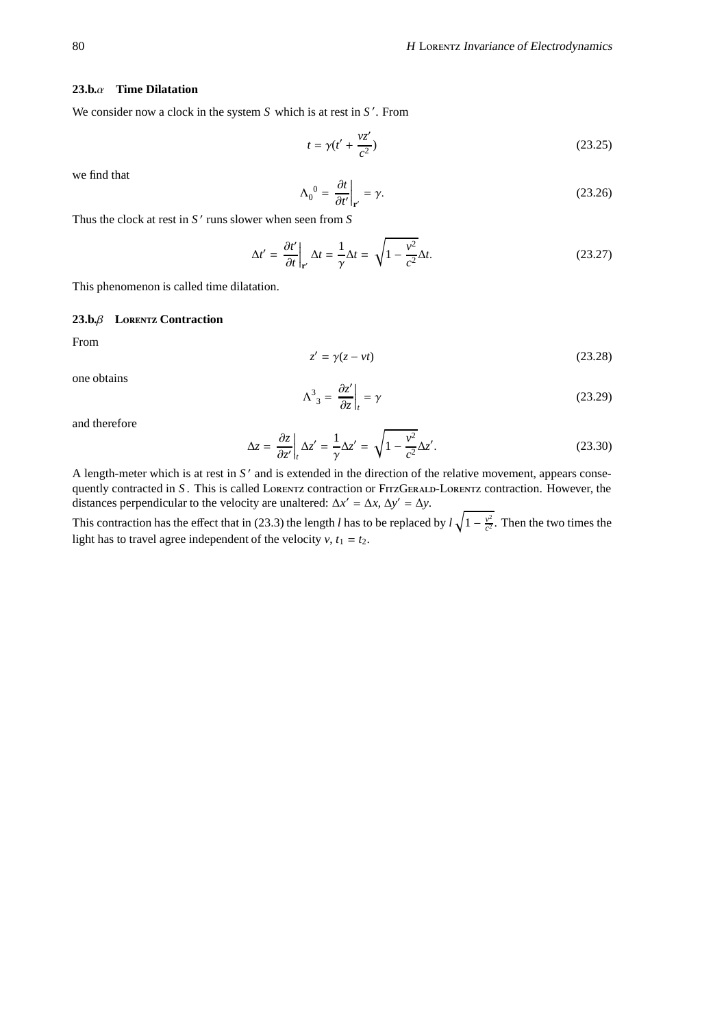### 23.b.$\alpha$ Time Dilatation

We consider now a clock in the system $S$ which is at rest in $S'$. From

$$t = \gamma(t' + \frac{vz'}{c^2}) \tag{23.25}$$

we find that

$$\Lambda_0{}^0 = \left.\frac{\partial t}{\partial t'}\right|_{\mathbf{r}'} = \gamma. \tag{23.26}$$

Thus the clock at rest in $S'$ runs slower when seen from $S$

$$\Delta t' = \left.\frac{\partial t'}{\partial t}\right|_{\mathbf{r}'} \Delta t = \frac{1}{\gamma}\Delta t = \sqrt{1 - \frac{v^2}{c^2}}\Delta t. \tag{23.27}$$

This phenomenon is called time dilatation.

### 23.b.$\beta$ Lorentz Contraction

From

$$z' = \gamma(z - vt) \tag{23.28}$$

one obtains

$$\Lambda^3{}_3 = \left.\frac{\partial z'}{\partial z}\right|_t = \gamma \tag{23.29}$$

and therefore

$$\Delta z = \left.\frac{\partial z}{\partial z'}\right|_t \Delta z' = \frac{1}{\gamma}\Delta z' = \sqrt{1 - \frac{v^2}{c^2}}\Delta z'. \tag{23.30}$$

A length-meter which is at rest in $S'$ and is extended in the direction of the relative movement, appears consequently contracted in $S$. This is called Lorentz contraction or FitzGerald-Lorentz contraction. However, the distances perpendicular to the velocity are unaltered: $\Delta x' = \Delta x$, $\Delta y' = \Delta y$.

This contraction has the effect that in (23.3) the length $l$ has to be replaced by $l\sqrt{1 - \frac{v^2}{c^2}}$. Then the two times the light has to travel agree independent of the velocity $v$, $t_1 = t_2$.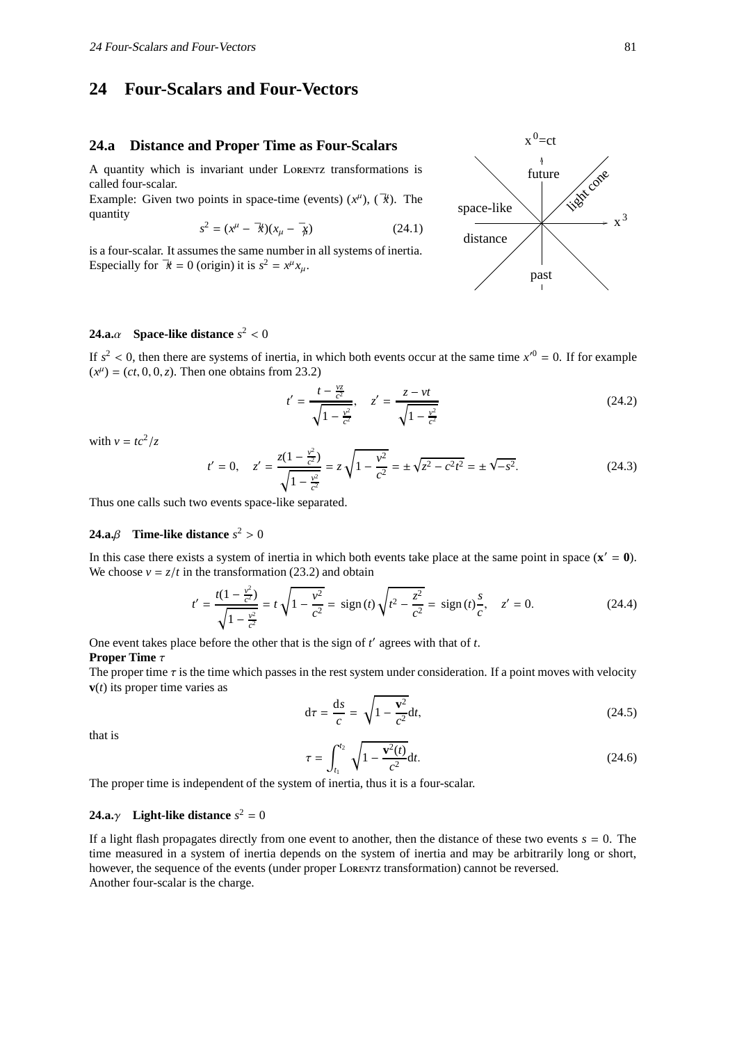# 24 Four-Scalars and Four-Vectors

## 24.a Distance and Proper Time as Four-Scalars

A quantity which is invariant under Lorentz transformations is called four-scalar.

Example: Given two points in space-time (events) $(x^\mu)$, $(\bar{x}^\mu)$. The quantity

$$s^2 = (x^\mu - \bar{x}^\mu)(x_\mu - \bar{x}_\mu) \tag{24.1}$$

is a four-scalar. It assumes the same number in all systems of inertia. Especially for $\bar{x}^\mu = 0$ (origin) it is $s^2 = x^\mu x_\mu$.

x⁰=ct, future, light cone, space-like distance, x³, past

### 24.a.$\alpha$ Space-like distance $s^2 < 0$

If $s^2 < 0$, then there are systems of inertia, in which both events occur at the same time $x'^0 = 0$. If for example $(x^\mu) = (ct, 0, 0, z)$. Then one obtains from 23.2)

$$t' = \frac{t - \frac{vz}{c^2}}{\sqrt{1 - \frac{v^2}{c^2}}}, \quad z' = \frac{z - vt}{\sqrt{1 - \frac{v^2}{c^2}}} \tag{24.2}$$

with $v = tc^2/z$

$$t' = 0, \quad z' = \frac{z(1 - \frac{v^2}{c^2})}{\sqrt{1 - \frac{v^2}{c^2}}} = z\sqrt{1 - \frac{v^2}{c^2}} = \pm\sqrt{z^2 - c^2t^2} = \pm\sqrt{-s^2}. \tag{24.3}$$

Thus one calls such two events space-like separated.

### 24.a.$\beta$ Time-like distance $s^2 > 0$

In this case there exists a system of inertia in which both events take place at the same point in space ($\mathbf{x}' = \mathbf{0}$). We choose $v = z/t$ in the transformation (23.2) and obtain

$$t' = \frac{t(1 - \frac{v^2}{c^2})}{\sqrt{1 - \frac{v^2}{c^2}}} = t\sqrt{1 - \frac{v^2}{c^2}} = \operatorname{sign}(t)\sqrt{t^2 - \frac{z^2}{c^2}} = \operatorname{sign}(t)\frac{s}{c}, \quad z' = 0. \tag{24.4}$$

One event takes place before the other that is the sign of $t'$ agrees with that of $t$.

**Proper Time $\tau$**

The proper time $\tau$ is the time which passes in the rest system under consideration. If a point moves with velocity $\mathbf{v}(t)$ its proper time varies as

$$\mathrm{d}\tau = \frac{\mathrm{d}s}{c} = \sqrt{1 - \frac{\mathbf{v}^2}{c^2}}\mathrm{d}t, \tag{24.5}$$

that is

$$\tau = \int_{t_1}^{t_2} \sqrt{1 - \frac{\mathbf{v}^2(t)}{c^2}}\mathrm{d}t. \tag{24.6}$$

The proper time is independent of the system of inertia, thus it is a four-scalar.

### 24.a.$\gamma$ Light-like distance $s^2 = 0$

If a light flash propagates directly from one event to another, then the distance of these two events $s = 0$. The time measured in a system of inertia depends on the system of inertia and may be arbitrarily long or short, however, the sequence of the events (under proper Lorentz transformation) cannot be reversed.

Another four-scalar is the charge.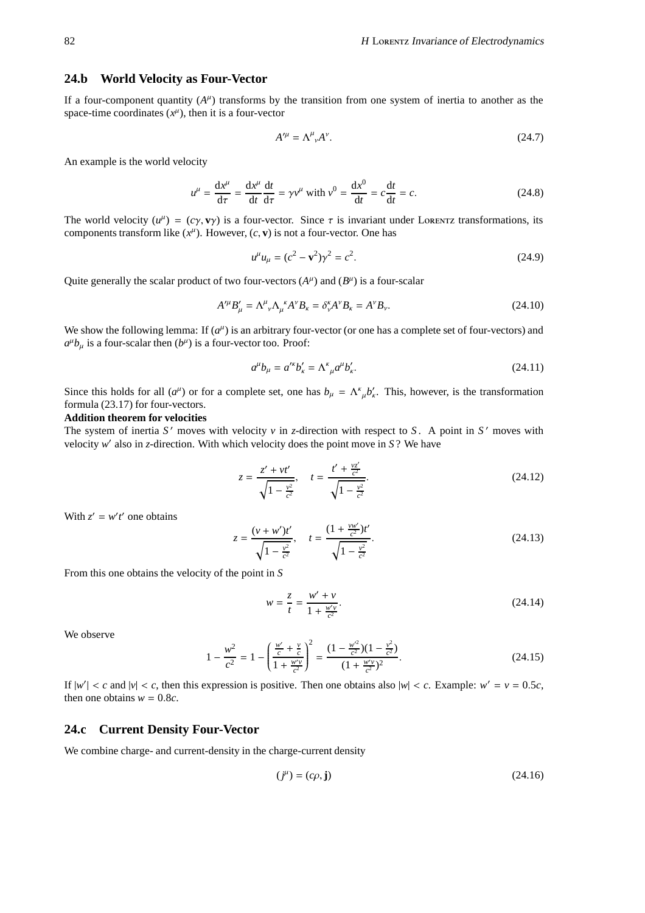## 24.b World Velocity as Four-Vector

If a four-component quantity $(A^\mu)$ transforms by the transition from one system of inertia to another as the space-time coordinates $(x^\mu)$, then it is a four-vector

$$A'^\mu = \Lambda^\mu{}_\nu A^\nu. \tag{24.7}$$

An example is the world velocity

$$u^\mu = \frac{\mathrm{d}x^\mu}{\mathrm{d}\tau} = \frac{\mathrm{d}x^\mu}{\mathrm{d}t}\frac{\mathrm{d}t}{\mathrm{d}\tau} = \gamma v^\mu \text{ with } v^0 = \frac{\mathrm{d}x^0}{\mathrm{d}t} = c\frac{\mathrm{d}t}{\mathrm{d}t} = c. \tag{24.8}$$

The world velocity $(u^\mu) = (c\gamma, \mathbf{v}\gamma)$ is a four-vector. Since $\tau$ is invariant under Lorentz transformations, its components transform like $(x^\mu)$. However, $(c, \mathbf{v})$ is not a four-vector. One has

$$u^\mu u_\mu = (c^2 - \mathbf{v}^2)\gamma^2 = c^2. \tag{24.9}$$

Quite generally the scalar product of two four-vectors $(A^\mu)$ and $(B^\mu)$ is a four-scalar

$$A'^\mu B'_\mu = \Lambda^\mu{}_\nu \Lambda_\mu{}^\kappa A^\nu B_\kappa = \delta^\kappa_\nu A^\nu B_\kappa = A^\nu B_\nu. \tag{24.10}$$

We show the following lemma: If $(a^\mu)$ is an arbitrary four-vector (or one has a complete set of four-vectors) and $a^\mu b_\mu$ is a four-scalar then $(b^\mu)$ is a four-vector too. Proof:

$$a^\mu b_\mu = a'^\kappa b'_\kappa = \Lambda^\kappa{}_\mu a^\mu b'_\kappa. \tag{24.11}$$

Since this holds for all $(a^\mu)$ or for a complete set, one has $b_\mu = \Lambda^\kappa{}_\mu b'_\kappa$. This, however, is the transformation formula (23.17) for four-vectors.

**Addition theorem for velocities**

The system of inertia $S'$ moves with velocity $v$ in $z$-direction with respect to $S$. A point in $S'$ moves with velocity $w'$ also in $z$-direction. With which velocity does the point move in $S$? We have

$$z = \frac{z' + vt'}{\sqrt{1 - \frac{v^2}{c^2}}}, \quad t = \frac{t' + \frac{vz'}{c^2}}{\sqrt{1 - \frac{v^2}{c^2}}}. \tag{24.12}$$

With $z' = w't'$ one obtains

$$z = \frac{(v + w')t'}{\sqrt{1 - \frac{v^2}{c^2}}}, \quad t = \frac{(1 + \frac{vw'}{c^2})t'}{\sqrt{1 - \frac{v^2}{c^2}}}. \tag{24.13}$$

From this one obtains the velocity of the point in $S$

$$w = \frac{z}{t} = \frac{w' + v}{1 + \frac{w'v}{c^2}}. \tag{24.14}$$

We observe

$$1 - \frac{w^2}{c^2} = 1 - \left(\frac{\frac{w'}{c} + \frac{v}{c}}{1 + \frac{w'v}{c^2}}\right)^2 = \frac{(1 - \frac{w'^2}{c^2})(1 - \frac{v^2}{c^2})}{(1 + \frac{w'v}{c^2})^2}. \tag{24.15}$$

If $|w'| < c$ and $|v| < c$, then this expression is positive. Then one obtains also $|w| < c$. Example: $w' = v = 0.5c$, then one obtains $w = 0.8c$.

## 24.c Current Density Four-Vector

We combine charge- and current-density in the charge-current density

$$(j^\mu) = (c\rho, \mathbf{j}) \tag{24.16}$$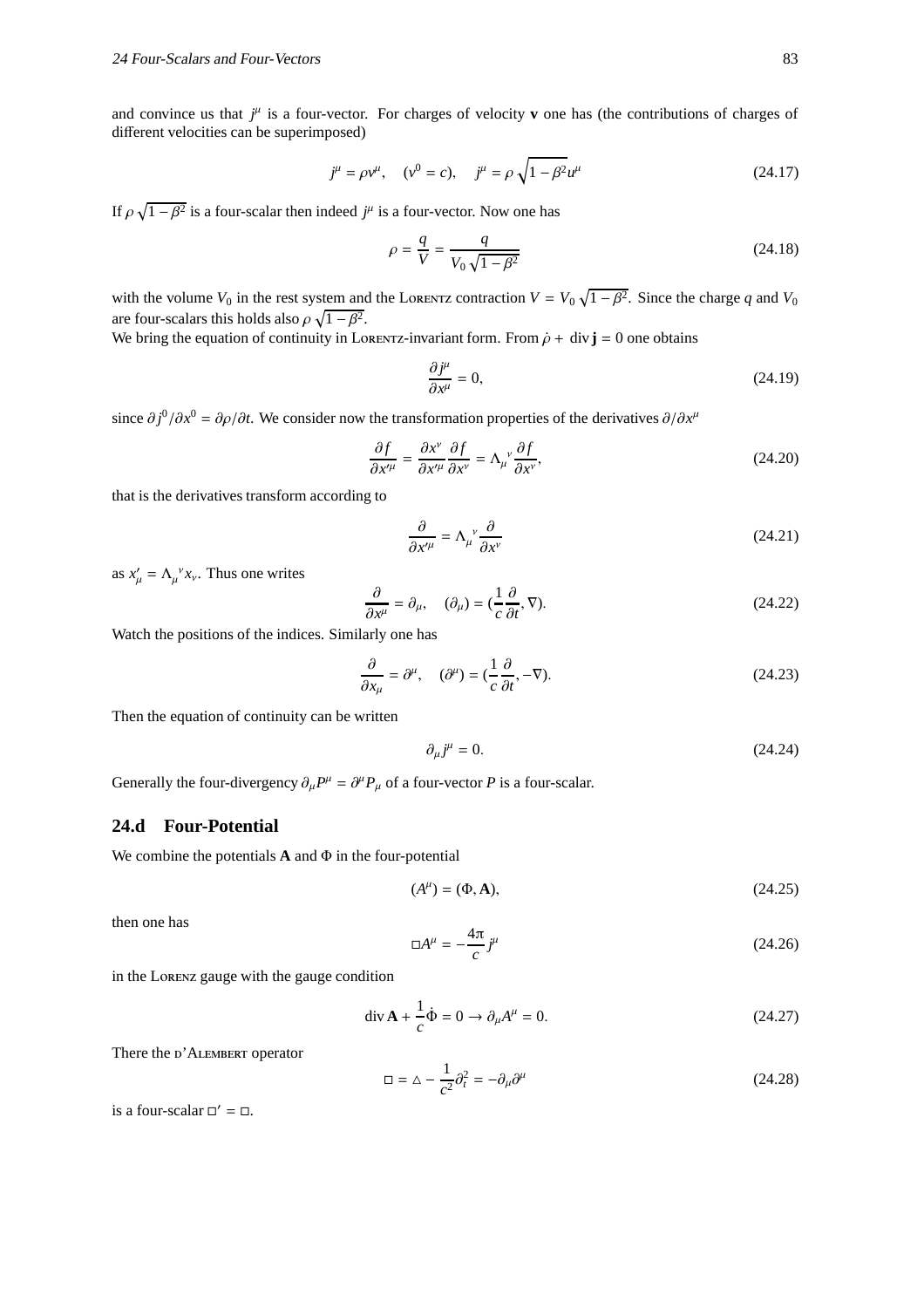and convince us that $j^\mu$ is a four-vector. For charges of velocity $\mathbf{v}$ one has (the contributions of charges of different velocities can be superimposed)

$$j^\mu = \rho v^\mu, \quad (v^0 = c), \quad j^\mu = \rho\sqrt{1-\beta^2}u^\mu \tag{24.17}$$

If $\rho\sqrt{1-\beta^2}$ is a four-scalar then indeed $j^\mu$ is a four-vector. Now one has

$$\rho = \frac{q}{V} = \frac{q}{V_0\sqrt{1-\beta^2}} \tag{24.18}$$

with the volume $V_0$ in the rest system and the Lorentz contraction $V = V_0\sqrt{1-\beta^2}$. Since the charge $q$ and $V_0$ are four-scalars this holds also $\rho\sqrt{1-\beta^2}$.
We bring the equation of continuity in Lorentz-invariant form. From $\dot{\rho} + \operatorname{div}\mathbf{j} = 0$ one obtains

$$\frac{\partial j^\mu}{\partial x^\mu} = 0, \tag{24.19}$$

since $\partial j^0/\partial x^0 = \partial\rho/\partial t$. We consider now the transformation properties of the derivatives $\partial/\partial x^\mu$

$$\frac{\partial f}{\partial x'^\mu} = \frac{\partial x^\nu}{\partial x'^\mu}\frac{\partial f}{\partial x^\nu} = \Lambda_\mu{}^\nu \frac{\partial f}{\partial x^\nu}, \tag{24.20}$$

that is the derivatives transform according to

$$\frac{\partial}{\partial x'^\mu} = \Lambda_\mu{}^\nu \frac{\partial}{\partial x^\nu} \tag{24.21}$$

as $x'_\mu = \Lambda_\mu{}^\nu x_\nu$. Thus one writes

$$\frac{\partial}{\partial x^\mu} = \partial_\mu, \quad (\partial_\mu) = (\frac{1}{c}\frac{\partial}{\partial t}, \nabla). \tag{24.22}$$

Watch the positions of the indices. Similarly one has

$$\frac{\partial}{\partial x_\mu} = \partial^\mu, \quad (\partial^\mu) = (\frac{1}{c}\frac{\partial}{\partial t}, -\nabla). \tag{24.23}$$

Then the equation of continuity can be written

$$\partial_\mu j^\mu = 0. \tag{24.24}$$

Generally the four-divergency $\partial_\mu P^\mu = \partial^\mu P_\mu$ of a four-vector $P$ is a four-scalar.

## 24.d Four-Potential

We combine the potentials $\mathbf{A}$ and $\Phi$ in the four-potential

$$(A^\mu) = (\Phi, \mathbf{A}), \tag{24.25}$$

then one has

$$\square A^\mu = -\frac{4\pi}{c} j^\mu \tag{24.26}$$

in the Lorenz gauge with the gauge condition

$$\operatorname{div}\mathbf{A} + \frac{1}{c}\dot{\Phi} = 0 \rightarrow \partial_\mu A^\mu = 0. \tag{24.27}$$

There the d'Alembert operator

$$\square = \triangle - \frac{1}{c^2}\partial_t^2 = -\partial_\mu\partial^\mu \tag{24.28}$$

is a four-scalar $\square' = \square$.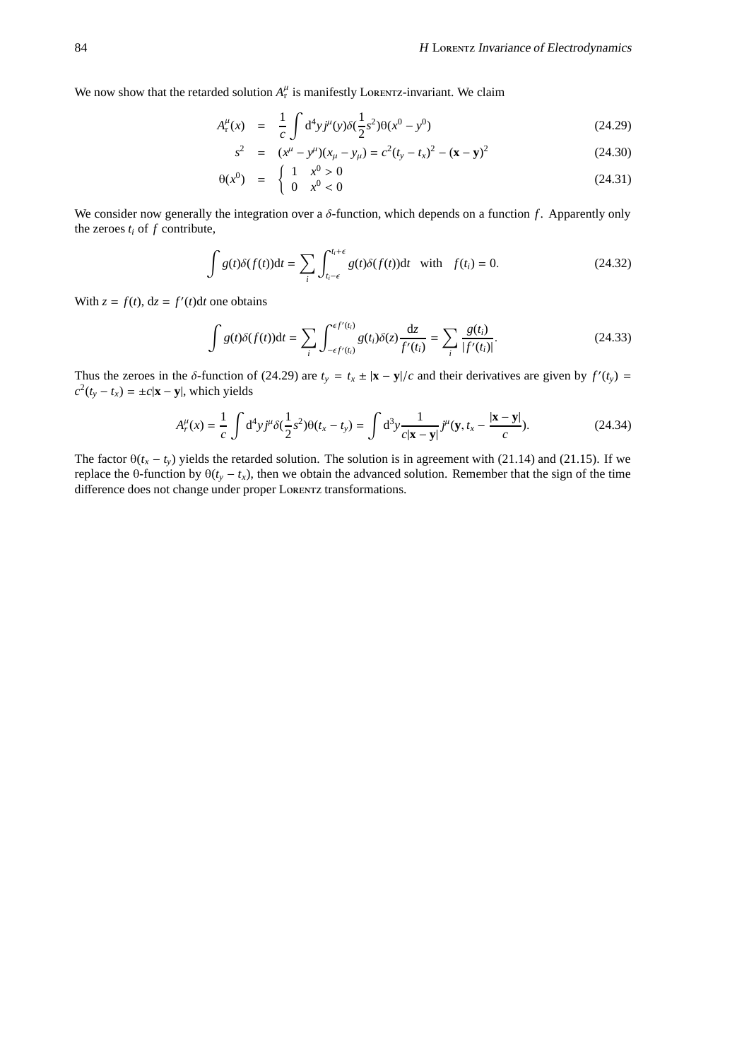We now show that the retarded solution $A^\mu_r$ is manifestly LORENTZ-invariant. We claim

$$A^\mu_r(x) = \frac{1}{c}\int d^4y\, j^\mu(y)\delta(\frac{1}{2}s^2)\theta(x^0 - y^0) \tag{24.29}$$

$$s^2 = (x^\mu - y^\mu)(x_\mu - y_\mu) = c^2(t_y - t_x)^2 - (\mathbf{x} - \mathbf{y})^2 \tag{24.30}$$

$$\theta(x^0) = \begin{cases} 1 & x^0 > 0 \\ 0 & x^0 < 0 \end{cases} \tag{24.31}$$

We consider now generally the integration over a $\delta$-function, which depends on a function $f$. Apparently only the zeroes $t_i$ of $f$ contribute,

$$\int g(t)\delta(f(t))dt = \sum_i \int_{t_i-\epsilon}^{t_i+\epsilon} g(t)\delta(f(t))dt \quad \text{with} \quad f(t_i) = 0. \tag{24.32}$$

With $z = f(t)$, $dz = f'(t)dt$ one obtains

$$\int g(t)\delta(f(t))dt = \sum_i \int_{-\epsilon f'(t_i)}^{\epsilon f'(t_i)} g(t_i)\delta(z)\frac{dz}{f'(t_i)} = \sum_i \frac{g(t_i)}{|f'(t_i)|}. \tag{24.33}$$

Thus the zeroes in the $\delta$-function of (24.29) are $t_y = t_x \pm |\mathbf{x} - \mathbf{y}|/c$ and their derivatives are given by $f'(t_y) = c^2(t_y - t_x) = \pm c|\mathbf{x} - \mathbf{y}|$, which yields

$$A^\mu_r(x) = \frac{1}{c}\int d^4y\, j^\mu\delta(\frac{1}{2}s^2)\theta(t_x - t_y) = \int d^3y \frac{1}{c|\mathbf{x} - \mathbf{y}|} j^\mu(\mathbf{y}, t_x - \frac{|\mathbf{x} - \mathbf{y}|}{c}). \tag{24.34}$$

The factor $\theta(t_x - t_y)$ yields the retarded solution. The solution is in agreement with (21.14) and (21.15). If we replace the $\theta$-function by $\theta(t_y - t_x)$, then we obtain the advanced solution. Remember that the sign of the time difference does not change under proper LORENTZ transformations.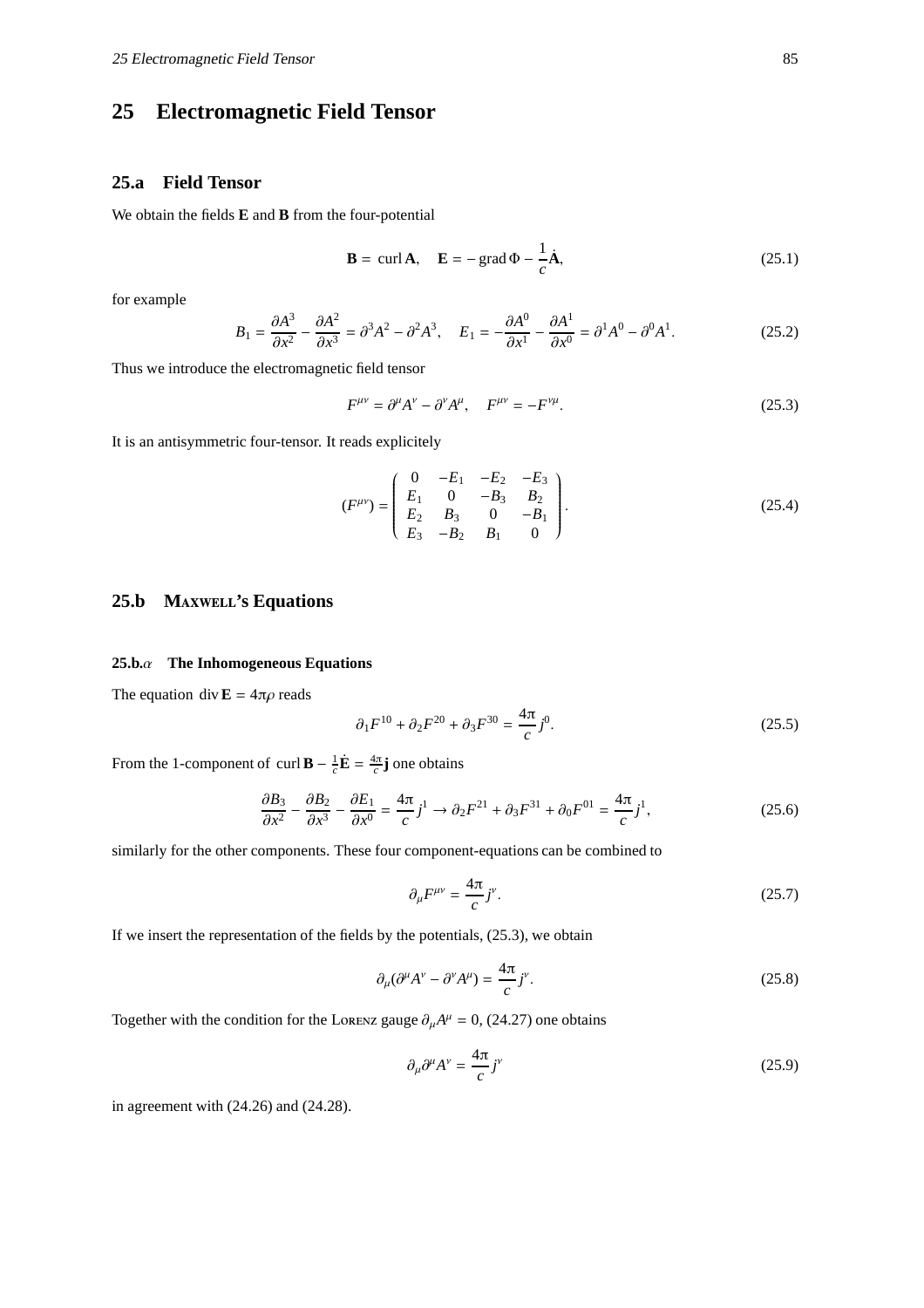# 25 Electromagnetic Field Tensor

## 25.a Field Tensor

We obtain the fields **E** and **B** from the four-potential

$$\mathbf{B} = \operatorname{curl}\mathbf{A}, \quad \mathbf{E} = -\operatorname{grad}\Phi - \frac{1}{c}\dot{\mathbf{A}}, \tag{25.1}$$

for example

$$B_1 = \frac{\partial A^3}{\partial x^2} - \frac{\partial A^2}{\partial x^3} = \partial^3 A^2 - \partial^2 A^3, \quad E_1 = -\frac{\partial A^0}{\partial x^1} - \frac{\partial A^1}{\partial x^0} = \partial^1 A^0 - \partial^0 A^1. \tag{25.2}$$

Thus we introduce the electromagnetic field tensor

$$F^{\mu\nu} = \partial^\mu A^\nu - \partial^\nu A^\mu, \quad F^{\mu\nu} = -F^{\nu\mu}. \tag{25.3}$$

It is an antisymmetric four-tensor. It reads explicitely

$$(F^{\mu\nu}) = \begin{pmatrix} 0 & -E_1 & -E_2 & -E_3 \\ E_1 & 0 & -B_3 & B_2 \\ E_2 & B_3 & 0 & -B_1 \\ E_3 & -B_2 & B_1 & 0 \end{pmatrix}. \tag{25.4}$$

## 25.b Maxwell's Equations

### 25.b.$\alpha$ The Inhomogeneous Equations

The equation $\operatorname{div}\mathbf{E} = 4\pi\rho$ reads

$$\partial_1 F^{10} + \partial_2 F^{20} + \partial_3 F^{30} = \frac{4\pi}{c} j^0. \tag{25.5}$$

From the 1-component of $\operatorname{curl}\mathbf{B} - \frac{1}{c}\dot{\mathbf{E}} = \frac{4\pi}{c}\mathbf{j}$ one obtains

$$\frac{\partial B_3}{\partial x^2} - \frac{\partial B_2}{\partial x^3} - \frac{\partial E_1}{\partial x^0} = \frac{4\pi}{c} j^1 \rightarrow \partial_2 F^{21} + \partial_3 F^{31} + \partial_0 F^{01} = \frac{4\pi}{c} j^1, \tag{25.6}$$

similarly for the other components. These four component-equations can be combined to

$$\partial_\mu F^{\mu\nu} = \frac{4\pi}{c} j^\nu. \tag{25.7}$$

If we insert the representation of the fields by the potentials, (25.3), we obtain

$$\partial_\mu(\partial^\mu A^\nu - \partial^\nu A^\mu) = \frac{4\pi}{c} j^\nu. \tag{25.8}$$

Together with the condition for the Lorenz gauge $\partial_\mu A^\mu = 0$, (24.27) one obtains

$$\partial_\mu \partial^\mu A^\nu = \frac{4\pi}{c} j^\nu \tag{25.9}$$

in agreement with (24.26) and (24.28).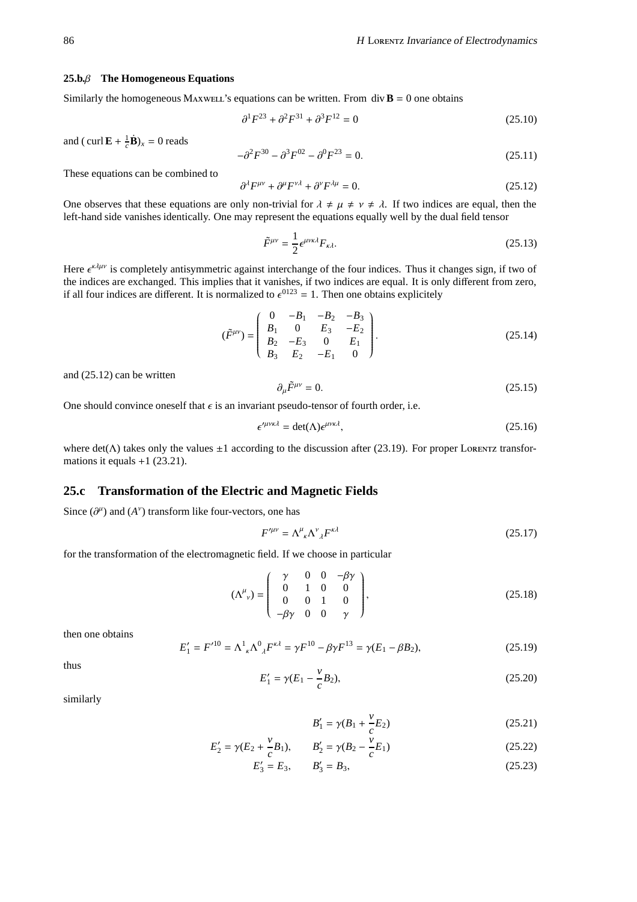### 25.b.$\beta$ The Homogeneous Equations

Similarly the homogeneous MAXWELL's equations can be written. From $\operatorname{div} \mathbf{B} = 0$ one obtains

$$\partial^1 F^{23} + \partial^2 F^{31} + \partial^3 F^{12} = 0 \tag{25.10}$$

and $(\operatorname{curl} \mathbf{E} + \frac{1}{c}\dot{\mathbf{B}})_x = 0$ reads

$$-\partial^2 F^{30} - \partial^3 F^{02} - \partial^0 F^{23} = 0. \tag{25.11}$$

These equations can be combined to

$$\partial^\lambda F^{\mu\nu} + \partial^\mu F^{\nu\lambda} + \partial^\nu F^{\lambda\mu} = 0. \tag{25.12}$$

One observes that these equations are only non-trivial for $\lambda \neq \mu \neq \nu \neq \lambda$. If two indices are equal, then the left-hand side vanishes identically. One may represent the equations equally well by the dual field tensor

$$\tilde{F}^{\mu\nu} = \frac{1}{2}\epsilon^{\mu\nu\kappa\lambda} F_{\kappa\lambda}. \tag{25.13}$$

Here $\epsilon^{\kappa\lambda\mu\nu}$ is completely antisymmetric against interchange of the four indices. Thus it changes sign, if two of the indices are exchanged. This implies that it vanishes, if two indices are equal. It is only different from zero, if all four indices are different. It is normalized to $\epsilon^{0123} = 1$. Then one obtains explicitely

$$(\tilde{F}^{\mu\nu}) = \begin{pmatrix} 0 & -B_1 & -B_2 & -B_3 \\ B_1 & 0 & E_3 & -E_2 \\ B_2 & -E_3 & 0 & E_1 \\ B_3 & E_2 & -E_1 & 0 \end{pmatrix}. \tag{25.14}$$

and (25.12) can be written

$$\partial_\mu \tilde{F}^{\mu\nu} = 0. \tag{25.15}$$

One should convince oneself that $\epsilon$ is an invariant pseudo-tensor of fourth order, i.e.

$$\epsilon'^{\mu\nu\kappa\lambda} = \det(\Lambda)\epsilon^{\mu\nu\kappa\lambda}, \tag{25.16}$$

where $\det(\Lambda)$ takes only the values $\pm 1$ according to the discussion after (23.19). For proper LORENTZ transformations it equals $+1$ (23.21).

## 25.c Transformation of the Electric and Magnetic Fields

Since $(\partial^\mu)$ and $(A^\nu)$ transform like four-vectors, one has

$$F'^{\mu\nu} = \Lambda^\mu{}_\kappa \Lambda^\nu{}_\lambda F^{\kappa\lambda} \tag{25.17}$$

for the transformation of the electromagnetic field. If we choose in particular

$$(\Lambda^\mu{}_\nu) = \begin{pmatrix} \gamma & 0 & 0 & -\beta\gamma \\ 0 & 1 & 0 & 0 \\ 0 & 0 & 1 & 0 \\ -\beta\gamma & 0 & 0 & \gamma \end{pmatrix}, \tag{25.18}$$

then one obtains

$$E'_1 = F'^{10} = \Lambda^1{}_\kappa \Lambda^0{}_\lambda F^{\kappa\lambda} = \gamma F^{10} - \beta\gamma F^{13} = \gamma(E_1 - \beta B_2), \tag{25.19}$$

thus

$$E'_1 = \gamma(E_1 - \frac{v}{c} B_2), \tag{25.20}$$

similarly

$$B'_1 = \gamma(B_1 + \frac{v}{c} E_2) \tag{25.21}$$

$$E'_2 = \gamma(E_2 + \frac{v}{c} B_1), \qquad B'_2 = \gamma(B_2 - \frac{v}{c} E_1) \tag{25.22}$$

$$E'_3 = E_3, \qquad B'_3 = B_3, \tag{25.23}$$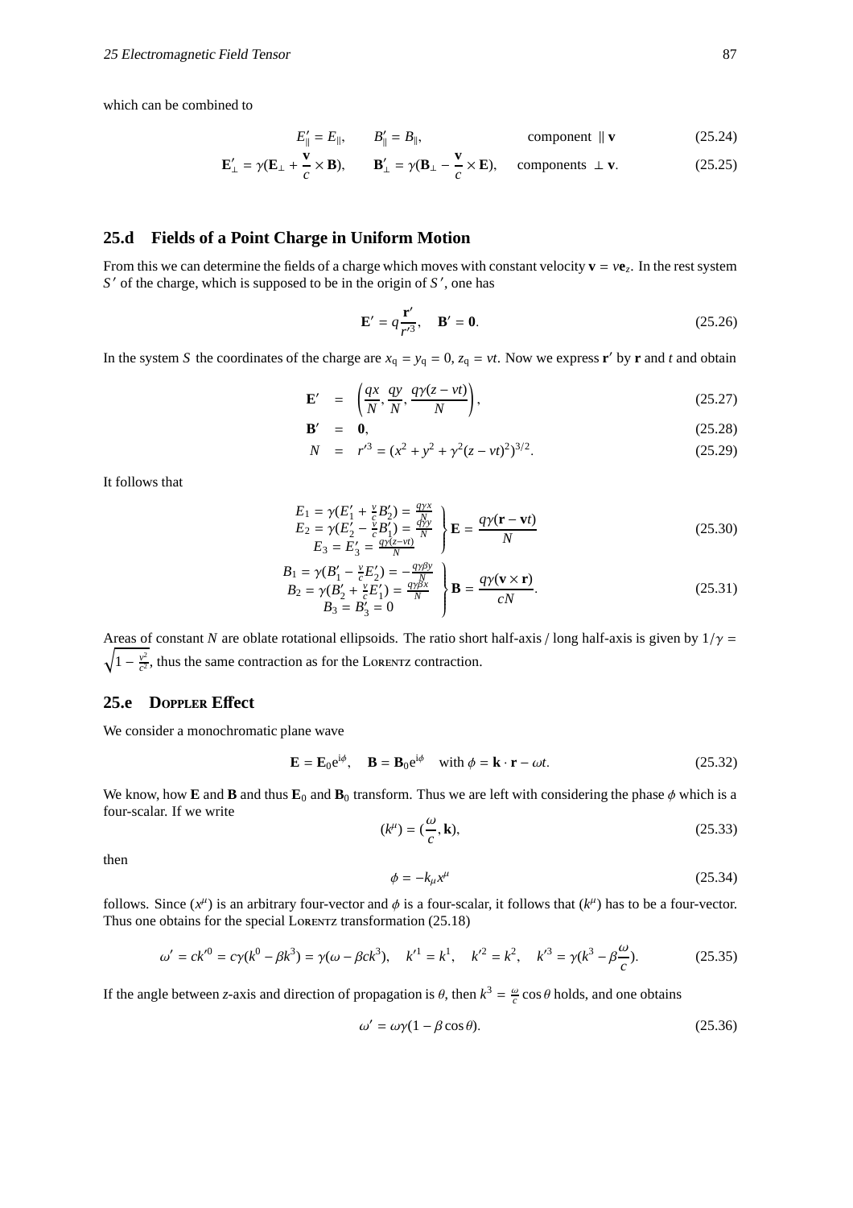which can be combined to

$$E'_{\|} = E_{\|}, \qquad B'_{\|} = B_{\|}, \qquad \text{component } \parallel \mathbf{v} \tag{25.24}$$

$$\mathbf{E}'_{\perp} = \gamma(\mathbf{E}_{\perp} + \frac{\mathbf{v}}{c} \times \mathbf{B}), \qquad \mathbf{B}'_{\perp} = \gamma(\mathbf{B}_{\perp} - \frac{\mathbf{v}}{c} \times \mathbf{E}), \qquad \text{components } \perp \mathbf{v}. \tag{25.25}$$

## 25.d Fields of a Point Charge in Uniform Motion

From this we can determine the fields of a charge which moves with constant velocity $\mathbf{v} = v\mathbf{e}_z$. In the rest system $S'$ of the charge, which is supposed to be in the origin of $S'$, one has

$$\mathbf{E}' = q\frac{\mathbf{r}'}{r'^3}, \quad \mathbf{B}' = \mathbf{0}. \tag{25.26}$$

In the system $S$ the coordinates of the charge are $x_q = y_q = 0$, $z_q = vt$. Now we express $\mathbf{r}'$ by $\mathbf{r}$ and $t$ and obtain

$$\mathbf{E}' = \left(\frac{qx}{N}, \frac{qy}{N}, \frac{q\gamma(z - vt)}{N}\right), \tag{25.27}$$

$$\mathbf{B}' = \mathbf{0}, \tag{25.28}$$

$$N = r'^3 = (x^2 + y^2 + \gamma^2(z - vt)^2)^{3/2}. \tag{25.29}$$

It follows that

$$\left.\begin{array}{c} E_1 = \gamma(E'_1 + \frac{v}{c}B'_2) = \frac{q\gamma x}{N} \\ E_2 = \gamma(E'_2 - \frac{v}{c}B'_1) = \frac{q\gamma y}{N} \\ E_3 = E'_3 = \frac{q\gamma(z-vt)}{N} \end{array}\right\} \mathbf{E} = \frac{q\gamma(\mathbf{r} - \mathbf{v}t)}{N} \tag{25.30}$$

$$\left.\begin{array}{c} B_1 = \gamma(B'_1 - \frac{v}{c}E'_2) = -\frac{q\gamma\beta y}{N} \\ B_2 = \gamma(B'_2 + \frac{v}{c}E'_1) = \frac{q\gamma\beta x}{N} \\ B_3 = B'_3 = 0 \end{array}\right\} \mathbf{B} = \frac{q\gamma(\mathbf{v} \times \mathbf{r})}{cN}. \tag{25.31}$$

Areas of constant $N$ are oblate rotational ellipsoids. The ratio short half-axis / long half-axis is given by $1/\gamma = \sqrt{1 - \frac{v^2}{c^2}}$, thus the same contraction as for the Lorentz contraction.

## 25.e Doppler Effect

We consider a monochromatic plane wave

$$\mathbf{E} = \mathbf{E}_0 e^{i\phi}, \quad \mathbf{B} = \mathbf{B}_0 e^{i\phi} \quad \text{with } \phi = \mathbf{k} \cdot \mathbf{r} - \omega t. \tag{25.32}$$

We know, how $\mathbf{E}$ and $\mathbf{B}$ and thus $\mathbf{E}_0$ and $\mathbf{B}_0$ transform. Thus we are left with considering the phase $\phi$ which is a four-scalar. If we write

$$(k^\mu) = (\frac{\omega}{c}, \mathbf{k}), \tag{25.33}$$

then

$$\phi = -k_\mu x^\mu \tag{25.34}$$

follows. Since $(x^\mu)$ is an arbitrary four-vector and $\phi$ is a four-scalar, it follows that $(k^\mu)$ has to be a four-vector. Thus one obtains for the special Lorentz transformation (25.18)

$$\omega' = ck'^0 = c\gamma(k^0 - \beta k^3) = \gamma(\omega - \beta c k^3), \quad k'^1 = k^1, \quad k'^2 = k^2, \quad k'^3 = \gamma(k^3 - \beta\frac{\omega}{c}). \tag{25.35}$$

If the angle between $z$-axis and direction of propagation is $\theta$, then $k^3 = \frac{\omega}{c}\cos\theta$ holds, and one obtains

$$\omega' = \omega\gamma(1 - \beta\cos\theta). \tag{25.36}$$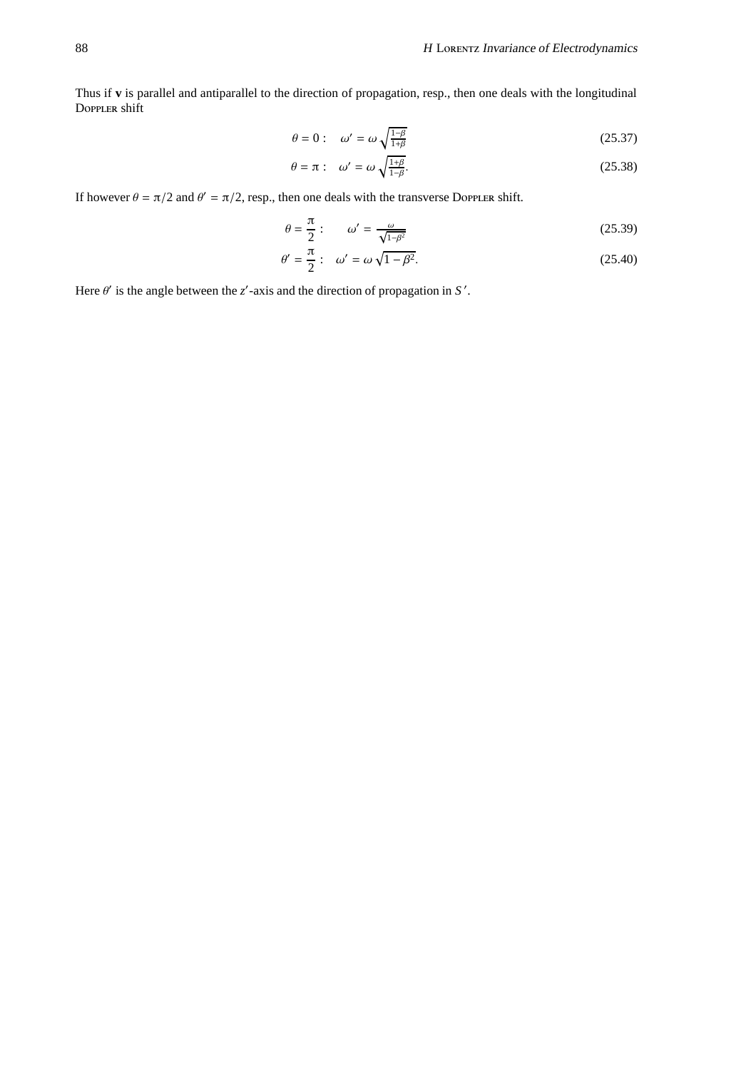Thus if **v** is parallel and antiparallel to the direction of propagation, resp., then one deals with the longitudinal DOPPLER shift

$$\theta = 0: \quad \omega' = \omega\sqrt{\tfrac{1-\beta}{1+\beta}} \tag{25.37}$$

$$\theta = \pi: \quad \omega' = \omega\sqrt{\tfrac{1+\beta}{1-\beta}}. \tag{25.38}$$

If however $\theta = \pi/2$ and $\theta' = \pi/2$, resp., then one deals with the transverse DOPPLER shift.

$$\theta = \frac{\pi}{2}: \qquad \omega' = \frac{\omega}{\sqrt{1-\beta^2}} \tag{25.39}$$

$$\theta' = \frac{\pi}{2}: \quad \omega' = \omega\sqrt{1-\beta^2}. \tag{25.40}$$

Here $\theta'$ is the angle between the $z'$-axis and the direction of propagation in $S'$.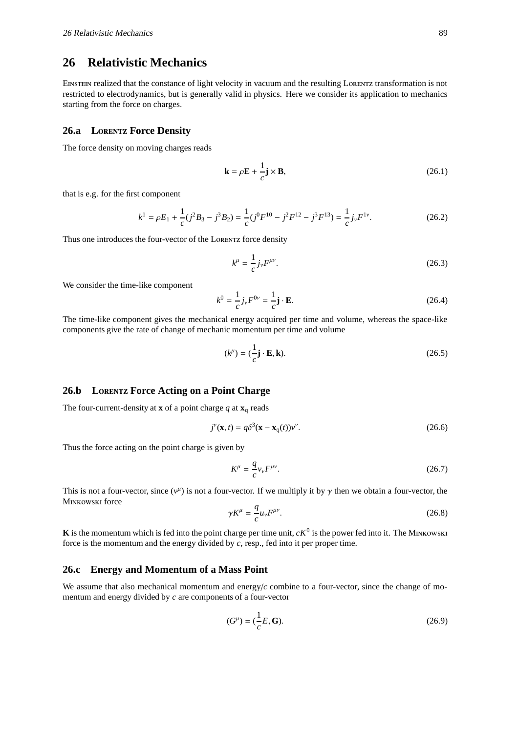# 26 Relativistic Mechanics

EINSTEIN realized that the constance of light velocity in vacuum and the resulting LORENTZ transformation is not restricted to electrodynamics, but is generally valid in physics. Here we consider its application to mechanics starting from the force on charges.

## 26.a LORENTZ Force Density

The force density on moving charges reads

$$\mathbf{k} = \rho\mathbf{E} + \frac{1}{c}\mathbf{j} \times \mathbf{B}, \tag{26.1}$$

that is e.g. for the first component

$$k^1 = \rho E_1 + \frac{1}{c}(j^2 B_3 - j^3 B_2) = \frac{1}{c}(j^0 F^{10} - j^2 F^{12} - j^3 F^{13}) = \frac{1}{c} j_\nu F^{1\nu}. \tag{26.2}$$

Thus one introduces the four-vector of the LORENTZ force density

$$k^\mu = \frac{1}{c} j_\nu F^{\mu\nu}. \tag{26.3}$$

We consider the time-like component

$$k^0 = \frac{1}{c} j_\nu F^{0\nu} = \frac{1}{c}\mathbf{j} \cdot \mathbf{E}. \tag{26.4}$$

The time-like component gives the mechanical energy acquired per time and volume, whereas the space-like components give the rate of change of mechanic momentum per time and volume

$$(k^\mu) = (\frac{1}{c}\mathbf{j} \cdot \mathbf{E}, \mathbf{k}). \tag{26.5}$$

## 26.b LORENTZ Force Acting on a Point Charge

The four-current-density at $\mathbf{x}$ of a point charge $q$ at $\mathbf{x}_\mathrm{q}$ reads

$$j^\nu(\mathbf{x}, t) = q\delta^3(\mathbf{x} - \mathbf{x}_\mathrm{q}(t))v^\nu. \tag{26.6}$$

Thus the force acting on the point charge is given by

$$K^\mu = \frac{q}{c} v_\nu F^{\mu\nu}. \tag{26.7}$$

This is not a four-vector, since $(v^\mu)$ is not a four-vector. If we multiply it by $\gamma$ then we obtain a four-vector, the MINKOWSKI force

$$\gamma K^\mu = \frac{q}{c} u_\nu F^{\mu\nu}. \tag{26.8}$$

$\mathbf{K}$ is the momentum which is fed into the point charge per time unit, $cK^0$ is the power fed into it. The MINKOWSKI force is the momentum and the energy divided by $c$, resp., fed into it per proper time.

## 26.c Energy and Momentum of a Mass Point

We assume that also mechanical momentum and energy/$c$ combine to a four-vector, since the change of momentum and energy divided by $c$ are components of a four-vector

$$(G^\mu) = (\frac{1}{c}E, \mathbf{G}). \tag{26.9}$$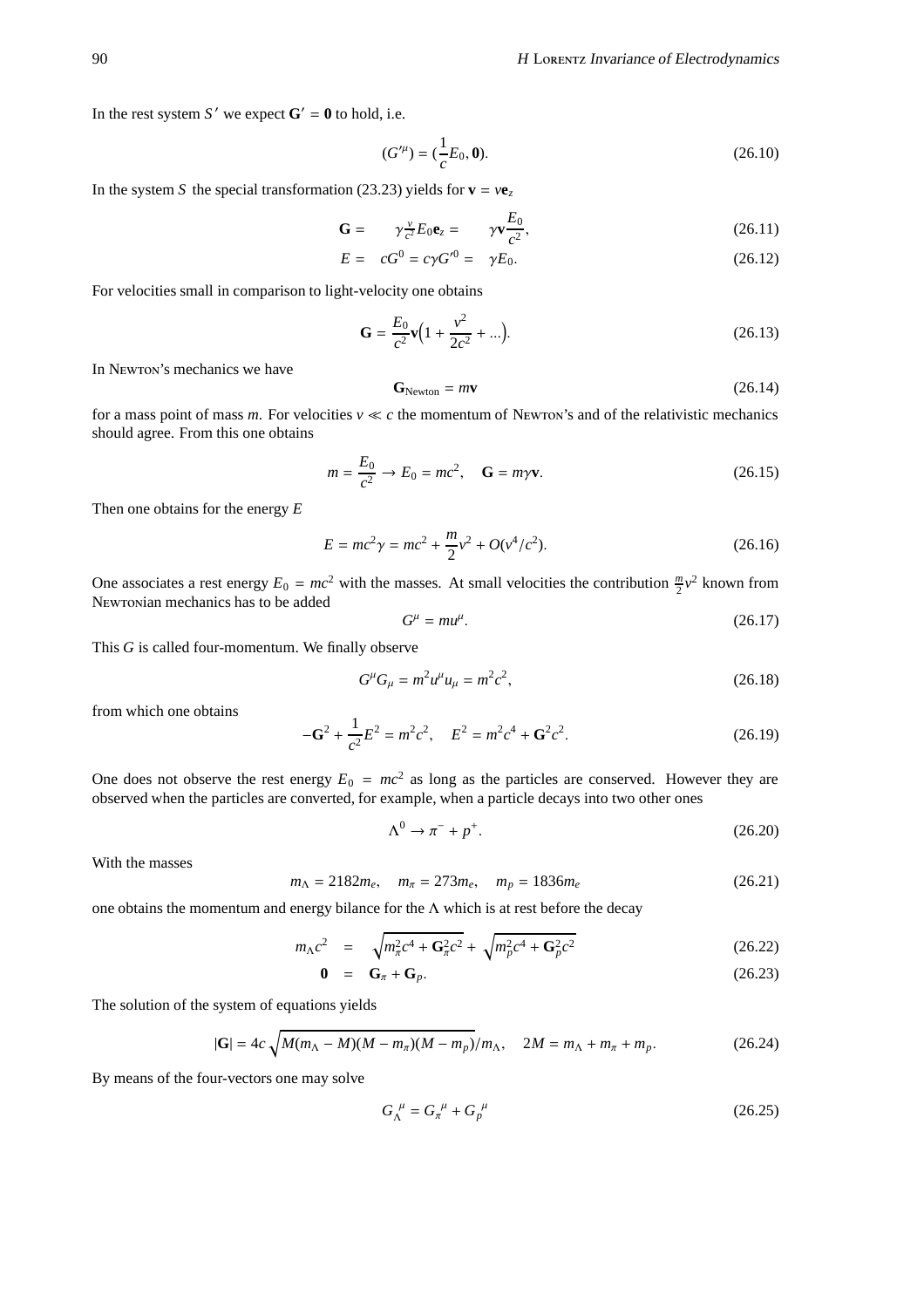In the rest system $S'$ we expect $\mathbf{G}' = \mathbf{0}$ to hold, i.e.

$$(G'^{\mu}) = (\frac{1}{c}E_0, \mathbf{0}). \tag{26.10}$$

In the system $S$ the special transformation (23.23) yields for $\mathbf{v} = v\mathbf{e}_z$

$$\mathbf{G} = \quad \gamma \tfrac{v}{c^2} E_0 \mathbf{e}_z = \quad \gamma \mathbf{v}\frac{E_0}{c^2}, \tag{26.11}$$

$$E = \quad cG^0 = c\gamma G'^0 = \quad \gamma E_0. \tag{26.12}$$

For velocities small in comparison to light-velocity one obtains

$$\mathbf{G} = \frac{E_0}{c^2}\mathbf{v}\Big(1 + \frac{v^2}{2c^2} + ...\Big). \tag{26.13}$$

In NEWTON's mechanics we have

$$\mathbf{G}_{\text{Newton}} = m\mathbf{v} \tag{26.14}$$

for a mass point of mass $m$. For velocities $v \ll c$ the momentum of NEWTON's and of the relativistic mechanics should agree. From this one obtains

$$m = \frac{E_0}{c^2} \to E_0 = mc^2, \quad \mathbf{G} = m\gamma\mathbf{v}. \tag{26.15}$$

Then one obtains for the energy $E$

$$E = mc^2\gamma = mc^2 + \frac{m}{2}v^2 + O(v^4/c^2). \tag{26.16}$$

One associates a rest energy $E_0 = mc^2$ with the masses. At small velocities the contribution $\frac{m}{2}v^2$ known from NEWTONian mechanics has to be added

$$G^{\mu} = mu^{\mu}. \tag{26.17}$$

This $G$ is called four-momentum. We finally observe

$$G^{\mu}G_{\mu} = m^2u^{\mu}u_{\mu} = m^2c^2, \tag{26.18}$$

from which one obtains

$$-\mathbf{G}^2 + \frac{1}{c^2}E^2 = m^2c^2, \quad E^2 = m^2c^4 + \mathbf{G}^2c^2. \tag{26.19}$$

One does not observe the rest energy $E_0 = mc^2$ as long as the particles are conserved. However they are observed when the particles are converted, for example, when a particle decays into two other ones

$$\Lambda^0 \to \pi^- + p^+. \tag{26.20}$$

With the masses

$$m_\Lambda = 2182m_e, \quad m_\pi = 273m_e, \quad m_p = 1836m_e \tag{26.21}$$

one obtains the momentum and energy bilance for the $\Lambda$ which is at rest before the decay

$$m_\Lambda c^2 \quad = \quad \sqrt{m_\pi^2c^4 + \mathbf{G}_\pi^2c^2} + \sqrt{m_p^2c^4 + \mathbf{G}_p^2c^2} \tag{26.22}$$

$$\mathbf{0} \quad = \quad \mathbf{G}_\pi + \mathbf{G}_p. \tag{26.23}$$

The solution of the system of equations yields

$$|\mathbf{G}| = 4c\sqrt{M(m_\Lambda - M)(M - m_\pi)(M - m_p)}/m_\Lambda, \quad 2M = m_\Lambda + m_\pi + m_p. \tag{26.24}$$

By means of the four-vectors one may solve

$$G_\Lambda{}^{\mu} = G_\pi{}^{\mu} + G_p{}^{\mu} \tag{26.25}$$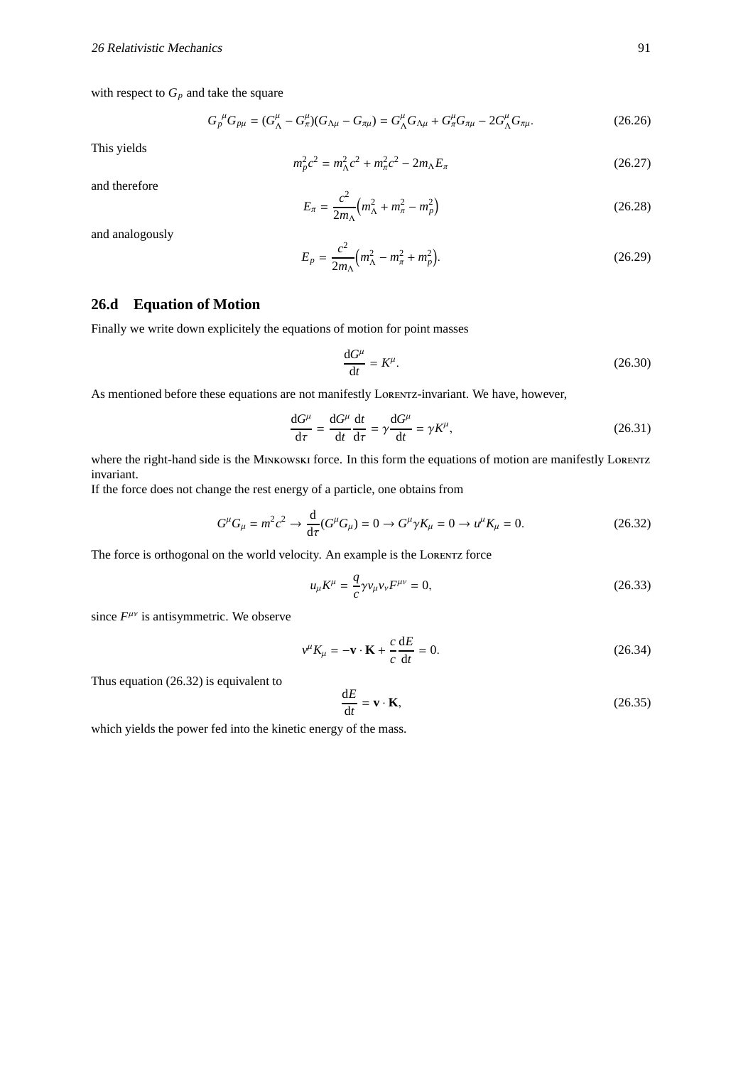with respect to $G_p$ and take the square

$$G_p{}^{\mu} G_{p\mu} = (G_\Lambda^\mu - G_\pi^\mu)(G_{\Lambda\mu} - G_{\pi\mu}) = G_\Lambda^\mu G_{\Lambda\mu} + G_\pi^\mu G_{\pi\mu} - 2G_\Lambda^\mu G_{\pi\mu}. \tag{26.26}$$

This yields

$$m_p^2 c^2 = m_\Lambda^2 c^2 + m_\pi^2 c^2 - 2m_\Lambda E_\pi \tag{26.27}$$

and therefore

$$E_\pi = \frac{c^2}{2m_\Lambda}\left(m_\Lambda^2 + m_\pi^2 - m_p^2\right) \tag{26.28}$$

and analogously

$$E_p = \frac{c^2}{2m_\Lambda}\left(m_\Lambda^2 - m_\pi^2 + m_p^2\right). \tag{26.29}$$

## 26.d Equation of Motion

Finally we write down explicitely the equations of motion for point masses

$$\frac{\mathrm{d}G^\mu}{\mathrm{d}t} = K^\mu. \tag{26.30}$$

As mentioned before these equations are not manifestly Lorentz-invariant. We have, however,

$$\frac{\mathrm{d}G^\mu}{\mathrm{d}\tau} = \frac{\mathrm{d}G^\mu}{\mathrm{d}t}\frac{\mathrm{d}t}{\mathrm{d}\tau} = \gamma\frac{\mathrm{d}G^\mu}{\mathrm{d}t} = \gamma K^\mu, \tag{26.31}$$

where the right-hand side is the Minkowski force. In this form the equations of motion are manifestly Lorentz invariant.
If the force does not change the rest energy of a particle, one obtains from

$$G^\mu G_\mu = m^2 c^2 \to \frac{\mathrm{d}}{\mathrm{d}\tau}(G^\mu G_\mu) = 0 \to G^\mu \gamma K_\mu = 0 \to u^\mu K_\mu = 0. \tag{26.32}$$

The force is orthogonal on the world velocity. An example is the Lorentz force

$$u_\mu K^\mu = \frac{q}{c}\gamma v_\mu v_\nu F^{\mu\nu} = 0, \tag{26.33}$$

since $F^{\mu\nu}$ is antisymmetric. We observe

$$v^\mu K_\mu = -\mathbf{v}\cdot\mathbf{K} + \frac{c}{c}\frac{\mathrm{d}E}{\mathrm{d}t} = 0. \tag{26.34}$$

Thus equation (26.32) is equivalent to

$$\frac{\mathrm{d}E}{\mathrm{d}t} = \mathbf{v}\cdot\mathbf{K}, \tag{26.35}$$

which yields the power fed into the kinetic energy of the mass.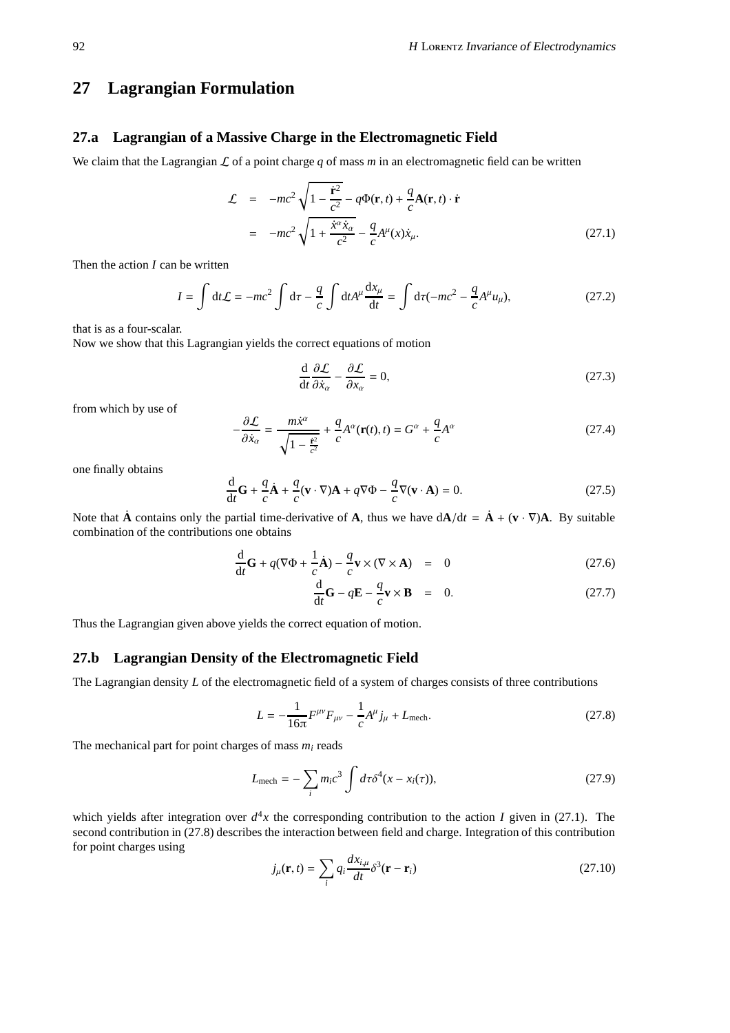# 27 Lagrangian Formulation

## 27.a Lagrangian of a Massive Charge in the Electromagnetic Field

We claim that the Lagrangian $\mathcal{L}$ of a point charge $q$ of mass $m$ in an electromagnetic field can be written

$$
\begin{aligned}
\mathcal{L} &= -mc^2\sqrt{1-\frac{\dot{\mathbf{r}}^2}{c^2}} - q\Phi(\mathbf{r},t) + \frac{q}{c}\mathbf{A}(\mathbf{r},t)\cdot\dot{\mathbf{r}} \\
&= -mc^2\sqrt{1+\frac{\dot{x}^\alpha\dot{x}_\alpha}{c^2}} - \frac{q}{c}A^\mu(x)\dot{x}_\mu.
\end{aligned} \tag{27.1}
$$

Then the action $I$ can be written

$$
I = \int \mathrm{d}t\mathcal{L} = -mc^2\int \mathrm{d}\tau - \frac{q}{c}\int \mathrm{d}tA^\mu\frac{\mathrm{d}x_\mu}{\mathrm{d}t} = \int \mathrm{d}\tau(-mc^2 - \frac{q}{c}A^\mu u_\mu), \tag{27.2}
$$

that is as a four-scalar.

Now we show that this Lagrangian yields the correct equations of motion

$$
\frac{\mathrm{d}}{\mathrm{d}t}\frac{\partial\mathcal{L}}{\partial\dot{x}_\alpha} - \frac{\partial\mathcal{L}}{\partial x_\alpha} = 0, \tag{27.3}
$$

from which by use of

$$
-\frac{\partial\mathcal{L}}{\partial\dot{x}_\alpha} = \frac{m\dot{x}^\alpha}{\sqrt{1-\frac{\dot{\mathbf{r}}^2}{c^2}}} + \frac{q}{c}A^\alpha(\mathbf{r}(t),t) = G^\alpha + \frac{q}{c}A^\alpha \tag{27.4}
$$

one finally obtains

$$
\frac{\mathrm{d}}{\mathrm{d}t}\mathbf{G} + \frac{q}{c}\dot{\mathbf{A}} + \frac{q}{c}(\mathbf{v}\cdot\nabla)\mathbf{A} + q\nabla\Phi - \frac{q}{c}\nabla(\mathbf{v}\cdot\mathbf{A}) = 0. \tag{27.5}
$$

Note that $\dot{\mathbf{A}}$ contains only the partial time-derivative of $\mathbf{A}$, thus we have $\mathrm{d}\mathbf{A}/\mathrm{d}t = \dot{\mathbf{A}} + (\mathbf{v}\cdot\nabla)\mathbf{A}$. By suitable combination of the contributions one obtains

$$
\frac{\mathrm{d}}{\mathrm{d}t}\mathbf{G} + q(\nabla\Phi + \frac{1}{c}\dot{\mathbf{A}}) - \frac{q}{c}\mathbf{v}\times(\nabla\times\mathbf{A}) = 0 \tag{27.6}
$$

$$
\frac{\mathrm{d}}{\mathrm{d}t}\mathbf{G} - q\mathbf{E} - \frac{q}{c}\mathbf{v}\times\mathbf{B} = 0. \tag{27.7}
$$

Thus the Lagrangian given above yields the correct equation of motion.

## 27.b Lagrangian Density of the Electromagnetic Field

The Lagrangian density $L$ of the electromagnetic field of a system of charges consists of three contributions

$$
L = -\frac{1}{16\pi}F^{\mu\nu}F_{\mu\nu} - \frac{1}{c}A^\mu j_\mu + L_{\mathrm{mech}}. \tag{27.8}
$$

The mechanical part for point charges of mass $m_i$ reads

$$
L_{\mathrm{mech}} = -\sum_i m_i c^3\int d\tau\delta^4(x - x_i(\tau)), \tag{27.9}
$$

which yields after integration over $d^4x$ the corresponding contribution to the action $I$ given in (27.1). The second contribution in (27.8) describes the interaction between field and charge. Integration of this contribution for point charges using

$$
j_\mu(\mathbf{r},t) = \sum_i q_i\frac{dx_{i,\mu}}{dt}\delta^3(\mathbf{r}-\mathbf{r}_i) \tag{27.10}
$$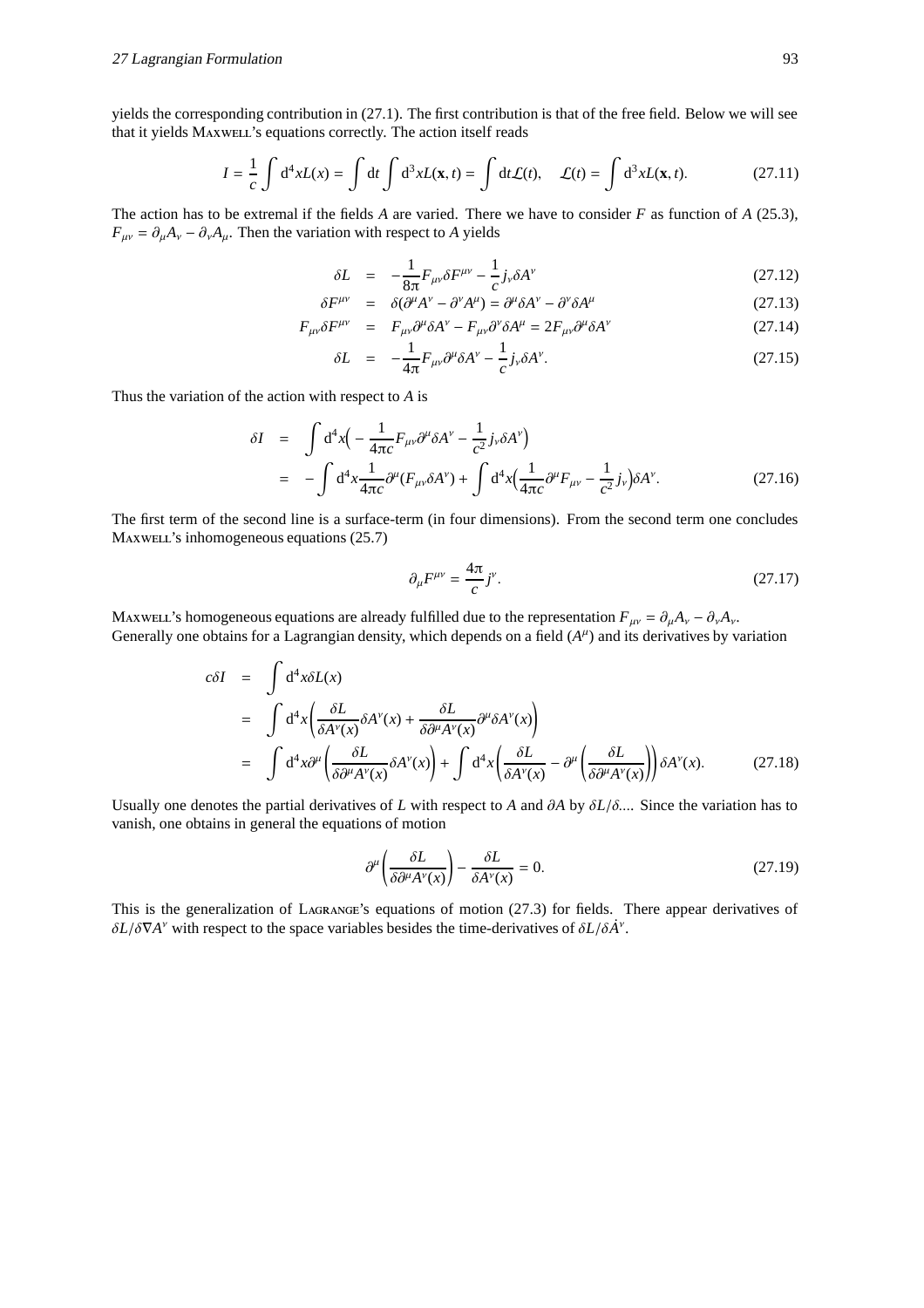yields the corresponding contribution in (27.1). The first contribution is that of the free field. Below we will see that it yields Maxwell's equations correctly. The action itself reads

$$I = \frac{1}{c}\int d^4x L(x) = \int dt \int d^3x L(\mathbf{x}, t) = \int dt \mathcal{L}(t), \quad \mathcal{L}(t) = \int d^3x L(\mathbf{x}, t). \tag{27.11}$$

The action has to be extremal if the fields $A$ are varied. There we have to consider $F$ as function of $A$ (25.3), $F_{\mu\nu} = \partial_\mu A_\nu - \partial_\nu A_\mu$. Then the variation with respect to $A$ yields

$$\delta L = -\frac{1}{8\pi} F_{\mu\nu}\delta F^{\mu\nu} - \frac{1}{c} j_\nu \delta A^\nu \tag{27.12}$$

$$\delta F^{\mu\nu} = \delta(\partial^\mu A^\nu - \partial^\nu A^\mu) = \partial^\mu \delta A^\nu - \partial^\nu \delta A^\mu \tag{27.13}$$

$$F_{\mu\nu}\delta F^{\mu\nu} = F_{\mu\nu}\partial^\mu \delta A^\nu - F_{\mu\nu}\partial^\nu \delta A^\mu = 2F_{\mu\nu}\partial^\mu \delta A^\nu \tag{27.14}$$

$$\delta L = -\frac{1}{4\pi} F_{\mu\nu}\partial^\mu \delta A^\nu - \frac{1}{c} j_\nu \delta A^\nu. \tag{27.15}$$

Thus the variation of the action with respect to $A$ is

$$\begin{aligned}
\delta I &= \int d^4x \Big( -\frac{1}{4\pi c} F_{\mu\nu}\partial^\mu \delta A^\nu - \frac{1}{c^2} j_\nu \delta A^\nu \Big) \\
&= -\int d^4x \frac{1}{4\pi c}\partial^\mu (F_{\mu\nu}\delta A^\nu) + \int d^4x \Big( \frac{1}{4\pi c}\partial^\mu F_{\mu\nu} - \frac{1}{c^2} j_\nu \Big)\delta A^\nu.
\end{aligned} \tag{27.16}$$

The first term of the second line is a surface-term (in four dimensions). From the second term one concludes Maxwell's inhomogeneous equations (25.7)

$$\partial_\mu F^{\mu\nu} = \frac{4\pi}{c} j^\nu. \tag{27.17}$$

Maxwell's homogeneous equations are already fulfilled due to the representation $F_{\mu\nu} = \partial_\mu A_\nu - \partial_\nu A_\nu$. Generally one obtains for a Lagrangian density, which depends on a field ($A^\mu$) and its derivatives by variation

$$\begin{aligned}
c\delta I &= \int d^4x \delta L(x) \\
&= \int d^4x \left( \frac{\delta L}{\delta A^\nu(x)}\delta A^\nu(x) + \frac{\delta L}{\delta \partial^\mu A^\nu(x)}\partial^\mu \delta A^\nu(x) \right) \\
&= \int d^4x \partial^\mu \left( \frac{\delta L}{\delta \partial^\mu A^\nu(x)}\delta A^\nu(x) \right) + \int d^4x \left( \frac{\delta L}{\delta A^\nu(x)} - \partial^\mu \left( \frac{\delta L}{\delta \partial^\mu A^\nu(x)} \right) \right)\delta A^\nu(x).
\end{aligned} \tag{27.18}$$

Usually one denotes the partial derivatives of $L$ with respect to $A$ and $\partial A$ by $\delta L/\delta ...$. Since the variation has to vanish, one obtains in general the equations of motion

$$\partial^\mu \left( \frac{\delta L}{\delta \partial^\mu A^\nu(x)} \right) - \frac{\delta L}{\delta A^\nu(x)} = 0. \tag{27.19}$$

This is the generalization of Lagrange's equations of motion (27.3) for fields. There appear derivatives of $\delta L/\delta \nabla A^\nu$ with respect to the space variables besides the time-derivatives of $\delta L/\delta \dot{A}^\nu$.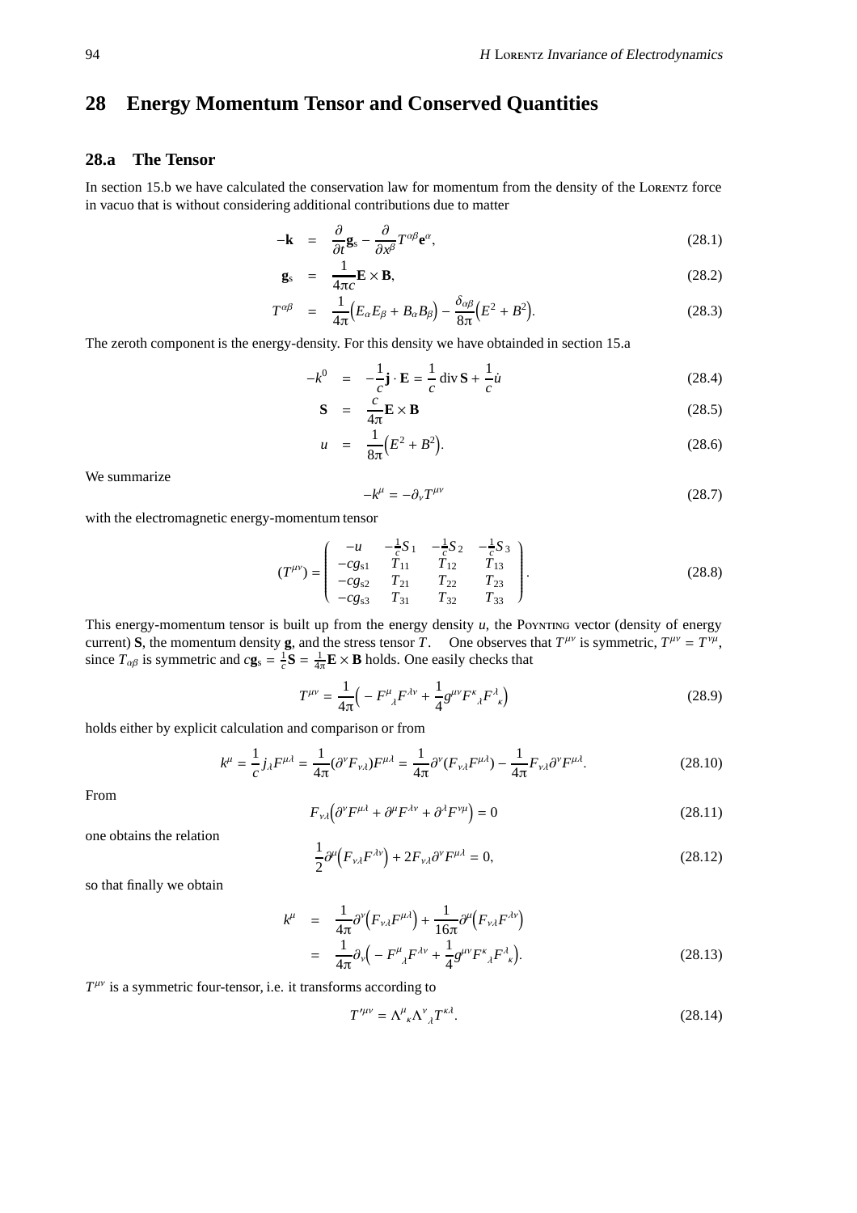# 28 Energy Momentum Tensor and Conserved Quantities

## 28.a The Tensor

In section 15.b we have calculated the conservation law for momentum from the density of the Lorentz force in vacuo that is without considering additional contributions due to matter

$$-\mathbf{k} = \frac{\partial}{\partial t}\mathbf{g}_s - \frac{\partial}{\partial x^\beta}T^{\alpha\beta}\mathbf{e}^\alpha, \tag{28.1}$$

$$\mathbf{g}_s = \frac{1}{4\pi c}\mathbf{E}\times\mathbf{B}, \tag{28.2}$$

$$T^{\alpha\beta} = \frac{1}{4\pi}\Big(E_\alpha E_\beta + B_\alpha B_\beta\Big) - \frac{\delta_{\alpha\beta}}{8\pi}\Big(E^2 + B^2\Big). \tag{28.3}$$

The zeroth component is the energy-density. For this density we have obtainded in section 15.a

$$-k^0 = -\frac{1}{c}\mathbf{j}\cdot\mathbf{E} = \frac{1}{c}\operatorname{div}\mathbf{S} + \frac{1}{c}\dot{u} \tag{28.4}$$

$$\mathbf{S} = \frac{c}{4\pi}\mathbf{E}\times\mathbf{B} \tag{28.5}$$

$$u = \frac{1}{8\pi}\Big(E^2 + B^2\Big). \tag{28.6}$$

We summarize

$$-k^\mu = -\partial_\nu T^{\mu\nu} \tag{28.7}$$

with the electromagnetic energy-momentum tensor

$$(T^{\mu\nu}) = \begin{pmatrix} -u & -\frac{1}{c}S_1 & -\frac{1}{c}S_2 & -\frac{1}{c}S_3 \\ -cg_{s1} & T_{11} & T_{12} & T_{13} \\ -cg_{s2} & T_{21} & T_{22} & T_{23} \\ -cg_{s3} & T_{31} & T_{32} & T_{33} \end{pmatrix}. \tag{28.8}$$

This energy-momentum tensor is built up from the energy density $u$, the Poynting vector (density of energy current) $\mathbf{S}$, the momentum density $\mathbf{g}$, and the stress tensor $T$. One observes that $T^{\mu\nu}$ is symmetric, $T^{\mu\nu} = T^{\nu\mu}$, since $T_{\alpha\beta}$ is symmetric and $c\mathbf{g}_s = \frac{1}{c}\mathbf{S} = \frac{1}{4\pi}\mathbf{E}\times\mathbf{B}$ holds. One easily checks that

$$T^{\mu\nu} = \frac{1}{4\pi}\Big(-F^\mu{}_\lambda F^{\lambda\nu} + \frac{1}{4}g^{\mu\nu}F^\kappa{}_\lambda F^\lambda{}_\kappa\Big) \tag{28.9}$$

holds either by explicit calculation and comparison or from

$$k^\mu = \frac{1}{c}j_\lambda F^{\mu\lambda} = \frac{1}{4\pi}(\partial^\nu F_{\nu\lambda})F^{\mu\lambda} = \frac{1}{4\pi}\partial^\nu(F_{\nu\lambda}F^{\mu\lambda}) - \frac{1}{4\pi}F_{\nu\lambda}\partial^\nu F^{\mu\lambda}. \tag{28.10}$$

From

$$F_{\nu\lambda}\Big(\partial^\nu F^{\mu\lambda} + \partial^\mu F^{\lambda\nu} + \partial^\lambda F^{\nu\mu}\Big) = 0 \tag{28.11}$$

one obtains the relation

$$\frac{1}{2}\partial^\mu\Big(F_{\nu\lambda}F^{\lambda\nu}\Big) + 2F_{\nu\lambda}\partial^\nu F^{\mu\lambda} = 0, \tag{28.12}$$

so that finally we obtain

$$\begin{aligned} k^\mu &= \frac{1}{4\pi}\partial^\nu\Big(F_{\nu\lambda}F^{\mu\lambda}\Big) + \frac{1}{16\pi}\partial^\mu\Big(F_{\nu\lambda}F^{\lambda\nu}\Big) \\ &= \frac{1}{4\pi}\partial_\nu\Big(-F^\mu{}_\lambda F^{\lambda\nu} + \frac{1}{4}g^{\mu\nu}F^\kappa{}_\lambda F^\lambda{}_\kappa\Big). \end{aligned} \tag{28.13}$$

$T^{\mu\nu}$ is a symmetric four-tensor, i.e. it transforms according to

$$T'^{\mu\nu} = \Lambda^\mu{}_\kappa\Lambda^\nu{}_\lambda T^{\kappa\lambda}. \tag{28.14}$$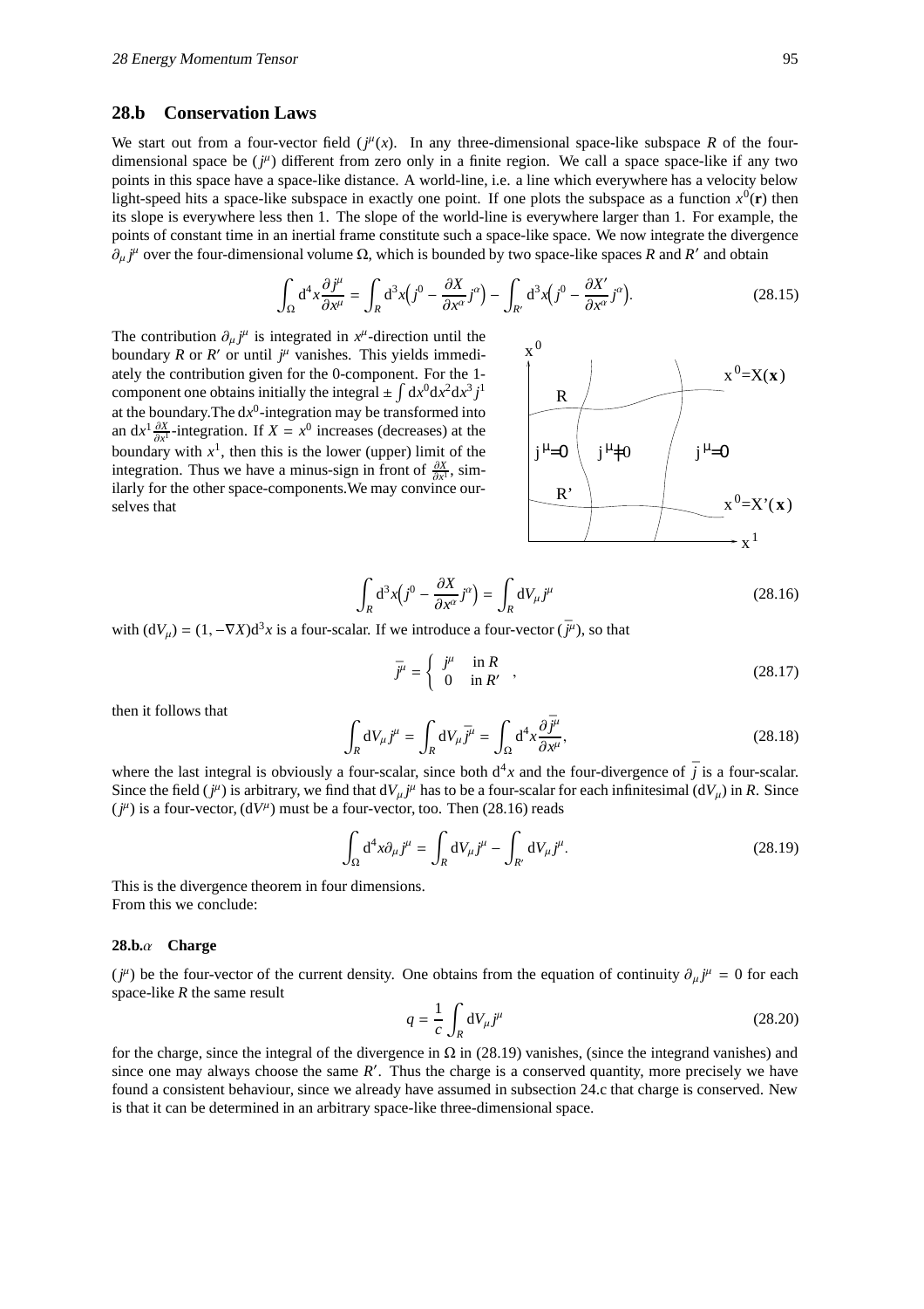## 28.b Conservation Laws

We start out from a four-vector field $(j^\mu(x)$. In any three-dimensional space-like subspace $R$ of the four-dimensional space be $(j^\mu)$ different from zero only in a finite region. We call a space space-like if any two points in this space have a space-like distance. A world-line, i.e. a line which everywhere has a velocity below light-speed hits a space-like subspace in exactly one point. If one plots the subspace as a function $x^0(\mathbf{r})$ then its slope is everywhere less then 1. The slope of the world-line is everywhere larger than 1. For example, the points of constant time in an inertial frame constitute such a space-like space. We now integrate the divergence $\partial_\mu j^\mu$ over the four-dimensional volume $\Omega$, which is bounded by two space-like spaces $R$ and $R'$ and obtain

$$\int_\Omega \mathrm{d}^4 x \frac{\partial j^\mu}{\partial x^\mu} = \int_R \mathrm{d}^3 x \Big( j^0 - \frac{\partial X}{\partial x^\alpha} j^\alpha \Big) - \int_{R'} \mathrm{d}^3 x \Big( j^0 - \frac{\partial X'}{\partial x^\alpha} j^\alpha \Big). \tag{28.15}$$

The contribution $\partial_\mu j^\mu$ is integrated in $x^\mu$-direction until the boundary $R$ or $R'$ or until $j^\mu$ vanishes. This yields immediately the contribution given for the 0-component. For the 1-component one obtains initially the integral $\pm \int \mathrm{d}x^0 \mathrm{d}x^2 \mathrm{d}x^3 j^1$ at the boundary.The $\mathrm{d}x^0$-integration may be transformed into an $\mathrm{d}x^1 \frac{\partial X}{\partial x^1}$-integration. If $X = x^0$ increases (decreases) at the boundary with $x^1$, then this is the lower (upper) limit of the integration. Thus we have a minus-sign in front of $\frac{\partial X}{\partial x^1}$, similarly for the other space-components.We may convince ourselves that

$$\int_R \mathrm{d}^3 x \Big( j^0 - \frac{\partial X}{\partial x^\alpha} j^\alpha \Big) = \int_R \mathrm{d}V_\mu j^\mu \tag{28.16}$$

with $(\mathrm{d}V_\mu) = (1, -\nabla X)\mathrm{d}^3 x$ is a four-scalar. If we introduce a four-vector $(\bar{j}^\mu)$, so that

$$\bar{j}^\mu = \begin{cases} j^\mu & \text{in } R \\ 0 & \text{in } R' \end{cases}, \tag{28.17}$$

then it follows that

$$\int_R \mathrm{d}V_\mu j^\mu = \int_R \mathrm{d}V_\mu \bar{j}^\mu = \int_\Omega \mathrm{d}^4 x \frac{\partial \bar{j}^\mu}{\partial x^\mu}, \tag{28.18}$$

where the last integral is obviously a four-scalar, since both $\mathrm{d}^4 x$ and the four-divergence of $\bar{j}$ is a four-scalar. Since the field $(j^\mu)$ is arbitrary, we find that $\mathrm{d}V_\mu j^\mu$ has to be a four-scalar for each infinitesimal $(\mathrm{d}V_\mu)$ in $R$. Since $(j^\mu)$ is a four-vector, $(\mathrm{d}V^\mu)$ must be a four-vector, too. Then (28.16) reads

$$\int_\Omega \mathrm{d}^4 x \partial_\mu j^\mu = \int_R \mathrm{d}V_\mu j^\mu - \int_{R'} \mathrm{d}V_\mu j^\mu. \tag{28.19}$$

This is the divergence theorem in four dimensions.
From this we conclude:

### 28.b.$\alpha$ Charge

$(j^\mu)$ be the four-vector of the current density. One obtains from the equation of continuity $\partial_\mu j^\mu = 0$ for each space-like $R$ the same result

$$q = \frac{1}{c} \int_R \mathrm{d}V_\mu j^\mu \tag{28.20}$$

for the charge, since the integral of the divergence in $\Omega$ in (28.19) vanishes, (since the integrand vanishes) and since one may always choose the same $R'$. Thus the charge is a conserved quantity, more precisely we have found a consistent behaviour, since we already have assumed in subsection 24.c that charge is conserved. New is that it can be determined in an arbitrary space-like three-dimensional space.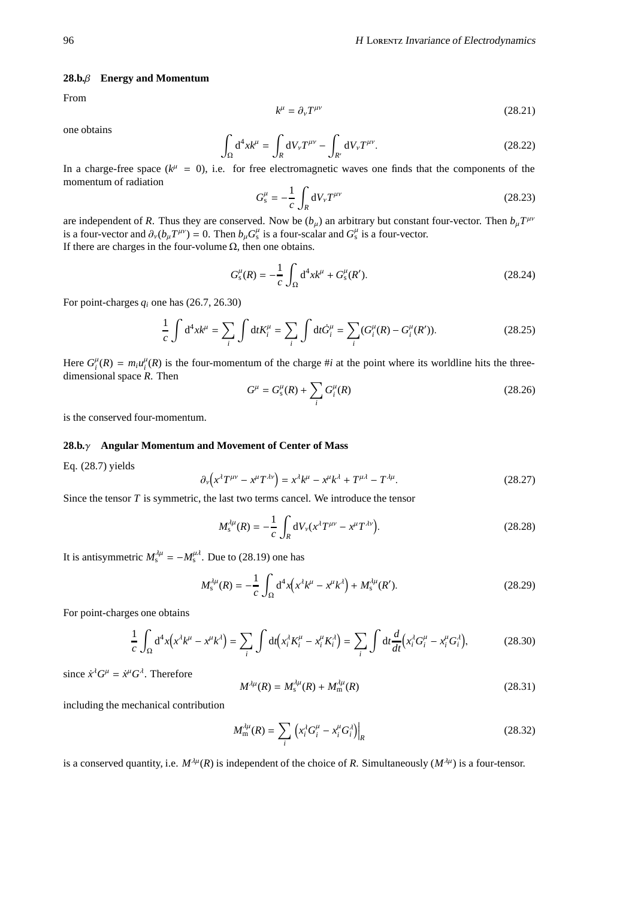### 28.b.$\beta$ Energy and Momentum

From

$$k^\mu = \partial_\nu T^{\mu\nu} \tag{28.21}$$

one obtains

$$\int_\Omega \mathrm{d}^4 x k^\mu = \int_R \mathrm{d}V_\nu T^{\mu\nu} - \int_{R'} \mathrm{d}V_\nu T^{\mu\nu}. \tag{28.22}$$

In a charge-free space ($k^\mu = 0$), i.e. for free electromagnetic waves one finds that the components of the momentum of radiation

$$G_\mathrm{s}^\mu = -\frac{1}{c}\int_R \mathrm{d}V_\nu T^{\mu\nu} \tag{28.23}$$

are independent of $R$. Thus they are conserved. Now be $(b_\mu)$ an arbitrary but constant four-vector. Then $b_\mu T^{\mu\nu}$ is a four-vector and $\partial_\nu(b_\mu T^{\mu\nu}) = 0$. Then $b_\mu G_\mathrm{s}^\mu$ is a four-scalar and $G_\mathrm{s}^\mu$ is a four-vector.
If there are charges in the four-volume $\Omega$, then one obtains.

$$G_\mathrm{s}^\mu(R) = -\frac{1}{c}\int_\Omega \mathrm{d}^4 x k^\mu + G_\mathrm{s}^\mu(R'). \tag{28.24}$$

For point-charges $q_i$ one has (26.7, 26.30)

$$\frac{1}{c}\int \mathrm{d}^4 x k^\mu = \sum_i \int \mathrm{d}t K_i^\mu = \sum_i \int \mathrm{d}t \dot{G}_i^\mu = \sum_i (G_i^\mu(R) - G_i^\mu(R')). \tag{28.25}$$

Here $G_i^\mu(R) = m_i u_i^\mu(R)$ is the four-momentum of the charge #$i$ at the point where its worldline hits the three-dimensional space $R$. Then

$$G^\mu = G_\mathrm{s}^\mu(R) + \sum_i G_i^\mu(R) \tag{28.26}$$

is the conserved four-momentum.

### 28.b.$\gamma$ Angular Momentum and Movement of Center of Mass

Eq. (28.7) yields

$$\partial_\nu\Big(x^\lambda T^{\mu\nu} - x^\mu T^{\lambda\nu}\Big) = x^\lambda k^\mu - x^\mu k^\lambda + T^{\mu\lambda} - T^{\lambda\mu}. \tag{28.27}$$

Since the tensor $T$ is symmetric, the last two terms cancel. We introduce the tensor

$$M_\mathrm{s}^{\lambda\mu}(R) = -\frac{1}{c}\int_R \mathrm{d}V_\nu (x^\lambda T^{\mu\nu} - x^\mu T^{\lambda\nu}\Big). \tag{28.28}$$

It is antisymmetric $M_\mathrm{s}^{\lambda\mu} = -M_\mathrm{s}^{\mu\lambda}$. Due to (28.19) one has

$$M_\mathrm{s}^{\lambda\mu}(R) = -\frac{1}{c}\int_\Omega \mathrm{d}^4 x\Big(x^\lambda k^\mu - x^\mu k^\lambda\Big) + M_\mathrm{s}^{\lambda\mu}(R'). \tag{28.29}$$

For point-charges one obtains

$$\frac{1}{c}\int_\Omega \mathrm{d}^4 x\Big(x^\lambda k^\mu - x^\mu k^\lambda\Big) = \sum_i \int \mathrm{d}t\Big(x_i^\lambda K_i^\mu - x_i^\mu K_i^\lambda\Big) = \sum_i \int \mathrm{d}t \frac{d}{dt}\Big(x_i^\lambda G_i^\mu - x_i^\mu G_i^\lambda\Big), \tag{28.30}$$

since $\dot{x}^\lambda G^\mu = \dot{x}^\mu G^\lambda$. Therefore

$$M^{\lambda\mu}(R) = M_\mathrm{s}^{\lambda\mu}(R) + M_\mathrm{m}^{\lambda\mu}(R) \tag{28.31}$$

including the mechanical contribution

$$M_\mathrm{m}^{\lambda\mu}(R) = \sum_i \Big(x_i^\lambda G_i^\mu - x_i^\mu G_i^\lambda\Big)\Big|_R \tag{28.32}$$

is a conserved quantity, i.e. $M^{\lambda\mu}(R)$ is independent of the choice of $R$. Simultaneously $(M^{\lambda\mu})$ is a four-tensor.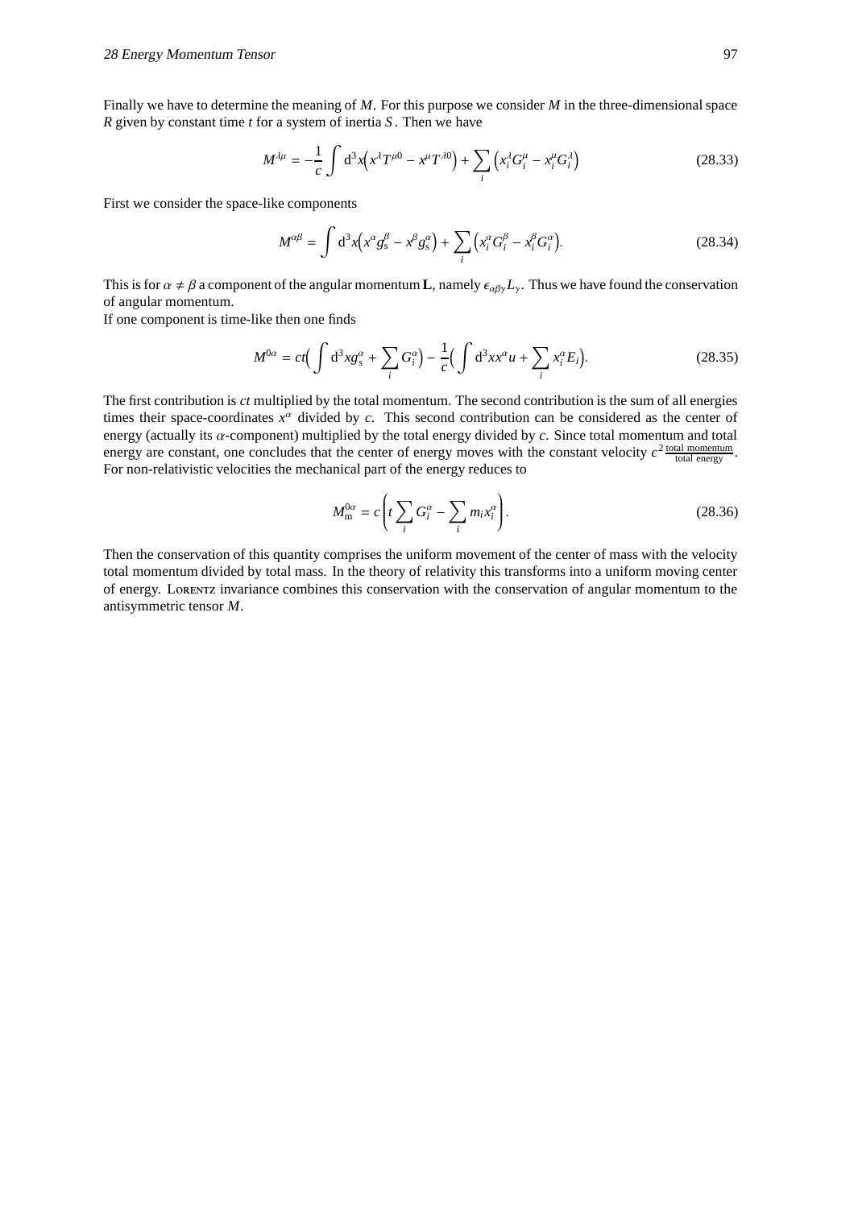Finally we have to determine the meaning of $M$. For this purpose we consider $M$ in the three-dimensional space $R$ given by constant time $t$ for a system of inertia $S$. Then we have

$$M^{\lambda\mu} = -\frac{1}{c}\int \mathrm{d}^3x\Big(x^\lambda T^{\mu 0} - x^\mu T^{\lambda 0}\Big) + \sum_i \Big(x_i^\lambda G_i^\mu - x_i^\mu G_i^\lambda\Big) \tag{28.33}$$

First we consider the space-like components

$$M^{\alpha\beta} = \int \mathrm{d}^3x\Big(x^\alpha g_\mathrm{s}^\beta - x^\beta g_\mathrm{s}^\alpha\Big) + \sum_i \Big(x_i^\alpha G_i^\beta - x_i^\beta G_i^\alpha\Big). \tag{28.34}$$

This is for $\alpha \neq \beta$ a component of the angular momentum $\mathbf{L}$, namely $\epsilon_{\alpha\beta\gamma}L_\gamma$. Thus we have found the conservation of angular momentum.
If one component is time-like then one finds

$$M^{0\alpha} = ct\Big(\int \mathrm{d}^3x g_s^\alpha + \sum_i G_i^\alpha\Big) - \frac{1}{c}\Big(\int \mathrm{d}^3x x^\alpha u + \sum_i x_i^\alpha E_i\Big). \tag{28.35}$$

The first contribution is $ct$ multiplied by the total momentum. The second contribution is the sum of all energies times their space-coordinates $x^\alpha$ divided by $c$. This second contribution can be considered as the center of energy (actually its $\alpha$-component) multiplied by the total energy divided by $c$. Since total momentum and total energy are constant, one concludes that the center of energy moves with the constant velocity $c^2 \frac{\text{total momentum}}{\text{total energy}}$. For non-relativistic velocities the mechanical part of the energy reduces to

$$M_\mathrm{m}^{0\alpha} = c\left(t\sum_i G_i^\alpha - \sum_i m_i x_i^\alpha\right). \tag{28.36}$$

Then the conservation of this quantity comprises the uniform movement of the center of mass with the velocity total momentum divided by total mass. In the theory of relativity this transforms into a uniform moving center of energy. Lorentz invariance combines this conservation with the conservation of angular momentum to the antisymmetric tensor $M$.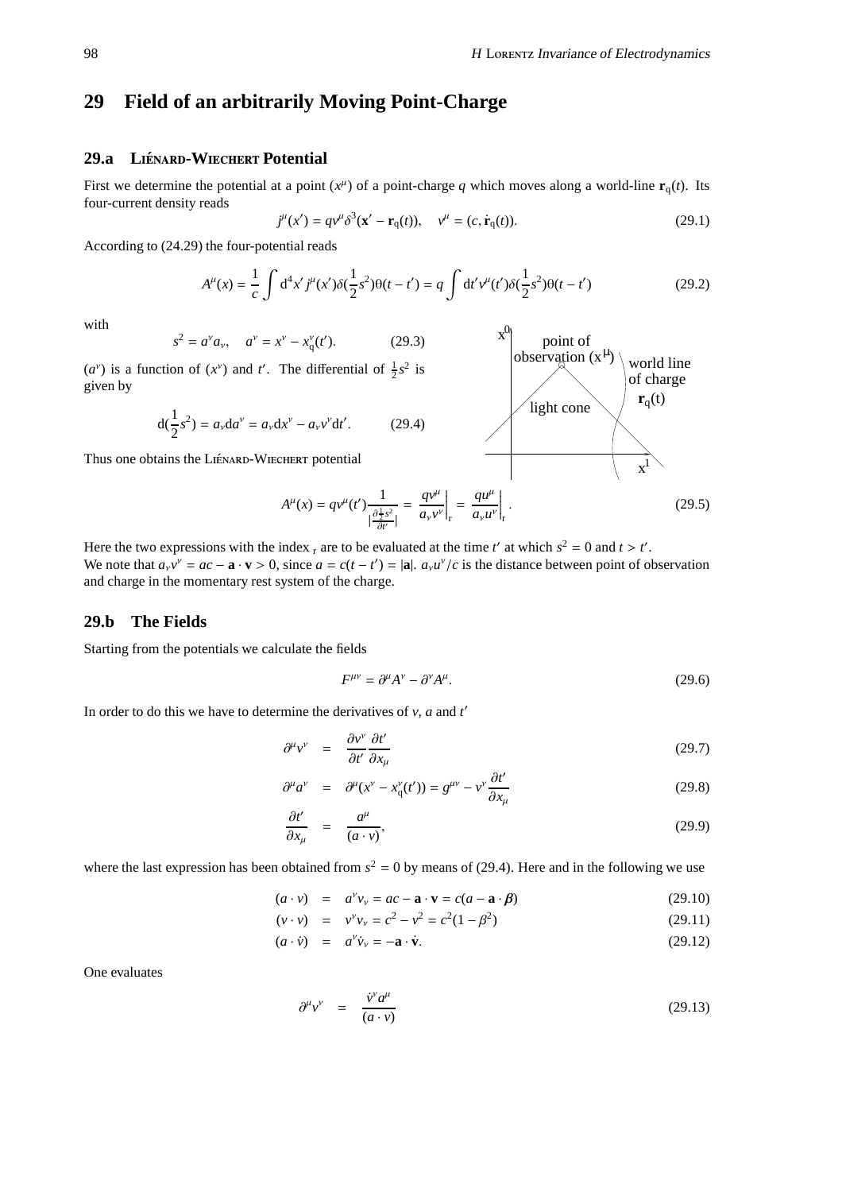# 29 Field of an arbitrarily Moving Point-Charge

## 29.a Liénard-Wiechert Potential

First we determine the potential at a point $(x^\mu)$ of a point-charge $q$ which moves along a world-line $\mathbf{r}_q(t)$. Its four-current density reads

$$j^\mu(x') = qv^\mu \delta^3(\mathbf{x}' - \mathbf{r}_q(t)), \quad v^\mu = (c, \dot{\mathbf{r}}_q(t)). \tag{29.1}$$

According to (24.29) the four-potential reads

$$A^\mu(x) = \frac{1}{c}\int d^4x'\, j^\mu(x')\delta(\frac{1}{2}s^2)\theta(t-t') = q\int dt' v^\mu(t')\delta(\frac{1}{2}s^2)\theta(t-t') \tag{29.2}$$

with

$$s^2 = a^\nu a_\nu, \quad a^\nu = x^\nu - x_q^\nu(t'). \tag{29.3}$$

$(a^\nu)$ is a function of $(x^\nu)$ and $t'$. The differential of $\frac{1}{2}s^2$ is given by

$$d(\frac{1}{2}s^2) = a_\nu da^\nu = a_\nu dx^\nu - a_\nu v^\nu dt'. \tag{29.4}$$

Thus one obtains the Liénard-Wiechert potential

$$A^\mu(x) = qv^\mu(t')\frac{1}{|\frac{\partial \frac{1}{2}s^2}{\partial t'}|} = \left.\frac{qv^\mu}{a_\nu v^\nu}\right|_r = \left.\frac{qu^\mu}{a_\nu u^\nu}\right|_r. \tag{29.5}$$

Here the two expressions with the index $_r$ are to be evaluated at the time $t'$ at which $s^2 = 0$ and $t > t'$.
We note that $a_\nu v^\nu = ac - \mathbf{a}\cdot\mathbf{v} > 0$, since $a = c(t-t') = |\mathbf{a}|$. $a_\nu u^\nu/c$ is the distance between point of observation and charge in the momentary rest system of the charge.

## 29.b The Fields

Starting from the potentials we calculate the fields

$$F^{\mu\nu} = \partial^\mu A^\nu - \partial^\nu A^\mu. \tag{29.6}$$

In order to do this we have to determine the derivatives of $v$, $a$ and $t'$

$$\partial^\mu v^\nu = \frac{\partial v^\nu}{\partial t'}\frac{\partial t'}{\partial x_\mu} \tag{29.7}$$

$$\partial^\mu a^\nu = \partial^\mu(x^\nu - x_q^\nu(t')) = g^{\mu\nu} - v^\nu \frac{\partial t'}{\partial x_\mu} \tag{29.8}$$

$$\frac{\partial t'}{\partial x_\mu} = \frac{a^\mu}{(a\cdot v)}, \tag{29.9}$$

where the last expression has been obtained from $s^2 = 0$ by means of (29.4). Here and in the following we use

$$(a\cdot v) = a^\nu v_\nu = ac - \mathbf{a}\cdot\mathbf{v} = c(a - \mathbf{a}\cdot\boldsymbol{\beta}) \tag{29.10}$$

$$(v\cdot v) = v^\nu v_\nu = c^2 - v^2 = c^2(1-\beta^2) \tag{29.11}$$

$$(a\cdot\dot{v}) = a^\nu \dot{v}_\nu = -\mathbf{a}\cdot\dot{\mathbf{v}}. \tag{29.12}$$

One evaluates

$$\partial^\mu v^\nu = \frac{\dot{v}^\nu a^\mu}{(a\cdot v)} \tag{29.13}$$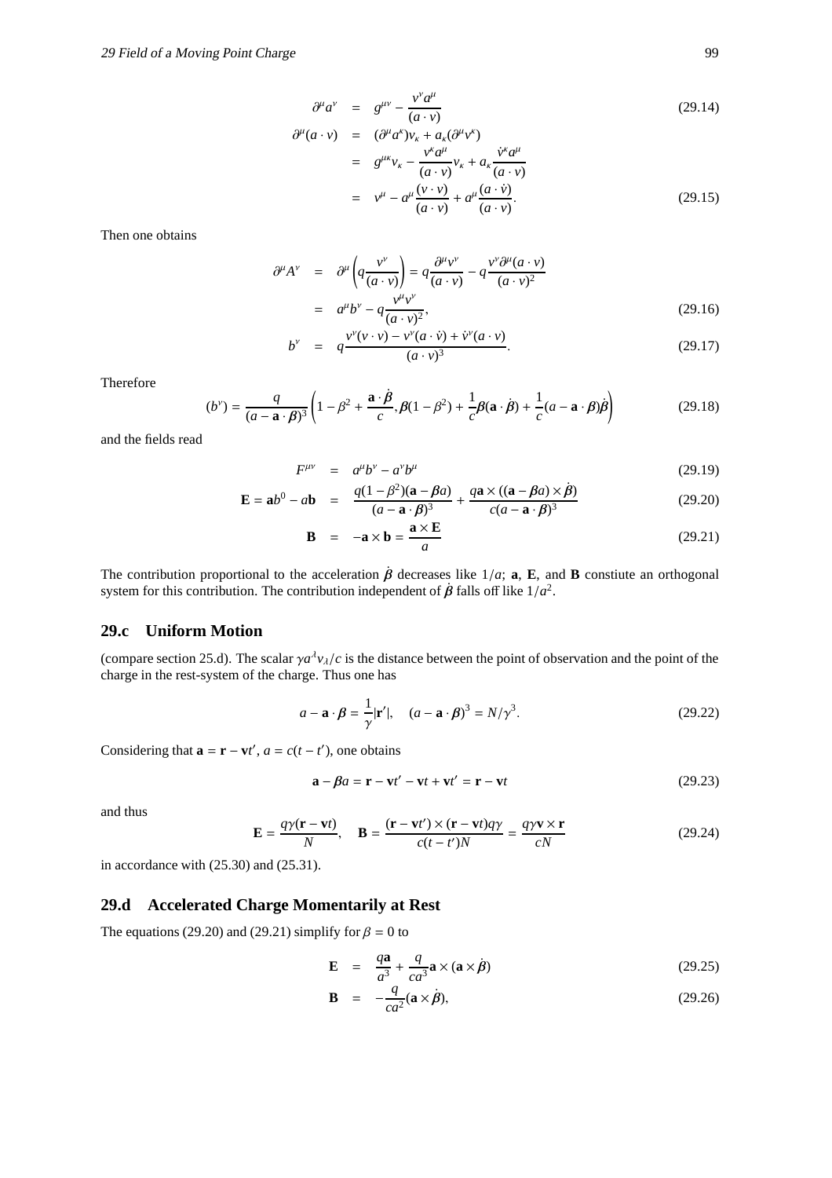$$\partial^\mu a^\nu = g^{\mu\nu} - \frac{v^\nu a^\mu}{(a\cdot v)} \tag{29.14}$$

$$\begin{aligned}
\partial^\mu (a\cdot v) &= (\partial^\mu a^\kappa) v_\kappa + a_\kappa(\partial^\mu v^\kappa) \\
&= g^{\mu\kappa} v_\kappa - \frac{v^\kappa a^\mu}{(a\cdot v)} v_\kappa + a_\kappa \frac{\dot v^\kappa a^\mu}{(a\cdot v)} \\
&= v^\mu - a^\mu \frac{(v\cdot v)}{(a\cdot v)} + a^\mu \frac{(a\cdot \dot v)}{(a\cdot v)}.
\end{aligned} \tag{29.15}$$

Then one obtains

$$\begin{aligned}
\partial^\mu A^\nu &= \partial^\mu \left( q\frac{v^\nu}{(a\cdot v)}\right) = q\frac{\partial^\mu v^\nu}{(a\cdot v)} - q\frac{v^\nu \partial^\mu (a\cdot v)}{(a\cdot v)^2} \\
&= a^\mu b^\nu - q\frac{v^\mu v^\nu}{(a\cdot v)^2},
\end{aligned} \tag{29.16}$$

$$b^\nu = q\frac{v^\nu (v\cdot v) - v^\nu (a\cdot \dot v) + \dot v^\nu (a\cdot v)}{(a\cdot v)^3}. \tag{29.17}$$

Therefore

$$(b^\nu) = \frac{q}{(a-\mathbf{a}\cdot\boldsymbol\beta)^3}\left(1-\beta^2 + \frac{\mathbf{a}\cdot\dot{\boldsymbol\beta}}{c}, \boldsymbol\beta(1-\beta^2) + \frac{1}{c}\boldsymbol\beta(\mathbf{a}\cdot\dot{\boldsymbol\beta}) + \frac{1}{c}(a-\mathbf{a}\cdot\boldsymbol\beta)\dot{\boldsymbol\beta}\right) \tag{29.18}$$

and the fields read

$$F^{\mu\nu} = a^\mu b^\nu - a^\nu b^\mu \tag{29.19}$$

$$\mathbf{E} = \mathbf{a} b^0 - a\mathbf{b} = \frac{q(1-\beta^2)(\mathbf{a}-\boldsymbol\beta a)}{(a-\mathbf{a}\cdot\boldsymbol\beta)^3} + \frac{q\mathbf{a}\times((\mathbf{a}-\boldsymbol\beta a)\times\dot{\boldsymbol\beta})}{c(a-\mathbf{a}\cdot\boldsymbol\beta)^3} \tag{29.20}$$

$$\mathbf{B} = -\mathbf{a}\times\mathbf{b} = \frac{\mathbf{a}\times\mathbf{E}}{a} \tag{29.21}$$

The contribution proportional to the acceleration $\dot{\boldsymbol\beta}$ decreases like $1/a$; $\mathbf{a}$, $\mathbf{E}$, and $\mathbf{B}$ constiute an orthogonal system for this contribution. The contribution independent of $\dot{\boldsymbol\beta}$ falls off like $1/a^2$.

## 29.c Uniform Motion

(compare section 25.d). The scalar $\gamma a^\lambda v_\lambda / c$ is the distance between the point of observation and the point of the charge in the rest-system of the charge. Thus one has

$$a - \mathbf{a}\cdot\boldsymbol\beta = \frac{1}{\gamma}|\mathbf{r}'|, \quad (a-\mathbf{a}\cdot\boldsymbol\beta)^3 = N/\gamma^3. \tag{29.22}$$

Considering that $\mathbf{a} = \mathbf{r} - \mathbf{v}t'$, $a = c(t-t')$, one obtains

$$\mathbf{a} - \boldsymbol\beta a = \mathbf{r} - \mathbf{v}t' - \mathbf{v}t + \mathbf{v}t' = \mathbf{r} - \mathbf{v}t \tag{29.23}$$

and thus

$$\mathbf{E} = \frac{q\gamma(\mathbf{r}-\mathbf{v}t)}{N}, \quad \mathbf{B} = \frac{(\mathbf{r}-\mathbf{v}t')\times(\mathbf{r}-\mathbf{v}t)q\gamma}{c(t-t')N} = \frac{q\gamma\mathbf{v}\times\mathbf{r}}{cN} \tag{29.24}$$

in accordance with (25.30) and (25.31).

## 29.d Accelerated Charge Momentarily at Rest

The equations (29.20) and (29.21) simplify for $\beta = 0$ to

$$\mathbf{E} = \frac{q\mathbf{a}}{a^3} + \frac{q}{ca^3}\mathbf{a}\times(\mathbf{a}\times\dot{\boldsymbol\beta}) \tag{29.25}$$

$$\mathbf{B} = -\frac{q}{ca^2}(\mathbf{a}\times\dot{\boldsymbol\beta}), \tag{29.26}$$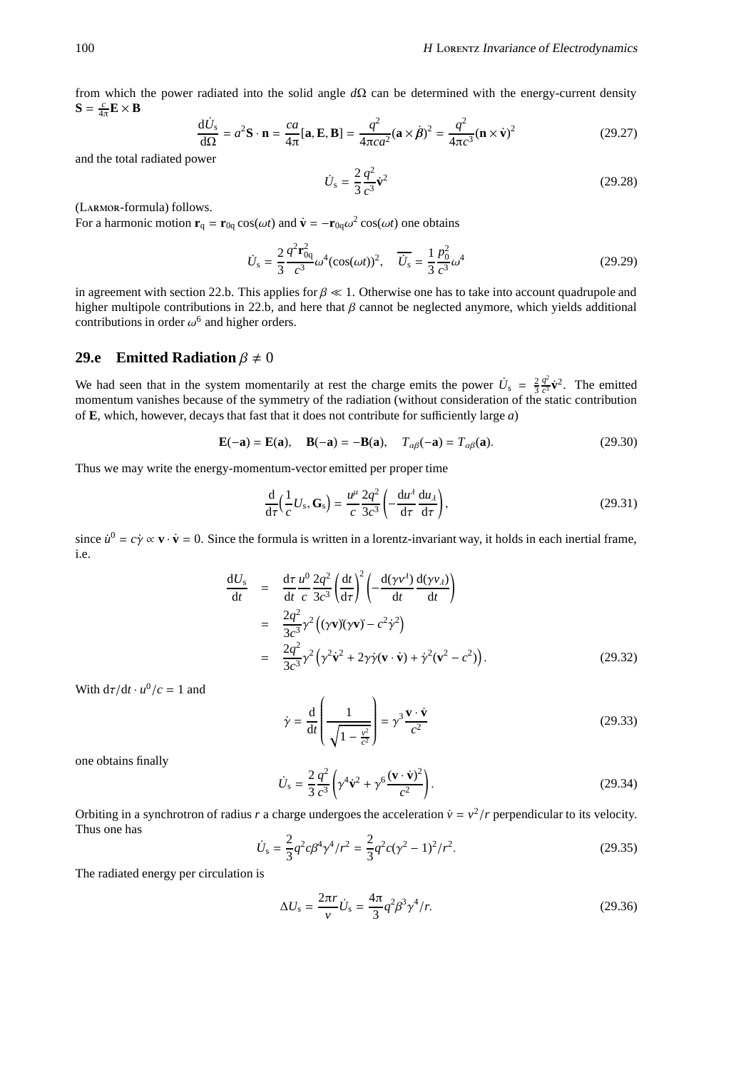from which the power radiated into the solid angle $d\Omega$ can be determined with the energy-current density $\mathbf{S} = \frac{c}{4\pi}\mathbf{E} \times \mathbf{B}$

$$\frac{\mathrm{d}\dot{U}_{\mathrm{s}}}{\mathrm{d}\Omega} = a^2 \mathbf{S} \cdot \mathbf{n} = \frac{ca}{4\pi}[\mathbf{a}, \mathbf{E}, \mathbf{B}] = \frac{q^2}{4\pi c a^2}(\mathbf{a} \times \dot{\boldsymbol{\beta}})^2 = \frac{q^2}{4\pi c^3}(\mathbf{n} \times \dot{\mathbf{v}})^2 \tag{29.27}$$

and the total radiated power

$$\dot{U}_{\mathrm{s}} = \frac{2}{3}\frac{q^2}{c^3}\dot{\mathbf{v}}^2 \tag{29.28}$$

(Larmor-formula) follows.
For a harmonic motion $\mathbf{r}_{\mathrm{q}} = \mathbf{r}_{0\mathrm{q}} \cos(\omega t)$ and $\dot{\mathbf{v}} = -\mathbf{r}_{0\mathrm{q}}\omega^2 \cos(\omega t)$ one obtains

$$\dot{U}_{\mathrm{s}} = \frac{2}{3}\frac{q^2 \mathbf{r}_{0\mathrm{q}}^2}{c^3}\omega^4 (\cos(\omega t))^2, \quad \overline{\dot{U}_{\mathrm{s}}} = \frac{1}{3}\frac{p_0^2}{c^3}\omega^4 \tag{29.29}$$

in agreement with section 22.b. This applies for $\beta \ll 1$. Otherwise one has to take into account quadrupole and higher multipole contributions in 22.b, and here that $\beta$ cannot be neglected anymore, which yields additional contributions in order $\omega^6$ and higher orders.

## 29.e Emitted Radiation $\beta \neq 0$

We had seen that in the system momentarily at rest the charge emits the power $\dot{U}_{\mathrm{s}} = \frac{2}{3}\frac{q^2}{c^3}\dot{\mathbf{v}}^2$. The emitted momentum vanishes because of the symmetry of the radiation (without consideration of the static contribution of $\mathbf{E}$, which, however, decays that fast that it does not contribute for sufficiently large $a$)

$$\mathbf{E}(-\mathbf{a}) = \mathbf{E}(\mathbf{a}), \quad \mathbf{B}(-\mathbf{a}) = -\mathbf{B}(\mathbf{a}), \quad T_{\alpha\beta}(-\mathbf{a}) = T_{\alpha\beta}(\mathbf{a}). \tag{29.30}$$

Thus we may write the energy-momentum-vector emitted per proper time

$$\frac{\mathrm{d}}{\mathrm{d}\tau}\Big(\frac{1}{c}U_{\mathrm{s}}, \mathbf{G}_{\mathrm{s}}\Big) = \frac{u^\mu}{c}\frac{2q^2}{3c^3}\left(-\frac{\mathrm{d}u^\lambda}{\mathrm{d}\tau}\frac{\mathrm{d}u_\lambda}{\mathrm{d}\tau}\right), \tag{29.31}$$

since $\dot{u}^0 = c\dot{\gamma} \propto \mathbf{v} \cdot \dot{\mathbf{v}} = 0$. Since the formula is written in a lorentz-invariant way, it holds in each inertial frame, i.e.

$$\begin{aligned}
\frac{\mathrm{d}U_{\mathrm{s}}}{\mathrm{d}t} &= \frac{\mathrm{d}\tau}{\mathrm{d}t}\frac{u^0}{c}\frac{2q^2}{3c^3}\left(\frac{\mathrm{d}t}{\mathrm{d}\tau}\right)^2 \left(-\frac{\mathrm{d}(\gamma v^\lambda)}{\mathrm{d}t}\frac{\mathrm{d}(\gamma v_\lambda)}{\mathrm{d}t}\right) \\
&= \frac{2q^2}{3c^3}\gamma^2 \left((\gamma\mathbf{v})\dot{}(\gamma\mathbf{v})\dot{} - c^2\dot{\gamma}^2\right) \\
&= \frac{2q^2}{3c^3}\gamma^2 \left(\gamma^2\dot{\mathbf{v}}^2 + 2\gamma\dot{\gamma}(\mathbf{v}\cdot\dot{\mathbf{v}}) + \dot{\gamma}^2(\mathbf{v}^2 - c^2)\right).
\end{aligned} \tag{29.32}$$

With $\mathrm{d}\tau/\mathrm{d}t \cdot u^0/c = 1$ and

$$\dot{\gamma} = \frac{\mathrm{d}}{\mathrm{d}t}\left(\frac{1}{\sqrt{1 - \frac{v^2}{c^2}}}\right) = \gamma^3 \frac{\mathbf{v}\cdot\dot{\mathbf{v}}}{c^2} \tag{29.33}$$

one obtains finally

$$\dot{U}_{\mathrm{s}} = \frac{2}{3}\frac{q^2}{c^3}\left(\gamma^4\dot{\mathbf{v}}^2 + \gamma^6\frac{(\mathbf{v}\cdot\dot{\mathbf{v}})^2}{c^2}\right). \tag{29.34}$$

Orbiting in a synchrotron of radius $r$ a charge undergoes the acceleration $\dot{v} = v^2/r$ perpendicular to its velocity. Thus one has

$$\dot{U}_{\mathrm{s}} = \frac{2}{3}q^2 c\beta^4\gamma^4/r^2 = \frac{2}{3}q^2 c(\gamma^2 - 1)^2/r^2. \tag{29.35}$$

The radiated energy per circulation is

$$\Delta U_{\mathrm{s}} = \frac{2\pi r}{v}\dot{U}_{\mathrm{s}} = \frac{4\pi}{3}q^2\beta^3\gamma^4/r. \tag{29.36}$$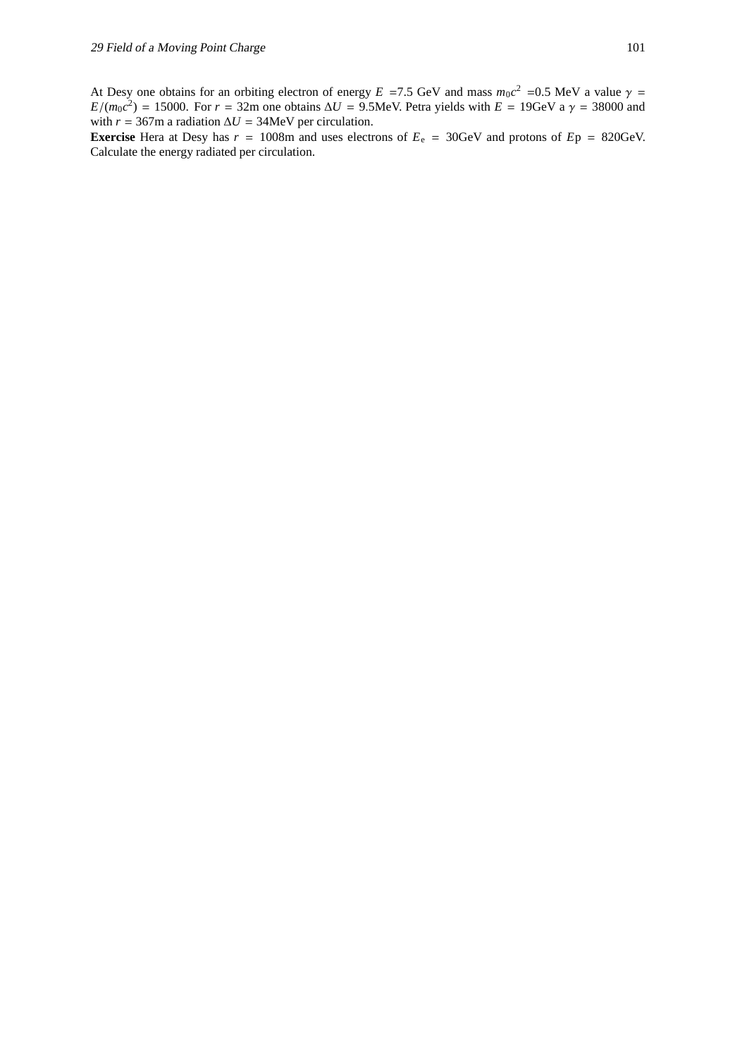At Desy one obtains for an orbiting electron of energy $E$ =7.5 GeV and mass $m_0c^2$ =0.5 MeV a value $\gamma = E/(m_0c^2) = 15000$. For $r = 32$m one obtains $\Delta U = 9.5$MeV. Petra yields with $E = 19$GeV a $\gamma = 38000$ and with $r = 367$m a radiation $\Delta U = 34$MeV per circulation.

**Exercise** Hera at Desy has $r = 1008$m and uses electrons of $E_e = 30$GeV and protons of $E$p = 820GeV. Calculate the energy radiated per circulation.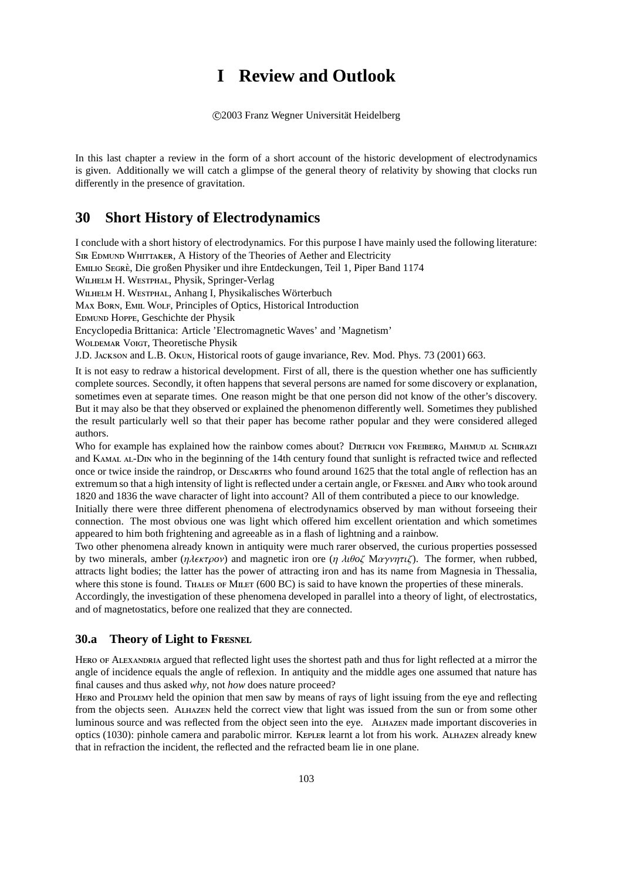# I Review and Outlook

©2003 Franz Wegner Universität Heidelberg

In this last chapter a review in the form of a short account of the historic development of electrodynamics is given. Additionally we will catch a glimpse of the general theory of relativity by showing that clocks run differently in the presence of gravitation.

## 30 Short History of Electrodynamics

I conclude with a short history of electrodynamics. For this purpose I have mainly used the following literature:
Sir Edmund Whittaker, A History of the Theories of Aether and Electricity
Emilio Segrè, Die großen Physiker und ihre Entdeckungen, Teil 1, Piper Band 1174
Wilhelm H. Westphal, Physik, Springer-Verlag
Wilhelm H. Westphal, Anhang I, Physikalisches Wörterbuch
Max Born, Emil Wolf, Principles of Optics, Historical Introduction
Edmund Hoppe, Geschichte der Physik
Encyclopedia Brittanica: Article 'Electromagnetic Waves' and 'Magnetism'
Woldemar Voigt, Theoretische Physik
J.D. Jackson and L.B. Okun, Historical roots of gauge invariance, Rev. Mod. Phys. 73 (2001) 663.

It is not easy to redraw a historical development. First of all, there is the question whether one has sufficiently complete sources. Secondly, it often happens that several persons are named for some discovery or explanation, sometimes even at separate times. One reason might be that one person did not know of the other's discovery. But it may also be that they observed or explained the phenomenon differently well. Sometimes they published the result particularly well so that their paper has become rather popular and they were considered alleged authors.

Who for example has explained how the rainbow comes about? Dietrich von Freiberg, Mahmud al Schirazi and Kamal al-Din who in the beginning of the 14th century found that sunlight is refracted twice and reflected once or twice inside the raindrop, or Descartes who found around 1625 that the total angle of reflection has an extremum so that a high intensity of light is reflected under a certain angle, or Fresnel and Airy who took around 1820 and 1836 the wave character of light into account? All of them contributed a piece to our knowledge.

Initially there were three different phenomena of electrodynamics observed by man without forseeing their connection. The most obvious one was light which offered him excellent orientation and which sometimes appeared to him both frightening and agreeable as in a flash of lightning and a rainbow.

Two other phenomena already known in antiquity were much rarer observed, the curious properties possessed by two minerals, amber ($\eta\lambda\epsilon\kappa\tau\rho o\nu$) and magnetic iron ore ($\eta\ \lambda\iota\theta o\zeta\ M\alpha\gamma\nu\eta\tau\iota\zeta$). The former, when rubbed, attracts light bodies; the latter has the power of attracting iron and has its name from Magnesia in Thessalia, where this stone is found. Thales of Milet (600 BC) is said to have known the properties of these minerals.

Accordingly, the investigation of these phenomena developed in parallel into a theory of light, of electrostatics, and of magnetostatics, before one realized that they are connected.

### 30.a Theory of Light to Fresnel

Hero of Alexandria argued that reflected light uses the shortest path and thus for light reflected at a mirror the angle of incidence equals the angle of reflexion. In antiquity and the middle ages one assumed that nature has final causes and thus asked *why*, not *how* does nature proceed?

Hero and Ptolemy held the opinion that men saw by means of rays of light issuing from the eye and reflecting from the objects seen. Alhazen held the correct view that light was issued from the sun or from some other luminous source and was reflected from the object seen into the eye. Alhazen made important discoveries in optics (1030): pinhole camera and parabolic mirror. Kepler learnt a lot from his work. Alhazen already knew that in refraction the incident, the reflected and the refracted beam lie in one plane.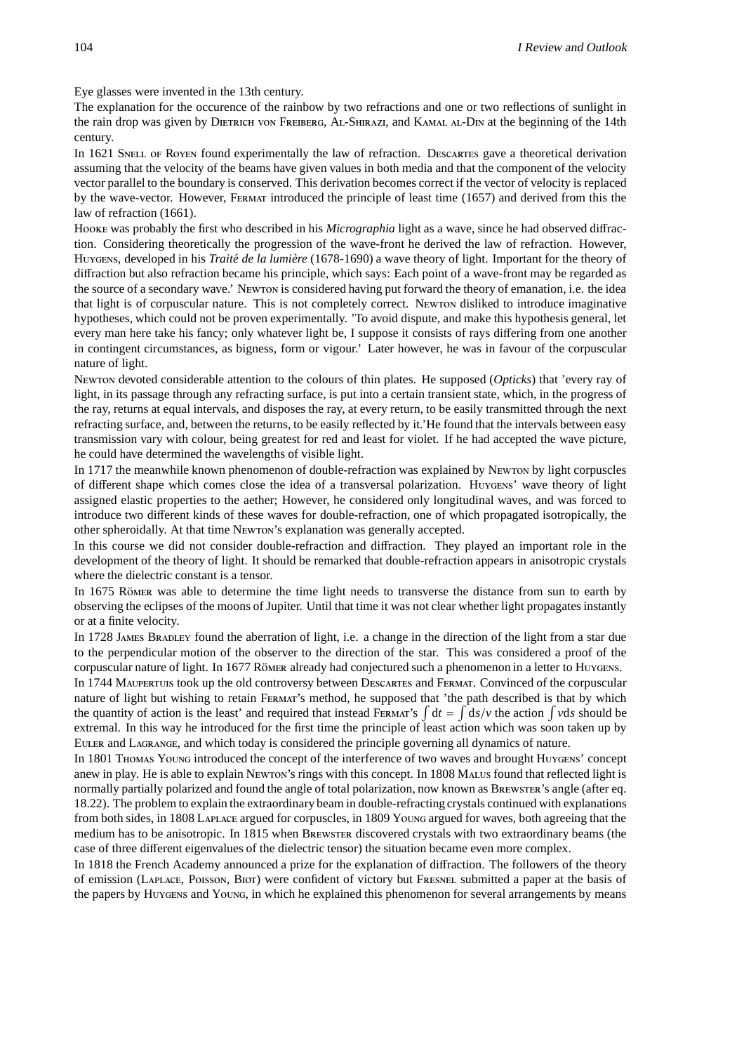Eye glasses were invented in the 13th century.

The explanation for the occurence of the rainbow by two refractions and one or two reflections of sunlight in the rain drop was given by Dietrich von Freiberg, Al-Shirazi, and Kamal al-Din at the beginning of the 14th century.

In 1621 Snell of Royen found experimentally the law of refraction. Descartes gave a theoretical derivation assuming that the velocity of the beams have given values in both media and that the component of the velocity vector parallel to the boundary is conserved. This derivation becomes correct if the vector of velocity is replaced by the wave-vector. However, Fermat introduced the principle of least time (1657) and derived from this the law of refraction (1661).

Hooke was probably the first who described in his *Micrographia* light as a wave, since he had observed diffraction. Considering theoretically the progression of the wave-front he derived the law of refraction. However, Huygens, developed in his *Traité de la lumière* (1678-1690) a wave theory of light. Important for the theory of diffraction but also refraction became his principle, which says: Each point of a wave-front may be regarded as the source of a secondary wave.' Newton is considered having put forward the theory of emanation, i.e. the idea that light is of corpuscular nature. This is not completely correct. Newton disliked to introduce imaginative hypotheses, which could not be proven experimentally. 'To avoid dispute, and make this hypothesis general, let every man here take his fancy; only whatever light be, I suppose it consists of rays differing from one another in contingent circumstances, as bigness, form or vigour.' Later however, he was in favour of the corpuscular nature of light.

Newton devoted considerable attention to the colours of thin plates. He supposed (*Opticks*) that 'every ray of light, in its passage through any refracting surface, is put into a certain transient state, which, in the progress of the ray, returns at equal intervals, and disposes the ray, at every return, to be easily transmitted through the next refracting surface, and, between the returns, to be easily reflected by it.'He found that the intervals between easy transmission vary with colour, being greatest for red and least for violet. If he had accepted the wave picture, he could have determined the wavelengths of visible light.

In 1717 the meanwhile known phenomenon of double-refraction was explained by Newton by light corpuscles of different shape which comes close the idea of a transversal polarization. Huygens' wave theory of light assigned elastic properties to the aether; However, he considered only longitudinal waves, and was forced to introduce two different kinds of these waves for double-refraction, one of which propagated isotropically, the other spheroidally. At that time Newton's explanation was generally accepted.

In this course we did not consider double-refraction and diffraction. They played an important role in the development of the theory of light. It should be remarked that double-refraction appears in anisotropic crystals where the dielectric constant is a tensor.

In 1675 Römer was able to determine the time light needs to transverse the distance from sun to earth by observing the eclipses of the moons of Jupiter. Until that time it was not clear whether light propagates instantly or at a finite velocity.

In 1728 James Bradley found the aberration of light, i.e. a change in the direction of the light from a star due to the perpendicular motion of the observer to the direction of the star. This was considered a proof of the corpuscular nature of light. In 1677 Römer already had conjectured such a phenomenon in a letter to Huygens.

In 1744 Maupertuis took up the old controversy between Descartes and Fermat. Convinced of the corpuscular nature of light but wishing to retain Fermat's method, he supposed that 'the path described is that by which the quantity of action is the least' and required that instead Fermat's $\int \mathrm{d}t = \int \mathrm{d}s/v$ the action $\int v\mathrm{d}s$ should be extremal. In this way he introduced for the first time the principle of least action which was soon taken up by Euler and Lagrange, and which today is considered the principle governing all dynamics of nature.

In 1801 Thomas Young introduced the concept of the interference of two waves and brought Huygens' concept anew in play. He is able to explain Newton's rings with this concept. In 1808 Malus found that reflected light is normally partially polarized and found the angle of total polarization, now known as Brewster's angle (after eq. 18.22). The problem to explain the extraordinary beam in double-refracting crystals continued with explanations from both sides, in 1808 Laplace argued for corpuscles, in 1809 Young argued for waves, both agreeing that the medium has to be anisotropic. In 1815 when Brewster discovered crystals with two extraordinary beams (the case of three different eigenvalues of the dielectric tensor) the situation became even more complex.

In 1818 the French Academy announced a prize for the explanation of diffraction. The followers of the theory of emission (Laplace, Poisson, Biot) were confident of victory but Fresnel submitted a paper at the basis of the papers by Huygens and Young, in which he explained this phenomenon for several arrangements by means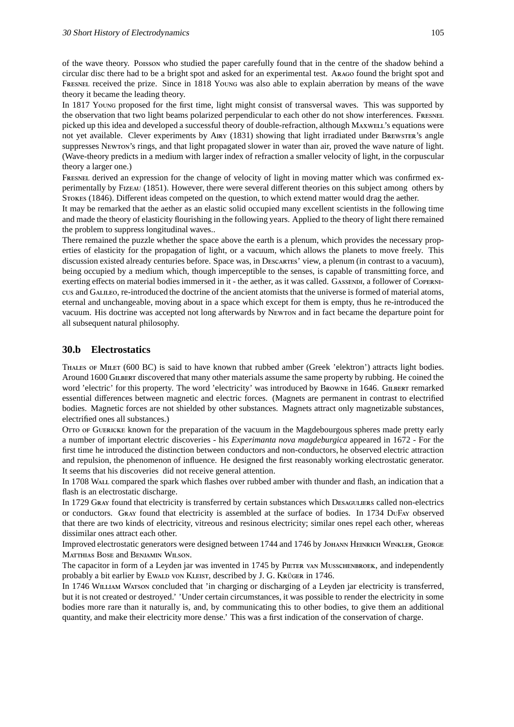of the wave theory. Poisson who studied the paper carefully found that in the centre of the shadow behind a circular disc there had to be a bright spot and asked for an experimental test. Arago found the bright spot and Fresnel received the prize. Since in 1818 Young was also able to explain aberration by means of the wave theory it became the leading theory.

In 1817 Young proposed for the first time, light might consist of transversal waves. This was supported by the observation that two light beams polarized perpendicular to each other do not show interferences. Fresnel picked up this idea and developed a successful theory of double-refraction, although Maxwell's equations were not yet available. Clever experiments by Airy (1831) showing that light irradiated under Brewster's angle suppresses Newton's rings, and that light propagated slower in water than air, proved the wave nature of light. (Wave-theory predicts in a medium with larger index of refraction a smaller velocity of light, in the corpuscular theory a larger one.)

Fresnel derived an expression for the change of velocity of light in moving matter which was confirmed experimentally by Fizeau (1851). However, there were several different theories on this subject among others by Stokes (1846). Different ideas competed on the question, to which extend matter would drag the aether.

It may be remarked that the aether as an elastic solid occupied many excellent scientists in the following time and made the theory of elasticity flourishing in the following years. Applied to the theory of light there remained the problem to suppress longitudinal waves..

There remained the puzzle whether the space above the earth is a plenum, which provides the necessary properties of elasticity for the propagation of light, or a vacuum, which allows the planets to move freely. This discussion existed already centuries before. Space was, in Descartes' view, a plenum (in contrast to a vacuum), being occupied by a medium which, though imperceptible to the senses, is capable of transmitting force, and exerting effects on material bodies immersed in it - the aether, as it was called. Gassendi, a follower of Copernicus and Galileo, re-introduced the doctrine of the ancient atomists that the universe is formed of material atoms, eternal and unchangeable, moving about in a space which except for them is empty, thus he re-introduced the vacuum. His doctrine was accepted not long afterwards by Newton and in fact became the departure point for all subsequent natural philosophy.

## 30.b Electrostatics

Thales of Milet (600 BC) is said to have known that rubbed amber (Greek 'elektron') attracts light bodies. Around 1600 Gilbert discovered that many other materials assume the same property by rubbing. He coined the word 'electric' for this property. The word 'electricity' was introduced by Browne in 1646. Gilbert remarked essential differences between magnetic and electric forces. (Magnets are permanent in contrast to electrified bodies. Magnetic forces are not shielded by other substances. Magnets attract only magnetizable substances, electrified ones all substances.)

Otto of Guericke known for the preparation of the vacuum in the Magdebourgous spheres made pretty early a number of important electric discoveries - his *Experimanta nova magdeburgica* appeared in 1672 - For the first time he introduced the distinction between conductors and non-conductors, he observed electric attraction and repulsion, the phenomenon of influence. He designed the first reasonably working electrostatic generator. It seems that his discoveries did not receive general attention.

In 1708 Wall compared the spark which flashes over rubbed amber with thunder and flash, an indication that a flash is an electrostatic discharge.

In 1729 Gray found that electricity is transferred by certain substances which Desaguliers called non-electrics or conductors. Gray found that electricity is assembled at the surface of bodies. In 1734 DuFay observed that there are two kinds of electricity, vitreous and resinous electricity; similar ones repel each other, whereas dissimilar ones attract each other.

Improved electrostatic generators were designed between 1744 and 1746 by Johann Heinrich Winkler, George Matthias Bose and Benjamin Wilson.

The capacitor in form of a Leyden jar was invented in 1745 by Pieter van Musschenbroek, and independently probably a bit earlier by Ewald von Kleist, described by J. G. Krüger in 1746.

In 1746 William Watson concluded that 'in charging or discharging of a Leyden jar electricity is transferred, but it is not created or destroyed.' 'Under certain circumstances, it was possible to render the electricity in some bodies more rare than it naturally is, and, by communicating this to other bodies, to give them an additional quantity, and make their electricity more dense.' This was a first indication of the conservation of charge.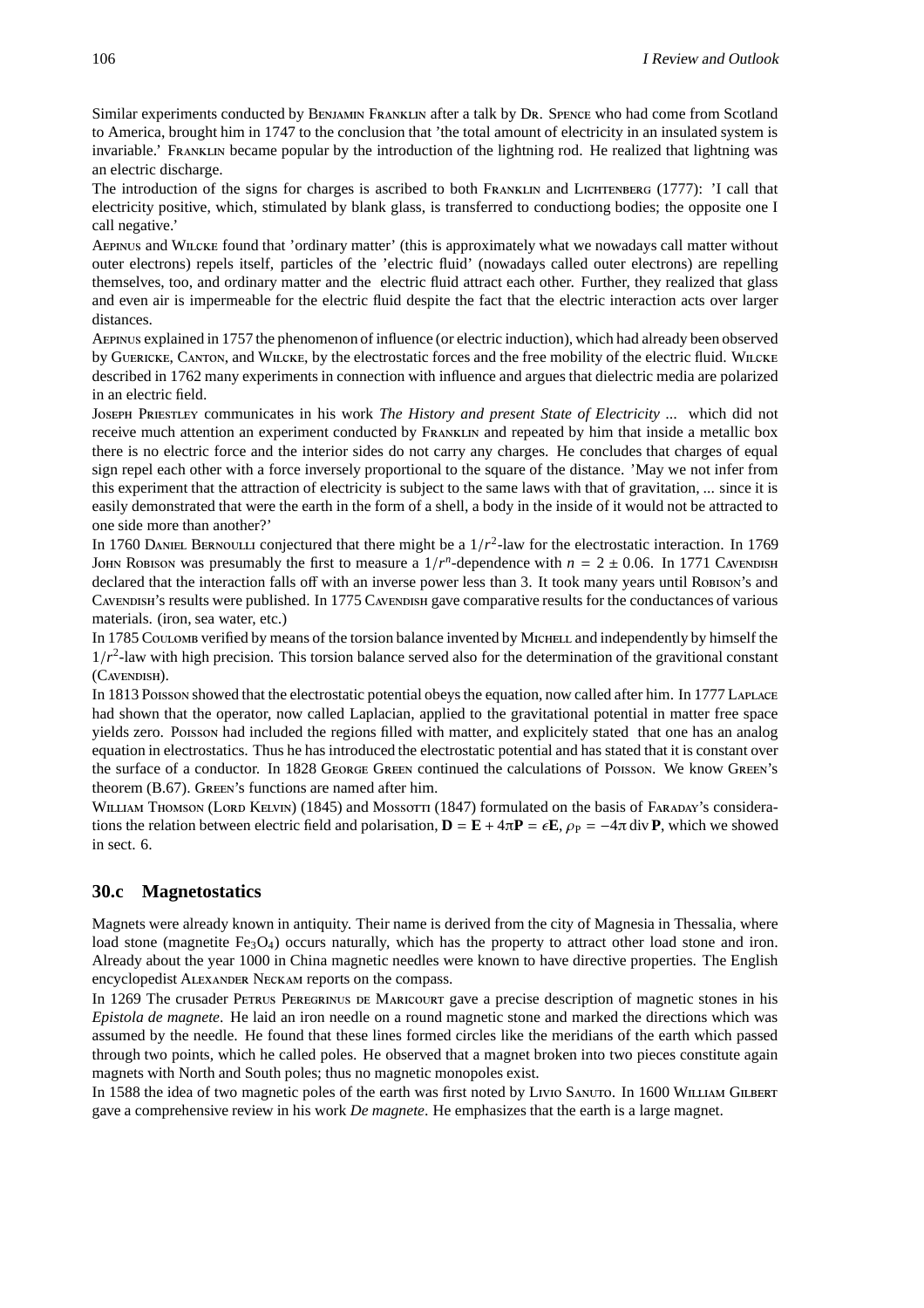Similar experiments conducted by Benjamin Franklin after a talk by Dr. Spence who had come from Scotland to America, brought him in 1747 to the conclusion that 'the total amount of electricity in an insulated system is invariable.' Franklin became popular by the introduction of the lightning rod. He realized that lightning was an electric discharge.

The introduction of the signs for charges is ascribed to both Franklin and Lichtenberg (1777): 'I call that electricity positive, which, stimulated by blank glass, is transferred to conductiong bodies; the opposite one I call negative.'

Aepinus and Wilcke found that 'ordinary matter' (this is approximately what we nowadays call matter without outer electrons) repels itself, particles of the 'electric fluid' (nowadays called outer electrons) are repelling themselves, too, and ordinary matter and the electric fluid attract each other. Further, they realized that glass and even air is impermeable for the electric fluid despite the fact that the electric interaction acts over larger distances.

Aepinus explained in 1757 the phenomenon of influence (or electric induction), which had already been observed by Guericke, Canton, and Wilcke, by the electrostatic forces and the free mobility of the electric fluid. Wilcke described in 1762 many experiments in connection with influence and argues that dielectric media are polarized in an electric field.

Joseph Priestley communicates in his work *The History and present State of Electricity ...* which did not receive much attention an experiment conducted by Franklin and repeated by him that inside a metallic box there is no electric force and the interior sides do not carry any charges. He concludes that charges of equal sign repel each other with a force inversely proportional to the square of the distance. 'May we not infer from this experiment that the attraction of electricity is subject to the same laws with that of gravitation, ... since it is easily demonstrated that were the earth in the form of a shell, a body in the inside of it would not be attracted to one side more than another?'

In 1760 Daniel Bernoulli conjectured that there might be a $1/r^2$-law for the electrostatic interaction. In 1769 John Robison was presumably the first to measure a $1/r^n$-dependence with $n = 2 \pm 0.06$. In 1771 Cavendish declared that the interaction falls off with an inverse power less than 3. It took many years until Robison's and Cavendish's results were published. In 1775 Cavendish gave comparative results for the conductances of various materials. (iron, sea water, etc.)

In 1785 Coulomb verified by means of the torsion balance invented by Michell and independently by himself the $1/r^2$-law with high precision. This torsion balance served also for the determination of the gravitional constant (Cavendish).

In 1813 Poisson showed that the electrostatic potential obeys the equation, now called after him. In 1777 Laplace had shown that the operator, now called Laplacian, applied to the gravitational potential in matter free space yields zero. Poisson had included the regions filled with matter, and explicitely stated that one has an analog equation in electrostatics. Thus he has introduced the electrostatic potential and has stated that it is constant over the surface of a conductor. In 1828 George Green continued the calculations of Poisson. We know Green's theorem (B.67). Green's functions are named after him.

William Thomson (Lord Kelvin) (1845) and Mossotti (1847) formulated on the basis of Faraday's considerations the relation between electric field and polarisation, $\mathbf{D} = \mathbf{E} + 4\pi\mathbf{P} = \epsilon\mathbf{E}$, $\rho_{\mathrm{P}} = -4\pi \operatorname{div} \mathbf{P}$, which we showed in sect. 6.

## 30.c Magnetostatics

Magnets were already known in antiquity. Their name is derived from the city of Magnesia in Thessalia, where load stone (magnetite $Fe_3O_4$) occurs naturally, which has the property to attract other load stone and iron. Already about the year 1000 in China magnetic needles were known to have directive properties. The English encyclopedist Alexander Neckam reports on the compass.

In 1269 The crusader Petrus Peregrinus de Maricourt gave a precise description of magnetic stones in his *Epistola de magnete*. He laid an iron needle on a round magnetic stone and marked the directions which was assumed by the needle. He found that these lines formed circles like the meridians of the earth which passed through two points, which he called poles. He observed that a magnet broken into two pieces constitute again magnets with North and South poles; thus no magnetic monopoles exist.

In 1588 the idea of two magnetic poles of the earth was first noted by Livio Sanuto. In 1600 William Gilbert gave a comprehensive review in his work *De magnete*. He emphasizes that the earth is a large magnet.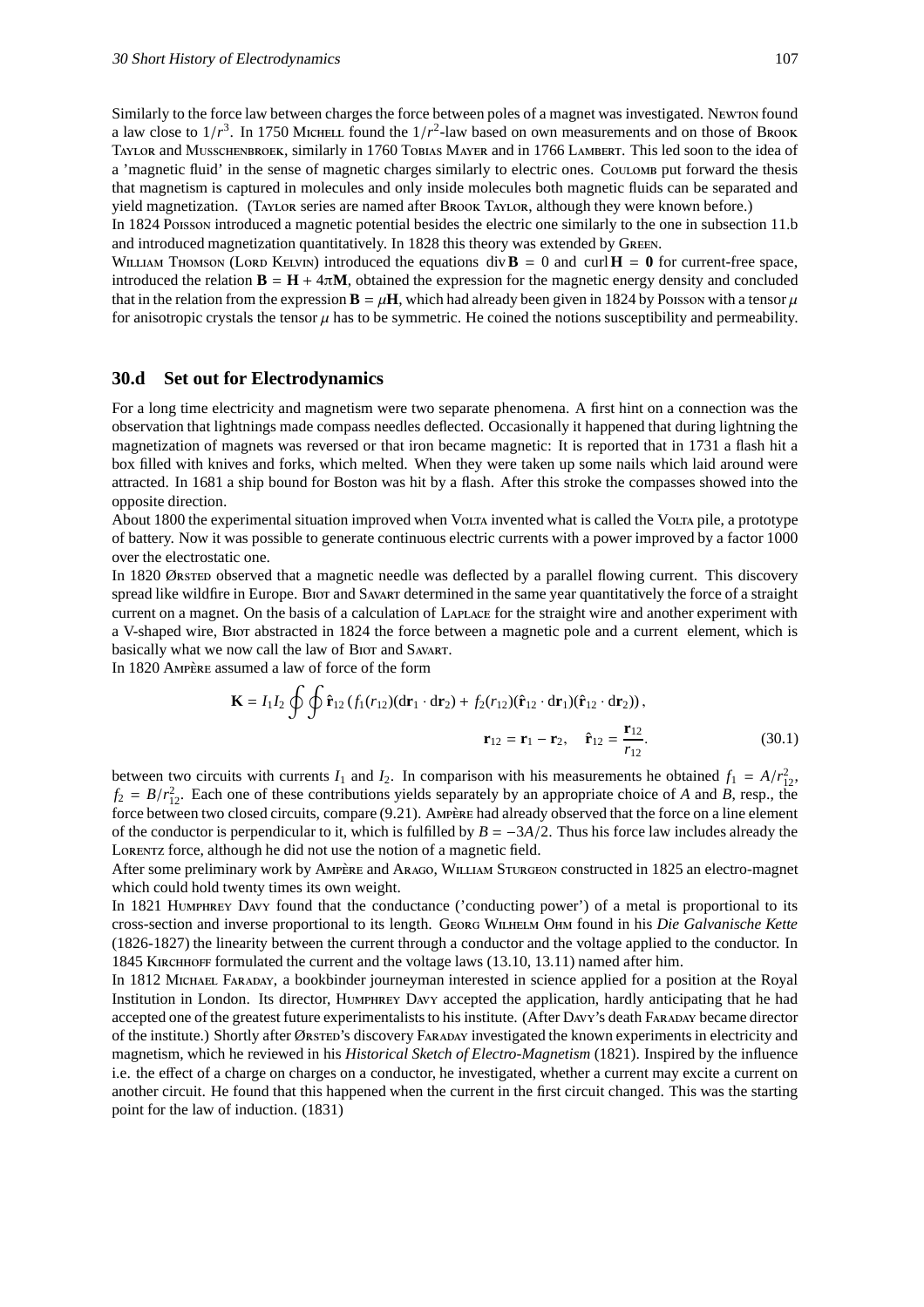Similarly to the force law between charges the force between poles of a magnet was investigated. Newton found a law close to $1/r^3$. In 1750 Michell found the $1/r^2$-law based on own measurements and on those of Brook Taylor and Musschenbroek, similarly in 1760 Tobias Mayer and in 1766 Lambert. This led soon to the idea of a 'magnetic fluid' in the sense of magnetic charges similarly to electric ones. Coulomb put forward the thesis that magnetism is captured in molecules and only inside molecules both magnetic fluids can be separated and yield magnetization. (Taylor series are named after Brook Taylor, although they were known before.)

In 1824 Poisson introduced a magnetic potential besides the electric one similarly to the one in subsection 11.b and introduced magnetization quantitatively. In 1828 this theory was extended by Green.

William Thomson (Lord Kelvin) introduced the equations $\operatorname{div}\mathbf{B} = 0$ and $\operatorname{curl}\mathbf{H} = \mathbf{0}$ for current-free space, introduced the relation $\mathbf{B} = \mathbf{H} + 4\pi\mathbf{M}$, obtained the expression for the magnetic energy density and concluded that in the relation from the expression $\mathbf{B} = \mu\mathbf{H}$, which had already been given in 1824 by Poisson with a tensor $\mu$ for anisotropic crystals the tensor $\mu$ has to be symmetric. He coined the notions susceptibility and permeability.

## 30.d Set out for Electrodynamics

For a long time electricity and magnetism were two separate phenomena. A first hint on a connection was the observation that lightnings made compass needles deflected. Occasionally it happened that during lightning the magnetization of magnets was reversed or that iron became magnetic: It is reported that in 1731 a flash hit a box filled with knives and forks, which melted. When they were taken up some nails which laid around were attracted. In 1681 a ship bound for Boston was hit by a flash. After this stroke the compasses showed into the opposite direction.

About 1800 the experimental situation improved when Volta invented what is called the Volta pile, a prototype of battery. Now it was possible to generate continuous electric currents with a power improved by a factor 1000 over the electrostatic one.

In 1820 Ørsted observed that a magnetic needle was deflected by a parallel flowing current. This discovery spread like wildfire in Europe. Biot and Savart determined in the same year quantitatively the force of a straight current on a magnet. On the basis of a calculation of Laplace for the straight wire and another experiment with a V-shaped wire, Biot abstracted in 1824 the force between a magnetic pole and a current element, which is basically what we now call the law of Biot and Savart.

In 1820 Ampère assumed a law of force of the form

$$\mathbf{K} = I_1 I_2 \oint\oint \hat{\mathbf{r}}_{12} \left( f_1(r_{12})(\mathrm{d}\mathbf{r}_1 \cdot \mathrm{d}\mathbf{r}_2) + f_2(r_{12})(\hat{\mathbf{r}}_{12} \cdot \mathrm{d}\mathbf{r}_1)(\hat{\mathbf{r}}_{12} \cdot \mathrm{d}\mathbf{r}_2) \right),$$
$$\mathbf{r}_{12} = \mathbf{r}_1 - \mathbf{r}_2, \quad \hat{\mathbf{r}}_{12} = \frac{\mathbf{r}_{12}}{r_{12}}. \tag{30.1}$$

between two circuits with currents $I_1$ and $I_2$. In comparison with his measurements he obtained $f_1 = A/r_{12}^2$, $f_2 = B/r_{12}^2$. Each one of these contributions yields separately by an appropriate choice of $A$ and $B$, resp., the force between two closed circuits, compare (9.21). Ampère had already observed that the force on a line element of the conductor is perpendicular to it, which is fulfilled by $B = -3A/2$. Thus his force law includes already the Lorentz force, although he did not use the notion of a magnetic field.

After some preliminary work by Ampère and Arago, William Sturgeon constructed in 1825 an electro-magnet which could hold twenty times its own weight.

In 1821 Humphrey Davy found that the conductance ('conducting power') of a metal is proportional to its cross-section and inverse proportional to its length. Georg Wilhelm Ohm found in his *Die Galvanische Kette* (1826-1827) the linearity between the current through a conductor and the voltage applied to the conductor. In 1845 Kirchhoff formulated the current and the voltage laws (13.10, 13.11) named after him.

In 1812 Michael Faraday, a bookbinder journeyman interested in science applied for a position at the Royal Institution in London. Its director, Humphrey Davy accepted the application, hardly anticipating that he had accepted one of the greatest future experimentalists to his institute. (After Davy's death Faraday became director of the institute.) Shortly after Ørsted's discovery Faraday investigated the known experiments in electricity and magnetism, which he reviewed in his *Historical Sketch of Electro-Magnetism* (1821). Inspired by the influence i.e. the effect of a charge on charges on a conductor, he investigated, whether a current may excite a current on another circuit. He found that this happened when the current in the first circuit changed. This was the starting point for the law of induction. (1831)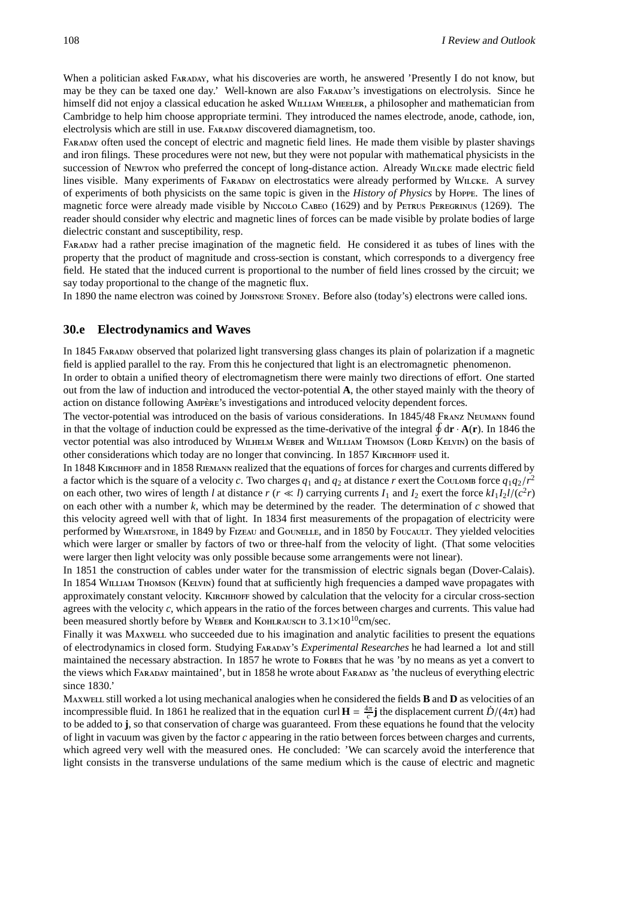When a politician asked Faraday, what his discoveries are worth, he answered 'Presently I do not know, but may be they can be taxed one day.' Well-known are also Faraday's investigations on electrolysis. Since he himself did not enjoy a classical education he asked William Wheeler, a philosopher and mathematician from Cambridge to help him choose appropriate termini. They introduced the names electrode, anode, cathode, ion, electrolysis which are still in use. Faraday discovered diamagnetism, too.

Faraday often used the concept of electric and magnetic field lines. He made them visible by plaster shavings and iron filings. These procedures were not new, but they were not popular with mathematical physicists in the succession of Newton who preferred the concept of long-distance action. Already Wilcke made electric field lines visible. Many experiments of Faraday on electrostatics were already performed by Wilcke. A survey of experiments of both physicists on the same topic is given in the *History of Physics* by Hoppe. The lines of magnetic force were already made visible by Niccolo Cabeo (1629) and by Petrus Peregrinus (1269). The reader should consider why electric and magnetic lines of forces can be made visible by prolate bodies of large dielectric constant and susceptibility, resp.

Faraday had a rather precise imagination of the magnetic field. He considered it as tubes of lines with the property that the product of magnitude and cross-section is constant, which corresponds to a divergency free field. He stated that the induced current is proportional to the number of field lines crossed by the circuit; we say today proportional to the change of the magnetic flux.

In 1890 the name electron was coined by Johnstone Stoney. Before also (today's) electrons were called ions.

## 30.e Electrodynamics and Waves

In 1845 Faraday observed that polarized light transversing glass changes its plain of polarization if a magnetic field is applied parallel to the ray. From this he conjectured that light is an electromagnetic phenomenon.

In order to obtain a unified theory of electromagnetism there were mainly two directions of effort. One started out from the law of induction and introduced the vector-potential $\mathbf{A}$, the other stayed mainly with the theory of action on distance following Ampère's investigations and introduced velocity dependent forces.

The vector-potential was introduced on the basis of various considerations. In 1845/48 Franz Neumann found in that the voltage of induction could be expressed as the time-derivative of the integral $\oint d\mathbf{r} \cdot \mathbf{A}(\mathbf{r})$. In 1846 the vector potential was also introduced by Wilhelm Weber and William Thomson (Lord Kelvin) on the basis of other considerations which today are no longer that convincing. In 1857 Kirchhoff used it.

In 1848 Kirchhoff and in 1858 Riemann realized that the equations of forces for charges and currents differed by a factor which is the square of a velocity $c$. Two charges $q_1$ and $q_2$ at distance $r$ exert the Coulomb force $q_1 q_2 / r^2$ on each other, two wires of length $l$ at distance $r$ ($r \ll l$) carrying currents $I_1$ and $I_2$ exert the force $kI_1 I_2 l/(c^2 r)$ on each other with a number $k$, which may be determined by the reader. The determination of $c$ showed that this velocity agreed well with that of light. In 1834 first measurements of the propagation of electricity were performed by Wheatstone, in 1849 by Fizeau and Gounelle, and in 1850 by Foucault. They yielded velocities which were larger or smaller by factors of two or three-half from the velocity of light. (That some velocities were larger then light velocity was only possible because some arrangements were not linear).

In 1851 the construction of cables under water for the transmission of electric signals began (Dover-Calais). In 1854 William Thomson (Kelvin) found that at sufficiently high frequencies a damped wave propagates with approximately constant velocity. Kirchhoff showed by calculation that the velocity for a circular cross-section agrees with the velocity $c$, which appears in the ratio of the forces between charges and currents. This value had been measured shortly before by Weber and Kohlrausch to $3.1 \times 10^{10}$cm/sec.

Finally it was Maxwell who succeeded due to his imagination and analytic facilities to present the equations of electrodynamics in closed form. Studying Faraday's *Experimental Researches* he had learned a lot and still maintained the necessary abstraction. In 1857 he wrote to Forbes that he was 'by no means as yet a convert to the views which Faraday maintained', but in 1858 he wrote about Faraday as 'the nucleus of everything electric since 1830.'

Maxwell still worked a lot using mechanical analogies when he considered the fields $\mathbf{B}$ and $\mathbf{D}$ as velocities of an incompressible fluid. In 1861 he realized that in the equation $\operatorname{curl} \mathbf{H} = \frac{4\pi}{c}\mathbf{j}$ the displacement current $\dot{D}/(4\pi)$ had to be added to $\mathbf{j}$, so that conservation of charge was guaranteed. From these equations he found that the velocity of light in vacuum was given by the factor $c$ appearing in the ratio between forces between charges and currents, which agreed very well with the measured ones. He concluded: 'We can scarcely avoid the interference that light consists in the transverse undulations of the same medium which is the cause of electric and magnetic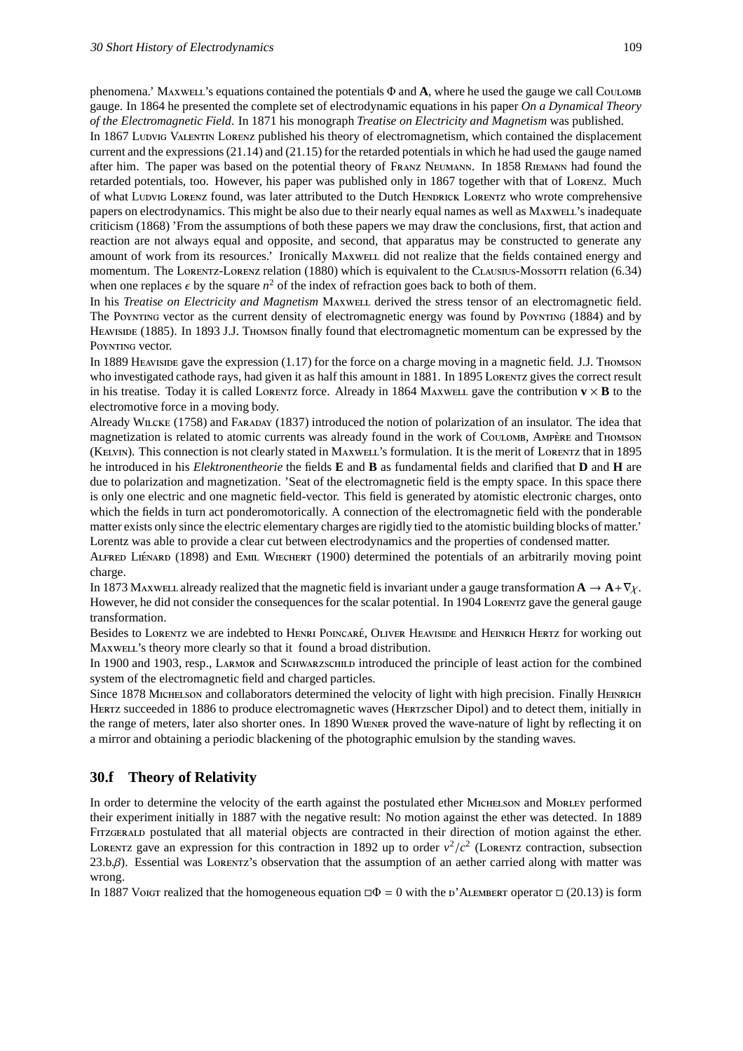phenomena.' Maxwell's equations contained the potentials $\Phi$ and $\mathbf{A}$, where he used the gauge we call Coulomb gauge. In 1864 he presented the complete set of electrodynamic equations in his paper *On a Dynamical Theory of the Electromagnetic Field*. In 1871 his monograph *Treatise on Electricity and Magnetism* was published.

In 1867 Ludvig Valentin Lorenz published his theory of electromagnetism, which contained the displacement current and the expressions (21.14) and (21.15) for the retarded potentials in which he had used the gauge named after him. The paper was based on the potential theory of Franz Neumann. In 1858 Riemann had found the retarded potentials, too. However, his paper was published only in 1867 together with that of Lorenz. Much of what Ludvig Lorenz found, was later attributed to the Dutch Hendrick Lorentz who wrote comprehensive papers on electrodynamics. This might be also due to their nearly equal names as well as Maxwell's inadequate criticism (1868) 'From the assumptions of both these papers we may draw the conclusions, first, that action and reaction are not always equal and opposite, and second, that apparatus may be constructed to generate any amount of work from its resources.' Ironically Maxwell did not realize that the fields contained energy and momentum. The Lorentz-Lorenz relation (1880) which is equivalent to the Clausius-Mossotti relation (6.34) when one replaces $\epsilon$ by the square $n^2$ of the index of refraction goes back to both of them.

In his *Treatise on Electricity and Magnetism* Maxwell derived the stress tensor of an electromagnetic field. The Poynting vector as the current density of electromagnetic energy was found by Poynting (1884) and by Heaviside (1885). In 1893 J.J. Thomson finally found that electromagnetic momentum can be expressed by the Poynting vector.

In 1889 Heaviside gave the expression (1.17) for the force on a charge moving in a magnetic field. J.J. Thomson who investigated cathode rays, had given it as half this amount in 1881. In 1895 Lorentz gives the correct result in his treatise. Today it is called Lorentz force. Already in 1864 Maxwell gave the contribution $\mathbf{v} \times \mathbf{B}$ to the electromotive force in a moving body.

Already Wilcke (1758) and Faraday (1837) introduced the notion of polarization of an insulator. The idea that magnetization is related to atomic currents was already found in the work of Coulomb, Ampère and Thomson (Kelvin). This connection is not clearly stated in Maxwell's formulation. It is the merit of Lorentz that in 1895 he introduced in his *Elektronentheorie* the fields $\mathbf{E}$ and $\mathbf{B}$ as fundamental fields and clarified that $\mathbf{D}$ and $\mathbf{H}$ are due to polarization and magnetization. 'Seat of the electromagnetic field is the empty space. In this space there is only one electric and one magnetic field-vector. This field is generated by atomistic electronic charges, onto which the fields in turn act ponderomotorically. A connection of the electromagnetic field with the ponderable matter exists only since the electric elementary charges are rigidly tied to the atomistic building blocks of matter.' Lorentz was able to provide a clear cut between electrodynamics and the properties of condensed matter.

Alfred Liénard (1898) and Emil Wiechert (1900) determined the potentials of an arbitrarily moving point charge.

In 1873 Maxwell already realized that the magnetic field is invariant under a gauge transformation $\mathbf{A} \rightarrow \mathbf{A} + \nabla\chi$. However, he did not consider the consequences for the scalar potential. In 1904 Lorentz gave the general gauge transformation.

Besides to Lorentz we are indebted to Henri Poincaré, Oliver Heaviside and Heinrich Hertz for working out Maxwell's theory more clearly so that it found a broad distribution.

In 1900 and 1903, resp., Larmor and Schwarzschild introduced the principle of least action for the combined system of the electromagnetic field and charged particles.

Since 1878 Michelson and collaborators determined the velocity of light with high precision. Finally Heinrich Hertz succeeded in 1886 to produce electromagnetic waves (Hertzscher Dipol) and to detect them, initially in the range of meters, later also shorter ones. In 1890 Wiener proved the wave-nature of light by reflecting it on a mirror and obtaining a periodic blackening of the photographic emulsion by the standing waves.

## 30.f Theory of Relativity

In order to determine the velocity of the earth against the postulated ether Michelson and Morley performed their experiment initially in 1887 with the negative result: No motion against the ether was detected. In 1889 Fitzgerald postulated that all material objects are contracted in their direction of motion against the ether. Lorentz gave an expression for this contraction in 1892 up to order $v^2/c^2$ (Lorentz contraction, subsection 23.b.$\beta$). Essential was Lorentz's observation that the assumption of an aether carried along with matter was wrong.

In 1887 Voigt realized that the homogeneous equation $\Box\Phi = 0$ with the d'Alembert operator $\Box$ (20.13) is form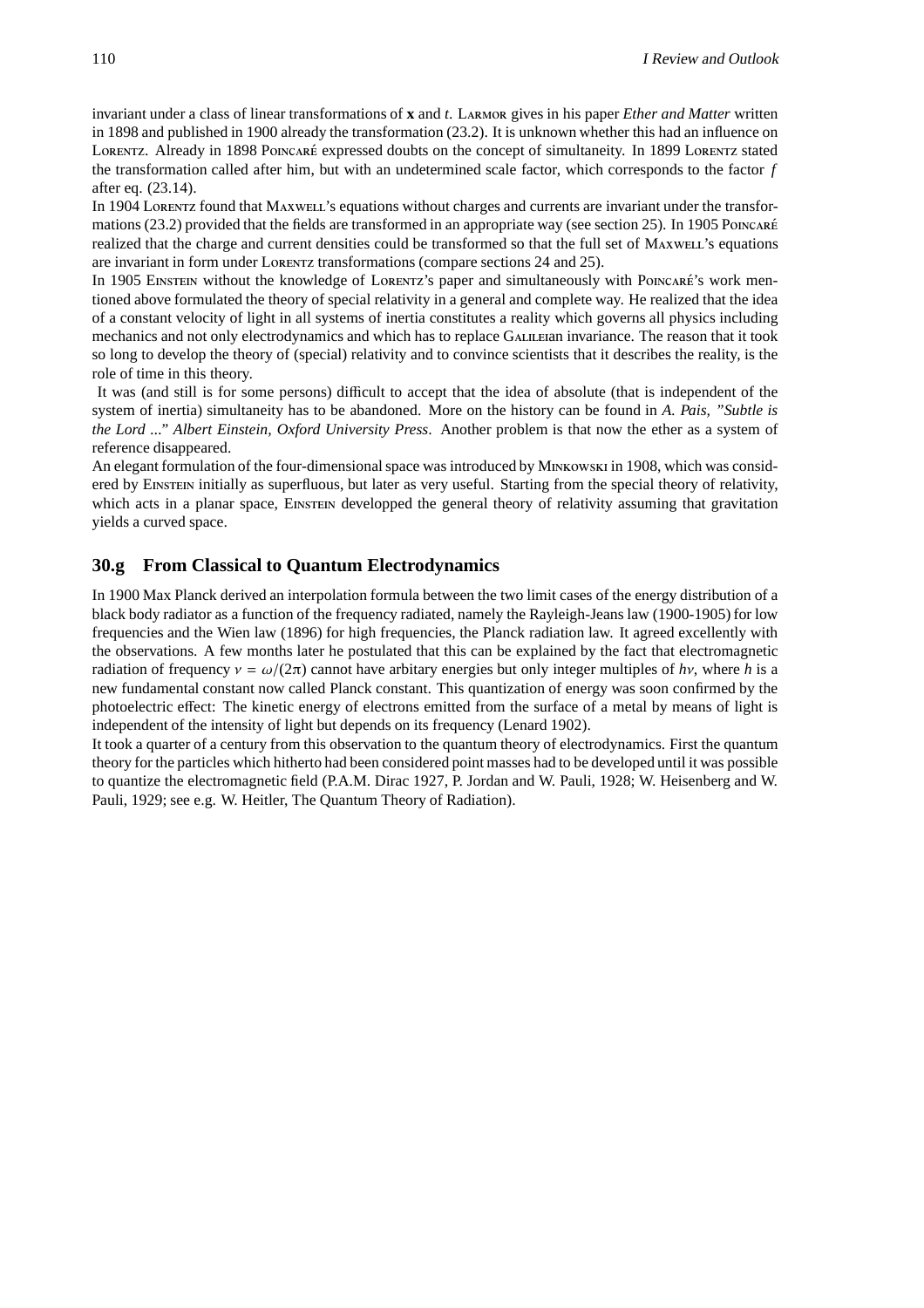invariant under a class of linear transformations of **x** and $t$. Larmor gives in his paper *Ether and Matter* written in 1898 and published in 1900 already the transformation (23.2). It is unknown whether this had an influence on Lorentz. Already in 1898 Poincaré expressed doubts on the concept of simultaneity. In 1899 Lorentz stated the transformation called after him, but with an undetermined scale factor, which corresponds to the factor $f$ after eq. (23.14).

In 1904 Lorentz found that Maxwell's equations without charges and currents are invariant under the transformations (23.2) provided that the fields are transformed in an appropriate way (see section 25). In 1905 Poincaré realized that the charge and current densities could be transformed so that the full set of Maxwell's equations are invariant in form under Lorentz transformations (compare sections 24 and 25).

In 1905 Einstein without the knowledge of Lorentz's paper and simultaneously with Poincaré's work mentioned above formulated the theory of special relativity in a general and complete way. He realized that the idea of a constant velocity of light in all systems of inertia constitutes a reality which governs all physics including mechanics and not only electrodynamics and which has to replace Galileian invariance. The reason that it took so long to develop the theory of (special) relativity and to convince scientists that it describes the reality, is the role of time in this theory.

It was (and still is for some persons) difficult to accept that the idea of absolute (that is independent of the system of inertia) simultaneity has to be abandoned. More on the history can be found in *A. Pais, "Subtle is the Lord ..." Albert Einstein, Oxford University Press*. Another problem is that now the ether as a system of reference disappeared.

An elegant formulation of the four-dimensional space was introduced by Minkowski in 1908, which was considered by Einstein initially as superfluous, but later as very useful. Starting from the special theory of relativity, which acts in a planar space, Einstein developped the general theory of relativity assuming that gravitation yields a curved space.

## 30.g From Classical to Quantum Electrodynamics

In 1900 Max Planck derived an interpolation formula between the two limit cases of the energy distribution of a black body radiator as a function of the frequency radiated, namely the Rayleigh-Jeans law (1900-1905) for low frequencies and the Wien law (1896) for high frequencies, the Planck radiation law. It agreed excellently with the observations. A few months later he postulated that this can be explained by the fact that electromagnetic radiation of frequency $\nu = \omega/(2\pi)$ cannot have arbitary energies but only integer multiples of $h\nu$, where $h$ is a new fundamental constant now called Planck constant. This quantization of energy was soon confirmed by the photoelectric effect: The kinetic energy of electrons emitted from the surface of a metal by means of light is independent of the intensity of light but depends on its frequency (Lenard 1902).

It took a quarter of a century from this observation to the quantum theory of electrodynamics. First the quantum theory for the particles which hitherto had been considered point masses had to be developed until it was possible to quantize the electromagnetic field (P.A.M. Dirac 1927, P. Jordan and W. Pauli, 1928; W. Heisenberg and W. Pauli, 1929; see e.g. W. Heitler, The Quantum Theory of Radiation).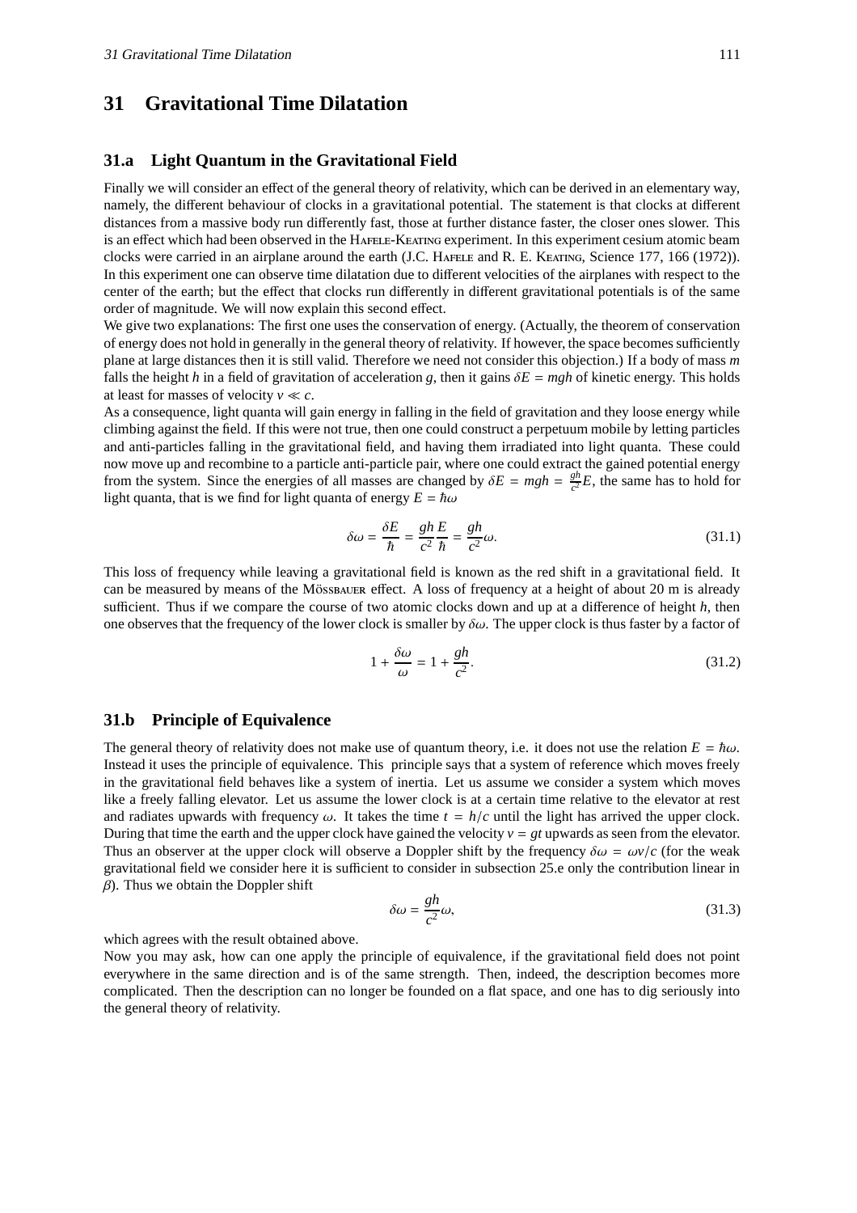# 31 Gravitational Time Dilatation

## 31.a Light Quantum in the Gravitational Field

Finally we will consider an effect of the general theory of relativity, which can be derived in an elementary way, namely, the different behaviour of clocks in a gravitational potential. The statement is that clocks at different distances from a massive body run differently fast, those at further distance faster, the closer ones slower. This is an effect which had been observed in the Hafele-Keating experiment. In this experiment cesium atomic beam clocks were carried in an airplane around the earth (J.C. Hafele and R. E. Keating, Science 177, 166 (1972)). In this experiment one can observe time dilatation due to different velocities of the airplanes with respect to the center of the earth; but the effect that clocks run differently in different gravitational potentials is of the same order of magnitude. We will now explain this second effect.

We give two explanations: The first one uses the conservation of energy. (Actually, the theorem of conservation of energy does not hold in generally in the general theory of relativity. If however, the space becomes sufficiently plane at large distances then it is still valid. Therefore we need not consider this objection.) If a body of mass $m$ falls the height $h$ in a field of gravitation of acceleration $g$, then it gains $\delta E = mgh$ of kinetic energy. This holds at least for masses of velocity $v \ll c$.

As a consequence, light quanta will gain energy in falling in the field of gravitation and they loose energy while climbing against the field. If this were not true, then one could construct a perpetuum mobile by letting particles and anti-particles falling in the gravitational field, and having them irradiated into light quanta. These could now move up and recombine to a particle anti-particle pair, where one could extract the gained potential energy from the system. Since the energies of all masses are changed by $\delta E = mgh = \frac{gh}{c^2}E$, the same has to hold for light quanta, that is we find for light quanta of energy $E = \hbar\omega$

$$\delta\omega = \frac{\delta E}{\hbar} = \frac{gh}{c^2}\frac{E}{\hbar} = \frac{gh}{c^2}\omega. \tag{31.1}$$

This loss of frequency while leaving a gravitational field is known as the red shift in a gravitational field. It can be measured by means of the Mössbauer effect. A loss of frequency at a height of about 20 m is already sufficient. Thus if we compare the course of two atomic clocks down and up at a difference of height $h$, then one observes that the frequency of the lower clock is smaller by $\delta\omega$. The upper clock is thus faster by a factor of

$$1 + \frac{\delta\omega}{\omega} = 1 + \frac{gh}{c^2}. \tag{31.2}$$

## 31.b Principle of Equivalence

The general theory of relativity does not make use of quantum theory, i.e. it does not use the relation $E = \hbar\omega$. Instead it uses the principle of equivalence. This principle says that a system of reference which moves freely in the gravitational field behaves like a system of inertia. Let us assume we consider a system which moves like a freely falling elevator. Let us assume the lower clock is at a certain time relative to the elevator at rest and radiates upwards with frequency $\omega$. It takes the time $t = h/c$ until the light has arrived the upper clock. During that time the earth and the upper clock have gained the velocity $v = gt$ upwards as seen from the elevator. Thus an observer at the upper clock will observe a Doppler shift by the frequency $\delta\omega = \omega v/c$ (for the weak gravitational field we consider here it is sufficient to consider in subsection 25.e only the contribution linear in $\beta$). Thus we obtain the Doppler shift

$$\delta\omega = \frac{gh}{c^2}\omega, \tag{31.3}$$

which agrees with the result obtained above.

Now you may ask, how can one apply the principle of equivalence, if the gravitational field does not point everywhere in the same direction and is of the same strength. Then, indeed, the description becomes more complicated. Then the description can no longer be founded on a flat space, and one has to dig seriously into the general theory of relativity.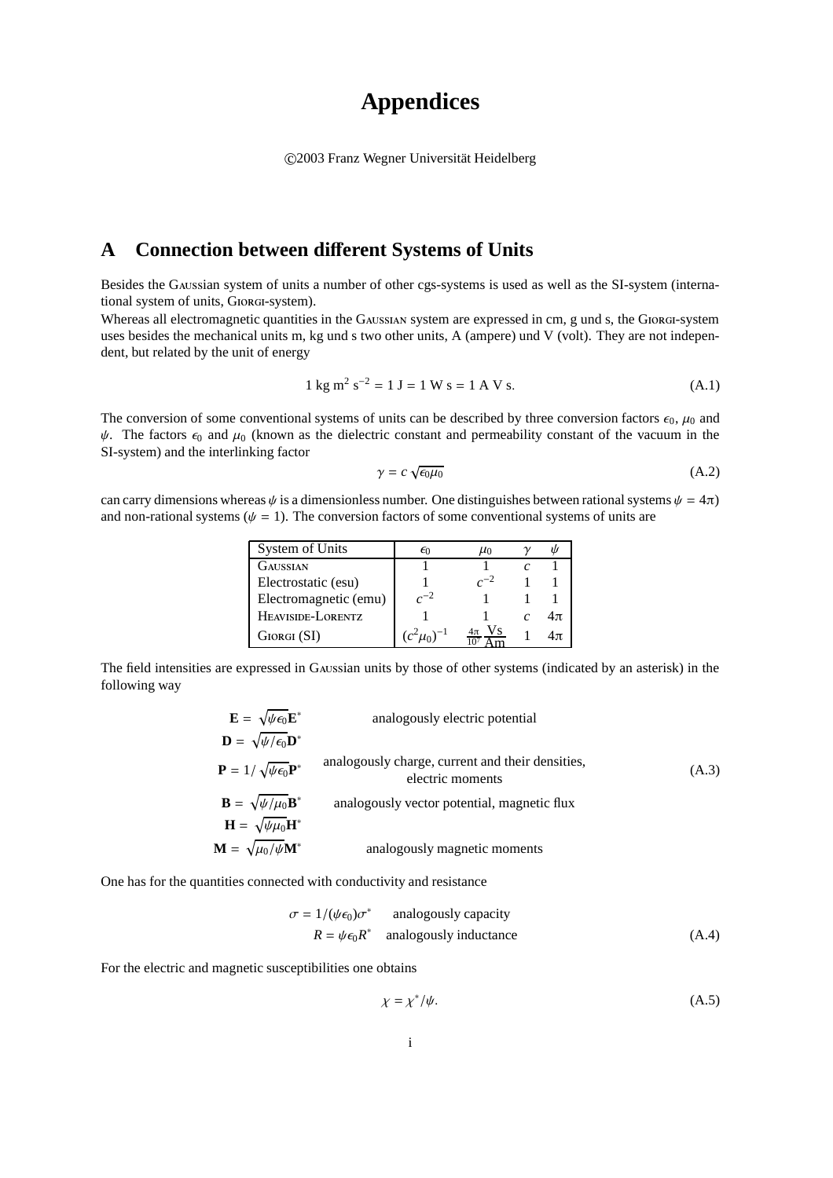# Appendices

©2003 Franz Wegner Universität Heidelberg

## A Connection between different Systems of Units

Besides the Gaussian system of units a number of other cgs-systems is used as well as the SI-system (international system of units, Giorgi-system).
Whereas all electromagnetic quantities in the Gaussian system are expressed in cm, g und s, the Giorgi-system uses besides the mechanical units m, kg und s two other units, A (ampere) und V (volt). They are not independent, but related by the unit of energy

$$1 \text{ kg m}^2 \text{ s}^{-2} = 1 \text{ J} = 1 \text{ W s} = 1 \text{ A V s}. \tag{A.1}$$

The conversion of some conventional systems of units can be described by three conversion factors $\epsilon_0$, $\mu_0$ and $\psi$. The factors $\epsilon_0$ and $\mu_0$ (known as the dielectric constant and permeability constant of the vacuum in the SI-system) and the interlinking factor

$$\gamma = c\sqrt{\epsilon_0 \mu_0} \tag{A.2}$$

can carry dimensions whereas $\psi$ is a dimensionless number. One distinguishes between rational systems $\psi = 4\pi$) and non-rational systems ($\psi = 1$). The conversion factors of some conventional systems of units are

| System of Units | $\epsilon_0$ | $\mu_0$ | $\gamma$ | $\psi$ |
|---|---|---|---|---|
| Gaussian | 1 | 1 | $c$ | 1 |
| Electrostatic (esu) | 1 | $c^{-2}$ | 1 | 1 |
| Electromagnetic (emu) | $c^{-2}$ | 1 | 1 | 1 |
| Heaviside-Lorentz | 1 | 1 | $c$ | $4\pi$ |
| Giorgi (SI) | $(c^2\mu_0)^{-1}$ | $\frac{4\pi}{10^7}\frac{\text{Vs}}{\text{Am}}$ | 1 | $4\pi$ |

The field intensities are expressed in Gaussian units by those of other systems (indicated by an asterisk) in the following way

$$\begin{aligned}
\mathbf{E} &= \sqrt{\psi\epsilon_0}\mathbf{E}^* && \text{analogously electric potential} \\
\mathbf{D} &= \sqrt{\psi/\epsilon_0}\mathbf{D}^* && \\
\mathbf{P} &= 1/\sqrt{\psi\epsilon_0}\mathbf{P}^* && \text{analogously charge, current and their densities, electric moments} \\
\mathbf{B} &= \sqrt{\psi/\mu_0}\mathbf{B}^* && \text{analogously vector potential, magnetic flux} \\
\mathbf{H} &= \sqrt{\psi\mu_0}\mathbf{H}^* && \\
\mathbf{M} &= \sqrt{\mu_0/\psi}\mathbf{M}^* && \text{analogously magnetic moments}
\end{aligned} \tag{A.3}$$

One has for the quantities connected with conductivity and resistance

$$\begin{aligned}
\sigma &= 1/(\psi\epsilon_0)\sigma^* && \text{analogously capacity} \\
R &= \psi\epsilon_0 R^* && \text{analogously inductance}
\end{aligned} \tag{A.4}$$

For the electric and magnetic susceptibilities one obtains

$$\chi = \chi^*/\psi. \tag{A.5}$$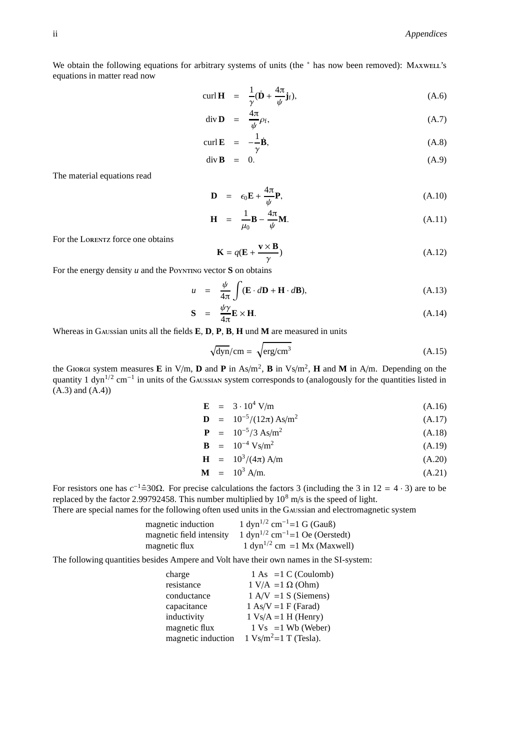We obtain the following equations for arbitrary systems of units (the * has now been removed): MAXWELL's equations in matter read now

$$\operatorname{curl}\mathbf{H} = \frac{1}{\gamma}(\dot{\mathbf{D}} + \frac{4\pi}{\psi}\mathbf{j}_f), \tag{A.6}$$

$$\operatorname{div}\mathbf{D} = \frac{4\pi}{\psi}\rho_f, \tag{A.7}$$

$$\operatorname{curl}\mathbf{E} = -\frac{1}{\gamma}\dot{\mathbf{B}}, \tag{A.8}$$

$$\operatorname{div}\mathbf{B} = 0. \tag{A.9}$$

The material equations read

$$\mathbf{D} = \epsilon_0\mathbf{E} + \frac{4\pi}{\psi}\mathbf{P}, \tag{A.10}$$

$$\mathbf{H} = \frac{1}{\mu_0}\mathbf{B} - \frac{4\pi}{\psi}\mathbf{M}. \tag{A.11}$$

For the LORENTZ force one obtains

$$\mathbf{K} = q(\mathbf{E} + \frac{\mathbf{v}\times\mathbf{B}}{\gamma}) \tag{A.12}$$

For the energy density $u$ and the POYNTING vector $\mathbf{S}$ on obtains

$$u = \frac{\psi}{4\pi}\int(\mathbf{E}\cdot d\mathbf{D} + \mathbf{H}\cdot d\mathbf{B}), \tag{A.13}$$

$$\mathbf{S} = \frac{\psi\gamma}{4\pi}\mathbf{E}\times\mathbf{H}. \tag{A.14}$$

Whereas in GAUSSian units all the fields $\mathbf{E}$, $\mathbf{D}$, $\mathbf{P}$, $\mathbf{B}$, $\mathbf{H}$ und $\mathbf{M}$ are measured in units

$$\sqrt{\text{dyn}}/\text{cm} = \sqrt{\text{erg/cm}^3} \tag{A.15}$$

the GIORGI system measures $\mathbf{E}$ in V/m, $\mathbf{D}$ and $\mathbf{P}$ in As/m$^2$, $\mathbf{B}$ in Vs/m$^2$, $\mathbf{H}$ and $\mathbf{M}$ in A/m. Depending on the quantity 1 dyn$^{1/2}$ cm$^{-1}$ in units of the GAUSSIAN system corresponds to (analogously for the quantities listed in (A.3) and (A.4))

$$\mathbf{E} = 3\cdot 10^4 \text{ V/m} \tag{A.16}$$

$$\mathbf{D} = 10^{-5}/(12\pi) \text{ As/m}^2 \tag{A.17}$$

$$\mathbf{P} = 10^{-5}/3 \text{ As/m}^2 \tag{A.18}$$

$$\mathbf{B} = 10^{-4} \text{ Vs/m}^2 \tag{A.19}$$

$$\mathbf{H} = 10^3/(4\pi) \text{ A/m} \tag{A.20}$$

$$\mathbf{M} = 10^3 \text{ A/m}. \tag{A.21}$$

For resistors one has $c^{-1} \widehat{=} 30\Omega$. For precise calculations the factors 3 (including the 3 in $12 = 4\cdot 3$) are to be replaced by the factor 2.99792458. This number multiplied by $10^8$ m/s is the speed of light.
There are special names for the following often used units in the GAUSSian and electromagnetic system

| | |
|---|---|
| magnetic induction | 1 dyn$^{1/2}$ cm$^{-1}$=1 G (Gauß) |
| magnetic field intensity | 1 dyn$^{1/2}$ cm$^{-1}$=1 Oe (Oerstedt) |
| magnetic flux | 1 dyn$^{1/2}$ cm =1 Mx (Maxwell) |

The following quantities besides Ampere and Volt have their own names in the SI-system:

| | |
|---|---|
| charge | 1 As =1 C (Coulomb) |
| resistance | 1 V/A =1 Ω (Ohm) |
| conductance | 1 A/V =1 S (Siemens) |
| capacitance | 1 As/V =1 F (Farad) |
| inductivity | 1 Vs/A =1 H (Henry) |
| magnetic flux | 1 Vs =1 Wb (Weber) |
| magnetic induction | 1 Vs/m$^2$=1 T (Tesla). |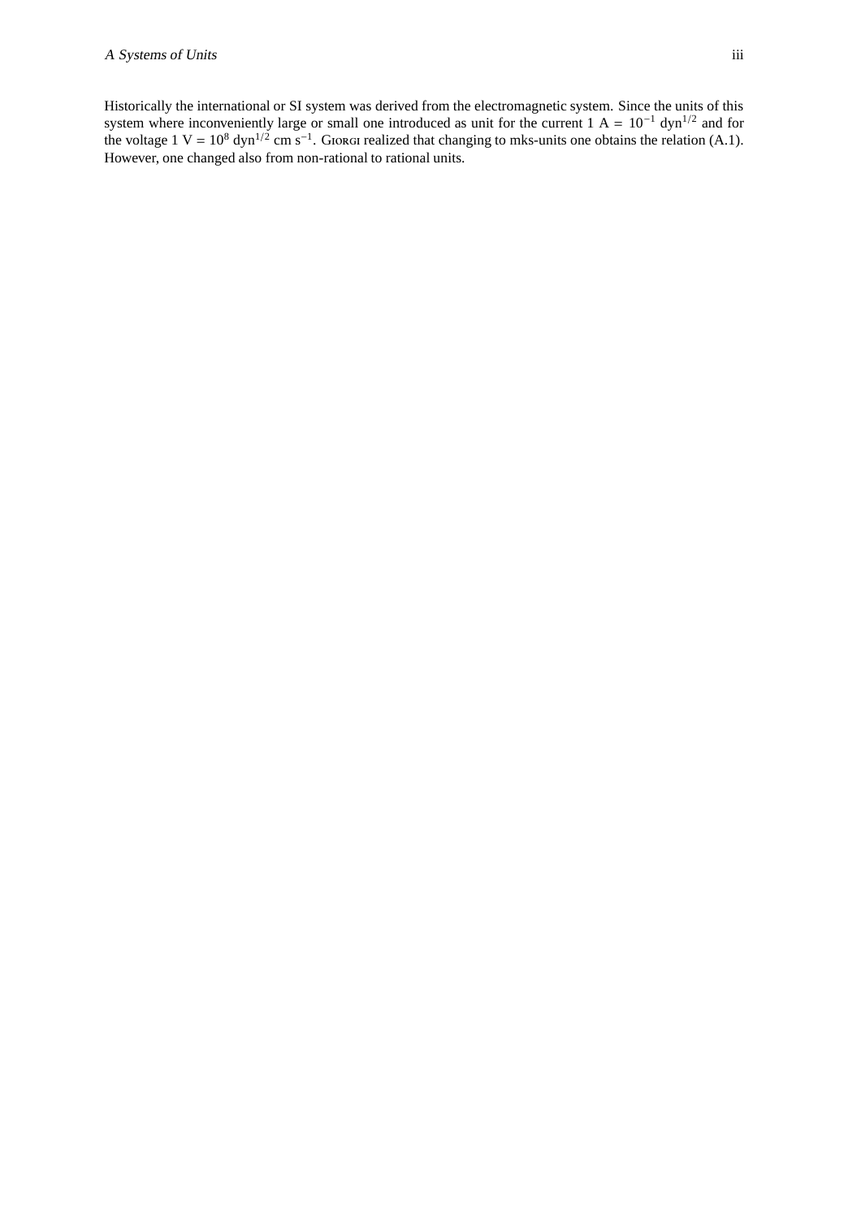Historically the international or SI system was derived from the electromagnetic system. Since the units of this system where inconveniently large or small one introduced as unit for the current 1 A = $10^{-1}$ dyn$^{1/2}$ and for the voltage 1 V = $10^{8}$ dyn$^{1/2}$ cm s$^{-1}$. Giorgi realized that changing to mks-units one obtains the relation (A.1). However, one changed also from non-rational to rational units.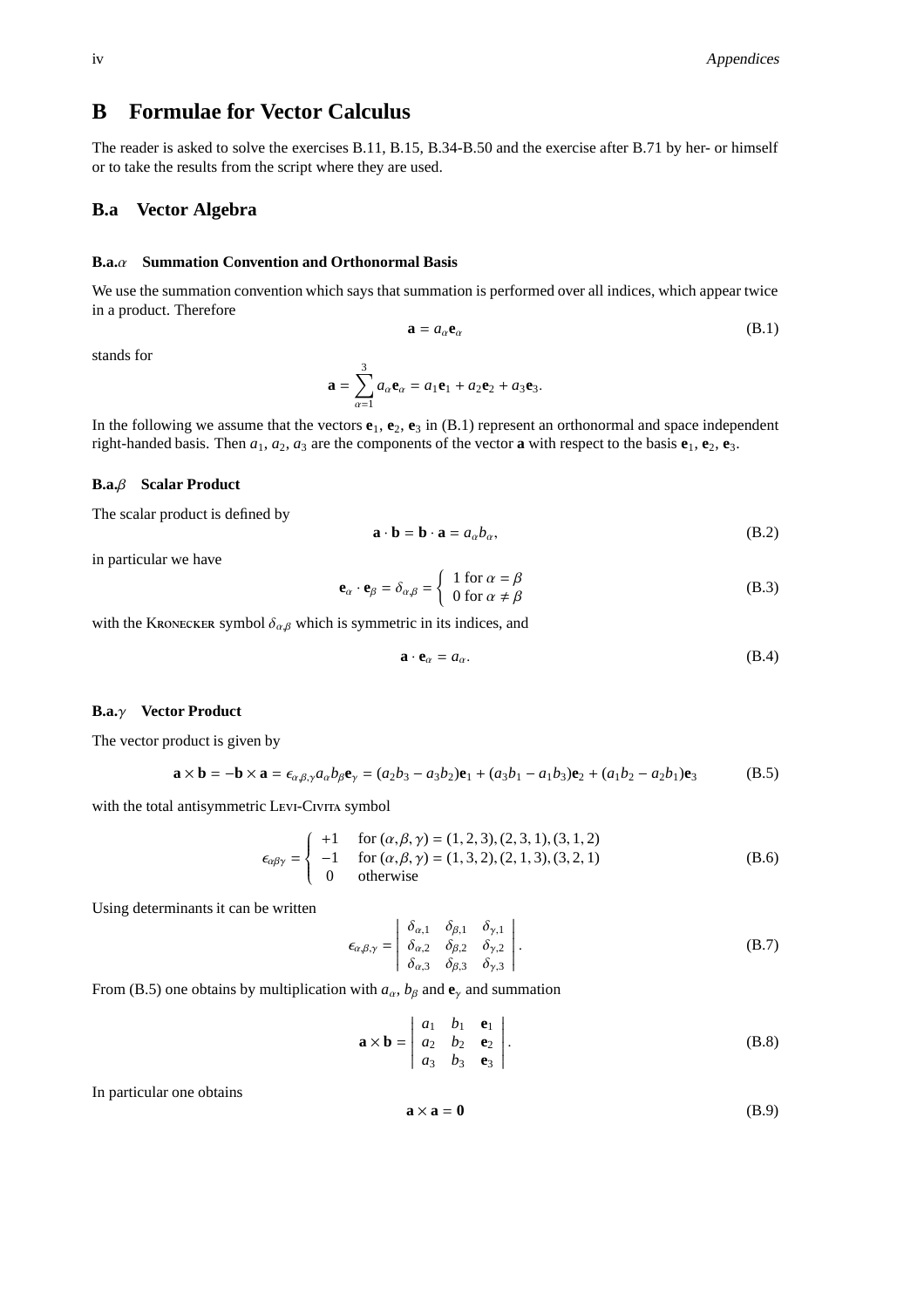# B Formulae for Vector Calculus

The reader is asked to solve the exercises B.11, B.15, B.34-B.50 and the exercise after B.71 by her- or himself or to take the results from the script where they are used.

## B.a Vector Algebra

### B.a.$\alpha$ Summation Convention and Orthonormal Basis

We use the summation convention which says that summation is performed over all indices, which appear twice in a product. Therefore

$$\mathbf{a} = a_\alpha \mathbf{e}_\alpha \tag{B.1}$$

stands for

$$\mathbf{a} = \sum_{\alpha=1}^{3} a_\alpha \mathbf{e}_\alpha = a_1\mathbf{e}_1 + a_2\mathbf{e}_2 + a_3\mathbf{e}_3.$$

In the following we assume that the vectors $\mathbf{e}_1$, $\mathbf{e}_2$, $\mathbf{e}_3$ in (B.1) represent an orthonormal and space independent right-handed basis. Then $a_1$, $a_2$, $a_3$ are the components of the vector $\mathbf{a}$ with respect to the basis $\mathbf{e}_1$, $\mathbf{e}_2$, $\mathbf{e}_3$.

### B.a.$\beta$ Scalar Product

The scalar product is defined by

$$\mathbf{a}\cdot\mathbf{b} = \mathbf{b}\cdot\mathbf{a} = a_\alpha b_\alpha, \tag{B.2}$$

in particular we have

$$\mathbf{e}_\alpha \cdot \mathbf{e}_\beta = \delta_{\alpha,\beta} = \begin{cases} 1 \text{ for } \alpha = \beta \\ 0 \text{ for } \alpha \neq \beta \end{cases} \tag{B.3}$$

with the Kronecker symbol $\delta_{\alpha,\beta}$ which is symmetric in its indices, and

$$\mathbf{a}\cdot\mathbf{e}_\alpha = a_\alpha. \tag{B.4}$$

### B.a.$\gamma$ Vector Product

The vector product is given by

$$\mathbf{a}\times\mathbf{b} = -\mathbf{b}\times\mathbf{a} = \epsilon_{\alpha,\beta,\gamma} a_\alpha b_\beta \mathbf{e}_\gamma = (a_2b_3 - a_3b_2)\mathbf{e}_1 + (a_3b_1 - a_1b_3)\mathbf{e}_2 + (a_1b_2 - a_2b_1)\mathbf{e}_3 \tag{B.5}$$

with the total antisymmetric Levi-Civita symbol

$$\epsilon_{\alpha\beta\gamma} = \begin{cases} +1 & \text{for } (\alpha,\beta,\gamma) = (1,2,3),(2,3,1),(3,1,2) \\ -1 & \text{for } (\alpha,\beta,\gamma) = (1,3,2),(2,1,3),(3,2,1) \\ 0 & \text{otherwise} \end{cases} \tag{B.6}$$

Using determinants it can be written

$$\epsilon_{\alpha,\beta,\gamma} = \begin{vmatrix} \delta_{\alpha,1} & \delta_{\beta,1} & \delta_{\gamma,1} \\ \delta_{\alpha,2} & \delta_{\beta,2} & \delta_{\gamma,2} \\ \delta_{\alpha,3} & \delta_{\beta,3} & \delta_{\gamma,3} \end{vmatrix}. \tag{B.7}$$

From (B.5) one obtains by multiplication with $a_\alpha$, $b_\beta$ and $\mathbf{e}_\gamma$ and summation

$$\mathbf{a}\times\mathbf{b} = \begin{vmatrix} a_1 & b_1 & \mathbf{e}_1 \\ a_2 & b_2 & \mathbf{e}_2 \\ a_3 & b_3 & \mathbf{e}_3 \end{vmatrix}. \tag{B.8}$$

In particular one obtains

$$\mathbf{a}\times\mathbf{a} = \mathbf{0} \tag{B.9}$$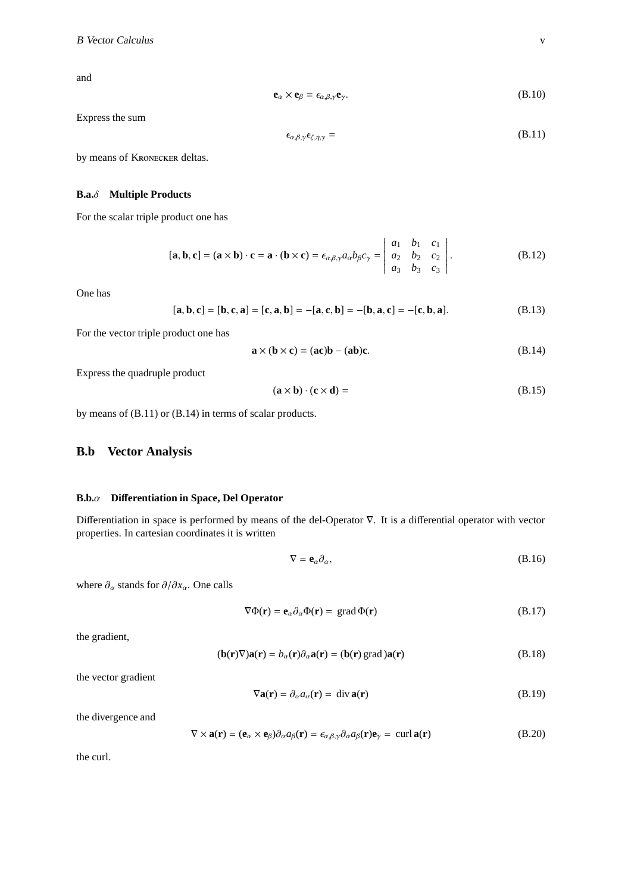and

$$\mathbf{e}_\alpha \times \mathbf{e}_\beta = \epsilon_{\alpha,\beta,\gamma}\mathbf{e}_\gamma. \tag{B.10}$$

Express the sum

$$\epsilon_{\alpha,\beta,\gamma}\epsilon_{\zeta,\eta,\gamma} = \tag{B.11}$$

by means of Kronecker deltas.

### B.a.$\delta$ Multiple Products

For the scalar triple product one has

$$[\mathbf{a},\mathbf{b},\mathbf{c}] = (\mathbf{a}\times\mathbf{b})\cdot\mathbf{c} = \mathbf{a}\cdot(\mathbf{b}\times\mathbf{c}) = \epsilon_{\alpha,\beta,\gamma}a_\alpha b_\beta c_\gamma = \begin{vmatrix} a_1 & b_1 & c_1 \\ a_2 & b_2 & c_2 \\ a_3 & b_3 & c_3 \end{vmatrix}. \tag{B.12}$$

One has

$$[\mathbf{a},\mathbf{b},\mathbf{c}] = [\mathbf{b},\mathbf{c},\mathbf{a}] = [\mathbf{c},\mathbf{a},\mathbf{b}] = -[\mathbf{a},\mathbf{c},\mathbf{b}] = -[\mathbf{b},\mathbf{a},\mathbf{c}] = -[\mathbf{c},\mathbf{b},\mathbf{a}]. \tag{B.13}$$

For the vector triple product one has

$$\mathbf{a}\times(\mathbf{b}\times\mathbf{c}) = (\mathbf{a}\mathbf{c})\mathbf{b} - (\mathbf{a}\mathbf{b})\mathbf{c}. \tag{B.14}$$

Express the quadruple product

$$(\mathbf{a}\times\mathbf{b})\cdot(\mathbf{c}\times\mathbf{d}) = \tag{B.15}$$

by means of (B.11) or (B.14) in terms of scalar products.

## B.b Vector Analysis

### B.b.$\alpha$ Differentiation in Space, Del Operator

Differentiation in space is performed by means of the del-Operator $\nabla$. It is a differential operator with vector properties. In cartesian coordinates it is written

$$\nabla = \mathbf{e}_\alpha\partial_\alpha, \tag{B.16}$$

where $\partial_\alpha$ stands for $\partial/\partial x_\alpha$. One calls

$$\nabla\Phi(\mathbf{r}) = \mathbf{e}_\alpha\partial_\alpha\Phi(\mathbf{r}) = \operatorname{grad}\Phi(\mathbf{r}) \tag{B.17}$$

the gradient,

$$(\mathbf{b}(\mathbf{r})\nabla)\mathbf{a}(\mathbf{r}) = b_\alpha(\mathbf{r})\partial_\alpha\mathbf{a}(\mathbf{r}) = (\mathbf{b}(\mathbf{r})\operatorname{grad})\mathbf{a}(\mathbf{r}) \tag{B.18}$$

the vector gradient

$$\nabla\mathbf{a}(\mathbf{r}) = \partial_\alpha a_\alpha(\mathbf{r}) = \operatorname{div}\mathbf{a}(\mathbf{r}) \tag{B.19}$$

the divergence and

$$\nabla\times\mathbf{a}(\mathbf{r}) = (\mathbf{e}_\alpha\times\mathbf{e}_\beta)\partial_\alpha a_\beta(\mathbf{r}) = \epsilon_{\alpha,\beta,\gamma}\partial_\alpha a_\beta(\mathbf{r})\mathbf{e}_\gamma = \operatorname{curl}\mathbf{a}(\mathbf{r}) \tag{B.20}$$

the curl.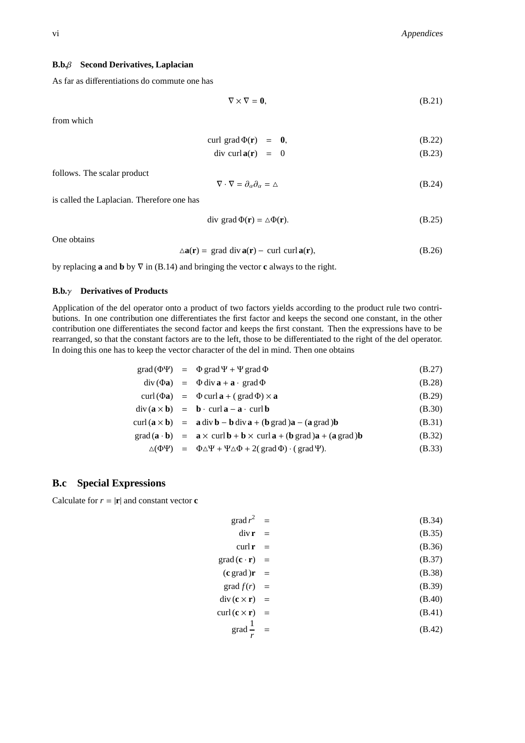### B.b.$\beta$ Second Derivatives, Laplacian

As far as differentiations do commute one has

$$\nabla \times \nabla = \mathbf{0}, \tag{B.21}$$

from which

$$\text{curl grad}\,\Phi(\mathbf{r}) = \mathbf{0}, \tag{B.22}$$

$$\text{div curl}\,\mathbf{a}(\mathbf{r}) = 0 \tag{B.23}$$

follows. The scalar product

$$\nabla \cdot \nabla = \partial_\alpha \partial_\alpha = \triangle \tag{B.24}$$

is called the Laplacian. Therefore one has

$$\text{div grad}\,\Phi(\mathbf{r}) = \triangle\Phi(\mathbf{r}). \tag{B.25}$$

One obtains

$$\triangle\mathbf{a}(\mathbf{r}) = \text{grad div}\,\mathbf{a}(\mathbf{r}) - \text{curl curl}\,\mathbf{a}(\mathbf{r}), \tag{B.26}$$

by replacing **a** and **b** by $\nabla$ in (B.14) and bringing the vector **c** always to the right.

### B.b.$\gamma$ Derivatives of Products

Application of the del operator onto a product of two factors yields according to the product rule two contributions. In one contribution one differentiates the first factor and keeps the second one constant, in the other contribution one differentiates the second factor and keeps the first constant. Then the expressions have to be rearranged, so that the constant factors are to the left, those to be differentiated to the right of the del operator. In doing this one has to keep the vector character of the del in mind. Then one obtains

$$\text{grad}\,(\Phi\Psi) = \Phi\,\text{grad}\,\Psi + \Psi\,\text{grad}\,\Phi \tag{B.27}$$

$$\text{div}\,(\Phi\mathbf{a}) = \Phi\,\text{div}\,\mathbf{a} + \mathbf{a}\cdot\,\text{grad}\,\Phi \tag{B.28}$$

$$\text{curl}\,(\Phi\mathbf{a}) = \Phi\,\text{curl}\,\mathbf{a} + (\,\text{grad}\,\Phi) \times \mathbf{a} \tag{B.29}$$

$$\text{div}\,(\mathbf{a}\times\mathbf{b}) = \mathbf{b}\cdot\,\text{curl}\,\mathbf{a} - \mathbf{a}\cdot\,\text{curl}\,\mathbf{b} \tag{B.30}$$

$$\text{curl}\,(\mathbf{a}\times\mathbf{b}) = \mathbf{a}\,\text{div}\,\mathbf{b} - \mathbf{b}\,\text{div}\,\mathbf{a} + (\mathbf{b}\,\text{grad}\,)\mathbf{a} - (\mathbf{a}\,\text{grad}\,)\mathbf{b} \tag{B.31}$$

$$\text{grad}\,(\mathbf{a}\cdot\mathbf{b}) = \mathbf{a}\times\,\text{curl}\,\mathbf{b} + \mathbf{b}\times\,\text{curl}\,\mathbf{a} + (\mathbf{b}\,\text{grad}\,)\mathbf{a} + (\mathbf{a}\,\text{grad}\,)\mathbf{b} \tag{B.32}$$

$$\triangle(\Phi\Psi) = \Phi\triangle\Psi + \Psi\triangle\Phi + 2(\,\text{grad}\,\Phi)\cdot(\,\text{grad}\,\Psi). \tag{B.33}$$

## B.c Special Expressions

Calculate for $r = |\mathbf{r}|$ and constant vector **c**

$$\text{grad}\,r^2 = \tag{B.34}$$

$$\text{div}\,\mathbf{r} = \tag{B.35}$$

$$\text{curl}\,\mathbf{r} = \tag{B.36}$$

$$\text{grad}\,(\mathbf{c}\cdot\mathbf{r}) = \tag{B.37}$$

$$(\mathbf{c}\,\text{grad}\,)\mathbf{r} = \tag{B.38}$$

$$\text{grad}\,f(r) = \tag{B.39}$$

$$\text{div}\,(\mathbf{c}\times\mathbf{r}) = \tag{B.40}$$

$$\text{curl}\,(\mathbf{c}\times\mathbf{r}) = \tag{B.41}$$

$$\text{grad}\,\frac{1}{r} = \tag{B.42}$$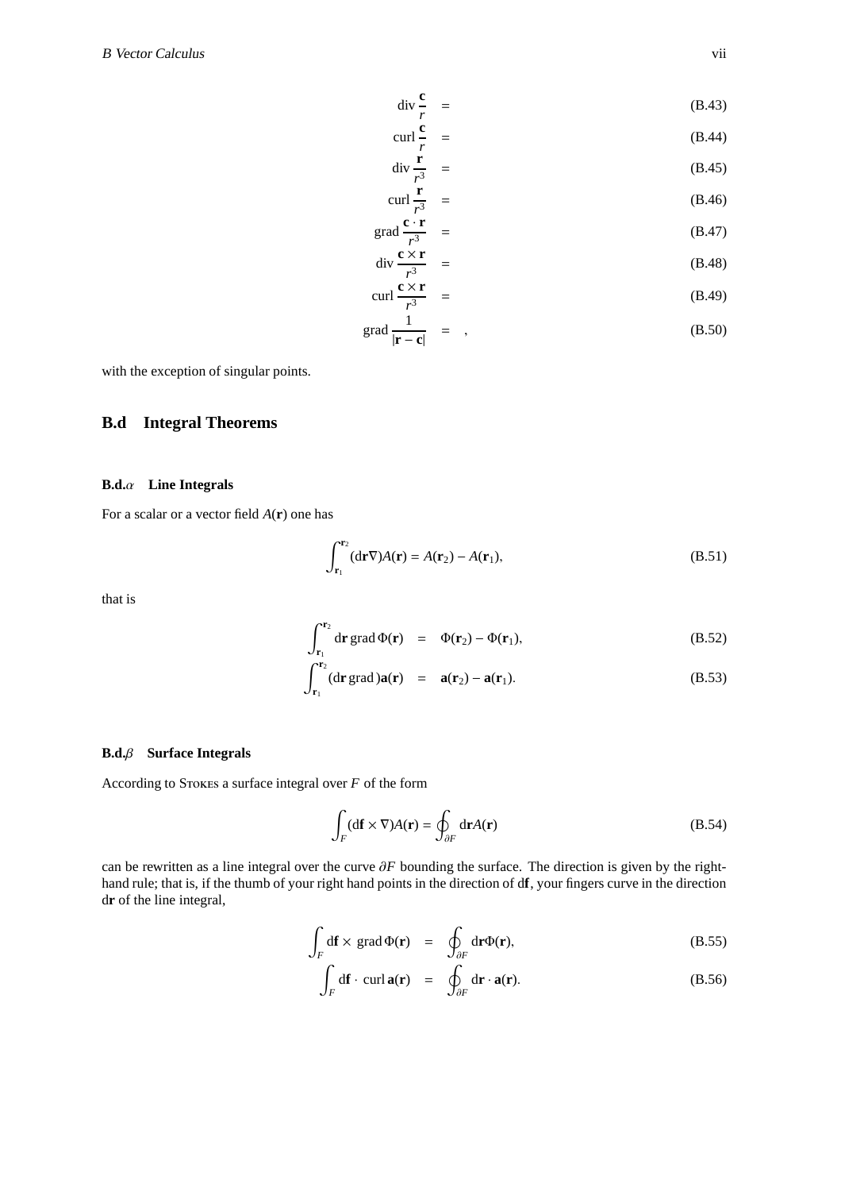$$\operatorname{div} \frac{\mathbf{c}}{r} = \tag{B.43}$$

$$\operatorname{curl} \frac{\mathbf{c}}{r} = \tag{B.44}$$

$$\operatorname{div} \frac{\mathbf{r}}{r^3} = \tag{B.45}$$

$$\operatorname{curl} \frac{\mathbf{r}}{r^3} = \tag{B.46}$$

$$\operatorname{grad} \frac{\mathbf{c} \cdot \mathbf{r}}{r^3} = \tag{B.47}$$

$$\operatorname{div} \frac{\mathbf{c} \times \mathbf{r}}{r^3} = \tag{B.48}$$

$$\operatorname{curl} \frac{\mathbf{c} \times \mathbf{r}}{r^3} = \tag{B.49}$$

$$\operatorname{grad} \frac{1}{|\mathbf{r} - \mathbf{c}|} = , \tag{B.50}$$

with the exception of singular points.

## B.d Integral Theorems

### B.d.$\alpha$ Line Integrals

For a scalar or a vector field $A(\mathbf{r})$ one has

$$\int_{\mathbf{r}_1}^{\mathbf{r}_2} (\mathrm{d}\mathbf{r}\nabla)A(\mathbf{r}) = A(\mathbf{r}_2) - A(\mathbf{r}_1), \tag{B.51}$$

that is

$$\int_{\mathbf{r}_1}^{\mathbf{r}_2} \mathrm{d}\mathbf{r} \operatorname{grad} \Phi(\mathbf{r}) = \Phi(\mathbf{r}_2) - \Phi(\mathbf{r}_1), \tag{B.52}$$

$$\int_{\mathbf{r}_1}^{\mathbf{r}_2} (\mathrm{d}\mathbf{r} \operatorname{grad})\mathbf{a}(\mathbf{r}) = \mathbf{a}(\mathbf{r}_2) - \mathbf{a}(\mathbf{r}_1). \tag{B.53}$$

### B.d.$\beta$ Surface Integrals

According to Stokes a surface integral over $F$ of the form

$$\int_F (\mathrm{d}\mathbf{f} \times \nabla)A(\mathbf{r}) = \oint_{\partial F} \mathrm{d}\mathbf{r} A(\mathbf{r}) \tag{B.54}$$

can be rewritten as a line integral over the curve $\partial F$ bounding the surface. The direction is given by the right-hand rule; that is, if the thumb of your right hand points in the direction of d$\mathbf{f}$, your fingers curve in the direction d$\mathbf{r}$ of the line integral,

$$\int_F \mathrm{d}\mathbf{f} \times \operatorname{grad} \Phi(\mathbf{r}) = \oint_{\partial F} \mathrm{d}\mathbf{r}\Phi(\mathbf{r}), \tag{B.55}$$

$$\int_F \mathrm{d}\mathbf{f} \cdot \operatorname{curl} \mathbf{a}(\mathbf{r}) = \oint_{\partial F} \mathrm{d}\mathbf{r} \cdot \mathbf{a}(\mathbf{r}). \tag{B.56}$$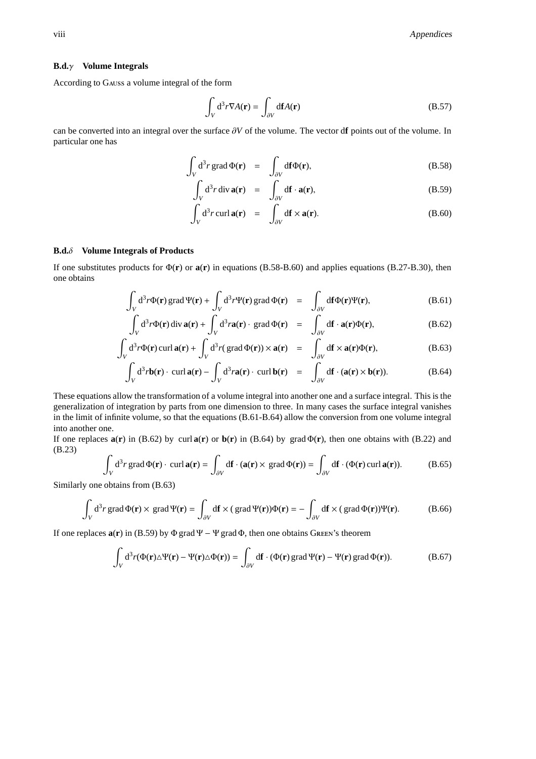### B.d.$\gamma$ Volume Integrals

According to Gauss a volume integral of the form

$$\int_V \mathrm{d}^3 r \nabla A(\mathbf{r}) = \int_{\partial V} \mathrm{d}\mathbf{f} A(\mathbf{r}) \tag{B.57}$$

can be converted into an integral over the surface $\partial V$ of the volume. The vector $\mathrm{d}\mathbf{f}$ points out of the volume. In particular one has

$$\int_V \mathrm{d}^3 r \operatorname{grad} \Phi(\mathbf{r}) = \int_{\partial V} \mathrm{d}\mathbf{f} \Phi(\mathbf{r}), \tag{B.58}$$

$$\int_V \mathrm{d}^3 r \operatorname{div} \mathbf{a}(\mathbf{r}) = \int_{\partial V} \mathrm{d}\mathbf{f} \cdot \mathbf{a}(\mathbf{r}), \tag{B.59}$$

$$\int_V \mathrm{d}^3 r \operatorname{curl} \mathbf{a}(\mathbf{r}) = \int_{\partial V} \mathrm{d}\mathbf{f} \times \mathbf{a}(\mathbf{r}). \tag{B.60}$$

### B.d.$\delta$ Volume Integrals of Products

If one substitutes products for $\Phi(\mathbf{r})$ or $\mathbf{a}(\mathbf{r})$ in equations (B.58-B.60) and applies equations (B.27-B.30), then one obtains

$$\int_V \mathrm{d}^3 r \Phi(\mathbf{r}) \operatorname{grad} \Psi(\mathbf{r}) + \int_V \mathrm{d}^3 r \Psi(\mathbf{r}) \operatorname{grad} \Phi(\mathbf{r}) = \int_{\partial V} \mathrm{d}\mathbf{f} \Phi(\mathbf{r}) \Psi(\mathbf{r}), \tag{B.61}$$

$$\int_V \mathrm{d}^3 r \Phi(\mathbf{r}) \operatorname{div} \mathbf{a}(\mathbf{r}) + \int_V \mathrm{d}^3 r \mathbf{a}(\mathbf{r}) \cdot \operatorname{grad} \Phi(\mathbf{r}) = \int_{\partial V} \mathrm{d}\mathbf{f} \cdot \mathbf{a}(\mathbf{r}) \Phi(\mathbf{r}), \tag{B.62}$$

$$\int_V \mathrm{d}^3 r \Phi(\mathbf{r}) \operatorname{curl} \mathbf{a}(\mathbf{r}) + \int_V \mathrm{d}^3 r (\operatorname{grad} \Phi(\mathbf{r})) \times \mathbf{a}(\mathbf{r}) = \int_{\partial V} \mathrm{d}\mathbf{f} \times \mathbf{a}(\mathbf{r}) \Phi(\mathbf{r}), \tag{B.63}$$

$$\int_V \mathrm{d}^3 r \mathbf{b}(\mathbf{r}) \cdot \operatorname{curl} \mathbf{a}(\mathbf{r}) - \int_V \mathrm{d}^3 r \mathbf{a}(\mathbf{r}) \cdot \operatorname{curl} \mathbf{b}(\mathbf{r}) = \int_{\partial V} \mathrm{d}\mathbf{f} \cdot (\mathbf{a}(\mathbf{r}) \times \mathbf{b}(\mathbf{r})). \tag{B.64}$$

These equations allow the transformation of a volume integral into another one and a surface integral. This is the generalization of integration by parts from one dimension to three. In many cases the surface integral vanishes in the limit of infinite volume, so that the equations (B.61-B.64) allow the conversion from one volume integral into another one.

If one replaces $\mathbf{a}(\mathbf{r})$ in (B.62) by $\operatorname{curl} \mathbf{a}(\mathbf{r})$ or $\mathbf{b}(\mathbf{r})$ in (B.64) by $\operatorname{grad} \Phi(\mathbf{r})$, then one obtains with (B.22) and (B.23)

$$\int_V \mathrm{d}^3 r \operatorname{grad} \Phi(\mathbf{r}) \cdot \operatorname{curl} \mathbf{a}(\mathbf{r}) = \int_{\partial V} \mathrm{d}\mathbf{f} \cdot (\mathbf{a}(\mathbf{r}) \times \operatorname{grad} \Phi(\mathbf{r})) = \int_{\partial V} \mathrm{d}\mathbf{f} \cdot (\Phi(\mathbf{r}) \operatorname{curl} \mathbf{a}(\mathbf{r})). \tag{B.65}$$

Similarly one obtains from (B.63)

$$\int_V \mathrm{d}^3 r \operatorname{grad} \Phi(\mathbf{r}) \times \operatorname{grad} \Psi(\mathbf{r}) = \int_{\partial V} \mathrm{d}\mathbf{f} \times (\operatorname{grad} \Psi(\mathbf{r})) \Phi(\mathbf{r}) = -\int_{\partial V} \mathrm{d}\mathbf{f} \times (\operatorname{grad} \Phi(\mathbf{r})) \Psi(\mathbf{r}). \tag{B.66}$$

If one replaces $\mathbf{a}(\mathbf{r})$ in (B.59) by $\Phi \operatorname{grad} \Psi - \Psi \operatorname{grad} \Phi$, then one obtains Green's theorem

$$\int_V \mathrm{d}^3 r (\Phi(\mathbf{r}) \triangle \Psi(\mathbf{r}) - \Psi(\mathbf{r}) \triangle \Phi(\mathbf{r})) = \int_{\partial V} \mathrm{d}\mathbf{f} \cdot (\Phi(\mathbf{r}) \operatorname{grad} \Psi(\mathbf{r}) - \Psi(\mathbf{r}) \operatorname{grad} \Phi(\mathbf{r})). \tag{B.67}$$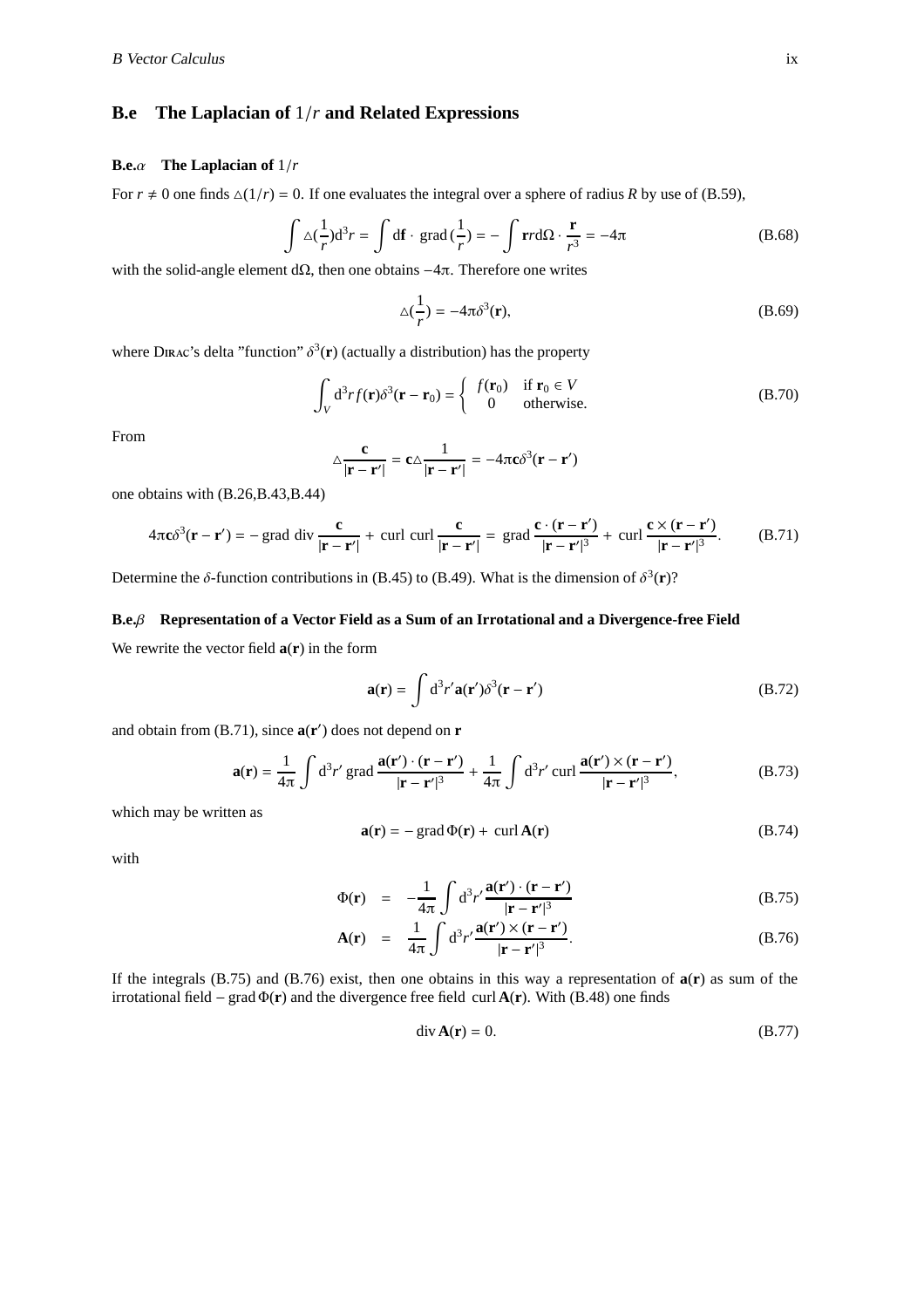## B.e The Laplacian of $1/r$ and Related Expressions

### B.e.$\alpha$ The Laplacian of $1/r$

For $r \neq 0$ one finds $\triangle(1/r) = 0$. If one evaluates the integral over a sphere of radius $R$ by use of (B.59),

$$\int \triangle(\frac{1}{r})\mathrm{d}^3r = \int \mathrm{d}\mathbf{f} \cdot \operatorname{grad}(\frac{1}{r}) = -\int \mathbf{r}r\mathrm{d}\Omega \cdot \frac{\mathbf{r}}{r^3} = -4\pi \tag{B.68}$$

with the solid-angle element $\mathrm{d}\Omega$, then one obtains $-4\pi$. Therefore one writes

$$\triangle(\frac{1}{r}) = -4\pi\delta^3(\mathbf{r}), \tag{B.69}$$

where Dirac's delta "function" $\delta^3(\mathbf{r})$ (actually a distribution) has the property

$$\int_V \mathrm{d}^3r f(\mathbf{r})\delta^3(\mathbf{r}-\mathbf{r}_0) = \begin{cases} f(\mathbf{r}_0) & \text{if } \mathbf{r}_0 \in V \\ 0 & \text{otherwise.} \end{cases} \tag{B.70}$$

From

$$\triangle \frac{\mathbf{c}}{|\mathbf{r}-\mathbf{r}'|} = \mathbf{c}\triangle \frac{1}{|\mathbf{r}-\mathbf{r}'|} = -4\pi\mathbf{c}\delta^3(\mathbf{r}-\mathbf{r}')$$

one obtains with (B.26,B.43,B.44)

$$4\pi\mathbf{c}\delta^3(\mathbf{r}-\mathbf{r}') = -\operatorname{grad}\operatorname{div}\frac{\mathbf{c}}{|\mathbf{r}-\mathbf{r}'|} + \operatorname{curl}\operatorname{curl}\frac{\mathbf{c}}{|\mathbf{r}-\mathbf{r}'|} = \operatorname{grad}\frac{\mathbf{c}\cdot(\mathbf{r}-\mathbf{r}')}{|\mathbf{r}-\mathbf{r}'|^3} + \operatorname{curl}\frac{\mathbf{c}\times(\mathbf{r}-\mathbf{r}')}{|\mathbf{r}-\mathbf{r}'|^3}. \tag{B.71}$$

Determine the $\delta$-function contributions in (B.45) to (B.49). What is the dimension of $\delta^3(\mathbf{r})$?

### B.e.$\beta$ Representation of a Vector Field as a Sum of an Irrotational and a Divergence-free Field

We rewrite the vector field $\mathbf{a}(\mathbf{r})$ in the form

$$\mathbf{a}(\mathbf{r}) = \int \mathrm{d}^3r' \mathbf{a}(\mathbf{r}')\delta^3(\mathbf{r}-\mathbf{r}') \tag{B.72}$$

and obtain from (B.71), since $\mathbf{a}(\mathbf{r}')$ does not depend on $\mathbf{r}$

$$\mathbf{a}(\mathbf{r}) = \frac{1}{4\pi}\int \mathrm{d}^3r' \operatorname{grad}\frac{\mathbf{a}(\mathbf{r}')\cdot(\mathbf{r}-\mathbf{r}')}{|\mathbf{r}-\mathbf{r}'|^3} + \frac{1}{4\pi}\int \mathrm{d}^3r' \operatorname{curl}\frac{\mathbf{a}(\mathbf{r}')\times(\mathbf{r}-\mathbf{r}')}{|\mathbf{r}-\mathbf{r}'|^3}, \tag{B.73}$$

which may be written as

$$\mathbf{a}(\mathbf{r}) = -\operatorname{grad}\Phi(\mathbf{r}) + \operatorname{curl}\mathbf{A}(\mathbf{r}) \tag{B.74}$$

with

$$\Phi(\mathbf{r}) = -\frac{1}{4\pi}\int \mathrm{d}^3r' \frac{\mathbf{a}(\mathbf{r}')\cdot(\mathbf{r}-\mathbf{r}')}{|\mathbf{r}-\mathbf{r}'|^3} \tag{B.75}$$

$$\mathbf{A}(\mathbf{r}) = \frac{1}{4\pi}\int \mathrm{d}^3r' \frac{\mathbf{a}(\mathbf{r}')\times(\mathbf{r}-\mathbf{r}')}{|\mathbf{r}-\mathbf{r}'|^3}. \tag{B.76}$$

If the integrals (B.75) and (B.76) exist, then one obtains in this way a representation of $\mathbf{a}(\mathbf{r})$ as sum of the irrotational field $-\operatorname{grad}\Phi(\mathbf{r})$ and the divergence free field $\operatorname{curl}\mathbf{A}(\mathbf{r})$. With (B.48) one finds

$$\operatorname{div}\mathbf{A}(\mathbf{r}) = 0. \tag{B.77}$$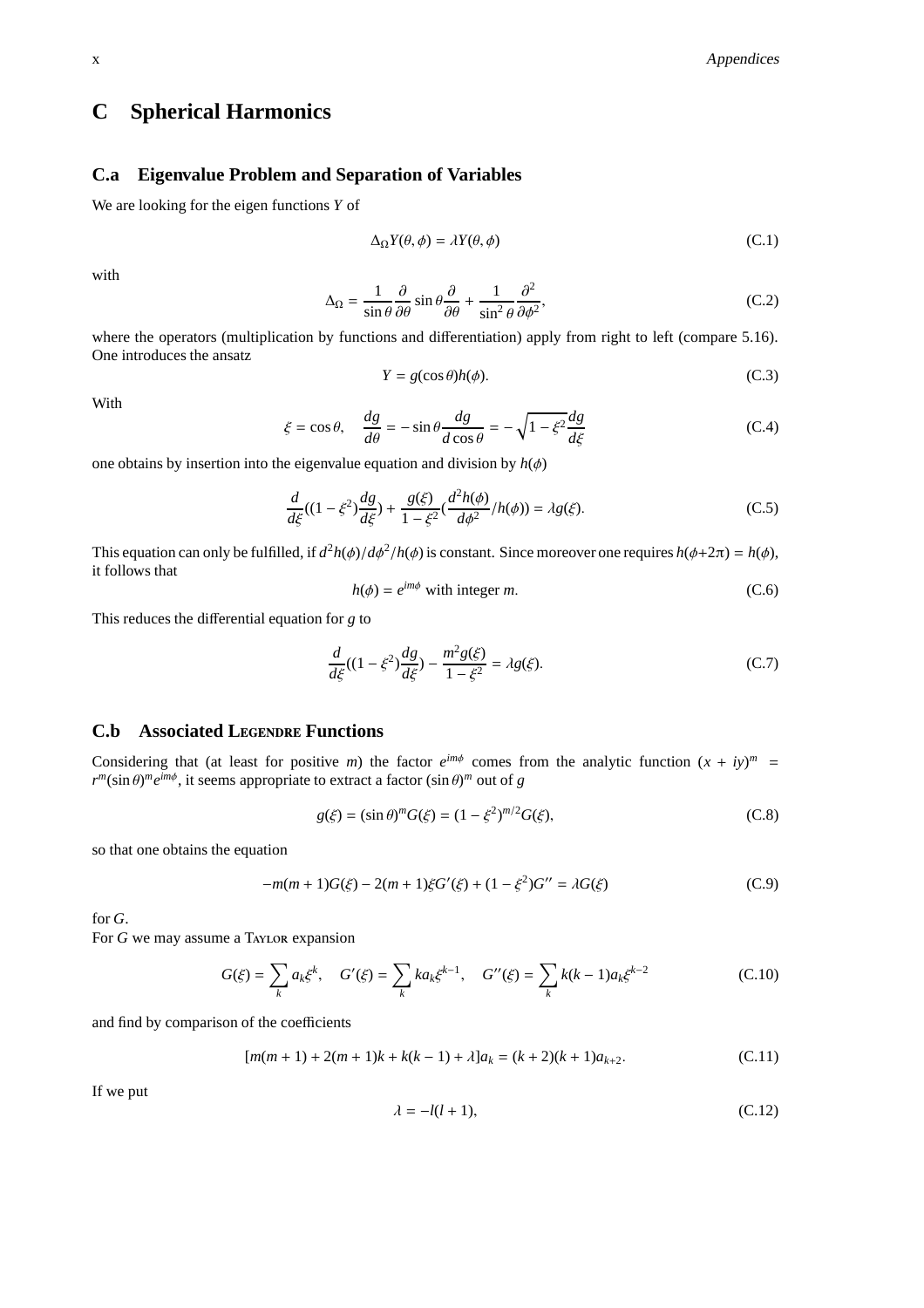# C Spherical Harmonics

## C.a Eigenvalue Problem and Separation of Variables

We are looking for the eigen functions $Y$ of

$$\Delta_\Omega Y(\theta,\phi) = \lambda Y(\theta,\phi) \tag{C.1}$$

with

$$\Delta_\Omega = \frac{1}{\sin\theta}\frac{\partial}{\partial\theta}\sin\theta\frac{\partial}{\partial\theta} + \frac{1}{\sin^2\theta}\frac{\partial^2}{\partial\phi^2}, \tag{C.2}$$

where the operators (multiplication by functions and differentiation) apply from right to left (compare 5.16). One introduces the ansatz

$$Y = g(\cos\theta)h(\phi). \tag{C.3}$$

With

$$\xi = \cos\theta, \quad \frac{dg}{d\theta} = -\sin\theta\frac{dg}{d\cos\theta} = -\sqrt{1-\xi^2}\frac{dg}{d\xi} \tag{C.4}$$

one obtains by insertion into the eigenvalue equation and division by $h(\phi)$

$$\frac{d}{d\xi}((1-\xi^2)\frac{dg}{d\xi}) + \frac{g(\xi)}{1-\xi^2}(\frac{d^2h(\phi)}{d\phi^2}/h(\phi)) = \lambda g(\xi). \tag{C.5}$$

This equation can only be fulfilled, if $d^2h(\phi)/d\phi^2/h(\phi)$ is constant. Since moreover one requires $h(\phi+2\pi) = h(\phi)$, it follows that

$$h(\phi) = e^{im\phi} \text{ with integer } m. \tag{C.6}$$

This reduces the differential equation for $g$ to

$$\frac{d}{d\xi}((1-\xi^2)\frac{dg}{d\xi}) - \frac{m^2 g(\xi)}{1-\xi^2} = \lambda g(\xi). \tag{C.7}$$

## C.b Associated Legendre Functions

Considering that (at least for positive $m$) the factor $e^{im\phi}$ comes from the analytic function $(x+iy)^m = r^m(\sin\theta)^m e^{im\phi}$, it seems appropriate to extract a factor $(\sin\theta)^m$ out of $g$

$$g(\xi) = (\sin\theta)^m G(\xi) = (1-\xi^2)^{m/2}G(\xi), \tag{C.8}$$

so that one obtains the equation

$$-m(m+1)G(\xi) - 2(m+1)\xi G'(\xi) + (1-\xi^2)G'' = \lambda G(\xi) \tag{C.9}$$

for $G$.

For $G$ we may assume a Taylor expansion

$$G(\xi) = \sum_k a_k\xi^k, \quad G'(\xi) = \sum_k k a_k \xi^{k-1}, \quad G''(\xi) = \sum_k k(k-1)a_k\xi^{k-2} \tag{C.10}$$

and find by comparison of the coefficients

$$[m(m+1) + 2(m+1)k + k(k-1) + \lambda]a_k = (k+2)(k+1)a_{k+2}. \tag{C.11}$$

If we put

$$\lambda = -l(l+1), \tag{C.12}$$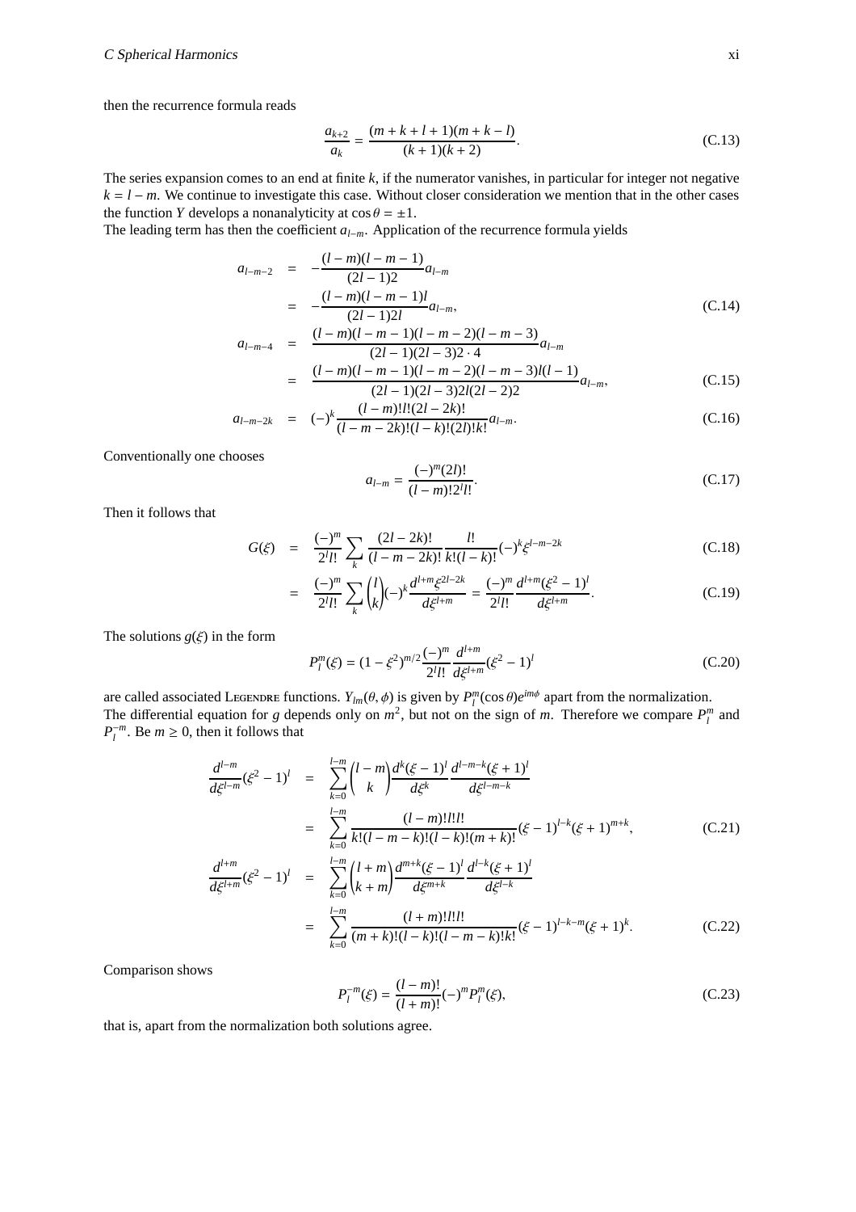then the recurrence formula reads

$$\frac{a_{k+2}}{a_k} = \frac{(m+k+l+1)(m+k-l)}{(k+1)(k+2)}. \tag{C.13}$$

The series expansion comes to an end at finite $k$, if the numerator vanishes, in particular for integer not negative $k = l - m$. We continue to investigate this case. Without closer consideration we mention that in the other cases the function $Y$ develops a nonanalyticity at $\cos\theta = \pm 1$.
The leading term has then the coefficient $a_{l-m}$. Application of the recurrence formula yields

$$\begin{aligned}
a_{l-m-2} &= -\frac{(l-m)(l-m-1)}{(2l-1)2} a_{l-m} \\
&= -\frac{(l-m)(l-m-1)l}{(2l-1)2l} a_{l-m}, \qquad (C.14)\\
a_{l-m-4} &= \frac{(l-m)(l-m-1)(l-m-2)(l-m-3)}{(2l-1)(2l-3)2\cdot 4} a_{l-m} \\
&= \frac{(l-m)(l-m-1)(l-m-2)(l-m-3)l(l-1)}{(2l-1)(2l-3)2l(2l-2)2} a_{l-m}, \qquad (C.15)\\
a_{l-m-2k} &= (-)^k \frac{(l-m)!l!(2l-2k)!}{(l-m-2k)!(l-k)!(2l)!k!} a_{l-m}. \qquad (C.16)
\end{aligned}$$

Conventionally one chooses

$$a_{l-m} = \frac{(-)^m (2l)!}{(l-m)!2^l l!}. \tag{C.17}$$

Then it follows that

$$\begin{aligned}
G(\xi) &= \frac{(-)^m}{2^l l!} \sum_k \frac{(2l-2k)!}{(l-m-2k)!} \frac{l!}{k!(l-k)!} (-)^k \xi^{l-m-2k} \qquad (C.18)\\
&= \frac{(-)^m}{2^l l!} \sum_k \binom{l}{k} (-)^k \frac{d^{l+m}\xi^{2l-2k}}{d\xi^{l+m}} = \frac{(-)^m}{2^l l!} \frac{d^{l+m}(\xi^2-1)^l}{d\xi^{l+m}}. \qquad (C.19)
\end{aligned}$$

The solutions $g(\xi)$ in the form

$$P_l^m(\xi) = (1-\xi^2)^{m/2} \frac{(-)^m}{2^l l!} \frac{d^{l+m}}{d\xi^{l+m}} (\xi^2-1)^l \tag{C.20}$$

are called associated LEGENDRE functions. $Y_{lm}(\theta,\phi)$ is given by $P_l^m(\cos\theta)e^{im\phi}$ apart from the normalization.
The differential equation for $g$ depends only on $m^2$, but not on the sign of $m$. Therefore we compare $P_l^m$ and $P_l^{-m}$. Be $m \geq 0$, then it follows that

$$\begin{aligned}
\frac{d^{l-m}}{d\xi^{l-m}}(\xi^2-1)^l &= \sum_{k=0}^{l-m} \binom{l-m}{k} \frac{d^k(\xi-1)^l}{d\xi^k} \frac{d^{l-m-k}(\xi+1)^l}{d\xi^{l-m-k}} \\
&= \sum_{k=0}^{l-m} \frac{(l-m)!l!l!}{k!(l-m-k)!(l-k)!(m+k)!} (\xi-1)^{l-k}(\xi+1)^{m+k}, \qquad (C.21)\\
\frac{d^{l+m}}{d\xi^{l+m}}(\xi^2-1)^l &= \sum_{k=0}^{l-m} \binom{l+m}{k+m} \frac{d^{m+k}(\xi-1)^l}{d\xi^{m+k}} \frac{d^{l-k}(\xi+1)^l}{d\xi^{l-k}} \\
&= \sum_{k=0}^{l-m} \frac{(l+m)!l!l!}{(m+k)!(l-k)!(l-m-k)!k!} (\xi-1)^{l-k-m}(\xi+1)^k. \qquad (C.22)
\end{aligned}$$

Comparison shows

$$P_l^{-m}(\xi) = \frac{(l-m)!}{(l+m)!}(-)^m P_l^m(\xi), \tag{C.23}$$

that is, apart from the normalization both solutions agree.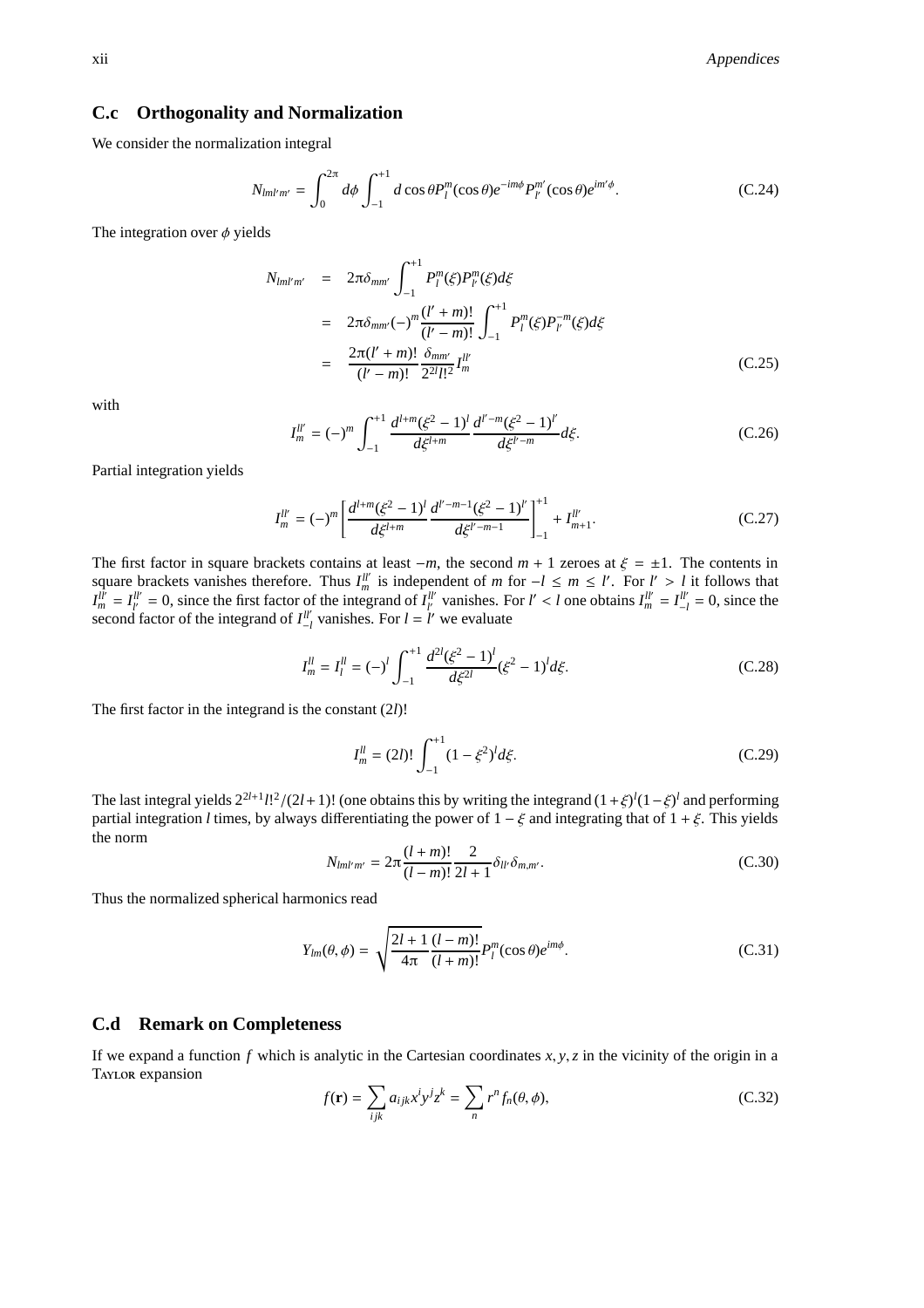## C.c Orthogonality and Normalization

We consider the normalization integral

$$N_{lml'm'} = \int_0^{2\pi} d\phi \int_{-1}^{+1} d\cos\theta P_l^m(\cos\theta)e^{-im\phi} P_{l'}^{m'}(\cos\theta)e^{im'\phi}. \tag{C.24}$$

The integration over $\phi$ yields

$$\begin{aligned}
N_{lml'm'} &= 2\pi\delta_{mm'} \int_{-1}^{+1} P_l^m(\xi)P_{l'}^m(\xi)d\xi \\
&= 2\pi\delta_{mm'}(-)^m \frac{(l'+m)!}{(l'-m)!} \int_{-1}^{+1} P_l^m(\xi)P_{l'}^{-m}(\xi)d\xi \\
&= \frac{2\pi(l'+m)!}{(l'-m)!} \frac{\delta_{mm'}}{2^{2l}l!^2} I_m^{ll'}
\end{aligned} \tag{C.25}$$

with

$$I_m^{ll'} = (-)^m \int_{-1}^{+1} \frac{d^{l+m}(\xi^2-1)^l}{d\xi^{l+m}} \frac{d^{l'-m}(\xi^2-1)^{l'}}{d\xi^{l'-m}} d\xi. \tag{C.26}$$

Partial integration yields

$$I_m^{ll'} = (-)^m \left[ \frac{d^{l+m}(\xi^2-1)^l}{d\xi^{l+m}} \frac{d^{l'-m-1}(\xi^2-1)^{l'}}{d\xi^{l'-m-1}} \right]_{-1}^{+1} + I_{m+1}^{ll'}. \tag{C.27}$$

The first factor in square brackets contains at least $-m$, the second $m+1$ zeroes at $\xi = \pm 1$. The contents in square brackets vanishes therefore. Thus $I_m^{ll'}$ is independent of $m$ for $-l \le m \le l'$. For $l' > l$ it follows that $I_m^{ll'} = I_{l'}^{ll'} = 0$, since the first factor of the integrand of $I_{l'}^{ll'}$ vanishes. For $l' < l$ one obtains $I_m^{ll'} = I_{-l}^{ll'} = 0$, since the second factor of the integrand of $I_{-l}^{ll'}$ vanishes. For $l = l'$ we evaluate

$$I_m^{ll} = I_l^{ll} = (-)^l \int_{-1}^{+1} \frac{d^{2l}(\xi^2-1)^l}{d\xi^{2l}} (\xi^2-1)^l d\xi. \tag{C.28}$$

The first factor in the integrand is the constant $(2l)!$

$$I_m^{ll} = (2l)! \int_{-1}^{+1} (1-\xi^2)^l d\xi. \tag{C.29}$$

The last integral yields $2^{2l+1}l!^2/(2l+1)!$ (one obtains this by writing the integrand $(1+\xi)^l(1-\xi)^l$ and performing partial integration $l$ times, by always differentiating the power of $1-\xi$ and integrating that of $1+\xi$. This yields the norm

$$N_{lml'm'} = 2\pi \frac{(l+m)!}{(l-m)!} \frac{2}{2l+1} \delta_{ll'}\delta_{m,m'}. \tag{C.30}$$

Thus the normalized spherical harmonics read

$$Y_{lm}(\theta,\phi) = \sqrt{\frac{2l+1}{4\pi} \frac{(l-m)!}{(l+m)!}} P_l^m(\cos\theta)e^{im\phi}. \tag{C.31}$$

## C.d Remark on Completeness

If we expand a function $f$ which is analytic in the Cartesian coordinates $x, y, z$ in the vicinity of the origin in a TAYLOR expansion

$$f(\mathbf{r}) = \sum_{ijk} a_{ijk} x^i y^j z^k = \sum_n r^n f_n(\theta,\phi), \tag{C.32}$$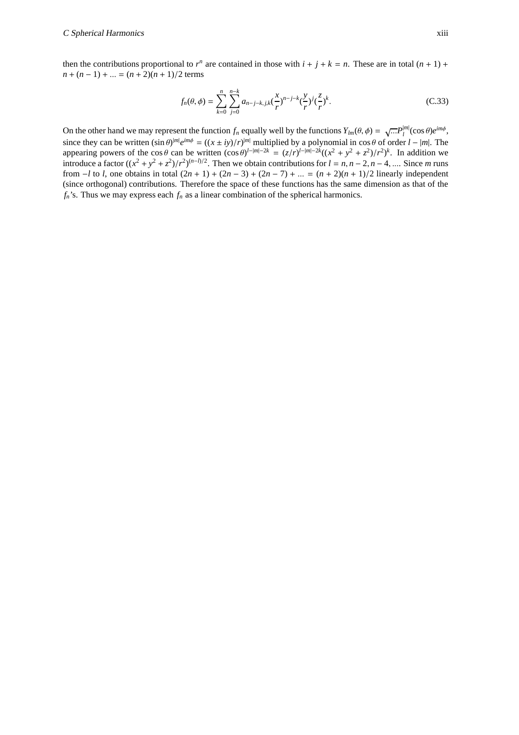then the contributions proportional to $r^n$ are contained in those with $i + j + k = n$. These are in total $(n + 1) + n + (n - 1) + ... = (n + 2)(n + 1)/2$ terms

$$f_n(\theta, \phi) = \sum_{k=0}^{n} \sum_{j=0}^{n-k} a_{n-j-k,j,k} (\frac{x}{r})^{n-j-k} (\frac{y}{r})^j (\frac{z}{r})^k. \tag{C.33}$$

On the other hand we may represent the function $f_n$ equally well by the functions $Y_{lm}(\theta, \phi) = \sqrt{...} P_l^{|m|}(\cos\theta) e^{im\phi}$, since they can be written $(\sin\theta)^{|m|} e^{im\phi} = ((x \pm iy)/r)^{|m|}$ multiplied by a polynomial in $\cos\theta$ of order $l - |m|$. The appearing powers of the $\cos\theta$ can be written $(\cos\theta)^{l-|m|-2k} = (z/r)^{l-|m|-2k} ((x^2 + y^2 + z^2)/r^2)^k$. In addition we introduce a factor $((x^2 + y^2 + z^2)/r^2)^{(n-l)/2}$. Then we obtain contributions for $l = n, n - 2, n - 4, ....$ Since $m$ runs from $-l$ to $l$, one obtains in total $(2n + 1) + (2n - 3) + (2n - 7) + ... = (n + 2)(n + 1)/2$ linearly independent (since orthogonal) contributions. Therefore the space of these functions has the same dimension as that of the $f_n$'s. Thus we may express each $f_n$ as a linear combination of the spherical harmonics.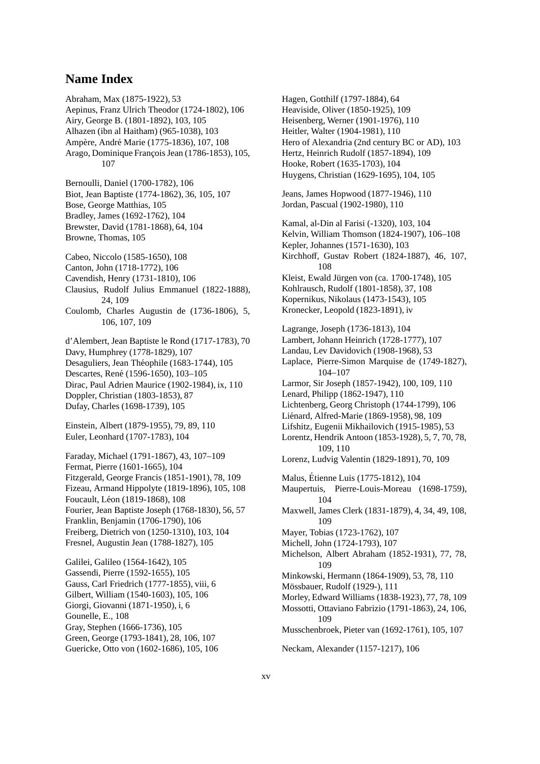# Name Index

Abraham, Max (1875-1922), 53
Aepinus, Franz Ulrich Theodor (1724-1802), 106
Airy, George B. (1801-1892), 103, 105
Alhazen (ibn al Haitham) (965-1038), 103
Ampère, André Marie (1775-1836), 107, 108
Arago, Dominique François Jean (1786-1853), 105, 107

Bernoulli, Daniel (1700-1782), 106
Biot, Jean Baptiste (1774-1862), 36, 105, 107
Bose, George Matthias, 105
Bradley, James (1692-1762), 104
Brewster, David (1781-1868), 64, 104
Browne, Thomas, 105

Cabeo, Niccolo (1585-1650), 108
Canton, John (1718-1772), 106
Cavendish, Henry (1731-1810), 106
Clausius, Rudolf Julius Emmanuel (1822-1888), 24, 109
Coulomb, Charles Augustin de (1736-1806), 5, 106, 107, 109

d'Alembert, Jean Baptiste le Rond (1717-1783), 70
Davy, Humphrey (1778-1829), 107
Desaguliers, Jean Théophile (1683-1744), 105
Descartes, René (1596-1650), 103–105
Dirac, Paul Adrien Maurice (1902-1984), ix, 110
Doppler, Christian (1803-1853), 87
Dufay, Charles (1698-1739), 105

Einstein, Albert (1879-1955), 79, 89, 110
Euler, Leonhard (1707-1783), 104

Faraday, Michael (1791-1867), 43, 107–109
Fermat, Pierre (1601-1665), 104
Fitzgerald, George Francis (1851-1901), 78, 109
Fizeau, Armand Hippolyte (1819-1896), 105, 108
Foucault, Léon (1819-1868), 108
Fourier, Jean Baptiste Joseph (1768-1830), 56, 57
Franklin, Benjamin (1706-1790), 106
Freiberg, Dietrich von (1250-1310), 103, 104
Fresnel, Augustin Jean (1788-1827), 105

Galilei, Galileo (1564-1642), 105
Gassendi, Pierre (1592-1655), 105
Gauss, Carl Friedrich (1777-1855), viii, 6
Gilbert, William (1540-1603), 105, 106
Giorgi, Giovanni (1871-1950), i, 6
Gounelle, E., 108
Gray, Stephen (1666-1736), 105
Green, George (1793-1841), 28, 106, 107
Guericke, Otto von (1602-1686), 105, 106

Hagen, Gotthilf (1797-1884), 64
Heaviside, Oliver (1850-1925), 109
Heisenberg, Werner (1901-1976), 110
Heitler, Walter (1904-1981), 110
Hero of Alexandria (2nd century BC or AD), 103
Hertz, Heinrich Rudolf (1857-1894), 109
Hooke, Robert (1635-1703), 104
Huygens, Christian (1629-1695), 104, 105

Jeans, James Hopwood (1877-1946), 110
Jordan, Pascual (1902-1980), 110

Kamal, al-Din al Farisi (-1320), 103, 104
Kelvin, William Thomson (1824-1907), 106–108
Kepler, Johannes (1571-1630), 103
Kirchhoff, Gustav Robert (1824-1887), 46, 107, 108
Kleist, Ewald Jürgen von (ca. 1700-1748), 105
Kohlrausch, Rudolf (1801-1858), 37, 108
Kopernikus, Nikolaus (1473-1543), 105
Kronecker, Leopold (1823-1891), iv

Lagrange, Joseph (1736-1813), 104
Lambert, Johann Heinrich (1728-1777), 107
Landau, Lev Davidovich (1908-1968), 53
Laplace, Pierre-Simon Marquise de (1749-1827), 104–107
Larmor, Sir Joseph (1857-1942), 100, 109, 110
Lenard, Philipp (1862-1947), 110
Lichtenberg, Georg Christoph (1744-1799), 106
Liénard, Alfred-Marie (1869-1958), 98, 109
Lifshitz, Eugenii Mikhailovich (1915-1985), 53
Lorentz, Hendrik Antoon (1853-1928), 5, 7, 70, 78, 109, 110
Lorenz, Ludvig Valentin (1829-1891), 70, 109

Malus, Étienne Luis (1775-1812), 104
Maupertuis, Pierre-Louis-Moreau (1698-1759), 104
Maxwell, James Clerk (1831-1879), 4, 34, 49, 108, 109
Mayer, Tobias (1723-1762), 107
Michell, John (1724-1793), 107
Michelson, Albert Abraham (1852-1931), 77, 78, 109
Minkowski, Hermann (1864-1909), 53, 78, 110
Mössbauer, Rudolf (1929-), 111
Morley, Edward Williams (1838-1923), 77, 78, 109
Mossotti, Ottaviano Fabrizio (1791-1863), 24, 106, 109
Musschenbroek, Pieter van (1692-1761), 105, 107

Neckam, Alexander (1157-1217), 106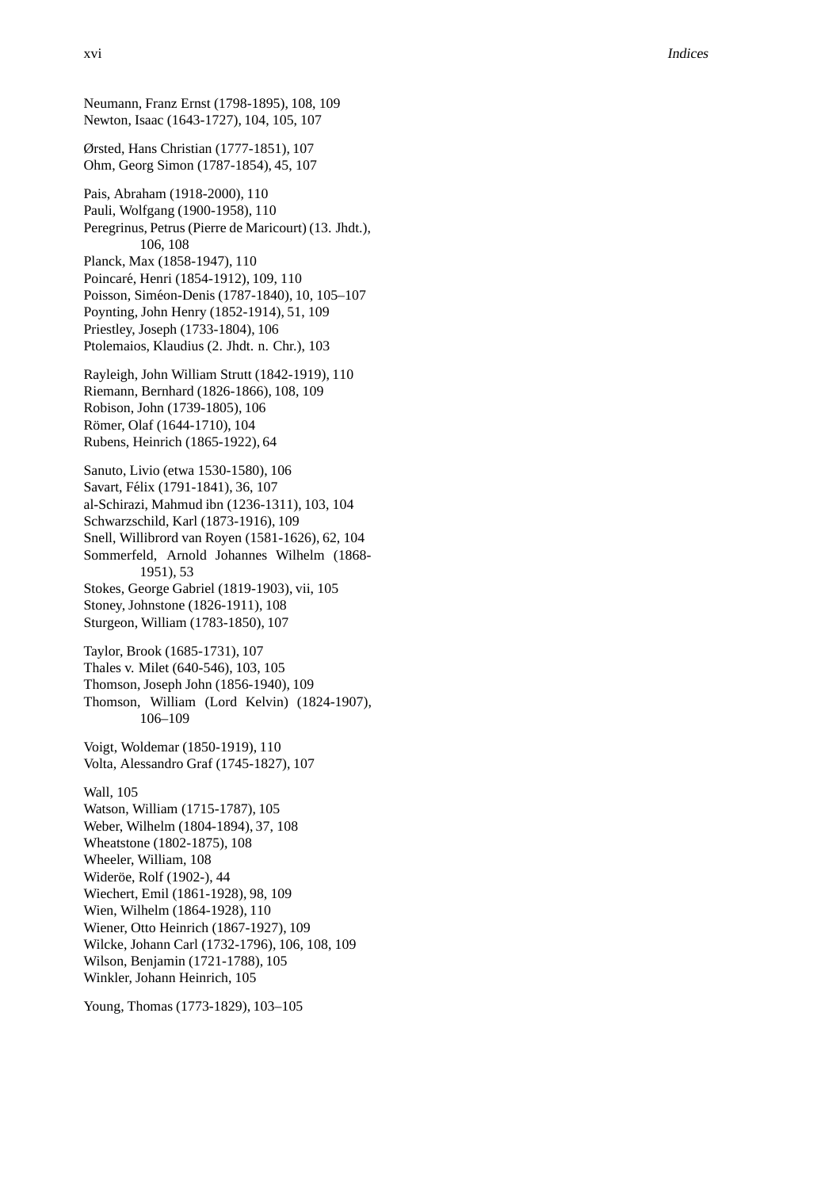Neumann, Franz Ernst (1798-1895), 108, 109
Newton, Isaac (1643-1727), 104, 105, 107

Ørsted, Hans Christian (1777-1851), 107
Ohm, Georg Simon (1787-1854), 45, 107

Pais, Abraham (1918-2000), 110
Pauli, Wolfgang (1900-1958), 110
Peregrinus, Petrus (Pierre de Maricourt) (13. Jhdt.), 106, 108
Planck, Max (1858-1947), 110
Poincaré, Henri (1854-1912), 109, 110
Poisson, Siméon-Denis (1787-1840), 10, 105–107
Poynting, John Henry (1852-1914), 51, 109
Priestley, Joseph (1733-1804), 106
Ptolemaios, Klaudius (2. Jhdt. n. Chr.), 103

Rayleigh, John William Strutt (1842-1919), 110
Riemann, Bernhard (1826-1866), 108, 109
Robison, John (1739-1805), 106
Römer, Olaf (1644-1710), 104
Rubens, Heinrich (1865-1922), 64

Sanuto, Livio (etwa 1530-1580), 106
Savart, Félix (1791-1841), 36, 107
al-Schirazi, Mahmud ibn (1236-1311), 103, 104
Schwarzschild, Karl (1873-1916), 109
Snell, Willibrord van Royen (1581-1626), 62, 104
Sommerfeld, Arnold Johannes Wilhelm (1868-1951), 53
Stokes, George Gabriel (1819-1903), vii, 105
Stoney, Johnstone (1826-1911), 108
Sturgeon, William (1783-1850), 107

Taylor, Brook (1685-1731), 107
Thales v. Milet (640-546), 103, 105
Thomson, Joseph John (1856-1940), 109
Thomson, William (Lord Kelvin) (1824-1907), 106–109

Voigt, Woldemar (1850-1919), 110
Volta, Alessandro Graf (1745-1827), 107

Wall, 105
Watson, William (1715-1787), 105
Weber, Wilhelm (1804-1894), 37, 108
Wheatstone (1802-1875), 108
Wheeler, William, 108
Wideröe, Rolf (1902-), 44
Wiechert, Emil (1861-1928), 98, 109
Wien, Wilhelm (1864-1928), 110
Wiener, Otto Heinrich (1867-1927), 109
Wilcke, Johann Carl (1732-1796), 106, 108, 109
Wilson, Benjamin (1721-1788), 105
Winkler, Johann Heinrich, 105

Young, Thomas (1773-1829), 103–105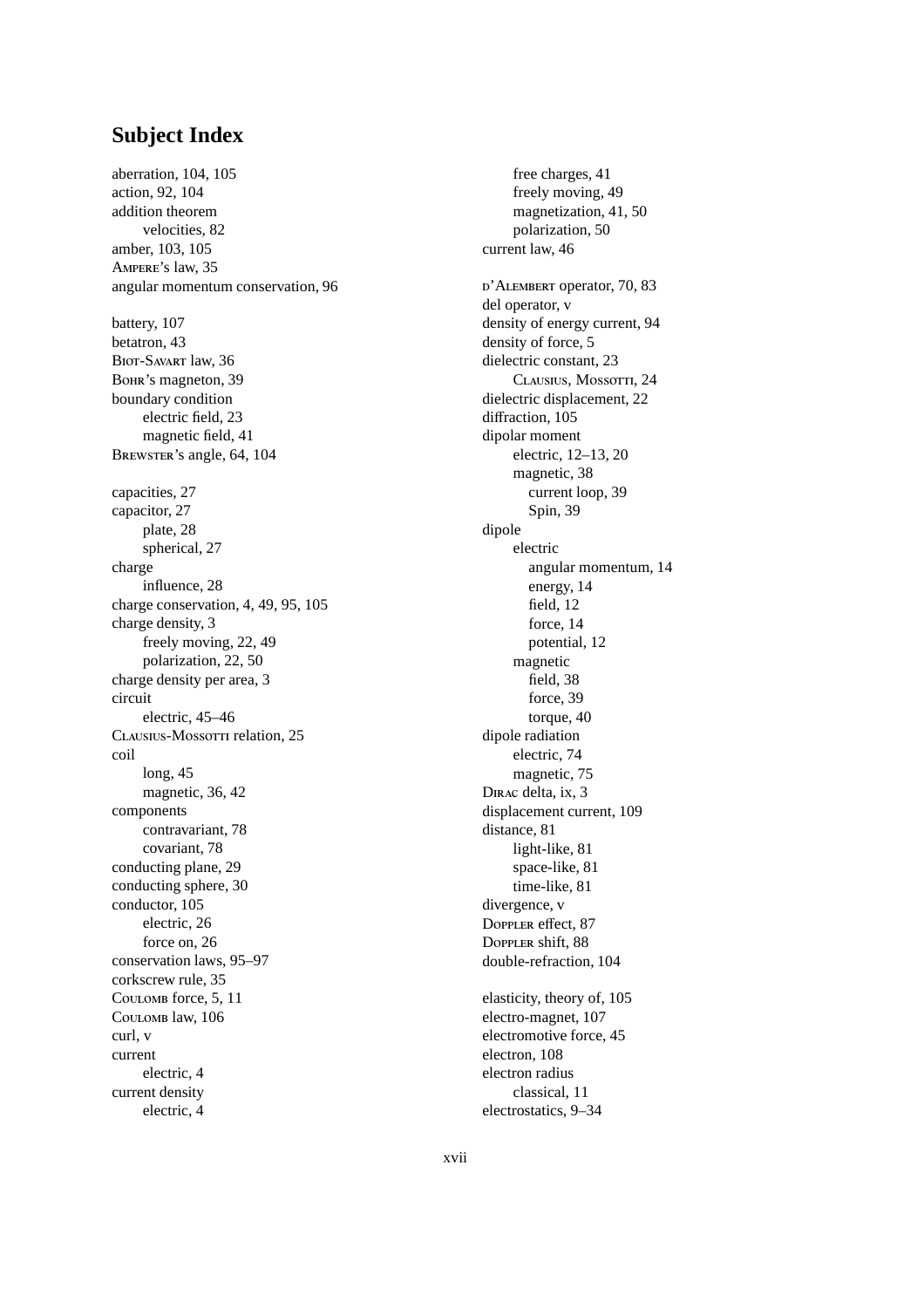# Subject Index

aberration, 104, 105
action, 92, 104
addition theorem
  velocities, 82
amber, 103, 105
AMPERE's law, 35
angular momentum conservation, 96

battery, 107
betatron, 43
BIOT-SAVART law, 36
BOHR's magneton, 39
boundary condition
  electric field, 23
  magnetic field, 41
BREWSTER's angle, 64, 104

capacities, 27
capacitor, 27
  plate, 28
  spherical, 27
charge
  influence, 28
charge conservation, 4, 49, 95, 105
charge density, 3
  freely moving, 22, 49
  polarization, 22, 50
charge density per area, 3
circuit
  electric, 45–46
CLAUSIUS-MOSSOTTI relation, 25
coil
  long, 45
  magnetic, 36, 42
components
  contravariant, 78
  covariant, 78
conducting plane, 29
conducting sphere, 30
conductor, 105
  electric, 26
  force on, 26
conservation laws, 95–97
corkscrew rule, 35
COULOMB force, 5, 11
COULOMB law, 106
curl, v
current
  electric, 4
current density
  electric, 4
  free charges, 41
  freely moving, 49
  magnetization, 41, 50
  polarization, 50
current law, 46

D'ALEMBERT operator, 70, 83
del operator, v
density of energy current, 94
density of force, 5
dielectric constant, 23
  CLAUSIUS, MOSSOTTI, 24
dielectric displacement, 22
diffraction, 105
dipolar moment
  electric, 12–13, 20
  magnetic, 38
    current loop, 39
    Spin, 39
dipole
  electric
    angular momentum, 14
    energy, 14
    field, 12
    force, 14
    potential, 12
  magnetic
    field, 38
    force, 39
    torque, 40
dipole radiation
  electric, 74
  magnetic, 75
DIRAC delta, ix, 3
displacement current, 109
distance, 81
  light-like, 81
  space-like, 81
  time-like, 81
divergence, v
DOPPLER effect, 87
DOPPLER shift, 88
double-refraction, 104

elasticity, theory of, 105
electro-magnet, 107
electromotive force, 45
electron, 108
electron radius
  classical, 11
electrostatics, 9–34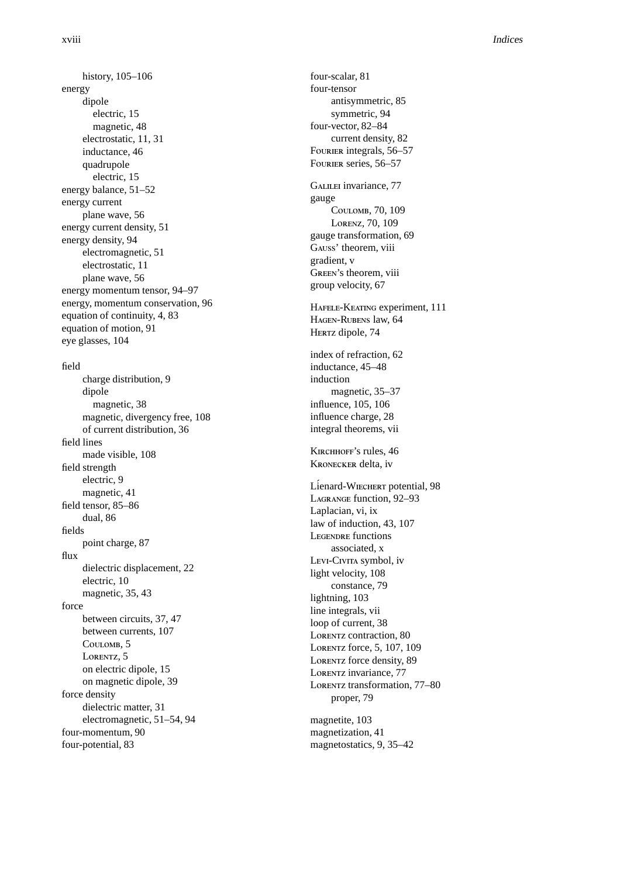history, 105–106

energy
- dipole
  - electric, 15
  - magnetic, 48
- electrostatic, 11, 31
- inductance, 46
- quadrupole
  - electric, 15

energy balance, 51–52

energy current
- plane wave, 56

energy current density, 51

energy density, 94
- electromagnetic, 51
- electrostatic, 11
- plane wave, 56

energy momentum tensor, 94–97

energy, momentum conservation, 96

equation of continuity, 4, 83

equation of motion, 91

eye glasses, 104

field
- charge distribution, 9
- dipole
  - magnetic, 38
- magnetic, divergency free, 108
- of current distribution, 36

field lines
- made visible, 108

field strength
- electric, 9
- magnetic, 41

field tensor, 85–86
- dual, 86

fields
- point charge, 87

flux
- dielectric displacement, 22
- electric, 10
- magnetic, 35, 43

force
- between circuits, 37, 47
- between currents, 107
- COULOMB, 5
- LORENTZ, 5
- on electric dipole, 15
- on magnetic dipole, 39

force density
- dielectric matter, 31
- electromagnetic, 51–54, 94

four-momentum, 90

four-potential, 83

four-scalar, 81

four-tensor
- antisymmetric, 85
- symmetric, 94

four-vector, 82–84
- current density, 82

FOURIER integrals, 56–57

FOURIER series, 56–57

GALILEI invariance, 77

gauge
- COULOMB, 70, 109
- LORENZ, 70, 109

gauge transformation, 69

GAUSS' theorem, viii

gradient, v

GREEN's theorem, viii

group velocity, 67

HAFELE-KEATING experiment, 111

HAGEN-RUBENS law, 64

HERTZ dipole, 74

index of refraction, 62

inductance, 45–48

induction
- magnetic, 35–37

influence, 105, 106

influence charge, 28

integral theorems, vii

KIRCHHOFF's rules, 46

KRONECKER delta, iv

LÍenard-WIECHERT potential, 98

LAGRANGE function, 92–93

Laplacian, vi, ix

law of induction, 43, 107

LEGENDRE functions
- associated, x

LEVI-CIVITA symbol, iv

light velocity, 108
- constance, 79

lightning, 103

line integrals, vii

loop of current, 38

LORENTZ contraction, 80

LORENTZ force, 5, 107, 109

LORENTZ force density, 89

LORENTZ invariance, 77

LORENTZ transformation, 77–80
- proper, 79

magnetite, 103

magnetization, 41

magnetostatics, 9, 35–42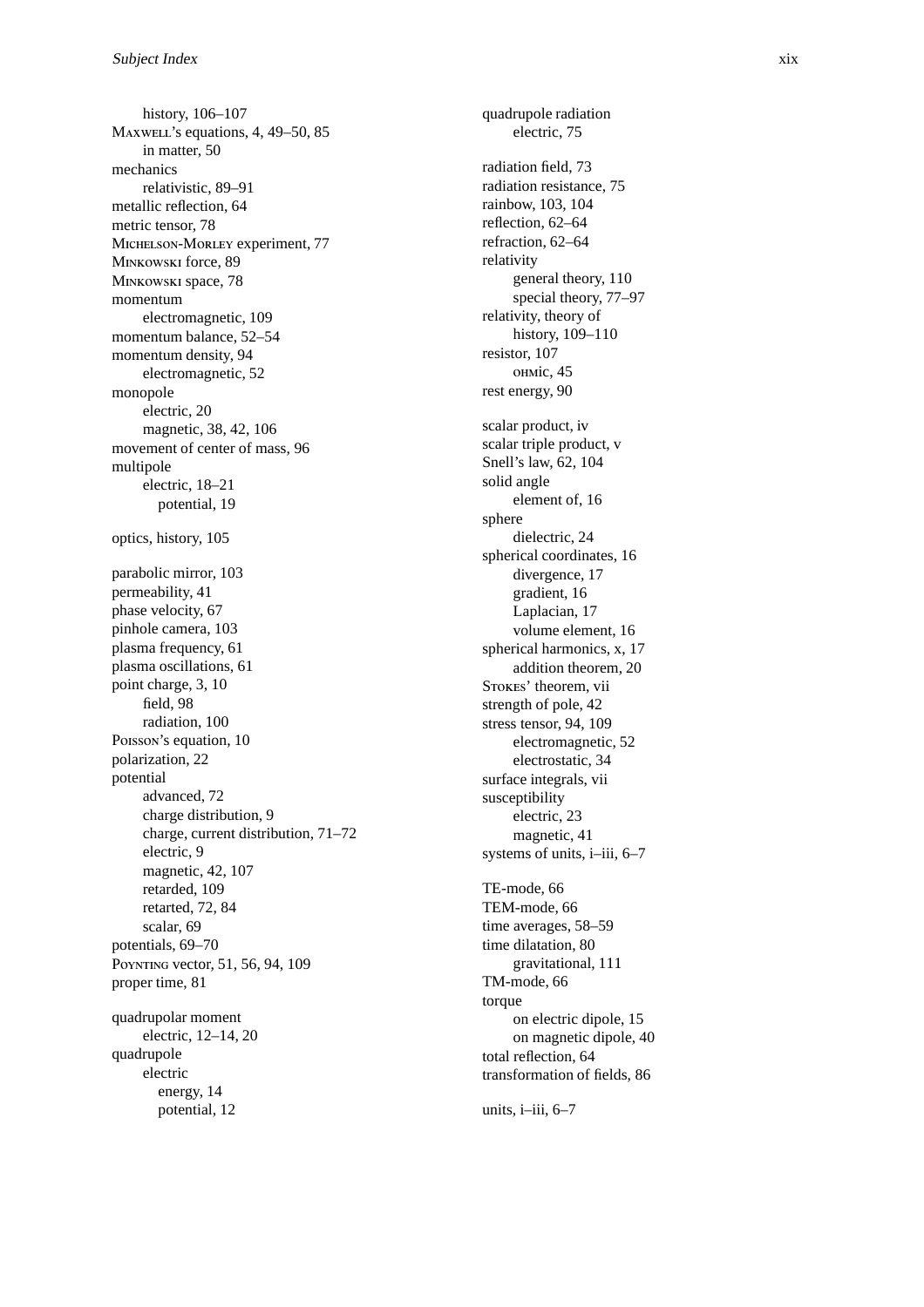history, 106–107
Maxwell's equations, 4, 49–50, 85
    in matter, 50
mechanics
    relativistic, 89–91
metallic reflection, 64
metric tensor, 78
Michelson-Morley experiment, 77
Minkowski force, 89
Minkowski space, 78
momentum
    electromagnetic, 109
momentum balance, 52–54
momentum density, 94
    electromagnetic, 52
monopole
    electric, 20
    magnetic, 38, 42, 106
movement of center of mass, 96
multipole
    electric, 18–21
        potential, 19

optics, history, 105

parabolic mirror, 103
permeability, 41
phase velocity, 67
pinhole camera, 103
plasma frequency, 61
plasma oscillations, 61
point charge, 3, 10
    field, 98
    radiation, 100
Poisson's equation, 10
polarization, 22
potential
    advanced, 72
    charge distribution, 9
    charge, current distribution, 71–72
    electric, 9
    magnetic, 42, 107
    retarded, 109
    retarted, 72, 84
    scalar, 69
potentials, 69–70
Poynting vector, 51, 56, 94, 109
proper time, 81

quadrupolar moment
    electric, 12–14, 20
quadrupole
    electric
        energy, 14
        potential, 12
quadrupole radiation
    electric, 75

radiation field, 73
radiation resistance, 75
rainbow, 103, 104
reflection, 62–64
refraction, 62–64
relativity
    general theory, 110
    special theory, 77–97
relativity, theory of
    history, 109–110
resistor, 107
    ohmic, 45
rest energy, 90

scalar product, iv
scalar triple product, v
Snell's law, 62, 104
solid angle
    element of, 16
sphere
    dielectric, 24
spherical coordinates, 16
    divergence, 17
    gradient, 16
    Laplacian, 17
    volume element, 16
spherical harmonics, x, 17
    addition theorem, 20
Stokes' theorem, vii
strength of pole, 42
stress tensor, 94, 109
    electromagnetic, 52
    electrostatic, 34
surface integrals, vii
susceptibility
    electric, 23
    magnetic, 41
systems of units, i–iii, 6–7

TE-mode, 66
TEM-mode, 66
time averages, 58–59
time dilatation, 80
    gravitational, 111
TM-mode, 66
torque
    on electric dipole, 15
    on magnetic dipole, 40
total reflection, 64
transformation of fields, 86

units, i–iii, 6–7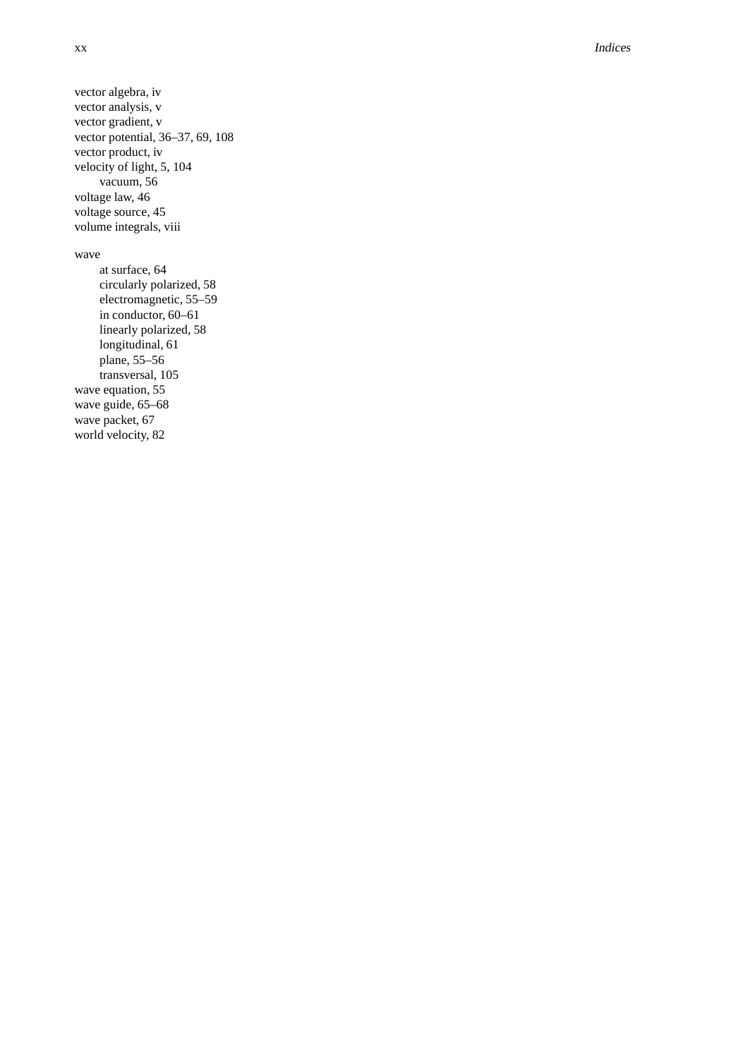vector algebra, iv
vector analysis, v
vector gradient, v
vector potential, 36–37, 69, 108
vector product, iv
velocity of light, 5, 104
    vacuum, 56
voltage law, 46
voltage source, 45
volume integrals, viii

wave
    at surface, 64
    circularly polarized, 58
    electromagnetic, 55–59
    in conductor, 60–61
    linearly polarized, 58
    longitudinal, 61
    plane, 55–56
    transversal, 105
wave equation, 55
wave guide, 65–68
wave packet, 67
world velocity, 82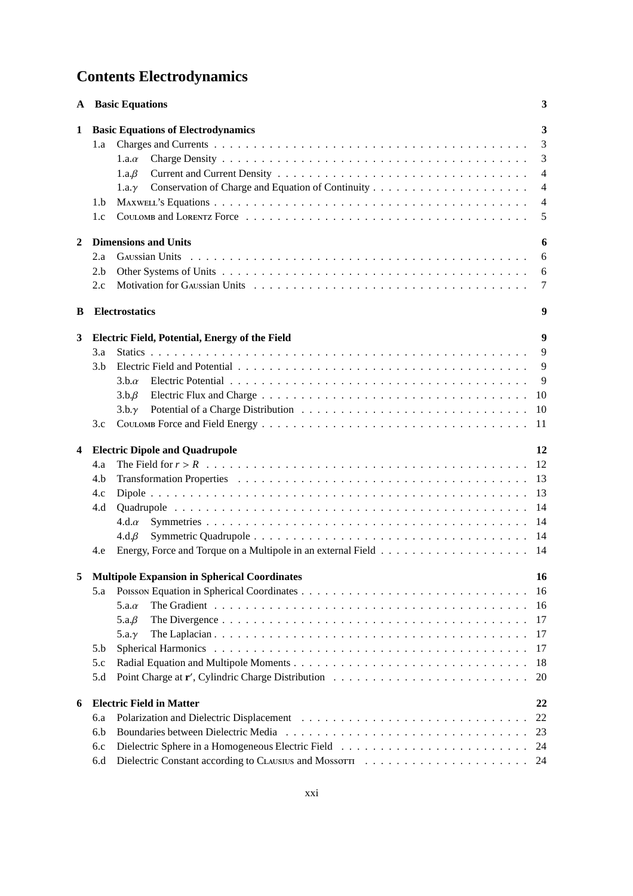# Contents Electrodynamics

**A Basic Equations** **3**

**1 Basic Equations of Electrodynamics** **3**

- 1.a Charges and Currents . . . 3
  - 1.a.$\alpha$ Charge Density . . . 3
  - 1.a.$\beta$ Current and Current Density . . . 4
  - 1.a.$\gamma$ Conservation of Charge and Equation of Continuity . . . 4
- 1.b Maxwell's Equations . . . 4
- 1.c Coulomb and Lorentz Force . . . 5

**2 Dimensions and Units** **6**

- 2.a Gaussian Units . . . 6
- 2.b Other Systems of Units . . . 6
- 2.c Motivation for Gaussian Units . . . 7

**B Electrostatics** **9**

**3 Electric Field, Potential, Energy of the Field** **9**

- 3.a Statics . . . 9
- 3.b Electric Field and Potential . . . 9
  - 3.b.$\alpha$ Electric Potential . . . 9
  - 3.b.$\beta$ Electric Flux and Charge . . . 10
  - 3.b.$\gamma$ Potential of a Charge Distribution . . . 10
- 3.c Coulomb Force and Field Energy . . . 11

**4 Electric Dipole and Quadrupole** **12**

- 4.a The Field for $r > R$ . . . 12
- 4.b Transformation Properties . . . 13
- 4.c Dipole . . . 13
- 4.d Quadrupole . . . 14
  - 4.d.$\alpha$ Symmetries . . . 14
  - 4.d.$\beta$ Symmetric Quadrupole . . . 14
- 4.e Energy, Force and Torque on a Multipole in an external Field . . . 14

**5 Multipole Expansion in Spherical Coordinates** **16**

- 5.a Poisson Equation in Spherical Coordinates . . . 16
  - 5.a.$\alpha$ The Gradient . . . 16
  - 5.a.$\beta$ The Divergence . . . 17
  - 5.a.$\gamma$ The Laplacian . . . 17
- 5.b Spherical Harmonics . . . 17
- 5.c Radial Equation and Multipole Moments . . . 18
- 5.d Point Charge at $\mathbf{r}'$, Cylindric Charge Distribution . . . 20

**6 Electric Field in Matter** **22**

- 6.a Polarization and Dielectric Displacement . . . 22
- 6.b Boundaries between Dielectric Media . . . 23
- 6.c Dielectric Sphere in a Homogeneous Electric Field . . . 24
- 6.d Dielectric Constant according to Clausius and Mossotti . . . 24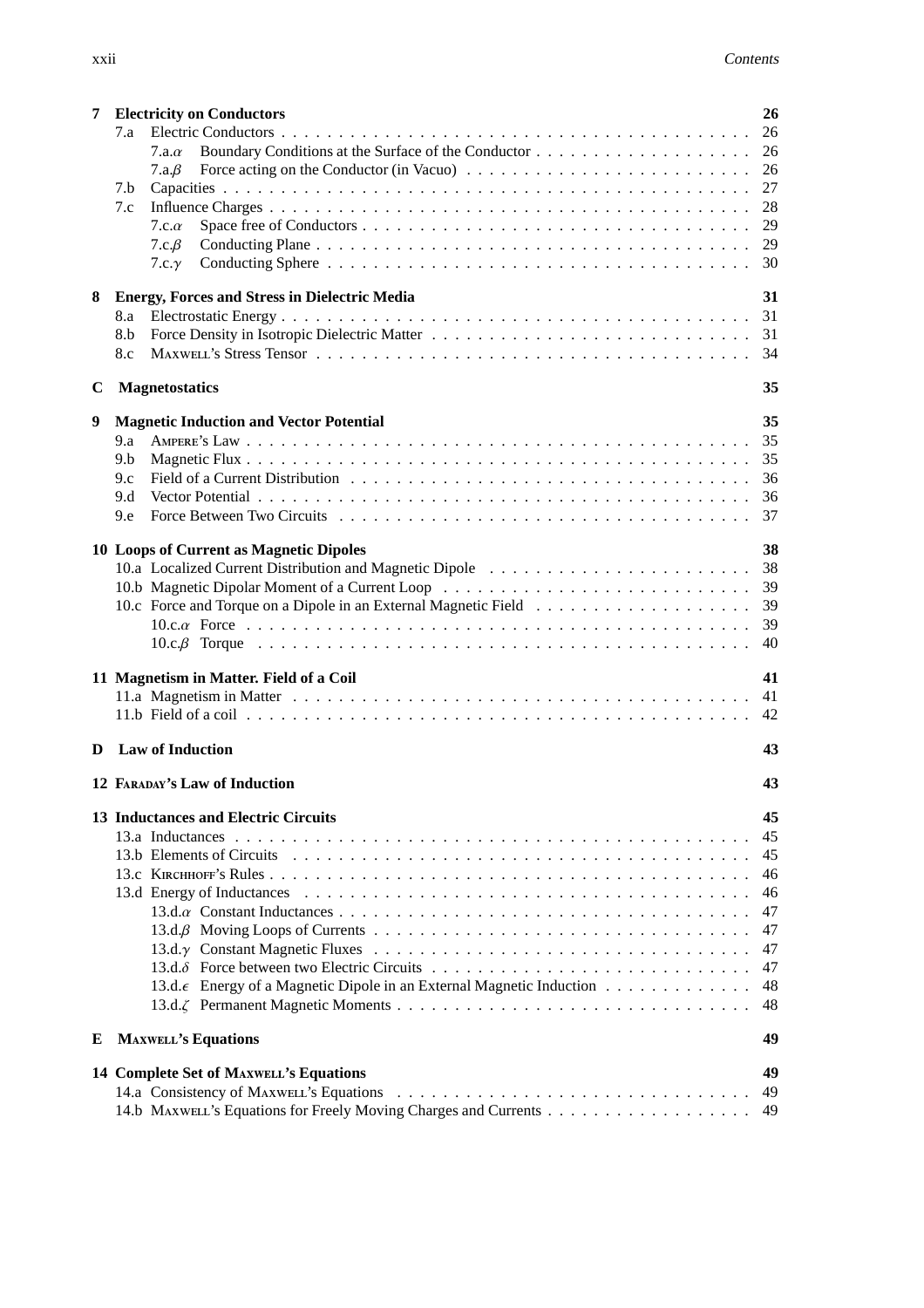**7 Electricity on Conductors** 26

- 7.a Electric Conductors 26
  - 7.a.$\alpha$ Boundary Conditions at the Surface of the Conductor 26
  - 7.a.$\beta$ Force acting on the Conductor (in Vacuo) 26
- 7.b Capacities 27
- 7.c Influence Charges 28
  - 7.c.$\alpha$ Space free of Conductors 29
  - 7.c.$\beta$ Conducting Plane 29
  - 7.c.$\gamma$ Conducting Sphere 30

**8 Energy, Forces and Stress in Dielectric Media** 31

- 8.a Electrostatic Energy 31
- 8.b Force Density in Isotropic Dielectric Matter 31
- 8.c MAXWELL's Stress Tensor 34

**C Magnetostatics** 35

**9 Magnetic Induction and Vector Potential** 35

- 9.a AMPERE's Law 35
- 9.b Magnetic Flux 35
- 9.c Field of a Current Distribution 36
- 9.d Vector Potential 36
- 9.e Force Between Two Circuits 37

**10 Loops of Current as Magnetic Dipoles** 38

- 10.a Localized Current Distribution and Magnetic Dipole 38
- 10.b Magnetic Dipolar Moment of a Current Loop 39
- 10.c Force and Torque on a Dipole in an External Magnetic Field 39
  - 10.c.$\alpha$ Force 39
  - 10.c.$\beta$ Torque 40

**11 Magnetism in Matter. Field of a Coil** 41

- 11.a Magnetism in Matter 41
- 11.b Field of a coil 42

**D Law of Induction** 43

**12 FARADAY's Law of Induction** 43

**13 Inductances and Electric Circuits** 45

- 13.a Inductances 45
- 13.b Elements of Circuits 45
- 13.c KIRCHHOFF's Rules 46
- 13.d Energy of Inductances 46
  - 13.d.$\alpha$ Constant Inductances 47
  - 13.d.$\beta$ Moving Loops of Currents 47
  - 13.d.$\gamma$ Constant Magnetic Fluxes 47
  - 13.d.$\delta$ Force between two Electric Circuits 47
  - 13.d.$\epsilon$ Energy of a Magnetic Dipole in an External Magnetic Induction 48
  - 13.d.$\zeta$ Permanent Magnetic Moments 48

**E MAXWELL's Equations** 49

**14 Complete Set of MAXWELL's Equations** 49

- 14.a Consistency of MAXWELL's Equations 49
- 14.b MAXWELL's Equations for Freely Moving Charges and Currents 49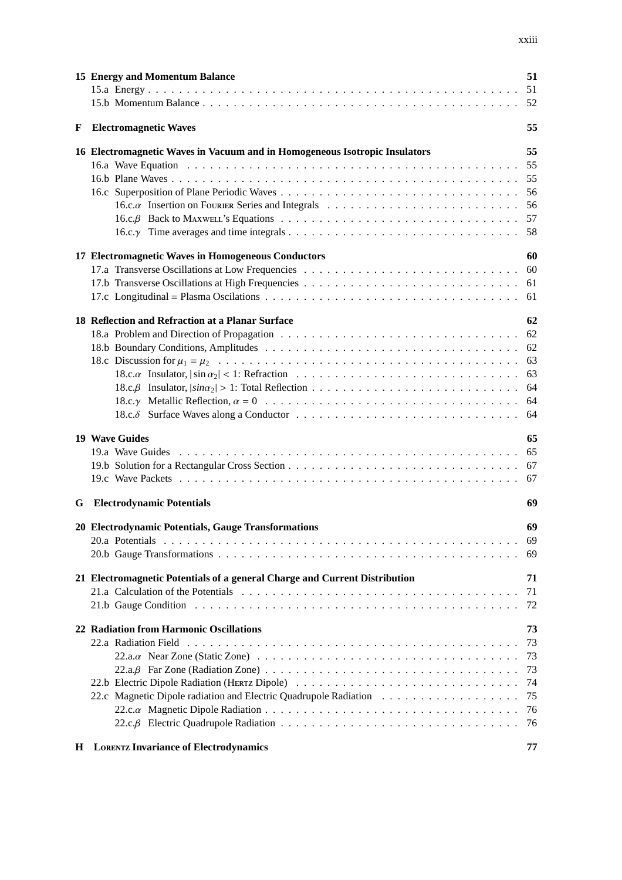**15 Energy and Momentum Balance** 51

15.a Energy . . . 51

15.b Momentum Balance . . . 52

**F Electromagnetic Waves** 55

**16 Electromagnetic Waves in Vacuum and in Homogeneous Isotropic Insulators** 55

16.a Wave Equation . . . 55

16.b Plane Waves . . . 55

16.c Superposition of Plane Periodic Waves . . . 56

16.c.$\alpha$ Insertion on Fourier Series and Integrals . . . 56

16.c.$\beta$ Back to Maxwell's Equations . . . 57

16.c.$\gamma$ Time averages and time integrals . . . 58

**17 Electromagnetic Waves in Homogeneous Conductors** 60

17.a Transverse Oscillations at Low Frequencies . . . 60

17.b Transverse Oscillations at High Frequencies . . . 61

17.c Longitudinal = Plasma Oscilations . . . 61

**18 Reflection and Refraction at a Planar Surface** 62

18.a Problem and Direction of Propagation . . . 62

18.b Boundary Conditions, Amplitudes . . . 62

18.c Discussion for $\mu_1 = \mu_2$ . . . 63

18.c.$\alpha$ Insulator, $|\sin\alpha_2| < 1$: Refraction . . . 63

18.c.$\beta$ Insulator, $|sin\alpha_2| > 1$: Total Reflection . . . 64

18.c.$\gamma$ Metallic Reflection, $\alpha = 0$ . . . 64

18.c.$\delta$ Surface Waves along a Conductor . . . 64

**19 Wave Guides** 65

19.a Wave Guides . . . 65

19.b Solution for a Rectangular Cross Section . . . 67

19.c Wave Packets . . . 67

**G Electrodynamic Potentials** 69

**20 Electrodynamic Potentials, Gauge Transformations** 69

20.a Potentials . . . 69

20.b Gauge Transformations . . . 69

**21 Electromagnetic Potentials of a general Charge and Current Distribution** 71

21.a Calculation of the Potentials . . . 71

21.b Gauge Condition . . . 72

**22 Radiation from Harmonic Oscillations** 73

22.a Radiation Field . . . 73

22.a.$\alpha$ Near Zone (Static Zone) . . . 73

22.a.$\beta$ Far Zone (Radiation Zone) . . . 73

22.b Electric Dipole Radiation (Hertz Dipole) . . . 74

22.c Magnetic Dipole radiation and Electric Quadrupole Radiation . . . 75

22.c.$\alpha$ Magnetic Dipole Radiation . . . 76

22.c.$\beta$ Electric Quadrupole Radiation . . . 76

**H Lorentz Invariance of Electrodynamics** 77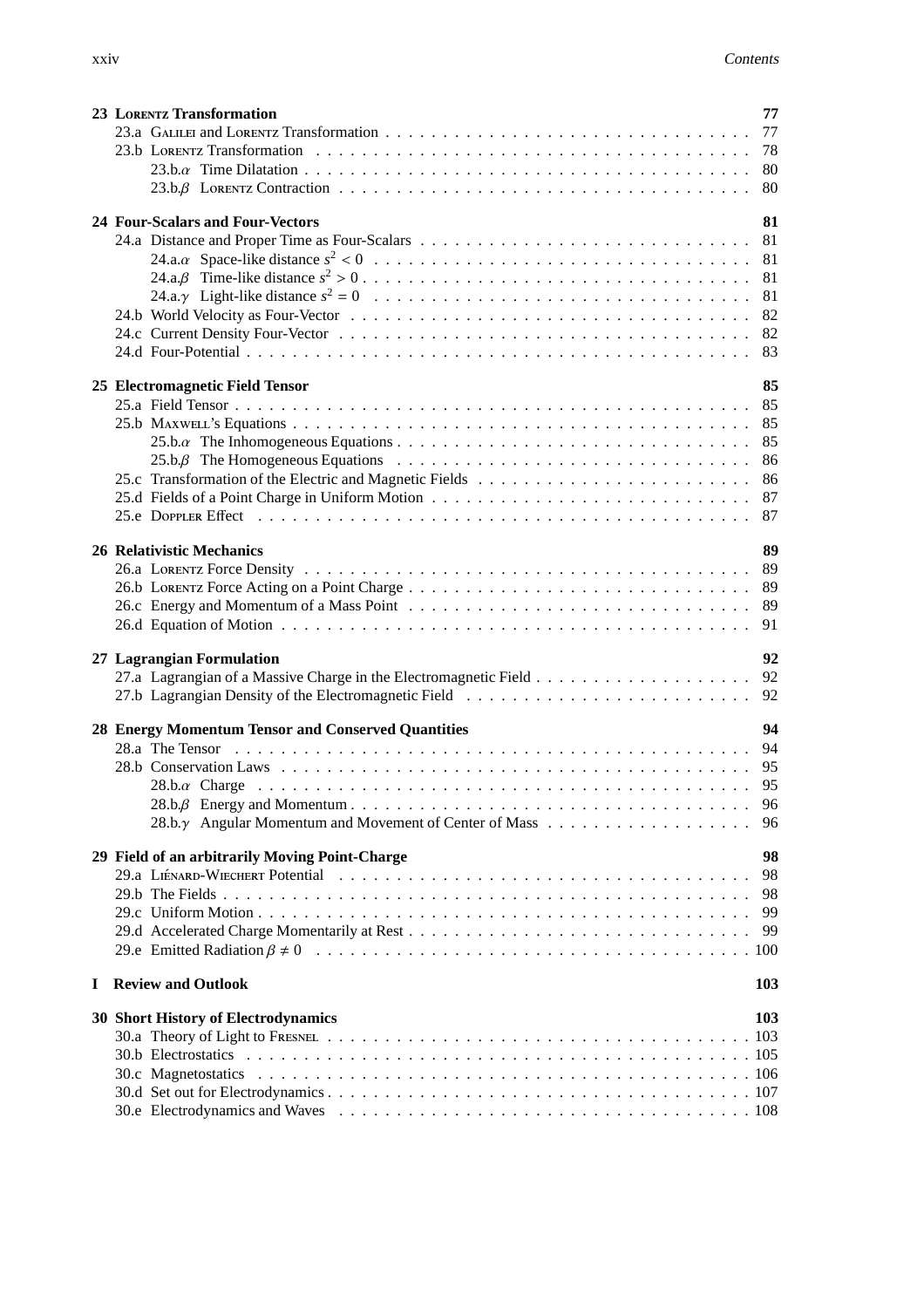**23 Lorentz Transformation** 77
- 23.a Galilei and Lorentz Transformation 77
- 23.b Lorentz Transformation 78
  - 23.b.$\alpha$ Time Dilatation 80
  - 23.b.$\beta$ Lorentz Contraction 80

**24 Four-Scalars and Four-Vectors** 81
- 24.a Distance and Proper Time as Four-Scalars 81
  - 24.a.$\alpha$ Space-like distance $s^2 < 0$ 81
  - 24.a.$\beta$ Time-like distance $s^2 > 0$ 81
  - 24.a.$\gamma$ Light-like distance $s^2 = 0$ 81
- 24.b World Velocity as Four-Vector 82
- 24.c Current Density Four-Vector 82
- 24.d Four-Potential 83

**25 Electromagnetic Field Tensor** 85
- 25.a Field Tensor 85
- 25.b Maxwell's Equations 85
  - 25.b.$\alpha$ The Inhomogeneous Equations 85
  - 25.b.$\beta$ The Homogeneous Equations 86
- 25.c Transformation of the Electric and Magnetic Fields 86
- 25.d Fields of a Point Charge in Uniform Motion 87
- 25.e Doppler Effect 87

**26 Relativistic Mechanics** 89
- 26.a Lorentz Force Density 89
- 26.b Lorentz Force Acting on a Point Charge 89
- 26.c Energy and Momentum of a Mass Point 89
- 26.d Equation of Motion 91

**27 Lagrangian Formulation** 92
- 27.a Lagrangian of a Massive Charge in the Electromagnetic Field 92
- 27.b Lagrangian Density of the Electromagnetic Field 92

**28 Energy Momentum Tensor and Conserved Quantities** 94
- 28.a The Tensor 94
- 28.b Conservation Laws 95
  - 28.b.$\alpha$ Charge 95
  - 28.b.$\beta$ Energy and Momentum 96
  - 28.b.$\gamma$ Angular Momentum and Movement of Center of Mass 96

**29 Field of an arbitrarily Moving Point-Charge** 98
- 29.a Liénard-Wiechert Potential 98
- 29.b The Fields 98
- 29.c Uniform Motion 99
- 29.d Accelerated Charge Momentarily at Rest 99
- 29.e Emitted Radiation $\beta \neq 0$ 100

**I Review and Outlook** 103

**30 Short History of Electrodynamics** 103
- 30.a Theory of Light to Fresnel 103
- 30.b Electrostatics 105
- 30.c Magnetostatics 106
- 30.d Set out for Electrodynamics 107
- 30.e Electrodynamics and Waves 108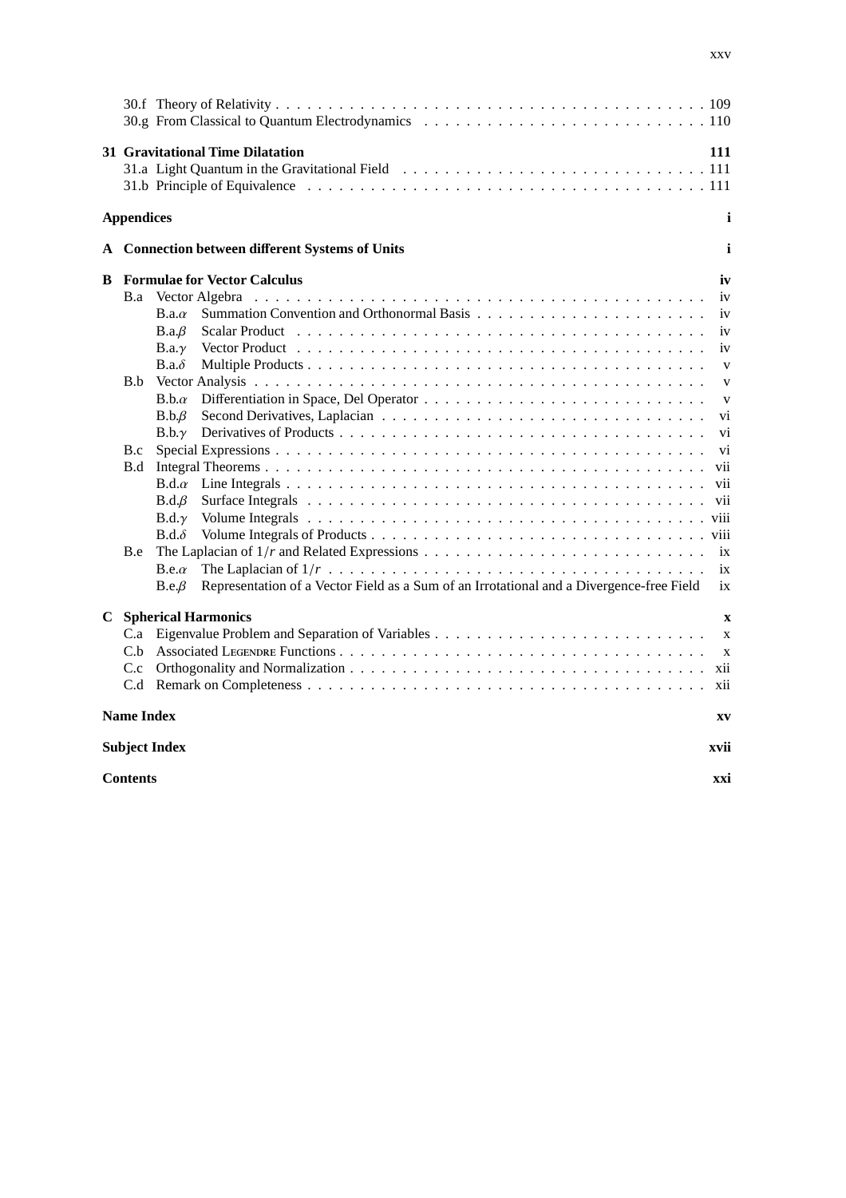30.f Theory of Relativity . . . . . . . . . . . . . . . . . . . . . . . . . . . . . . . . . . . . . . . . 109
30.g From Classical to Quantum Electrodynamics . . . . . . . . . . . . . . . . . . . . . . . . . . 110

**31 Gravitational Time Dilatation** **111**
31.a Light Quantum in the Gravitational Field . . . . . . . . . . . . . . . . . . . . . . . . . . . . 111
31.b Principle of Equivalence . . . . . . . . . . . . . . . . . . . . . . . . . . . . . . . . . . . . . 111

**Appendices** **i**

**A Connection between different Systems of Units** **i**

**B Formulae for Vector Calculus** **iv**
B.a Vector Algebra . . . . . . . . . . . . . . . . . . . . . . . . . . . . . . . . . . . . . . . . . . iv
B.a.$\alpha$ Summation Convention and Orthonormal Basis . . . . . . . . . . . . . . . . . . . . . . iv
B.a.$\beta$ Scalar Product . . . . . . . . . . . . . . . . . . . . . . . . . . . . . . . . . . . . . . iv
B.a.$\gamma$ Vector Product . . . . . . . . . . . . . . . . . . . . . . . . . . . . . . . . . . . . . . iv
B.a.$\delta$ Multiple Products . . . . . . . . . . . . . . . . . . . . . . . . . . . . . . . . . . . . . v
B.b Vector Analysis . . . . . . . . . . . . . . . . . . . . . . . . . . . . . . . . . . . . . . . . . v
B.b.$\alpha$ Differentiation in Space, Del Operator . . . . . . . . . . . . . . . . . . . . . . . . . . v
B.b.$\beta$ Second Derivatives, Laplacian . . . . . . . . . . . . . . . . . . . . . . . . . . . . . . vi
B.b.$\gamma$ Derivatives of Products . . . . . . . . . . . . . . . . . . . . . . . . . . . . . . . . . vi
B.c Special Expressions . . . . . . . . . . . . . . . . . . . . . . . . . . . . . . . . . . . . . . . vi
B.d Integral Theorems . . . . . . . . . . . . . . . . . . . . . . . . . . . . . . . . . . . . . . . . vii
B.d.$\alpha$ Line Integrals . . . . . . . . . . . . . . . . . . . . . . . . . . . . . . . . . . . . . . vii
B.d.$\beta$ Surface Integrals . . . . . . . . . . . . . . . . . . . . . . . . . . . . . . . . . . . . vii
B.d.$\gamma$ Volume Integrals . . . . . . . . . . . . . . . . . . . . . . . . . . . . . . . . . . . . viii
B.d.$\delta$ Volume Integrals of Products . . . . . . . . . . . . . . . . . . . . . . . . . . . . . . viii
B.e The Laplacian of $1/r$ and Related Expressions . . . . . . . . . . . . . . . . . . . . . . . . . ix
B.e.$\alpha$ The Laplacian of $1/r$ . . . . . . . . . . . . . . . . . . . . . . . . . . . . . . . . . . ix
B.e.$\beta$ Representation of a Vector Field as a Sum of an Irrotational and a Divergence-free Field ix

**C Spherical Harmonics** **x**
C.a Eigenvalue Problem and Separation of Variables . . . . . . . . . . . . . . . . . . . . . . . . x
C.b Associated Legendre Functions . . . . . . . . . . . . . . . . . . . . . . . . . . . . . . . . . x
C.c Orthogonality and Normalization . . . . . . . . . . . . . . . . . . . . . . . . . . . . . . . . xii
C.d Remark on Completeness . . . . . . . . . . . . . . . . . . . . . . . . . . . . . . . . . . . . xii

**Name Index** **xv**

**Subject Index** **xvii**

**Contents** **xxi**